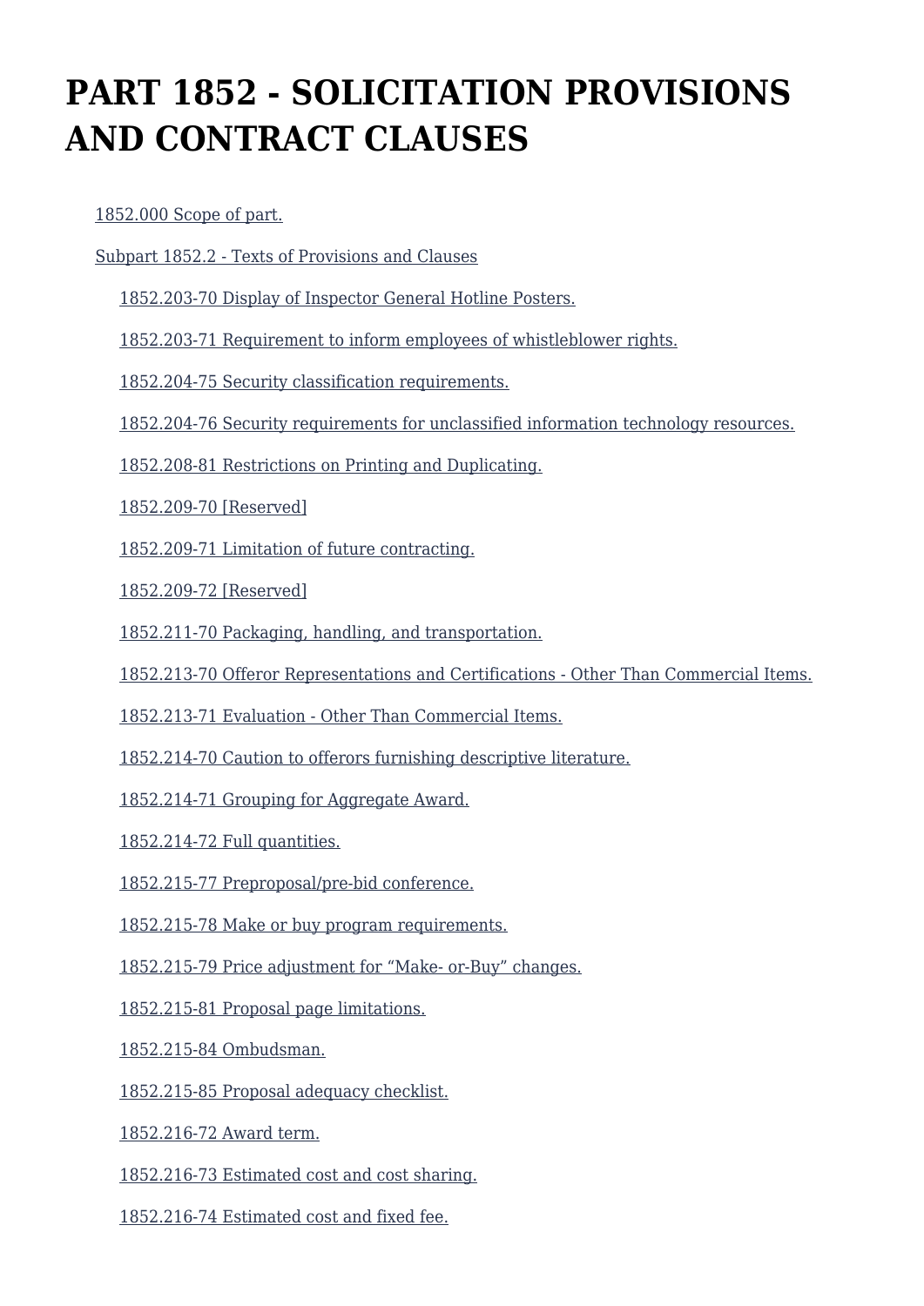# PART 1852 - SOLICITATION PROVISIONS AND CONTRACT CLAUSES

- 1852.000 Scope of part.
- Subpart 1852.2 - Texts of Provisions and Clauses
  - 1852.203-70 Display of Inspector General Hotline Posters.
  - 1852.203-71 Requirement to inform employees of whistleblower rights.
  - 1852.204-75 Security classification requirements.
  - 1852.204-76 Security requirements for unclassified information technology resources.
  - 1852.208-81 Restrictions on Printing and Duplicating.
  - 1852.209-70 [Reserved]
  - 1852.209-71 Limitation of future contracting.
  - 1852.209-72 [Reserved]
  - 1852.211-70 Packaging, handling, and transportation.
  - 1852.213-70 Offeror Representations and Certifications - Other Than Commercial Items.
  - 1852.213-71 Evaluation - Other Than Commercial Items.
  - 1852.214-70 Caution to offerors furnishing descriptive literature.
  - 1852.214-71 Grouping for Aggregate Award.
  - 1852.214-72 Full quantities.
  - 1852.215-77 Preproposal/pre-bid conference.
  - 1852.215-78 Make or buy program requirements.
  - 1852.215-79 Price adjustment for "Make- or-Buy" changes.
  - 1852.215-81 Proposal page limitations.
  - 1852.215-84 Ombudsman.
  - 1852.215-85 Proposal adequacy checklist.
  - 1852.216-72 Award term.
  - 1852.216-73 Estimated cost and cost sharing.
  - 1852.216-74 Estimated cost and fixed fee.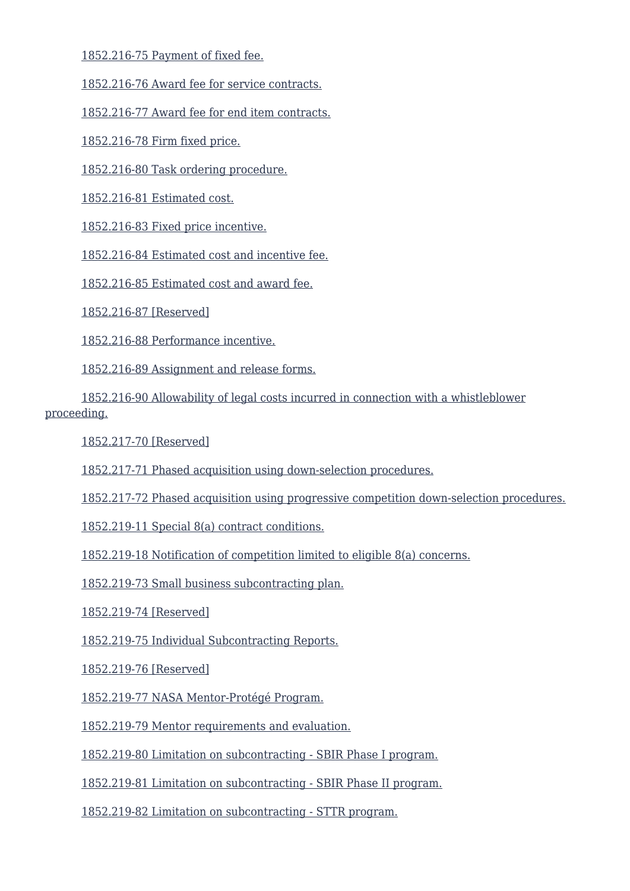1852.216-75 Payment of fixed fee.

1852.216-76 Award fee for service contracts.

1852.216-77 Award fee for end item contracts.

1852.216-78 Firm fixed price.

1852.216-80 Task ordering procedure.

1852.216-81 Estimated cost.

1852.216-83 Fixed price incentive.

1852.216-84 Estimated cost and incentive fee.

1852.216-85 Estimated cost and award fee.

1852.216-87 [Reserved]

1852.216-88 Performance incentive.

1852.216-89 Assignment and release forms.

1852.216-90 Allowability of legal costs incurred in connection with a whistleblower proceeding.

1852.217-70 [Reserved]

1852.217-71 Phased acquisition using down-selection procedures.

1852.217-72 Phased acquisition using progressive competition down-selection procedures.

1852.219-11 Special 8(a) contract conditions.

1852.219-18 Notification of competition limited to eligible 8(a) concerns.

1852.219-73 Small business subcontracting plan.

1852.219-74 [Reserved]

1852.219-75 Individual Subcontracting Reports.

1852.219-76 [Reserved]

1852.219-77 NASA Mentor-Protégé Program.

1852.219-79 Mentor requirements and evaluation.

1852.219-80 Limitation on subcontracting - SBIR Phase I program.

1852.219-81 Limitation on subcontracting - SBIR Phase II program.

1852.219-82 Limitation on subcontracting - STTR program.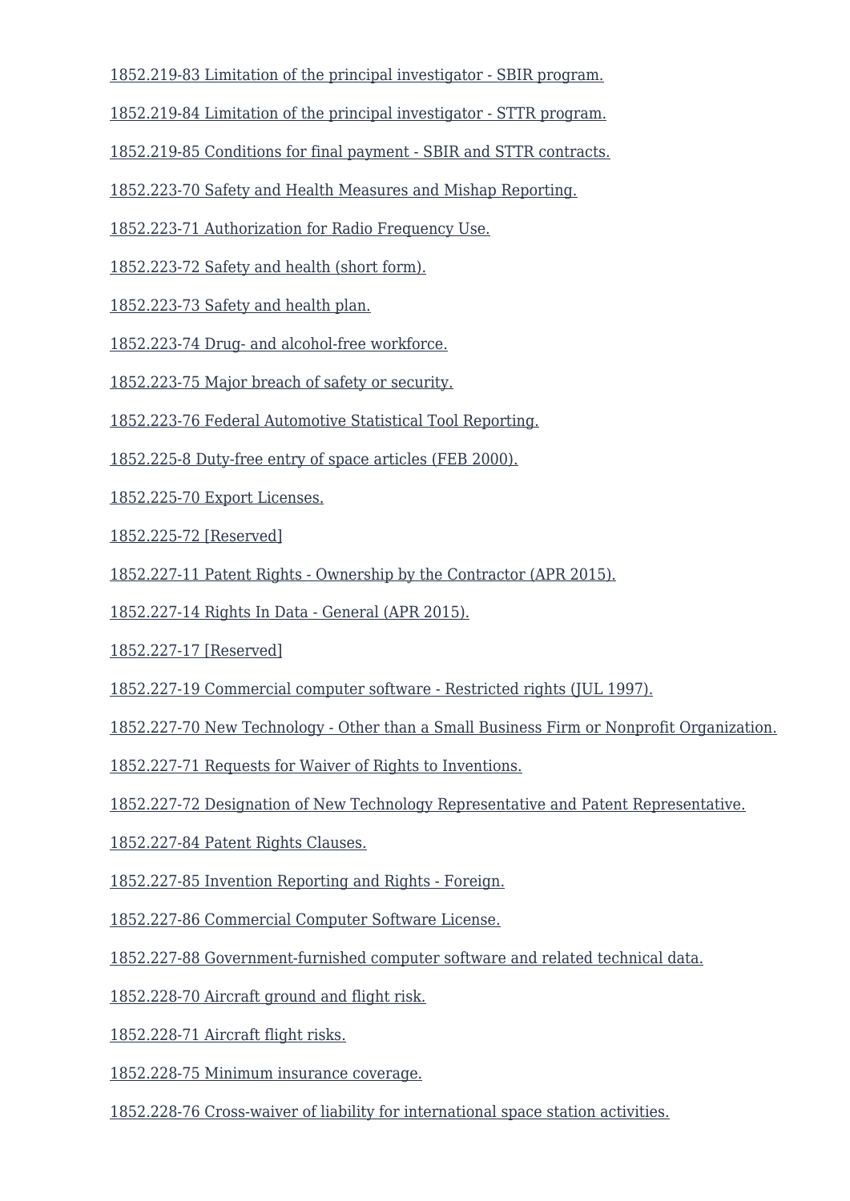1852.219-83 Limitation of the principal investigator - SBIR program.

1852.219-84 Limitation of the principal investigator - STTR program.

1852.219-85 Conditions for final payment - SBIR and STTR contracts.

1852.223-70 Safety and Health Measures and Mishap Reporting.

1852.223-71 Authorization for Radio Frequency Use.

1852.223-72 Safety and health (short form).

1852.223-73 Safety and health plan.

1852.223-74 Drug- and alcohol-free workforce.

1852.223-75 Major breach of safety or security.

1852.223-76 Federal Automotive Statistical Tool Reporting.

1852.225-8 Duty-free entry of space articles (FEB 2000).

1852.225-70 Export Licenses.

1852.225-72 [Reserved]

1852.227-11 Patent Rights - Ownership by the Contractor (APR 2015).

1852.227-14 Rights In Data - General (APR 2015).

1852.227-17 [Reserved]

1852.227-19 Commercial computer software - Restricted rights (JUL 1997).

1852.227-70 New Technology - Other than a Small Business Firm or Nonprofit Organization.

1852.227-71 Requests for Waiver of Rights to Inventions.

1852.227-72 Designation of New Technology Representative and Patent Representative.

1852.227-84 Patent Rights Clauses.

1852.227-85 Invention Reporting and Rights - Foreign.

1852.227-86 Commercial Computer Software License.

1852.227-88 Government-furnished computer software and related technical data.

1852.228-70 Aircraft ground and flight risk.

1852.228-71 Aircraft flight risks.

1852.228-75 Minimum insurance coverage.

1852.228-76 Cross-waiver of liability for international space station activities.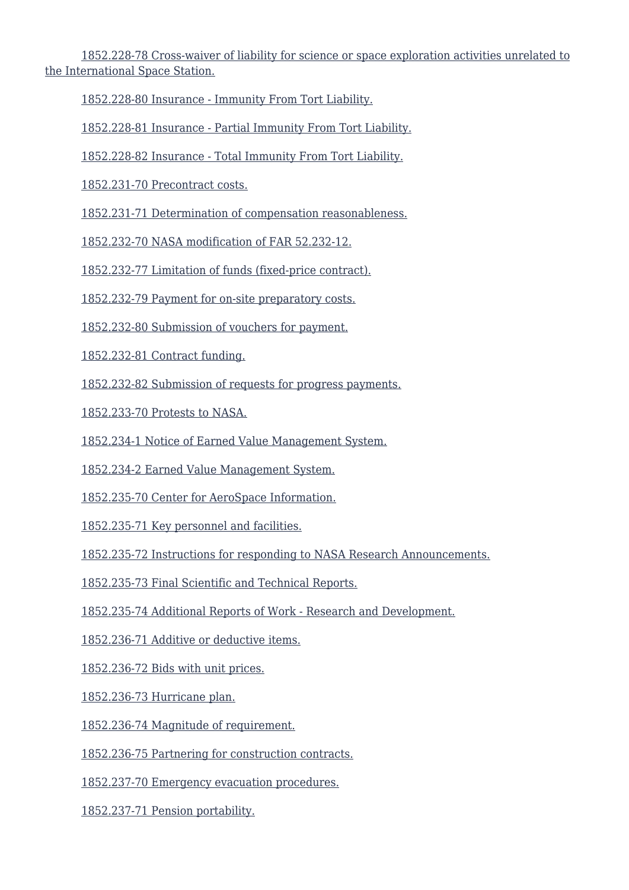1852.228-78 Cross-waiver of liability for science or space exploration activities unrelated to the International Space Station.

1852.228-80 Insurance - Immunity From Tort Liability.

1852.228-81 Insurance - Partial Immunity From Tort Liability.

1852.228-82 Insurance - Total Immunity From Tort Liability.

1852.231-70 Precontract costs.

1852.231-71 Determination of compensation reasonableness.

1852.232-70 NASA modification of FAR 52.232-12.

1852.232-77 Limitation of funds (fixed-price contract).

1852.232-79 Payment for on-site preparatory costs.

1852.232-80 Submission of vouchers for payment.

1852.232-81 Contract funding.

1852.232-82 Submission of requests for progress payments.

1852.233-70 Protests to NASA.

1852.234-1 Notice of Earned Value Management System.

1852.234-2 Earned Value Management System.

1852.235-70 Center for AeroSpace Information.

1852.235-71 Key personnel and facilities.

1852.235-72 Instructions for responding to NASA Research Announcements.

1852.235-73 Final Scientific and Technical Reports.

1852.235-74 Additional Reports of Work - Research and Development.

1852.236-71 Additive or deductive items.

1852.236-72 Bids with unit prices.

1852.236-73 Hurricane plan.

1852.236-74 Magnitude of requirement.

1852.236-75 Partnering for construction contracts.

1852.237-70 Emergency evacuation procedures.

1852.237-71 Pension portability.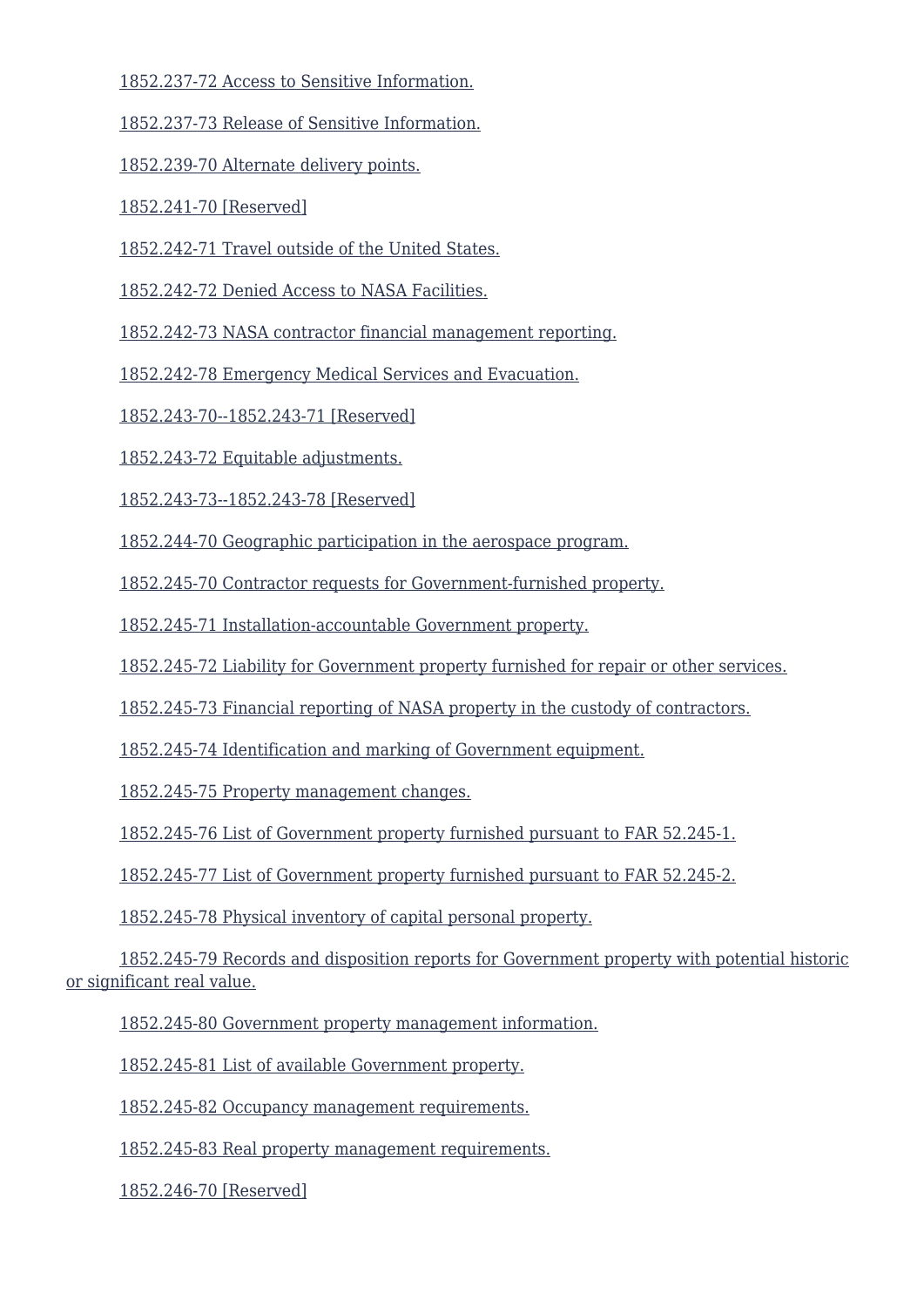1852.237-72 Access to Sensitive Information.

1852.237-73 Release of Sensitive Information.

1852.239-70 Alternate delivery points.

1852.241-70 [Reserved]

1852.242-71 Travel outside of the United States.

1852.242-72 Denied Access to NASA Facilities.

1852.242-73 NASA contractor financial management reporting.

1852.242-78 Emergency Medical Services and Evacuation.

1852.243-70--1852.243-71 [Reserved]

1852.243-72 Equitable adjustments.

1852.243-73--1852.243-78 [Reserved]

1852.244-70 Geographic participation in the aerospace program.

1852.245-70 Contractor requests for Government-furnished property.

1852.245-71 Installation-accountable Government property.

1852.245-72 Liability for Government property furnished for repair or other services.

1852.245-73 Financial reporting of NASA property in the custody of contractors.

1852.245-74 Identification and marking of Government equipment.

1852.245-75 Property management changes.

1852.245-76 List of Government property furnished pursuant to FAR 52.245-1.

1852.245-77 List of Government property furnished pursuant to FAR 52.245-2.

1852.245-78 Physical inventory of capital personal property.

1852.245-79 Records and disposition reports for Government property with potential historic or significant real value.

1852.245-80 Government property management information.

1852.245-81 List of available Government property.

1852.245-82 Occupancy management requirements.

1852.245-83 Real property management requirements.

1852.246-70 [Reserved]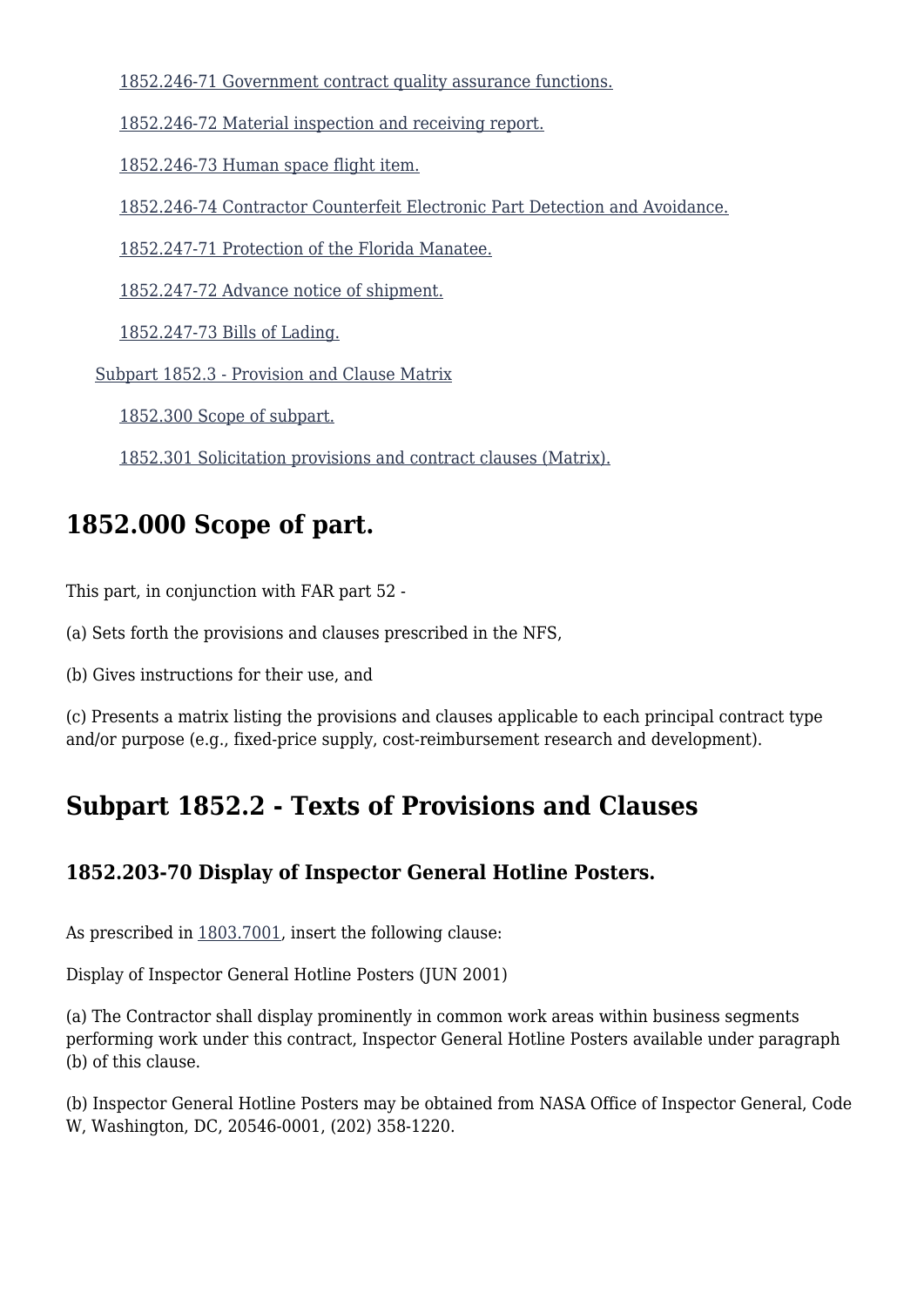[1852.246-71 Government contract quality assurance functions.](#)

[1852.246-72 Material inspection and receiving report.](#)

[1852.246-73 Human space flight item.](#)

[1852.246-74 Contractor Counterfeit Electronic Part Detection and Avoidance.](#)

[1852.247-71 Protection of the Florida Manatee.](#)

[1852.247-72 Advance notice of shipment.](#)

[1852.247-73 Bills of Lading.](#)

[Subpart 1852.3 - Provision and Clause Matrix](#)

[1852.300 Scope of subpart.](#)

[1852.301 Solicitation provisions and contract clauses (Matrix).](#)

## 1852.000 Scope of part.

This part, in conjunction with FAR part 52 -

(a) Sets forth the provisions and clauses prescribed in the NFS,

(b) Gives instructions for their use, and

(c) Presents a matrix listing the provisions and clauses applicable to each principal contract type and/or purpose (e.g., fixed-price supply, cost-reimbursement research and development).

## Subpart 1852.2 - Texts of Provisions and Clauses

### 1852.203-70 Display of Inspector General Hotline Posters.

As prescribed in [1803.7001](#), insert the following clause:

Display of Inspector General Hotline Posters (JUN 2001)

(a) The Contractor shall display prominently in common work areas within business segments performing work under this contract, Inspector General Hotline Posters available under paragraph (b) of this clause.

(b) Inspector General Hotline Posters may be obtained from NASA Office of Inspector General, Code W, Washington, DC, 20546-0001, (202) 358-1220.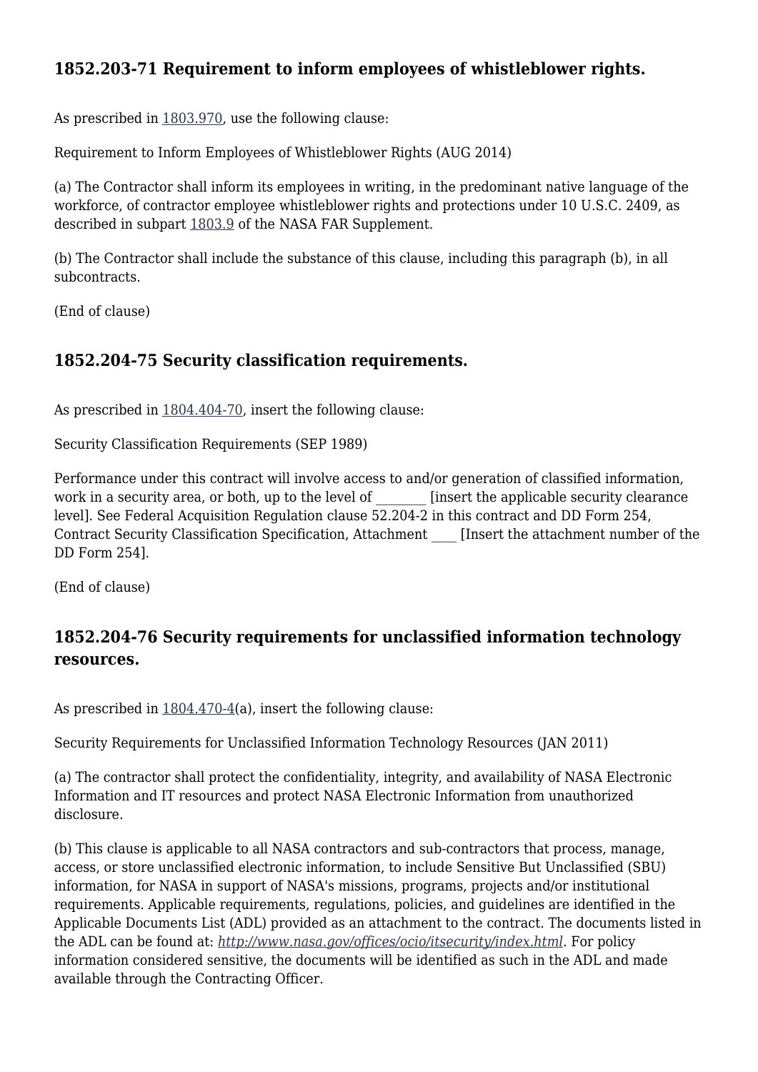## 1852.203-71 Requirement to inform employees of whistleblower rights.

As prescribed in 1803.970, use the following clause:

Requirement to Inform Employees of Whistleblower Rights (AUG 2014)

(a) The Contractor shall inform its employees in writing, in the predominant native language of the workforce, of contractor employee whistleblower rights and protections under 10 U.S.C. 2409, as described in subpart 1803.9 of the NASA FAR Supplement.

(b) The Contractor shall include the substance of this clause, including this paragraph (b), in all subcontracts.

(End of clause)

## 1852.204-75 Security classification requirements.

As prescribed in 1804.404-70, insert the following clause:

Security Classification Requirements (SEP 1989)

Performance under this contract will involve access to and/or generation of classified information, work in a security area, or both, up to the level of ________ [insert the applicable security clearance level]. See Federal Acquisition Regulation clause 52.204-2 in this contract and DD Form 254, Contract Security Classification Specification, Attachment ____ [Insert the attachment number of the DD Form 254].

(End of clause)

## 1852.204-76 Security requirements for unclassified information technology resources.

As prescribed in 1804.470-4(a), insert the following clause:

Security Requirements for Unclassified Information Technology Resources (JAN 2011)

(a) The contractor shall protect the confidentiality, integrity, and availability of NASA Electronic Information and IT resources and protect NASA Electronic Information from unauthorized disclosure.

(b) This clause is applicable to all NASA contractors and sub-contractors that process, manage, access, or store unclassified electronic information, to include Sensitive But Unclassified (SBU) information, for NASA in support of NASA's missions, programs, projects and/or institutional requirements. Applicable requirements, regulations, policies, and guidelines are identified in the Applicable Documents List (ADL) provided as an attachment to the contract. The documents listed in the ADL can be found at: *http://www.nasa.gov/offices/ocio/itsecurity/index.html*. For policy information considered sensitive, the documents will be identified as such in the ADL and made available through the Contracting Officer.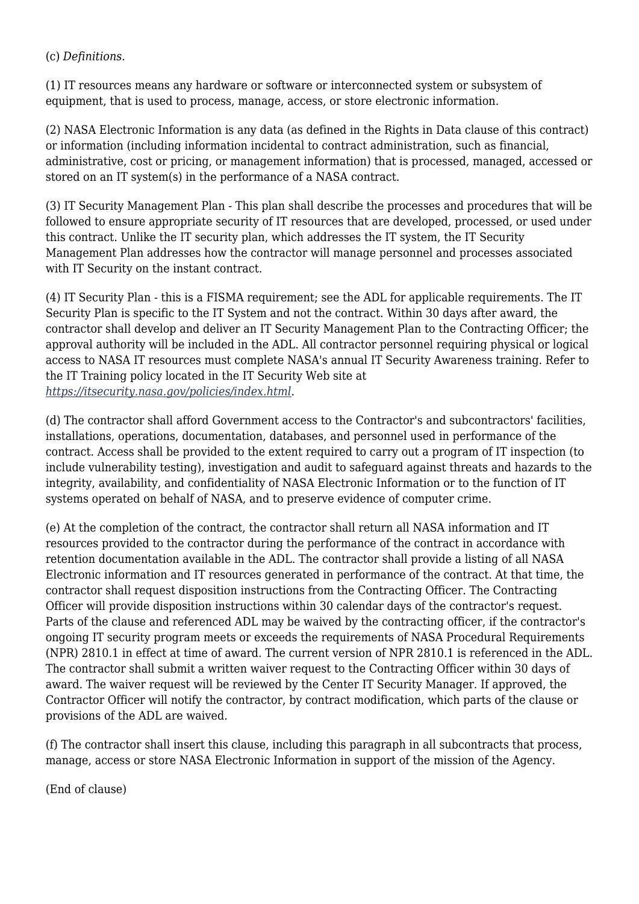(c) *Definitions.*

(1) IT resources means any hardware or software or interconnected system or subsystem of equipment, that is used to process, manage, access, or store electronic information.

(2) NASA Electronic Information is any data (as defined in the Rights in Data clause of this contract) or information (including information incidental to contract administration, such as financial, administrative, cost or pricing, or management information) that is processed, managed, accessed or stored on an IT system(s) in the performance of a NASA contract.

(3) IT Security Management Plan - This plan shall describe the processes and procedures that will be followed to ensure appropriate security of IT resources that are developed, processed, or used under this contract. Unlike the IT security plan, which addresses the IT system, the IT Security Management Plan addresses how the contractor will manage personnel and processes associated with IT Security on the instant contract.

(4) IT Security Plan - this is a FISMA requirement; see the ADL for applicable requirements. The IT Security Plan is specific to the IT System and not the contract. Within 30 days after award, the contractor shall develop and deliver an IT Security Management Plan to the Contracting Officer; the approval authority will be included in the ADL. All contractor personnel requiring physical or logical access to NASA IT resources must complete NASA's annual IT Security Awareness training. Refer to the IT Training policy located in the IT Security Web site at *https://itsecurity.nasa.gov/policies/index.html*.

(d) The contractor shall afford Government access to the Contractor's and subcontractors' facilities, installations, operations, documentation, databases, and personnel used in performance of the contract. Access shall be provided to the extent required to carry out a program of IT inspection (to include vulnerability testing), investigation and audit to safeguard against threats and hazards to the integrity, availability, and confidentiality of NASA Electronic Information or to the function of IT systems operated on behalf of NASA, and to preserve evidence of computer crime.

(e) At the completion of the contract, the contractor shall return all NASA information and IT resources provided to the contractor during the performance of the contract in accordance with retention documentation available in the ADL. The contractor shall provide a listing of all NASA Electronic information and IT resources generated in performance of the contract. At that time, the contractor shall request disposition instructions from the Contracting Officer. The Contracting Officer will provide disposition instructions within 30 calendar days of the contractor's request. Parts of the clause and referenced ADL may be waived by the contracting officer, if the contractor's ongoing IT security program meets or exceeds the requirements of NASA Procedural Requirements (NPR) 2810.1 in effect at time of award. The current version of NPR 2810.1 is referenced in the ADL. The contractor shall submit a written waiver request to the Contracting Officer within 30 days of award. The waiver request will be reviewed by the Center IT Security Manager. If approved, the Contractor Officer will notify the contractor, by contract modification, which parts of the clause or provisions of the ADL are waived.

(f) The contractor shall insert this clause, including this paragraph in all subcontracts that process, manage, access or store NASA Electronic Information in support of the mission of the Agency.

(End of clause)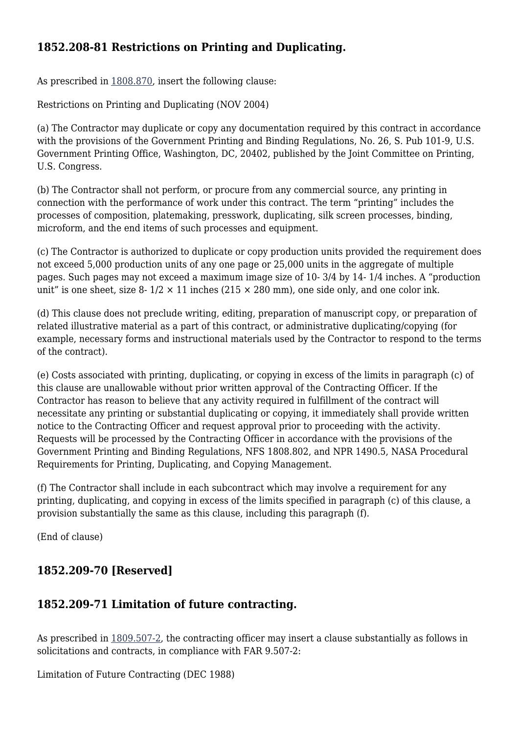## 1852.208-81 Restrictions on Printing and Duplicating.

As prescribed in 1808.870, insert the following clause:

Restrictions on Printing and Duplicating (NOV 2004)

(a) The Contractor may duplicate or copy any documentation required by this contract in accordance with the provisions of the Government Printing and Binding Regulations, No. 26, S. Pub 101-9, U.S. Government Printing Office, Washington, DC, 20402, published by the Joint Committee on Printing, U.S. Congress.

(b) The Contractor shall not perform, or procure from any commercial source, any printing in connection with the performance of work under this contract. The term “printing” includes the processes of composition, platemaking, presswork, duplicating, silk screen processes, binding, microform, and the end items of such processes and equipment.

(c) The Contractor is authorized to duplicate or copy production units provided the requirement does not exceed 5,000 production units of any one page or 25,000 units in the aggregate of multiple pages. Such pages may not exceed a maximum image size of 10- 3/4 by 14- 1/4 inches. A “production unit” is one sheet, size 8- 1/2 × 11 inches (215 × 280 mm), one side only, and one color ink.

(d) This clause does not preclude writing, editing, preparation of manuscript copy, or preparation of related illustrative material as a part of this contract, or administrative duplicating/copying (for example, necessary forms and instructional materials used by the Contractor to respond to the terms of the contract).

(e) Costs associated with printing, duplicating, or copying in excess of the limits in paragraph (c) of this clause are unallowable without prior written approval of the Contracting Officer. If the Contractor has reason to believe that any activity required in fulfillment of the contract will necessitate any printing or substantial duplicating or copying, it immediately shall provide written notice to the Contracting Officer and request approval prior to proceeding with the activity. Requests will be processed by the Contracting Officer in accordance with the provisions of the Government Printing and Binding Regulations, NFS 1808.802, and NPR 1490.5, NASA Procedural Requirements for Printing, Duplicating, and Copying Management.

(f) The Contractor shall include in each subcontract which may involve a requirement for any printing, duplicating, and copying in excess of the limits specified in paragraph (c) of this clause, a provision substantially the same as this clause, including this paragraph (f).

(End of clause)

## 1852.209-70 [Reserved]

## 1852.209-71 Limitation of future contracting.

As prescribed in 1809.507-2, the contracting officer may insert a clause substantially as follows in solicitations and contracts, in compliance with FAR 9.507-2:

Limitation of Future Contracting (DEC 1988)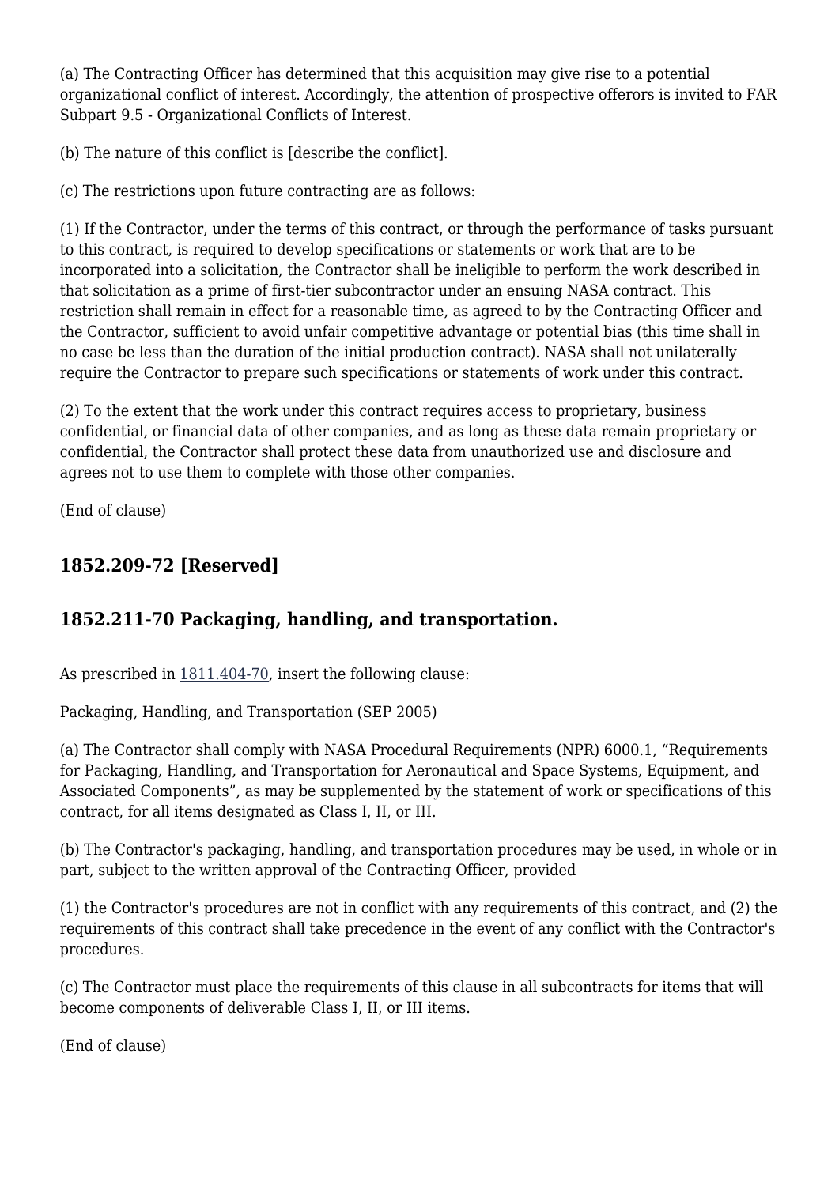(a) The Contracting Officer has determined that this acquisition may give rise to a potential organizational conflict of interest. Accordingly, the attention of prospective offerors is invited to FAR Subpart 9.5 - Organizational Conflicts of Interest.

(b) The nature of this conflict is [describe the conflict].

(c) The restrictions upon future contracting are as follows:

(1) If the Contractor, under the terms of this contract, or through the performance of tasks pursuant to this contract, is required to develop specifications or statements or work that are to be incorporated into a solicitation, the Contractor shall be ineligible to perform the work described in that solicitation as a prime of first-tier subcontractor under an ensuing NASA contract. This restriction shall remain in effect for a reasonable time, as agreed to by the Contracting Officer and the Contractor, sufficient to avoid unfair competitive advantage or potential bias (this time shall in no case be less than the duration of the initial production contract). NASA shall not unilaterally require the Contractor to prepare such specifications or statements of work under this contract.

(2) To the extent that the work under this contract requires access to proprietary, business confidential, or financial data of other companies, and as long as these data remain proprietary or confidential, the Contractor shall protect these data from unauthorized use and disclosure and agrees not to use them to complete with those other companies.

(End of clause)

### 1852.209-72 [Reserved]

### 1852.211-70 Packaging, handling, and transportation.

As prescribed in 1811.404-70, insert the following clause:

Packaging, Handling, and Transportation (SEP 2005)

(a) The Contractor shall comply with NASA Procedural Requirements (NPR) 6000.1, “Requirements for Packaging, Handling, and Transportation for Aeronautical and Space Systems, Equipment, and Associated Components”, as may be supplemented by the statement of work or specifications of this contract, for all items designated as Class I, II, or III.

(b) The Contractor's packaging, handling, and transportation procedures may be used, in whole or in part, subject to the written approval of the Contracting Officer, provided

(1) the Contractor's procedures are not in conflict with any requirements of this contract, and (2) the requirements of this contract shall take precedence in the event of any conflict with the Contractor's procedures.

(c) The Contractor must place the requirements of this clause in all subcontracts for items that will become components of deliverable Class I, II, or III items.

(End of clause)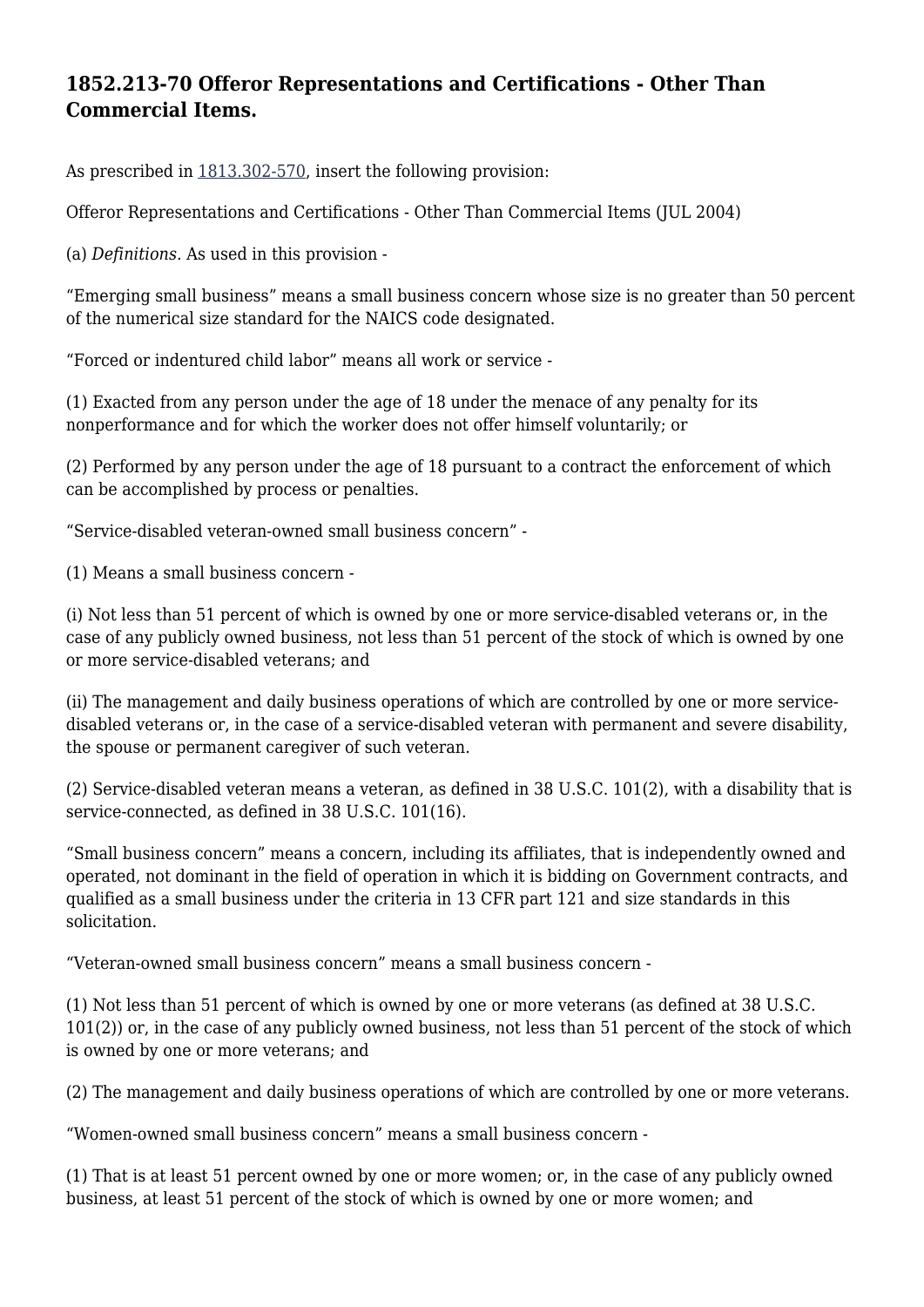## 1852.213-70 Offeror Representations and Certifications - Other Than Commercial Items.

As prescribed in 1813.302-570, insert the following provision:

Offeror Representations and Certifications - Other Than Commercial Items (JUL 2004)

(a) *Definitions.* As used in this provision -

“Emerging small business” means a small business concern whose size is no greater than 50 percent of the numerical size standard for the NAICS code designated.

“Forced or indentured child labor” means all work or service -

(1) Exacted from any person under the age of 18 under the menace of any penalty for its nonperformance and for which the worker does not offer himself voluntarily; or

(2) Performed by any person under the age of 18 pursuant to a contract the enforcement of which can be accomplished by process or penalties.

“Service-disabled veteran-owned small business concern” -

(1) Means a small business concern -

(i) Not less than 51 percent of which is owned by one or more service-disabled veterans or, in the case of any publicly owned business, not less than 51 percent of the stock of which is owned by one or more service-disabled veterans; and

(ii) The management and daily business operations of which are controlled by one or more service-disabled veterans or, in the case of a service-disabled veteran with permanent and severe disability, the spouse or permanent caregiver of such veteran.

(2) Service-disabled veteran means a veteran, as defined in 38 U.S.C. 101(2), with a disability that is service-connected, as defined in 38 U.S.C. 101(16).

“Small business concern” means a concern, including its affiliates, that is independently owned and operated, not dominant in the field of operation in which it is bidding on Government contracts, and qualified as a small business under the criteria in 13 CFR part 121 and size standards in this solicitation.

“Veteran-owned small business concern” means a small business concern -

(1) Not less than 51 percent of which is owned by one or more veterans (as defined at 38 U.S.C. 101(2)) or, in the case of any publicly owned business, not less than 51 percent of the stock of which is owned by one or more veterans; and

(2) The management and daily business operations of which are controlled by one or more veterans.

“Women-owned small business concern” means a small business concern -

(1) That is at least 51 percent owned by one or more women; or, in the case of any publicly owned business, at least 51 percent of the stock of which is owned by one or more women; and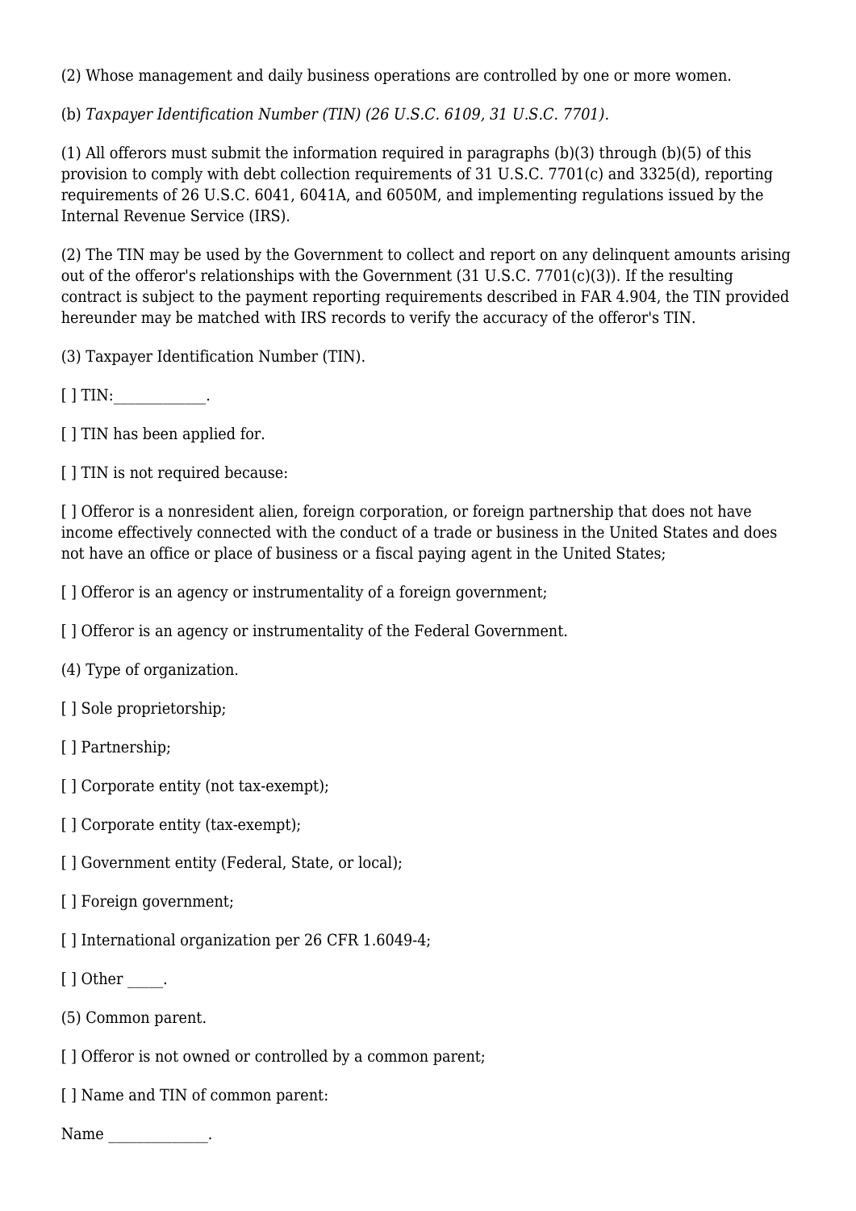(2) Whose management and daily business operations are controlled by one or more women.

(b) *Taxpayer Identification Number (TIN) (26 U.S.C. 6109, 31 U.S.C. 7701).*

(1) All offerors must submit the information required in paragraphs (b)(3) through (b)(5) of this provision to comply with debt collection requirements of 31 U.S.C. 7701(c) and 3325(d), reporting requirements of 26 U.S.C. 6041, 6041A, and 6050M, and implementing regulations issued by the Internal Revenue Service (IRS).

(2) The TIN may be used by the Government to collect and report on any delinquent amounts arising out of the offeror's relationships with the Government (31 U.S.C. 7701(c)(3)). If the resulting contract is subject to the payment reporting requirements described in FAR 4.904, the TIN provided hereunder may be matched with IRS records to verify the accuracy of the offeror's TIN.

(3) Taxpayer Identification Number (TIN).

[ ] TIN:_____________.

[ ] TIN has been applied for.

[ ] TIN is not required because:

[ ] Offeror is a nonresident alien, foreign corporation, or foreign partnership that does not have income effectively connected with the conduct of a trade or business in the United States and does not have an office or place of business or a fiscal paying agent in the United States;

[ ] Offeror is an agency or instrumentality of a foreign government;

[ ] Offeror is an agency or instrumentality of the Federal Government.

(4) Type of organization.

[ ] Sole proprietorship;

[ ] Partnership;

[ ] Corporate entity (not tax-exempt);

[ ] Corporate entity (tax-exempt);

[ ] Government entity (Federal, State, or local);

[ ] Foreign government;

[ ] International organization per 26 CFR 1.6049-4;

[ ] Other _____.

(5) Common parent.

[ ] Offeror is not owned or controlled by a common parent;

[ ] Name and TIN of common parent:

Name ______________.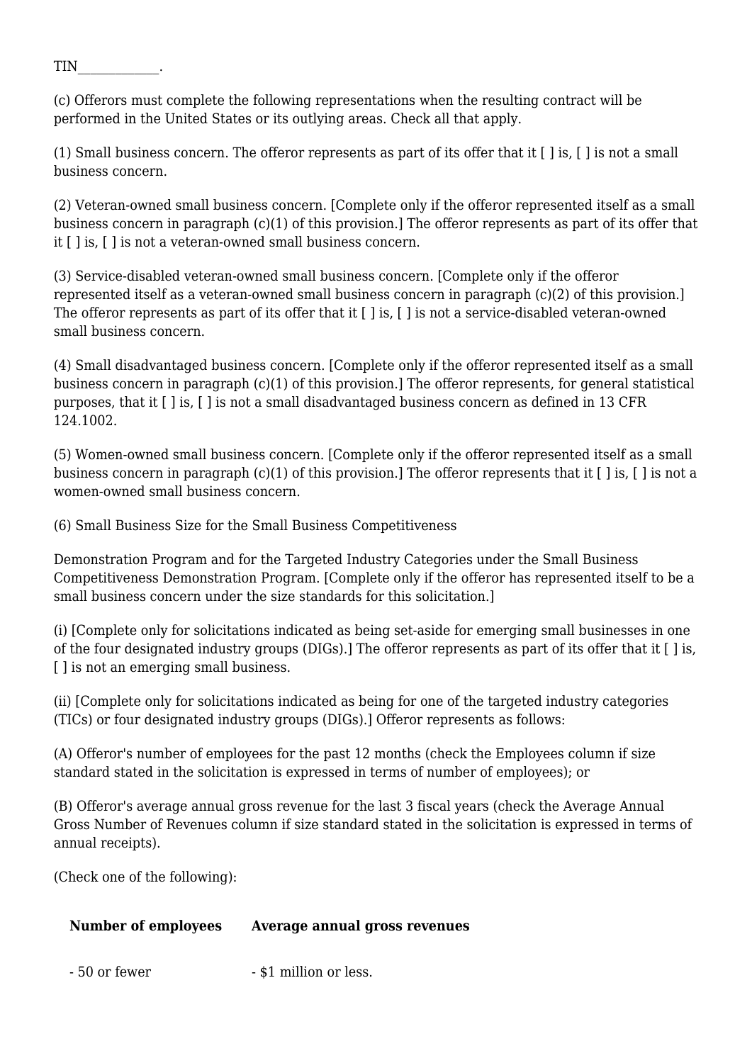TIN_____________.

(c) Offerors must complete the following representations when the resulting contract will be performed in the United States or its outlying areas. Check all that apply.

(1) Small business concern. The offeror represents as part of its offer that it [ ] is, [ ] is not a small business concern.

(2) Veteran-owned small business concern. [Complete only if the offeror represented itself as a small business concern in paragraph (c)(1) of this provision.] The offeror represents as part of its offer that it [ ] is, [ ] is not a veteran-owned small business concern.

(3) Service-disabled veteran-owned small business concern. [Complete only if the offeror represented itself as a veteran-owned small business concern in paragraph (c)(2) of this provision.] The offeror represents as part of its offer that it [ ] is, [ ] is not a service-disabled veteran-owned small business concern.

(4) Small disadvantaged business concern. [Complete only if the offeror represented itself as a small business concern in paragraph (c)(1) of this provision.] The offeror represents, for general statistical purposes, that it [ ] is, [ ] is not a small disadvantaged business concern as defined in 13 CFR 124.1002.

(5) Women-owned small business concern. [Complete only if the offeror represented itself as a small business concern in paragraph (c)(1) of this provision.] The offeror represents that it [ ] is, [ ] is not a women-owned small business concern.

(6) Small Business Size for the Small Business Competitiveness

Demonstration Program and for the Targeted Industry Categories under the Small Business Competitiveness Demonstration Program. [Complete only if the offeror has represented itself to be a small business concern under the size standards for this solicitation.]

(i) [Complete only for solicitations indicated as being set-aside for emerging small businesses in one of the four designated industry groups (DIGs).] The offeror represents as part of its offer that it [ ] is, [ ] is not an emerging small business.

(ii) [Complete only for solicitations indicated as being for one of the targeted industry categories (TICs) or four designated industry groups (DIGs).] Offeror represents as follows:

(A) Offeror's number of employees for the past 12 months (check the Employees column if size standard stated in the solicitation is expressed in terms of number of employees); or

(B) Offeror's average annual gross revenue for the last 3 fiscal years (check the Average Annual Gross Number of Revenues column if size standard stated in the solicitation is expressed in terms of annual receipts).

(Check one of the following):

| Number of employees | Average annual gross revenues |
|---|---|
| - 50 or fewer | - $1 million or less. |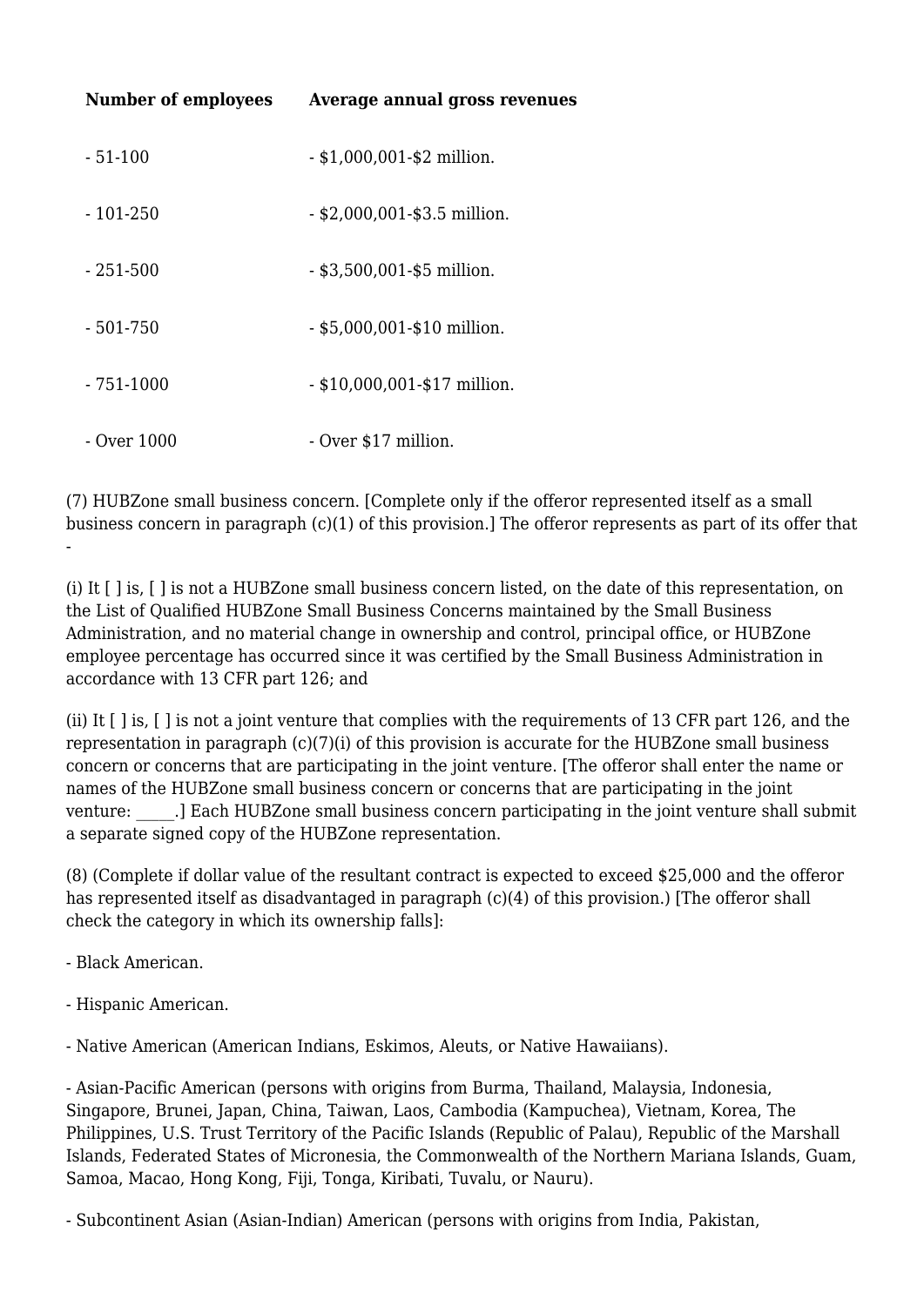| Number of employees | Average annual gross revenues |
|---|---|
| - 51-100 | - $1,000,001-$2 million. |
| - 101-250 | - $2,000,001-$3.5 million. |
| - 251-500 | - $3,500,001-$5 million. |
| - 501-750 | - $5,000,001-$10 million. |
| - 751-1000 | - $10,000,001-$17 million. |
| - Over 1000 | - Over $17 million. |

(7) HUBZone small business concern. [Complete only if the offeror represented itself as a small business concern in paragraph (c)(1) of this provision.] The offeror represents as part of its offer that -

(i) It [ ] is, [ ] is not a HUBZone small business concern listed, on the date of this representation, on the List of Qualified HUBZone Small Business Concerns maintained by the Small Business Administration, and no material change in ownership and control, principal office, or HUBZone employee percentage has occurred since it was certified by the Small Business Administration in accordance with 13 CFR part 126; and

(ii) It [ ] is, [ ] is not a joint venture that complies with the requirements of 13 CFR part 126, and the representation in paragraph (c)(7)(i) of this provision is accurate for the HUBZone small business concern or concerns that are participating in the joint venture. [The offeror shall enter the name or names of the HUBZone small business concern or concerns that are participating in the joint venture: _____.] Each HUBZone small business concern participating in the joint venture shall submit a separate signed copy of the HUBZone representation.

(8) (Complete if dollar value of the resultant contract is expected to exceed $25,000 and the offeror has represented itself as disadvantaged in paragraph (c)(4) of this provision.) [The offeror shall check the category in which its ownership falls]:

- Black American.

- Hispanic American.

- Native American (American Indians, Eskimos, Aleuts, or Native Hawaiians).

- Asian-Pacific American (persons with origins from Burma, Thailand, Malaysia, Indonesia, Singapore, Brunei, Japan, China, Taiwan, Laos, Cambodia (Kampuchea), Vietnam, Korea, The Philippines, U.S. Trust Territory of the Pacific Islands (Republic of Palau), Republic of the Marshall Islands, Federated States of Micronesia, the Commonwealth of the Northern Mariana Islands, Guam, Samoa, Macao, Hong Kong, Fiji, Tonga, Kiribati, Tuvalu, or Nauru).

- Subcontinent Asian (Asian-Indian) American (persons with origins from India, Pakistan,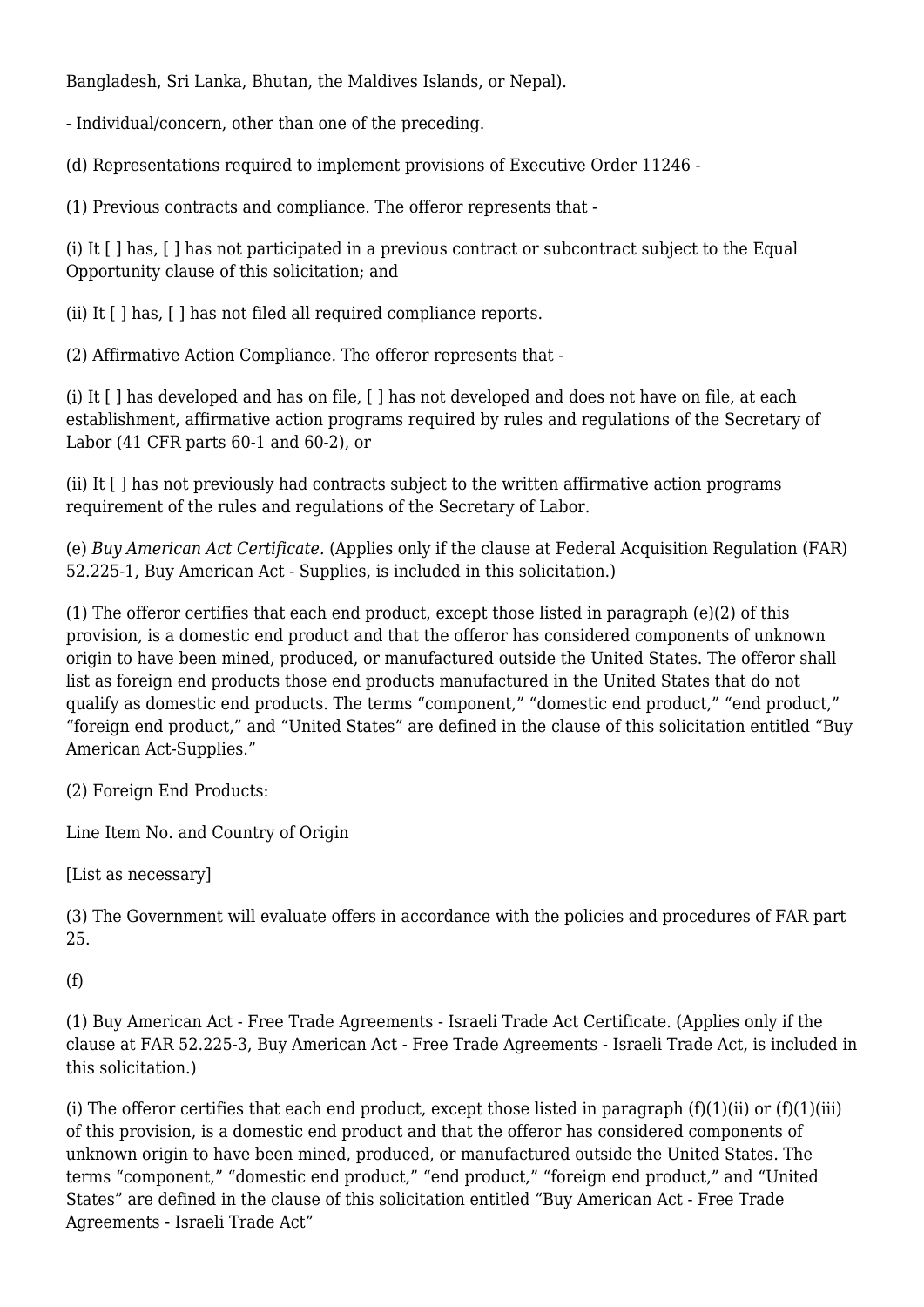Bangladesh, Sri Lanka, Bhutan, the Maldives Islands, or Nepal).

- Individual/concern, other than one of the preceding.

(d) Representations required to implement provisions of Executive Order 11246 -

(1) Previous contracts and compliance. The offeror represents that -

(i) It [ ] has, [ ] has not participated in a previous contract or subcontract subject to the Equal Opportunity clause of this solicitation; and

(ii) It [ ] has, [ ] has not filed all required compliance reports.

(2) Affirmative Action Compliance. The offeror represents that -

(i) It [ ] has developed and has on file, [ ] has not developed and does not have on file, at each establishment, affirmative action programs required by rules and regulations of the Secretary of Labor (41 CFR parts 60-1 and 60-2), or

(ii) It [ ] has not previously had contracts subject to the written affirmative action programs requirement of the rules and regulations of the Secretary of Labor.

(e) *Buy American Act Certificate.* (Applies only if the clause at Federal Acquisition Regulation (FAR) 52.225-1, Buy American Act - Supplies, is included in this solicitation.)

(1) The offeror certifies that each end product, except those listed in paragraph (e)(2) of this provision, is a domestic end product and that the offeror has considered components of unknown origin to have been mined, produced, or manufactured outside the United States. The offeror shall list as foreign end products those end products manufactured in the United States that do not qualify as domestic end products. The terms “component,” “domestic end product,” “end product,” “foreign end product,” and “United States” are defined in the clause of this solicitation entitled “Buy American Act-Supplies.”

(2) Foreign End Products:

Line Item No. and Country of Origin

[List as necessary]

(3) The Government will evaluate offers in accordance with the policies and procedures of FAR part 25.

(f)

(1) Buy American Act - Free Trade Agreements - Israeli Trade Act Certificate. (Applies only if the clause at FAR 52.225-3, Buy American Act - Free Trade Agreements - Israeli Trade Act, is included in this solicitation.)

(i) The offeror certifies that each end product, except those listed in paragraph (f)(1)(ii) or (f)(1)(iii) of this provision, is a domestic end product and that the offeror has considered components of unknown origin to have been mined, produced, or manufactured outside the United States. The terms “component,” “domestic end product,” “end product,” “foreign end product,” and “United States” are defined in the clause of this solicitation entitled “Buy American Act - Free Trade Agreements - Israeli Trade Act”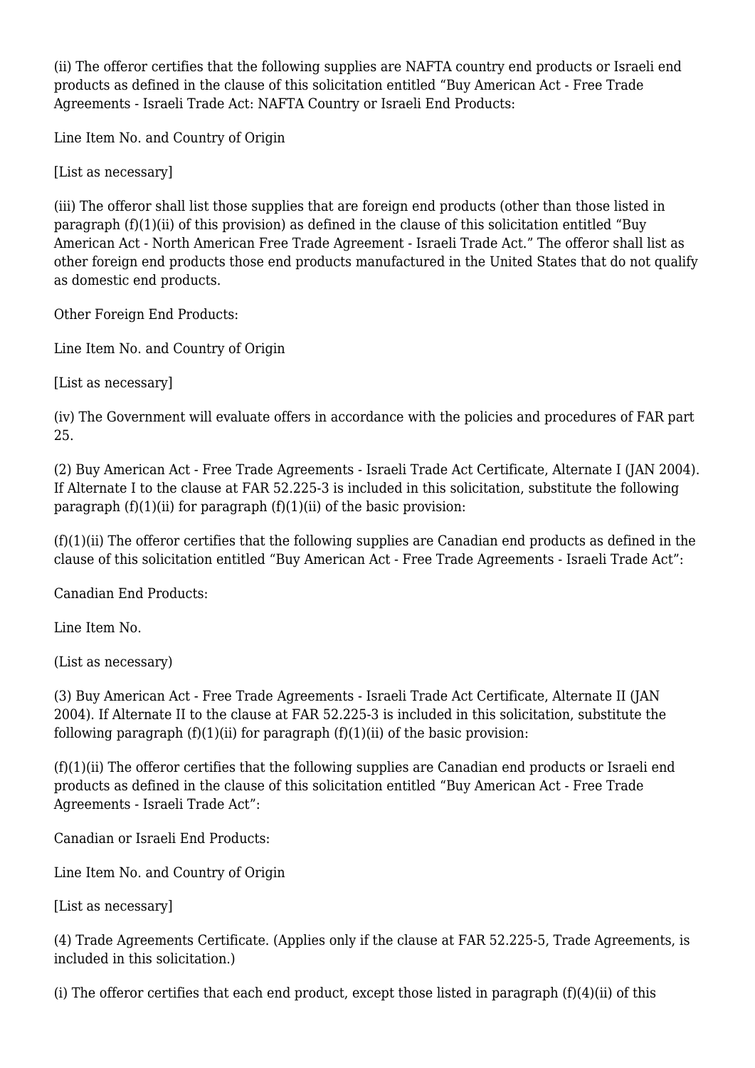(ii) The offeror certifies that the following supplies are NAFTA country end products or Israeli end products as defined in the clause of this solicitation entitled "Buy American Act - Free Trade Agreements - Israeli Trade Act: NAFTA Country or Israeli End Products:

Line Item No. and Country of Origin

[List as necessary]

(iii) The offeror shall list those supplies that are foreign end products (other than those listed in paragraph (f)(1)(ii) of this provision) as defined in the clause of this solicitation entitled "Buy American Act - North American Free Trade Agreement - Israeli Trade Act." The offeror shall list as other foreign end products those end products manufactured in the United States that do not qualify as domestic end products.

Other Foreign End Products:

Line Item No. and Country of Origin

[List as necessary]

(iv) The Government will evaluate offers in accordance with the policies and procedures of FAR part 25.

(2) Buy American Act - Free Trade Agreements - Israeli Trade Act Certificate, Alternate I (JAN 2004). If Alternate I to the clause at FAR 52.225-3 is included in this solicitation, substitute the following paragraph (f)(1)(ii) for paragraph (f)(1)(ii) of the basic provision:

(f)(1)(ii) The offeror certifies that the following supplies are Canadian end products as defined in the clause of this solicitation entitled "Buy American Act - Free Trade Agreements - Israeli Trade Act":

Canadian End Products:

Line Item No.

(List as necessary)

(3) Buy American Act - Free Trade Agreements - Israeli Trade Act Certificate, Alternate II (JAN 2004). If Alternate II to the clause at FAR 52.225-3 is included in this solicitation, substitute the following paragraph (f)(1)(ii) for paragraph (f)(1)(ii) of the basic provision:

(f)(1)(ii) The offeror certifies that the following supplies are Canadian end products or Israeli end products as defined in the clause of this solicitation entitled "Buy American Act - Free Trade Agreements - Israeli Trade Act":

Canadian or Israeli End Products:

Line Item No. and Country of Origin

[List as necessary]

(4) Trade Agreements Certificate. (Applies only if the clause at FAR 52.225-5, Trade Agreements, is included in this solicitation.)

(i) The offeror certifies that each end product, except those listed in paragraph (f)(4)(ii) of this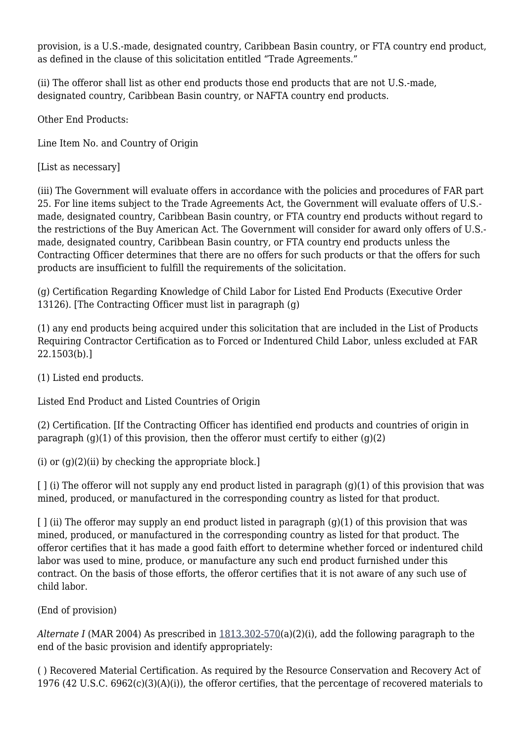provision, is a U.S.-made, designated country, Caribbean Basin country, or FTA country end product, as defined in the clause of this solicitation entitled "Trade Agreements."

(ii) The offeror shall list as other end products those end products that are not U.S.-made, designated country, Caribbean Basin country, or NAFTA country end products.

Other End Products:

Line Item No. and Country of Origin

[List as necessary]

(iii) The Government will evaluate offers in accordance with the policies and procedures of FAR part 25. For line items subject to the Trade Agreements Act, the Government will evaluate offers of U.S.-made, designated country, Caribbean Basin country, or FTA country end products without regard to the restrictions of the Buy American Act. The Government will consider for award only offers of U.S.-made, designated country, Caribbean Basin country, or FTA country end products unless the Contracting Officer determines that there are no offers for such products or that the offers for such products are insufficient to fulfill the requirements of the solicitation.

(g) Certification Regarding Knowledge of Child Labor for Listed End Products (Executive Order 13126). [The Contracting Officer must list in paragraph (g)

(1) any end products being acquired under this solicitation that are included in the List of Products Requiring Contractor Certification as to Forced or Indentured Child Labor, unless excluded at FAR 22.1503(b).]

(1) Listed end products.

Listed End Product and Listed Countries of Origin

(2) Certification. [If the Contracting Officer has identified end products and countries of origin in paragraph (g)(1) of this provision, then the offeror must certify to either (g)(2)

(i) or (g)(2)(ii) by checking the appropriate block.]

[ ] (i) The offeror will not supply any end product listed in paragraph (g)(1) of this provision that was mined, produced, or manufactured in the corresponding country as listed for that product.

[ ] (ii) The offeror may supply an end product listed in paragraph (g)(1) of this provision that was mined, produced, or manufactured in the corresponding country as listed for that product. The offeror certifies that it has made a good faith effort to determine whether forced or indentured child labor was used to mine, produce, or manufacture any such end product furnished under this contract. On the basis of those efforts, the offeror certifies that it is not aware of any such use of child labor.

(End of provision)

*Alternate I* (MAR 2004) As prescribed in 1813.302-570(a)(2)(i), add the following paragraph to the end of the basic provision and identify appropriately:

( ) Recovered Material Certification. As required by the Resource Conservation and Recovery Act of 1976 (42 U.S.C. 6962(c)(3)(A)(i)), the offeror certifies, that the percentage of recovered materials to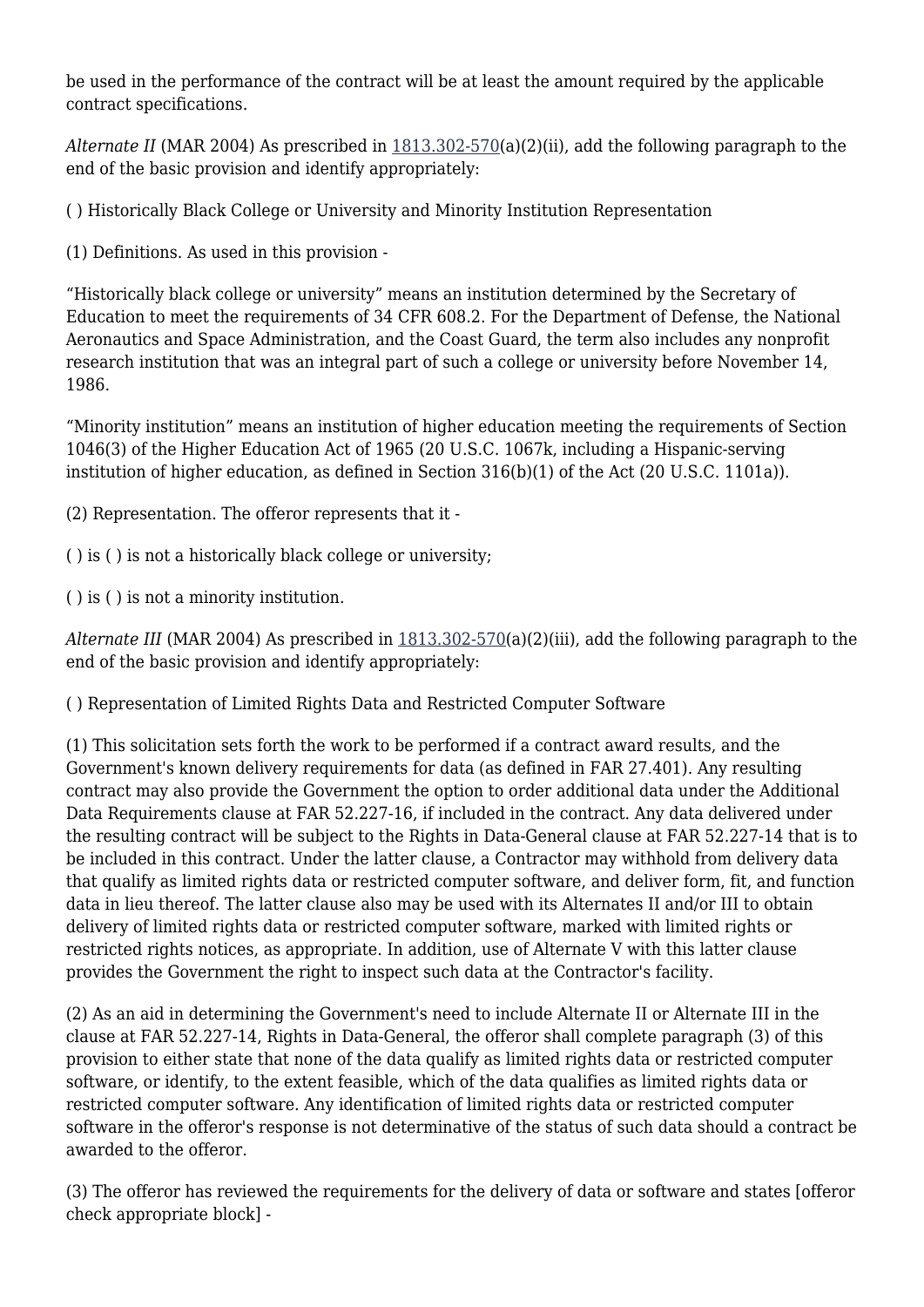be used in the performance of the contract will be at least the amount required by the applicable contract specifications.

*Alternate II* (MAR 2004) As prescribed in 1813.302-570(a)(2)(ii), add the following paragraph to the end of the basic provision and identify appropriately:

( ) Historically Black College or University and Minority Institution Representation

(1) Definitions. As used in this provision -

"Historically black college or university" means an institution determined by the Secretary of Education to meet the requirements of 34 CFR 608.2. For the Department of Defense, the National Aeronautics and Space Administration, and the Coast Guard, the term also includes any nonprofit research institution that was an integral part of such a college or university before November 14, 1986.

"Minority institution" means an institution of higher education meeting the requirements of Section 1046(3) of the Higher Education Act of 1965 (20 U.S.C. 1067k, including a Hispanic-serving institution of higher education, as defined in Section 316(b)(1) of the Act (20 U.S.C. 1101a)).

(2) Representation. The offeror represents that it -

( ) is ( ) is not a historically black college or university;

( ) is ( ) is not a minority institution.

*Alternate III* (MAR 2004) As prescribed in 1813.302-570(a)(2)(iii), add the following paragraph to the end of the basic provision and identify appropriately:

( ) Representation of Limited Rights Data and Restricted Computer Software

(1) This solicitation sets forth the work to be performed if a contract award results, and the Government's known delivery requirements for data (as defined in FAR 27.401). Any resulting contract may also provide the Government the option to order additional data under the Additional Data Requirements clause at FAR 52.227-16, if included in the contract. Any data delivered under the resulting contract will be subject to the Rights in Data-General clause at FAR 52.227-14 that is to be included in this contract. Under the latter clause, a Contractor may withhold from delivery data that qualify as limited rights data or restricted computer software, and deliver form, fit, and function data in lieu thereof. The latter clause also may be used with its Alternates II and/or III to obtain delivery of limited rights data or restricted computer software, marked with limited rights or restricted rights notices, as appropriate. In addition, use of Alternate V with this latter clause provides the Government the right to inspect such data at the Contractor's facility.

(2) As an aid in determining the Government's need to include Alternate II or Alternate III in the clause at FAR 52.227-14, Rights in Data-General, the offeror shall complete paragraph (3) of this provision to either state that none of the data qualify as limited rights data or restricted computer software, or identify, to the extent feasible, which of the data qualifies as limited rights data or restricted computer software. Any identification of limited rights data or restricted computer software in the offeror's response is not determinative of the status of such data should a contract be awarded to the offeror.

(3) The offeror has reviewed the requirements for the delivery of data or software and states [offeror check appropriate block] -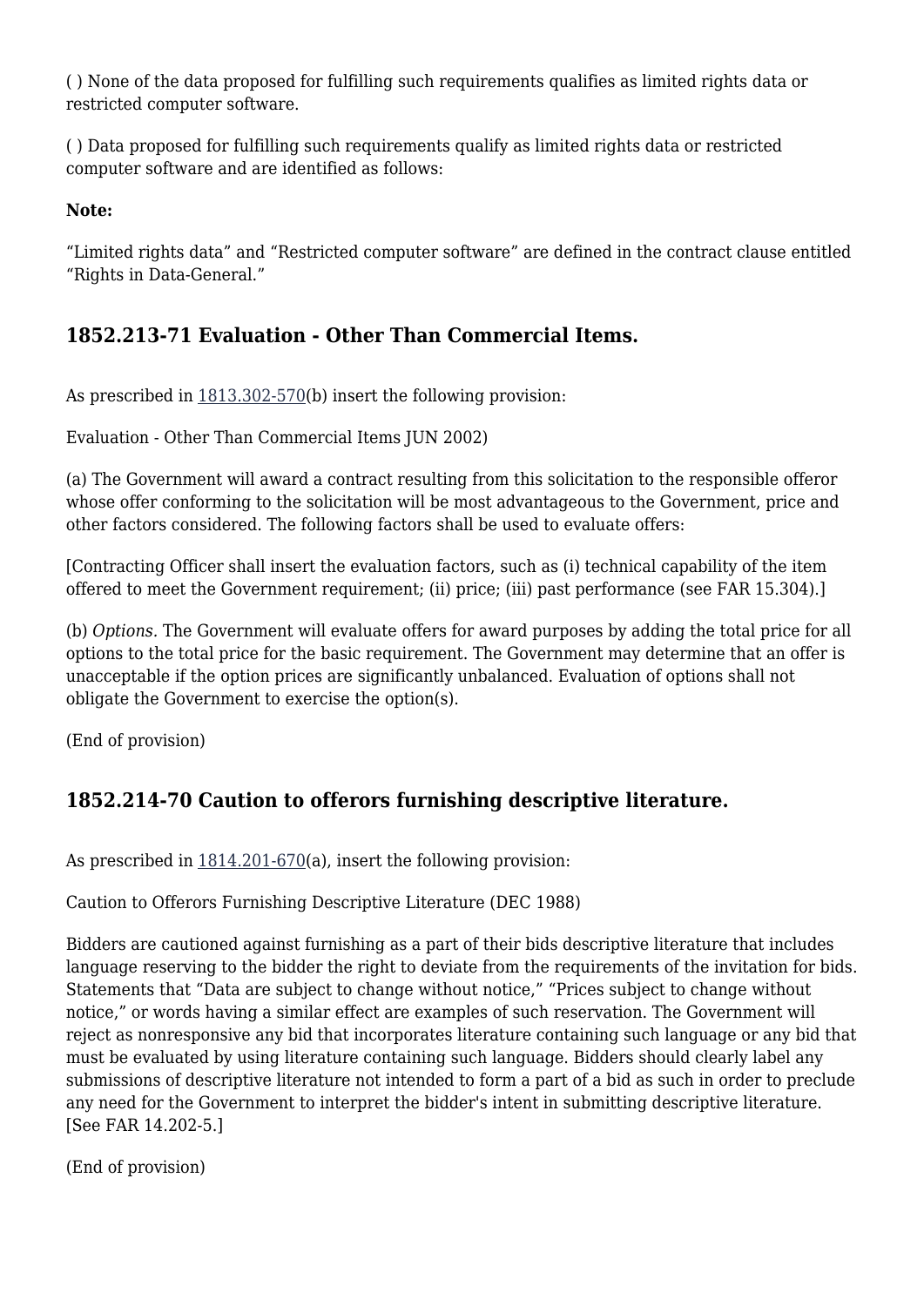( ) None of the data proposed for fulfilling such requirements qualifies as limited rights data or restricted computer software.

( ) Data proposed for fulfilling such requirements qualify as limited rights data or restricted computer software and are identified as follows:

**Note:**

“Limited rights data” and “Restricted computer software” are defined in the contract clause entitled “Rights in Data-General.”

## 1852.213-71 Evaluation - Other Than Commercial Items.

As prescribed in 1813.302-570(b) insert the following provision:

Evaluation - Other Than Commercial Items JUN 2002)

(a) The Government will award a contract resulting from this solicitation to the responsible offeror whose offer conforming to the solicitation will be most advantageous to the Government, price and other factors considered. The following factors shall be used to evaluate offers:

[Contracting Officer shall insert the evaluation factors, such as (i) technical capability of the item offered to meet the Government requirement; (ii) price; (iii) past performance (see FAR 15.304).]

(b) *Options.* The Government will evaluate offers for award purposes by adding the total price for all options to the total price for the basic requirement. The Government may determine that an offer is unacceptable if the option prices are significantly unbalanced. Evaluation of options shall not obligate the Government to exercise the option(s).

(End of provision)

## 1852.214-70 Caution to offerors furnishing descriptive literature.

As prescribed in 1814.201-670(a), insert the following provision:

Caution to Offerors Furnishing Descriptive Literature (DEC 1988)

Bidders are cautioned against furnishing as a part of their bids descriptive literature that includes language reserving to the bidder the right to deviate from the requirements of the invitation for bids. Statements that “Data are subject to change without notice,” “Prices subject to change without notice,” or words having a similar effect are examples of such reservation. The Government will reject as nonresponsive any bid that incorporates literature containing such language or any bid that must be evaluated by using literature containing such language. Bidders should clearly label any submissions of descriptive literature not intended to form a part of a bid as such in order to preclude any need for the Government to interpret the bidder's intent in submitting descriptive literature. [See FAR 14.202-5.]

(End of provision)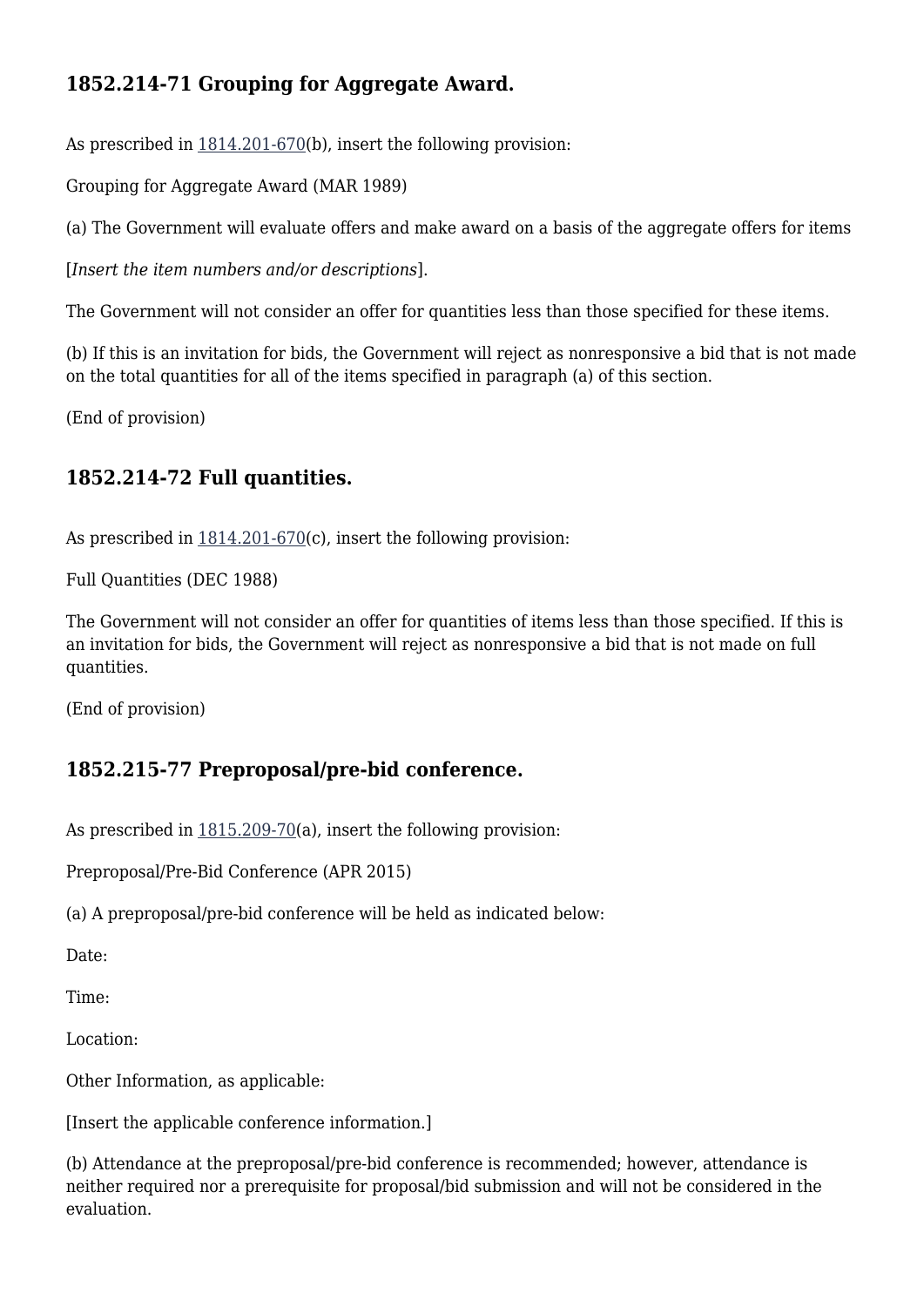### 1852.214-71 Grouping for Aggregate Award.

As prescribed in 1814.201-670(b), insert the following provision:

Grouping for Aggregate Award (MAR 1989)

(a) The Government will evaluate offers and make award on a basis of the aggregate offers for items

[*Insert the item numbers and/or descriptions*].

The Government will not consider an offer for quantities less than those specified for these items.

(b) If this is an invitation for bids, the Government will reject as nonresponsive a bid that is not made on the total quantities for all of the items specified in paragraph (a) of this section.

(End of provision)

### 1852.214-72 Full quantities.

As prescribed in 1814.201-670(c), insert the following provision:

Full Quantities (DEC 1988)

The Government will not consider an offer for quantities of items less than those specified. If this is an invitation for bids, the Government will reject as nonresponsive a bid that is not made on full quantities.

(End of provision)

### 1852.215-77 Preproposal/pre-bid conference.

As prescribed in 1815.209-70(a), insert the following provision:

Preproposal/Pre-Bid Conference (APR 2015)

(a) A preproposal/pre-bid conference will be held as indicated below:

Date:

Time:

Location:

Other Information, as applicable:

[Insert the applicable conference information.]

(b) Attendance at the preproposal/pre-bid conference is recommended; however, attendance is neither required nor a prerequisite for proposal/bid submission and will not be considered in the evaluation.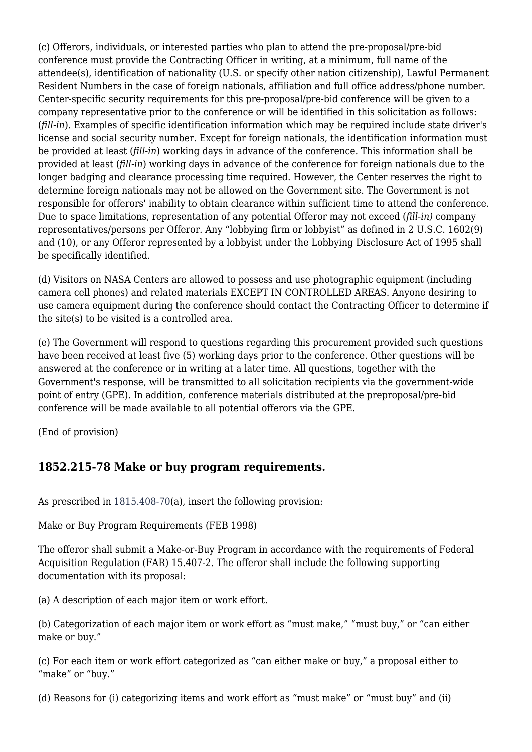(c) Offerors, individuals, or interested parties who plan to attend the pre-proposal/pre-bid conference must provide the Contracting Officer in writing, at a minimum, full name of the attendee(s), identification of nationality (U.S. or specify other nation citizenship), Lawful Permanent Resident Numbers in the case of foreign nationals, affiliation and full office address/phone number. Center-specific security requirements for this pre-proposal/pre-bid conference will be given to a company representative prior to the conference or will be identified in this solicitation as follows: (*fill-in*). Examples of specific identification information which may be required include state driver's license and social security number. Except for foreign nationals, the identification information must be provided at least (*fill-in*) working days in advance of the conference. This information shall be provided at least (*fill-in*) working days in advance of the conference for foreign nationals due to the longer badging and clearance processing time required. However, the Center reserves the right to determine foreign nationals may not be allowed on the Government site. The Government is not responsible for offerors' inability to obtain clearance within sufficient time to attend the conference. Due to space limitations, representation of any potential Offeror may not exceed (*fill-in)* company representatives/persons per Offeror. Any "lobbying firm or lobbyist" as defined in 2 U.S.C. 1602(9) and (10), or any Offeror represented by a lobbyist under the Lobbying Disclosure Act of 1995 shall be specifically identified.

(d) Visitors on NASA Centers are allowed to possess and use photographic equipment (including camera cell phones) and related materials EXCEPT IN CONTROLLED AREAS. Anyone desiring to use camera equipment during the conference should contact the Contracting Officer to determine if the site(s) to be visited is a controlled area.

(e) The Government will respond to questions regarding this procurement provided such questions have been received at least five (5) working days prior to the conference. Other questions will be answered at the conference or in writing at a later time. All questions, together with the Government's response, will be transmitted to all solicitation recipients via the government-wide point of entry (GPE). In addition, conference materials distributed at the preproposal/pre-bid conference will be made available to all potential offerors via the GPE.

(End of provision)

## 1852.215-78 Make or buy program requirements.

As prescribed in 1815.408-70(a), insert the following provision:

Make or Buy Program Requirements (FEB 1998)

The offeror shall submit a Make-or-Buy Program in accordance with the requirements of Federal Acquisition Regulation (FAR) 15.407-2. The offeror shall include the following supporting documentation with its proposal:

(a) A description of each major item or work effort.

(b) Categorization of each major item or work effort as "must make," "must buy," or "can either make or buy."

(c) For each item or work effort categorized as "can either make or buy," a proposal either to "make" or "buy."

(d) Reasons for (i) categorizing items and work effort as "must make" or "must buy" and (ii)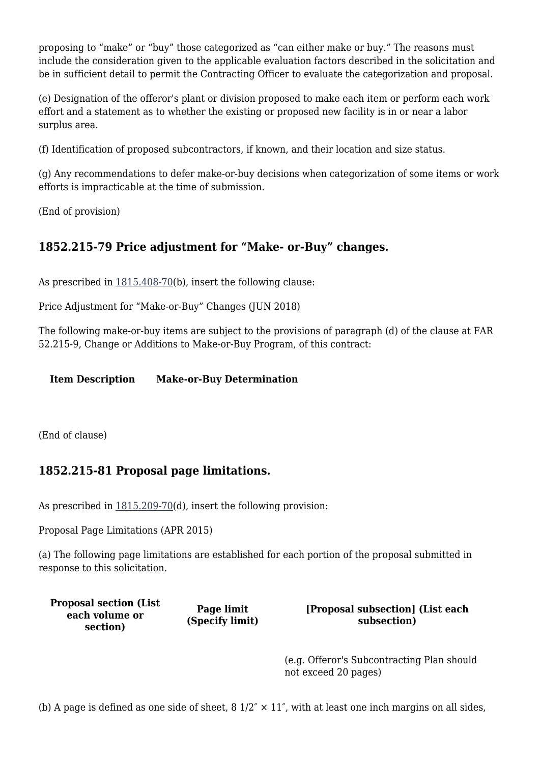proposing to "make" or "buy" those categorized as "can either make or buy." The reasons must include the consideration given to the applicable evaluation factors described in the solicitation and be in sufficient detail to permit the Contracting Officer to evaluate the categorization and proposal.

(e) Designation of the offeror's plant or division proposed to make each item or perform each work effort and a statement as to whether the existing or proposed new facility is in or near a labor surplus area.

(f) Identification of proposed subcontractors, if known, and their location and size status.

(g) Any recommendations to defer make-or-buy decisions when categorization of some items or work efforts is impracticable at the time of submission.

(End of provision)

## 1852.215-79 Price adjustment for "Make- or-Buy" changes.

As prescribed in 1815.408-70(b), insert the following clause:

Price Adjustment for "Make-or-Buy" Changes (JUN 2018)

The following make-or-buy items are subject to the provisions of paragraph (d) of the clause at FAR 52.215-9, Change or Additions to Make-or-Buy Program, of this contract:

| Item Description | Make-or-Buy Determination |
| --- | --- |
| | |

(End of clause)

## 1852.215-81 Proposal page limitations.

As prescribed in 1815.209-70(d), insert the following provision:

Proposal Page Limitations (APR 2015)

(a) The following page limitations are established for each portion of the proposal submitted in response to this solicitation.

| Proposal section (List each volume or section) | Page limit (Specify limit) | [Proposal subsection] (List each subsection) |
| --- | --- | --- |
| | | (e.g. Offeror's Subcontracting Plan should not exceed 20 pages) |

(b) A page is defined as one side of sheet, 8 1/2″ × 11″, with at least one inch margins on all sides,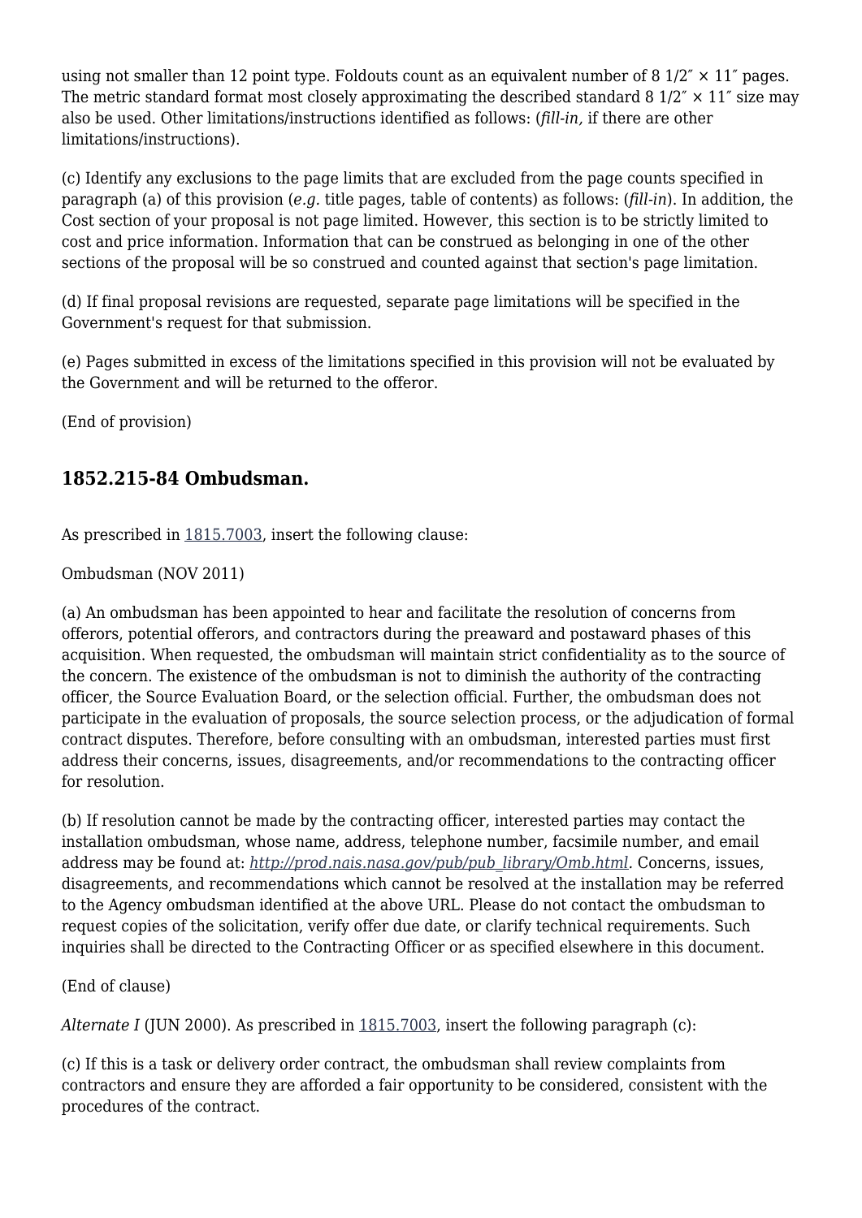using not smaller than 12 point type. Foldouts count as an equivalent number of 8 1/2″ × 11″ pages. The metric standard format most closely approximating the described standard 8 1/2″ × 11″ size may also be used. Other limitations/instructions identified as follows: (*fill-in,* if there are other limitations/instructions).

(c) Identify any exclusions to the page limits that are excluded from the page counts specified in paragraph (a) of this provision (*e.g.* title pages, table of contents) as follows: (*fill-in*). In addition, the Cost section of your proposal is not page limited. However, this section is to be strictly limited to cost and price information. Information that can be construed as belonging in one of the other sections of the proposal will be so construed and counted against that section's page limitation.

(d) If final proposal revisions are requested, separate page limitations will be specified in the Government's request for that submission.

(e) Pages submitted in excess of the limitations specified in this provision will not be evaluated by the Government and will be returned to the offeror.

(End of provision)

## 1852.215-84 Ombudsman.

As prescribed in 1815.7003, insert the following clause:

Ombudsman (NOV 2011)

(a) An ombudsman has been appointed to hear and facilitate the resolution of concerns from offerors, potential offerors, and contractors during the preaward and postaward phases of this acquisition. When requested, the ombudsman will maintain strict confidentiality as to the source of the concern. The existence of the ombudsman is not to diminish the authority of the contracting officer, the Source Evaluation Board, or the selection official. Further, the ombudsman does not participate in the evaluation of proposals, the source selection process, or the adjudication of formal contract disputes. Therefore, before consulting with an ombudsman, interested parties must first address their concerns, issues, disagreements, and/or recommendations to the contracting officer for resolution.

(b) If resolution cannot be made by the contracting officer, interested parties may contact the installation ombudsman, whose name, address, telephone number, facsimile number, and email address may be found at: *http://prod.nais.nasa.gov/pub/pub_library/Omb.html*. Concerns, issues, disagreements, and recommendations which cannot be resolved at the installation may be referred to the Agency ombudsman identified at the above URL. Please do not contact the ombudsman to request copies of the solicitation, verify offer due date, or clarify technical requirements. Such inquiries shall be directed to the Contracting Officer or as specified elsewhere in this document.

(End of clause)

*Alternate I* (JUN 2000). As prescribed in 1815.7003, insert the following paragraph (c):

(c) If this is a task or delivery order contract, the ombudsman shall review complaints from contractors and ensure they are afforded a fair opportunity to be considered, consistent with the procedures of the contract.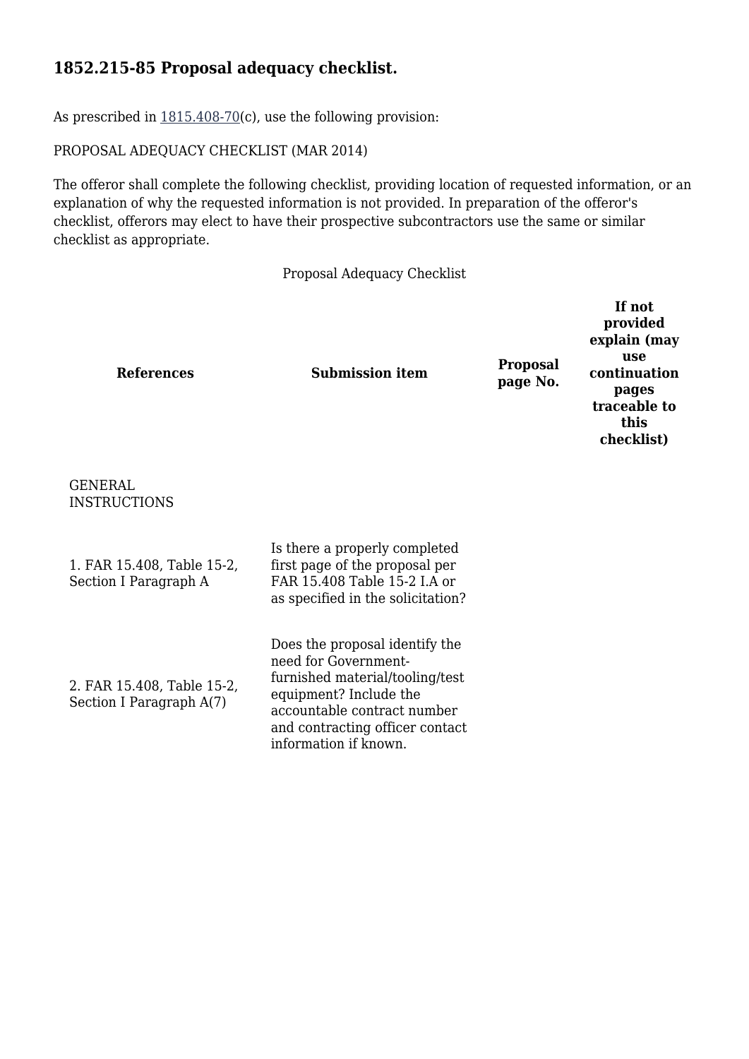## 1852.215-85 Proposal adequacy checklist.

As prescribed in 1815.408-70(c), use the following provision:

PROPOSAL ADEQUACY CHECKLIST (MAR 2014)

The offeror shall complete the following checklist, providing location of requested information, or an explanation of why the requested information is not provided. In preparation of the offeror's checklist, offerors may elect to have their prospective subcontractors use the same or similar checklist as appropriate.

Proposal Adequacy Checklist

| References | Submission item | Proposal page No. | If not provided explain (may use continuation pages traceable to this checklist) |
|---|---|---|---|
| GENERAL INSTRUCTIONS | | | |
| 1. FAR 15.408, Table 15-2, Section I Paragraph A | Is there a properly completed first page of the proposal per FAR 15.408 Table 15-2 I.A or as specified in the solicitation? | | |
| 2. FAR 15.408, Table 15-2, Section I Paragraph A(7) | Does the proposal identify the need for Government-furnished material/tooling/test equipment? Include the accountable contract number and contracting officer contact information if known. | | |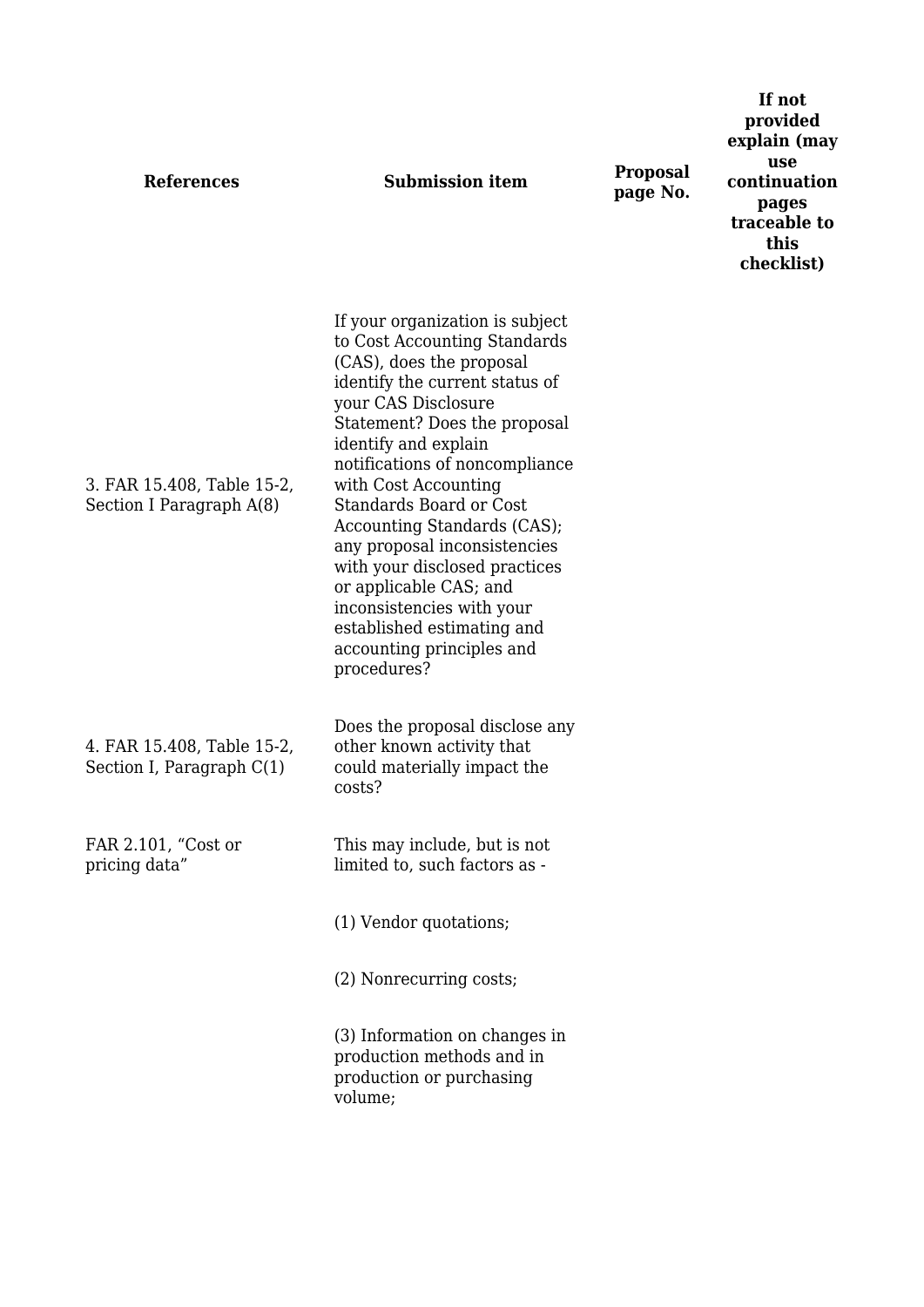| References | Submission item | Proposal page No. | If not provided explain (may use continuation pages traceable to this checklist) |
| --- | --- | --- | --- |
| 3. FAR 15.408, Table 15-2, Section I Paragraph A(8) | If your organization is subject to Cost Accounting Standards (CAS), does the proposal identify the current status of your CAS Disclosure Statement? Does the proposal identify and explain notifications of noncompliance with Cost Accounting Standards Board or Cost Accounting Standards (CAS); any proposal inconsistencies with your disclosed practices or applicable CAS; and inconsistencies with your established estimating and accounting principles and procedures? | | |
| 4. FAR 15.408, Table 15-2, Section I, Paragraph C(1) | Does the proposal disclose any other known activity that could materially impact the costs? | | |
| FAR 2.101, "Cost or pricing data" | This may include, but is not limited to, such factors as - | | |
| | (1) Vendor quotations; | | |
| | (2) Nonrecurring costs; | | |
| | (3) Information on changes in production methods and in production or purchasing volume; | | |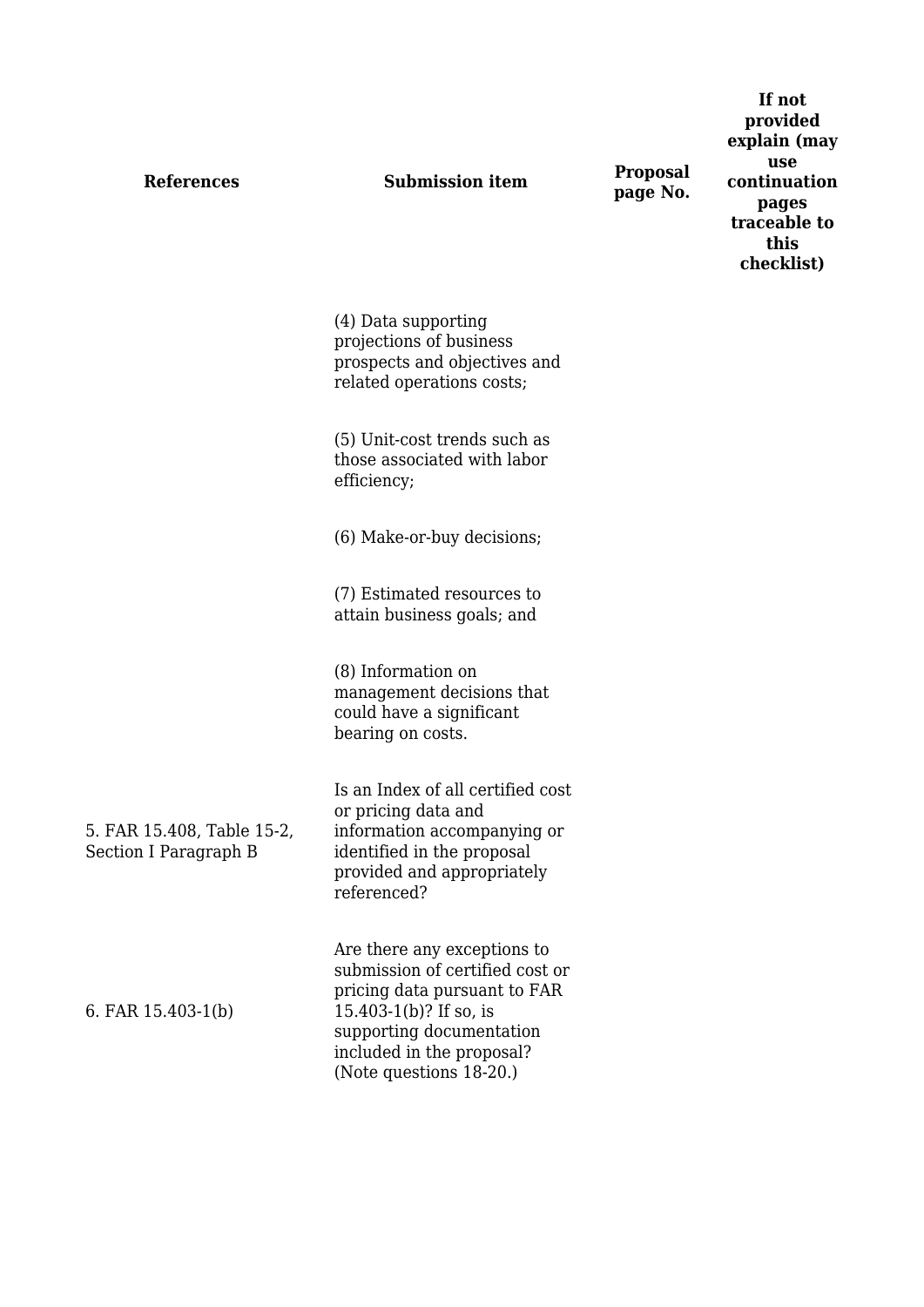| References | Submission item | Proposal page No. | If not provided explain (may use continuation pages traceable to this checklist) |
| --- | --- | --- | --- |
| | (4) Data supporting projections of business prospects and objectives and related operations costs; | | |
| | (5) Unit-cost trends such as those associated with labor efficiency; | | |
| | (6) Make-or-buy decisions; | | |
| | (7) Estimated resources to attain business goals; and | | |
| | (8) Information on management decisions that could have a significant bearing on costs. | | |
| 5. FAR 15.408, Table 15-2, Section I Paragraph B | Is an Index of all certified cost or pricing data and information accompanying or identified in the proposal provided and appropriately referenced? | | |
| 6. FAR 15.403-1(b) | Are there any exceptions to submission of certified cost or pricing data pursuant to FAR 15.403-1(b)? If so, is supporting documentation included in the proposal? (Note questions 18-20.) | | |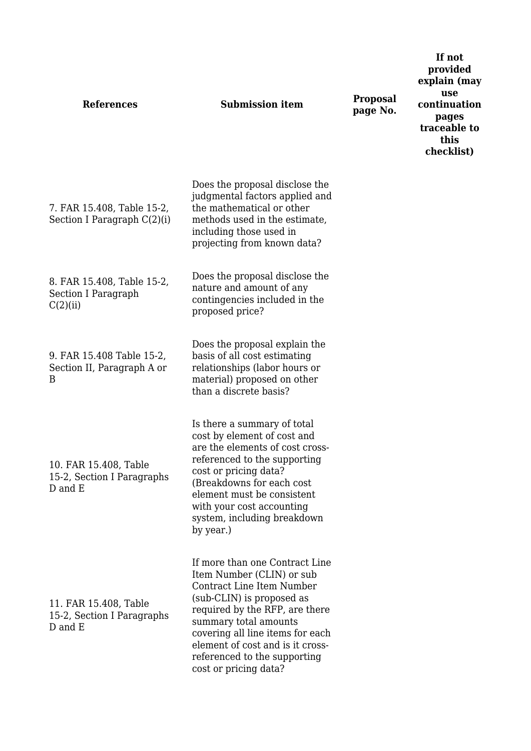| References | Submission item | Proposal page No. | If not provided explain (may use continuation pages traceable to this checklist) |
| --- | --- | --- | --- |
| 7. FAR 15.408, Table 15-2, Section I Paragraph C(2)(i) | Does the proposal disclose the judgmental factors applied and the mathematical or other methods used in the estimate, including those used in projecting from known data? | | |
| 8. FAR 15.408, Table 15-2, Section I Paragraph C(2)(ii) | Does the proposal disclose the nature and amount of any contingencies included in the proposed price? | | |
| 9. FAR 15.408 Table 15-2, Section II, Paragraph A or B | Does the proposal explain the basis of all cost estimating relationships (labor hours or material) proposed on other than a discrete basis? | | |
| 10. FAR 15.408, Table 15-2, Section I Paragraphs D and E | Is there a summary of total cost by element of cost and are the elements of cost cross-referenced to the supporting cost or pricing data? (Breakdowns for each cost element must be consistent with your cost accounting system, including breakdown by year.) | | |
| 11. FAR 15.408, Table 15-2, Section I Paragraphs D and E | If more than one Contract Line Item Number (CLIN) or sub Contract Line Item Number (sub-CLIN) is proposed as required by the RFP, are there summary total amounts covering all line items for each element of cost and is it cross-referenced to the supporting cost or pricing data? | | |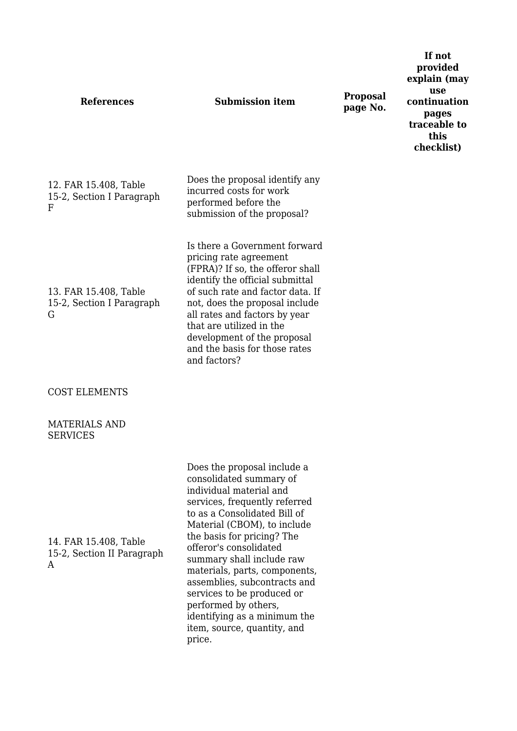| References | Submission item | Proposal page No. | If not provided explain (may use continuation pages traceable to this checklist) |
| --- | --- | --- | --- |
| 12. FAR 15.408, Table 15-2, Section I Paragraph F | Does the proposal identify any incurred costs for work performed before the submission of the proposal? | | |
| 13. FAR 15.408, Table 15-2, Section I Paragraph G | Is there a Government forward pricing rate agreement (FPRA)? If so, the offeror shall identify the official submittal of such rate and factor data. If not, does the proposal include all rates and factors by year that are utilized in the development of the proposal and the basis for those rates and factors? | | |
| COST ELEMENTS | | | |
| MATERIALS AND SERVICES | | | |
| 14. FAR 15.408, Table 15-2, Section II Paragraph A | Does the proposal include a consolidated summary of individual material and services, frequently referred to as a Consolidated Bill of Material (CBOM), to include the basis for pricing? The offeror's consolidated summary shall include raw materials, parts, components, assemblies, subcontracts and services to be produced or performed by others, identifying as a minimum the item, source, quantity, and price. | | |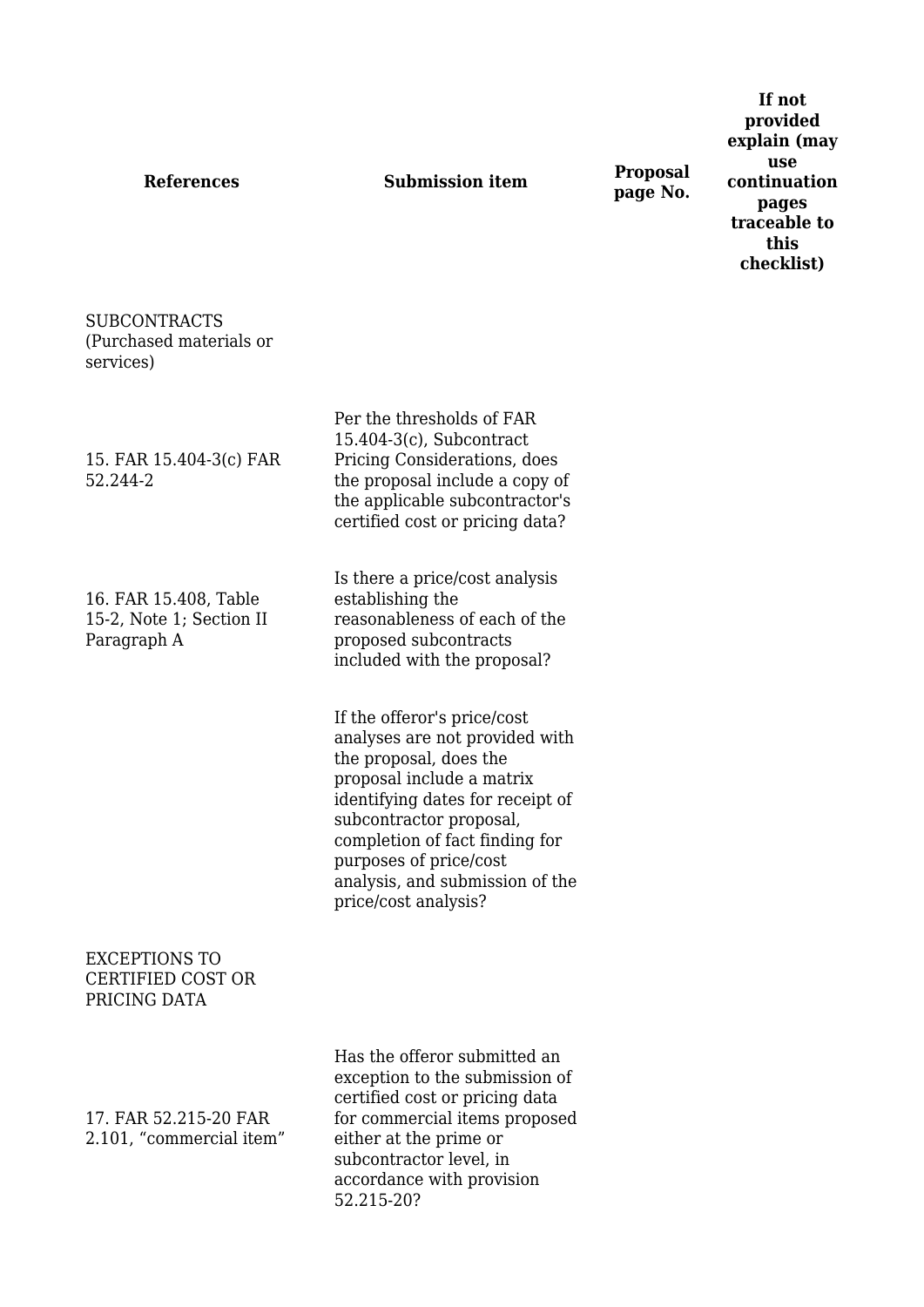| References | Submission item | Proposal page No. | If not provided explain (may use continuation pages traceable to this checklist) |
| --- | --- | --- | --- |
| SUBCONTRACTS (Purchased materials or services) | | | |
| 15. FAR 15.404-3(c) FAR 52.244-2 | Per the thresholds of FAR 15.404-3(c), Subcontract Pricing Considerations, does the proposal include a copy of the applicable subcontractor's certified cost or pricing data? | | |
| 16. FAR 15.408, Table 15-2, Note 1; Section II Paragraph A | Is there a price/cost analysis establishing the reasonableness of each of the proposed subcontracts included with the proposal? | | |
| | If the offeror's price/cost analyses are not provided with the proposal, does the proposal include a matrix identifying dates for receipt of subcontractor proposal, completion of fact finding for purposes of price/cost analysis, and submission of the price/cost analysis? | | |
| EXCEPTIONS TO CERTIFIED COST OR PRICING DATA | | | |
| 17. FAR 52.215-20 FAR 2.101, “commercial item” | Has the offeror submitted an exception to the submission of certified cost or pricing data for commercial items proposed either at the prime or subcontractor level, in accordance with provision 52.215-20? | | |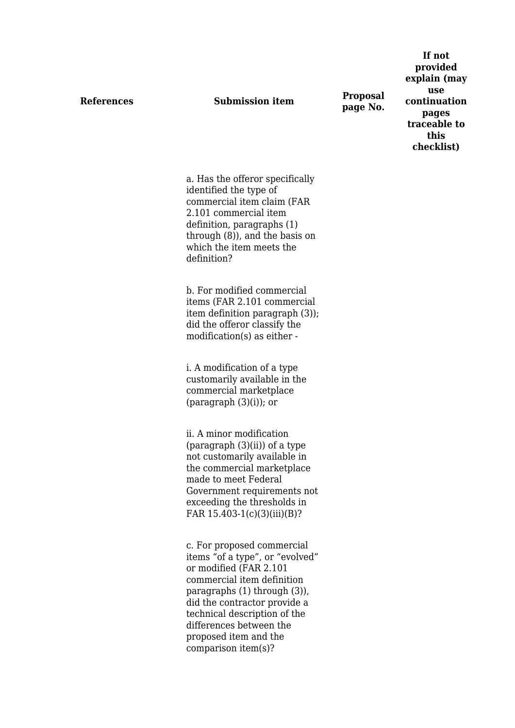| References | Submission item | Proposal page No. | If not provided explain (may use continuation pages traceable to this checklist) |
| --- | --- | --- | --- |
| | a. Has the offeror specifically identified the type of commercial item claim (FAR 2.101 commercial item definition, paragraphs (1) through (8)), and the basis on which the item meets the definition? | | |
| | b. For modified commercial items (FAR 2.101 commercial item definition paragraph (3)); did the offeror classify the modification(s) as either - | | |
| | i. A modification of a type customarily available in the commercial marketplace (paragraph (3)(i)); or | | |
| | ii. A minor modification (paragraph (3)(ii)) of a type not customarily available in the commercial marketplace made to meet Federal Government requirements not exceeding the thresholds in FAR 15.403-1(c)(3)(iii)(B)? | | |
| | c. For proposed commercial items “of a type”, or “evolved” or modified (FAR 2.101 commercial item definition paragraphs (1) through (3)), did the contractor provide a technical description of the differences between the proposed item and the comparison item(s)? | | |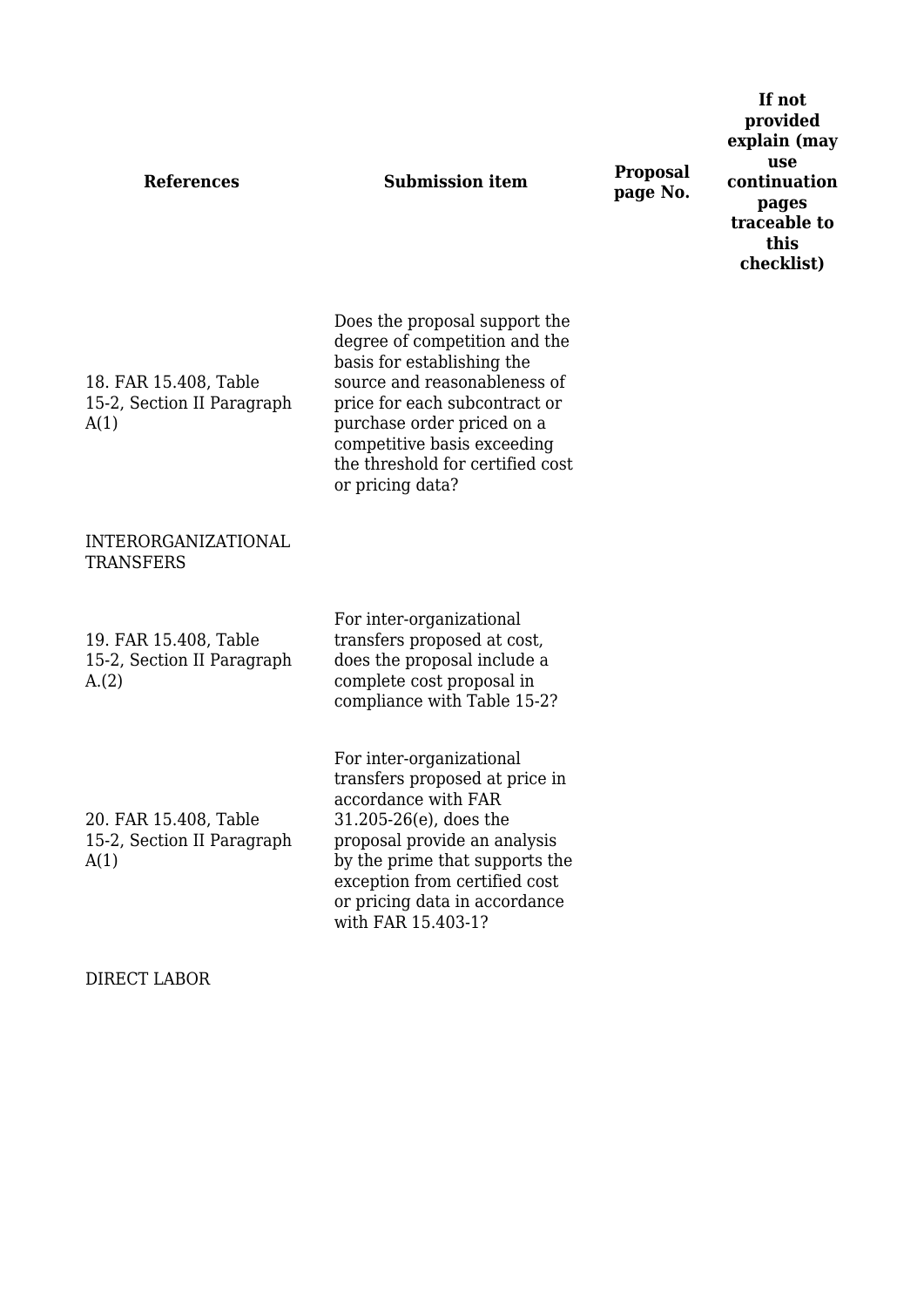| References | Submission item | Proposal page No. | If not provided explain (may use continuation pages traceable to this checklist) |
| --- | --- | --- | --- |
| 18. FAR 15.408, Table 15-2, Section II Paragraph A(1) | Does the proposal support the degree of competition and the basis for establishing the source and reasonableness of price for each subcontract or purchase order priced on a competitive basis exceeding the threshold for certified cost or pricing data? | | |
| INTERORGANIZATIONAL TRANSFERS | | | |
| 19. FAR 15.408, Table 15-2, Section II Paragraph A.(2) | For inter-organizational transfers proposed at cost, does the proposal include a complete cost proposal in compliance with Table 15-2? | | |
| 20. FAR 15.408, Table 15-2, Section II Paragraph A(1) | For inter-organizational transfers proposed at price in accordance with FAR 31.205-26(e), does the proposal provide an analysis by the prime that supports the exception from certified cost or pricing data in accordance with FAR 15.403-1? | | |
| DIRECT LABOR | | | |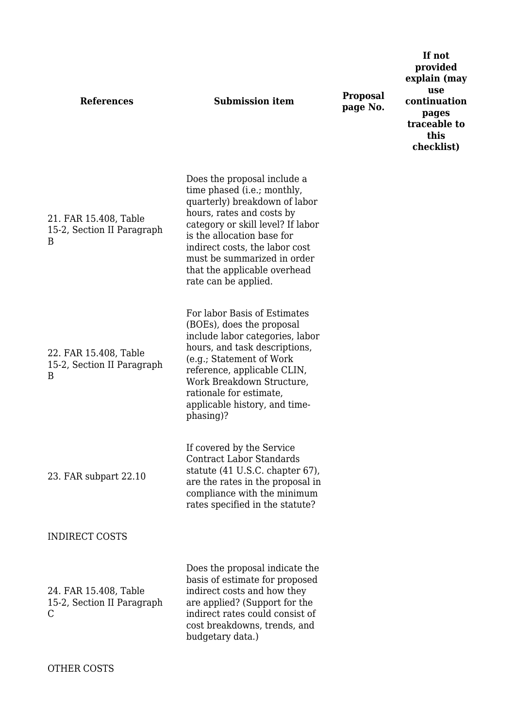| References | Submission item | Proposal page No. | If not provided explain (may use continuation pages traceable to this checklist) |
| --- | --- | --- | --- |
| 21. FAR 15.408, Table 15-2, Section II Paragraph B | Does the proposal include a time phased (i.e.; monthly, quarterly) breakdown of labor hours, rates and costs by category or skill level? If labor is the allocation base for indirect costs, the labor cost must be summarized in order that the applicable overhead rate can be applied. | | |
| 22. FAR 15.408, Table 15-2, Section II Paragraph B | For labor Basis of Estimates (BOEs), does the proposal include labor categories, labor hours, and task descriptions, (e.g.; Statement of Work reference, applicable CLIN, Work Breakdown Structure, rationale for estimate, applicable history, and time-phasing)? | | |
| 23. FAR subpart 22.10 | If covered by the Service Contract Labor Standards statute (41 U.S.C. chapter 67), are the rates in the proposal in compliance with the minimum rates specified in the statute? | | |
| INDIRECT COSTS | | | |
| 24. FAR 15.408, Table 15-2, Section II Paragraph C | Does the proposal indicate the basis of estimate for proposed indirect costs and how they are applied? (Support for the indirect rates could consist of cost breakdowns, trends, and budgetary data.) | | |
| OTHER COSTS | | | |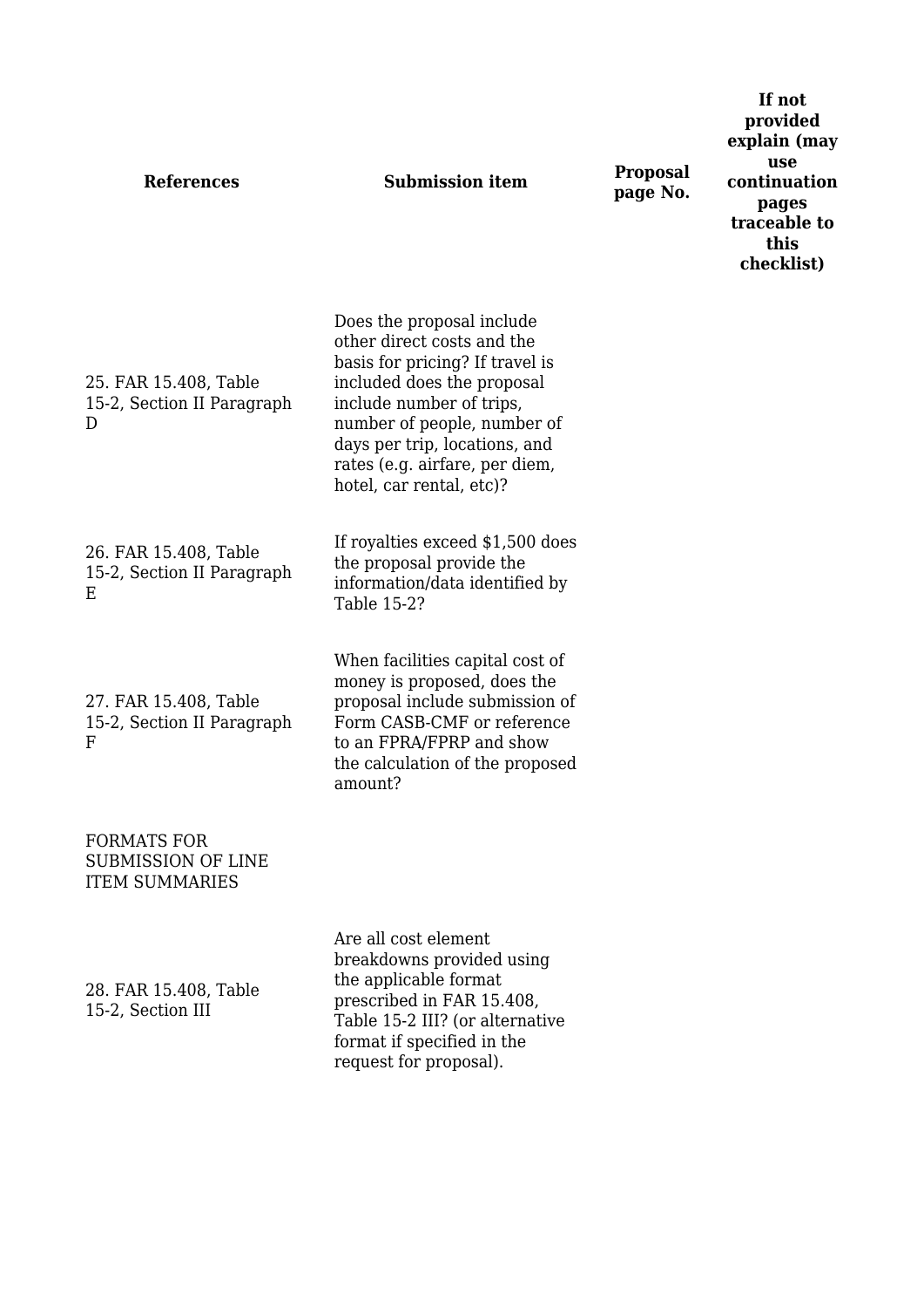| References | Submission item | Proposal page No. | If not provided explain (may use continuation pages traceable to this checklist) |
| --- | --- | --- | --- |
| 25. FAR 15.408, Table 15-2, Section II Paragraph D | Does the proposal include other direct costs and the basis for pricing? If travel is included does the proposal include number of trips, number of people, number of days per trip, locations, and rates (e.g. airfare, per diem, hotel, car rental, etc)? | | |
| 26. FAR 15.408, Table 15-2, Section II Paragraph E | If royalties exceed $1,500 does the proposal provide the information/data identified by Table 15-2? | | |
| 27. FAR 15.408, Table 15-2, Section II Paragraph F | When facilities capital cost of money is proposed, does the proposal include submission of Form CASB-CMF or reference to an FPRA/FPRP and show the calculation of the proposed amount? | | |
| FORMATS FOR SUBMISSION OF LINE ITEM SUMMARIES | | | |
| 28. FAR 15.408, Table 15-2, Section III | Are all cost element breakdowns provided using the applicable format prescribed in FAR 15.408, Table 15-2 III? (or alternative format if specified in the request for proposal). | | |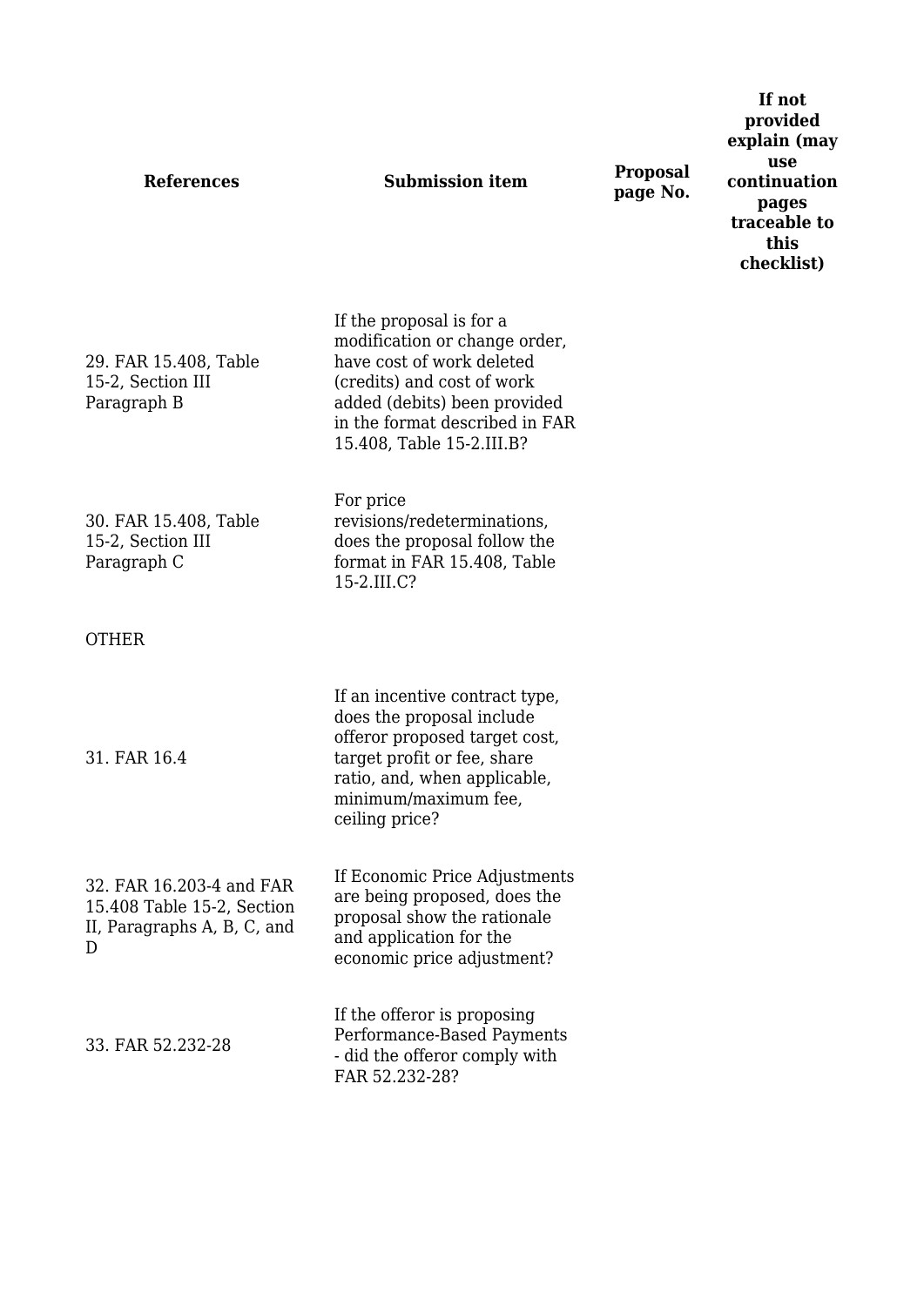| References | Submission item | Proposal page No. | If not provided explain (may use continuation pages traceable to this checklist) |
|---|---|---|---|
| 29. FAR 15.408, Table 15-2, Section III Paragraph B | If the proposal is for a modification or change order, have cost of work deleted (credits) and cost of work added (debits) been provided in the format described in FAR 15.408, Table 15-2.III.B? | | |
| 30. FAR 15.408, Table 15-2, Section III Paragraph C | For price revisions/redeterminations, does the proposal follow the format in FAR 15.408, Table 15-2.III.C? | | |
| OTHER | | | |
| 31. FAR 16.4 | If an incentive contract type, does the proposal include offeror proposed target cost, target profit or fee, share ratio, and, when applicable, minimum/maximum fee, ceiling price? | | |
| 32. FAR 16.203-4 and FAR 15.408 Table 15-2, Section II, Paragraphs A, B, C, and D | If Economic Price Adjustments are being proposed, does the proposal show the rationale and application for the economic price adjustment? | | |
| 33. FAR 52.232-28 | If the offeror is proposing Performance-Based Payments - did the offeror comply with FAR 52.232-28? | | |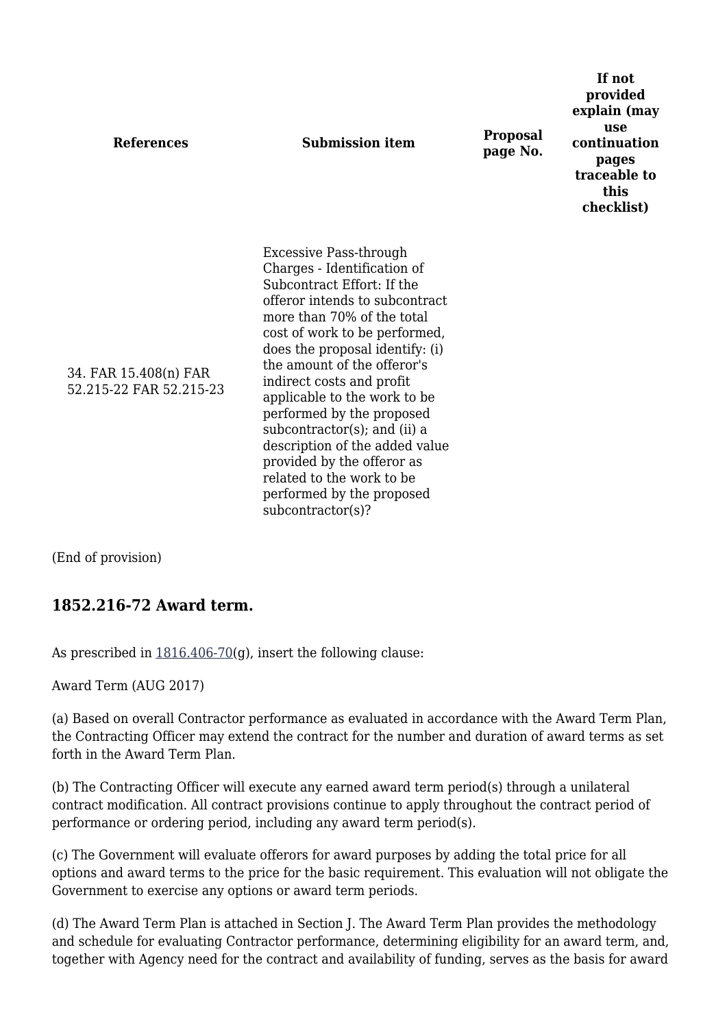| References | Submission item | Proposal page No. | If not provided explain (may use continuation pages traceable to this checklist) |
| --- | --- | --- | --- |
| 34. FAR 15.408(n) FAR 52.215-22 FAR 52.215-23 | Excessive Pass-through Charges - Identification of Subcontract Effort: If the offeror intends to subcontract more than 70% of the total cost of work to be performed, does the proposal identify: (i) the amount of the offeror's indirect costs and profit applicable to the work to be performed by the proposed subcontractor(s); and (ii) a description of the added value provided by the offeror as related to the work to be performed by the proposed subcontractor(s)? | | |

(End of provision)

## 1852.216-72 Award term.

As prescribed in 1816.406-70(g), insert the following clause:

Award Term (AUG 2017)

(a) Based on overall Contractor performance as evaluated in accordance with the Award Term Plan, the Contracting Officer may extend the contract for the number and duration of award terms as set forth in the Award Term Plan.

(b) The Contracting Officer will execute any earned award term period(s) through a unilateral contract modification. All contract provisions continue to apply throughout the contract period of performance or ordering period, including any award term period(s).

(c) The Government will evaluate offerors for award purposes by adding the total price for all options and award terms to the price for the basic requirement. This evaluation will not obligate the Government to exercise any options or award term periods.

(d) The Award Term Plan is attached in Section J. The Award Term Plan provides the methodology and schedule for evaluating Contractor performance, determining eligibility for an award term, and, together with Agency need for the contract and availability of funding, serves as the basis for award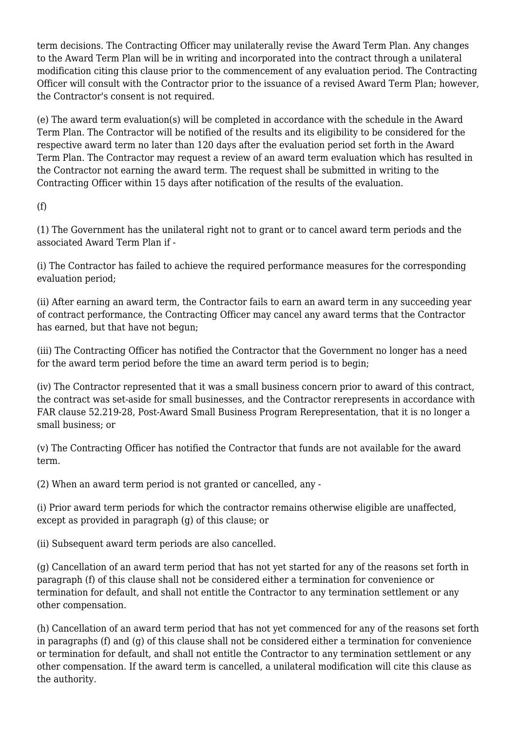term decisions. The Contracting Officer may unilaterally revise the Award Term Plan. Any changes to the Award Term Plan will be in writing and incorporated into the contract through a unilateral modification citing this clause prior to the commencement of any evaluation period. The Contracting Officer will consult with the Contractor prior to the issuance of a revised Award Term Plan; however, the Contractor's consent is not required.

(e) The award term evaluation(s) will be completed in accordance with the schedule in the Award Term Plan. The Contractor will be notified of the results and its eligibility to be considered for the respective award term no later than 120 days after the evaluation period set forth in the Award Term Plan. The Contractor may request a review of an award term evaluation which has resulted in the Contractor not earning the award term. The request shall be submitted in writing to the Contracting Officer within 15 days after notification of the results of the evaluation.

(f)

(1) The Government has the unilateral right not to grant or to cancel award term periods and the associated Award Term Plan if -

(i) The Contractor has failed to achieve the required performance measures for the corresponding evaluation period;

(ii) After earning an award term, the Contractor fails to earn an award term in any succeeding year of contract performance, the Contracting Officer may cancel any award terms that the Contractor has earned, but that have not begun;

(iii) The Contracting Officer has notified the Contractor that the Government no longer has a need for the award term period before the time an award term period is to begin;

(iv) The Contractor represented that it was a small business concern prior to award of this contract, the contract was set-aside for small businesses, and the Contractor rerepresents in accordance with FAR clause 52.219-28, Post-Award Small Business Program Rerepresentation, that it is no longer a small business; or

(v) The Contracting Officer has notified the Contractor that funds are not available for the award term.

(2) When an award term period is not granted or cancelled, any -

(i) Prior award term periods for which the contractor remains otherwise eligible are unaffected, except as provided in paragraph (g) of this clause; or

(ii) Subsequent award term periods are also cancelled.

(g) Cancellation of an award term period that has not yet started for any of the reasons set forth in paragraph (f) of this clause shall not be considered either a termination for convenience or termination for default, and shall not entitle the Contractor to any termination settlement or any other compensation.

(h) Cancellation of an award term period that has not yet commenced for any of the reasons set forth in paragraphs (f) and (g) of this clause shall not be considered either a termination for convenience or termination for default, and shall not entitle the Contractor to any termination settlement or any other compensation. If the award term is cancelled, a unilateral modification will cite this clause as the authority.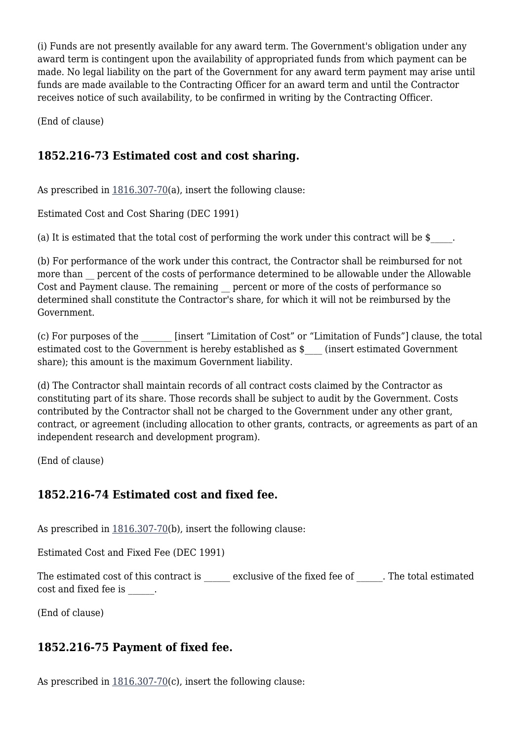(i) Funds are not presently available for any award term. The Government's obligation under any award term is contingent upon the availability of appropriated funds from which payment can be made. No legal liability on the part of the Government for any award term payment may arise until funds are made available to the Contracting Officer for an award term and until the Contractor receives notice of such availability, to be confirmed in writing by the Contracting Officer.

(End of clause)

## 1852.216-73 Estimated cost and cost sharing.

As prescribed in 1816.307-70(a), insert the following clause:

Estimated Cost and Cost Sharing (DEC 1991)

(a) It is estimated that the total cost of performing the work under this contract will be $_____.

(b) For performance of the work under this contract, the Contractor shall be reimbursed for not more than __ percent of the costs of performance determined to be allowable under the Allowable Cost and Payment clause. The remaining __ percent or more of the costs of performance so determined shall constitute the Contractor's share, for which it will not be reimbursed by the Government.

(c) For purposes of the _______ [insert “Limitation of Cost” or “Limitation of Funds”] clause, the total estimated cost to the Government is hereby established as $____ (insert estimated Government share); this amount is the maximum Government liability.

(d) The Contractor shall maintain records of all contract costs claimed by the Contractor as constituting part of its share. Those records shall be subject to audit by the Government. Costs contributed by the Contractor shall not be charged to the Government under any other grant, contract, or agreement (including allocation to other grants, contracts, or agreements as part of an independent research and development program).

(End of clause)

## 1852.216-74 Estimated cost and fixed fee.

As prescribed in 1816.307-70(b), insert the following clause:

Estimated Cost and Fixed Fee (DEC 1991)

The estimated cost of this contract is ______ exclusive of the fixed fee of ______. The total estimated cost and fixed fee is ______.

(End of clause)

## 1852.216-75 Payment of fixed fee.

As prescribed in 1816.307-70(c), insert the following clause: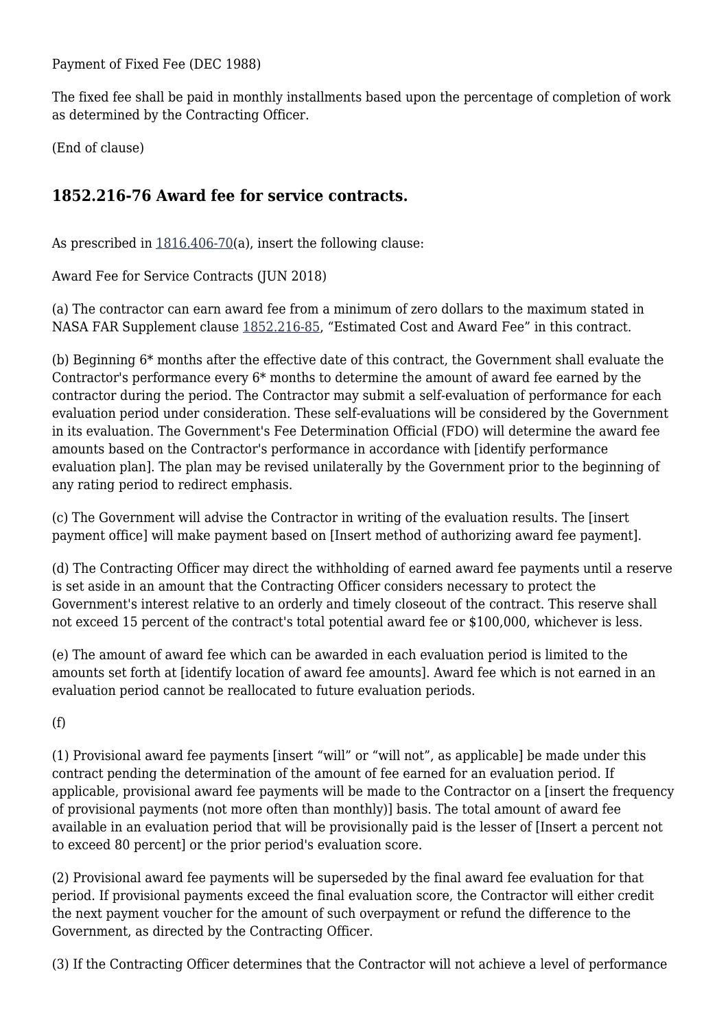Payment of Fixed Fee (DEC 1988)

The fixed fee shall be paid in monthly installments based upon the percentage of completion of work as determined by the Contracting Officer.

(End of clause)

### 1852.216-76 Award fee for service contracts.

As prescribed in 1816.406-70(a), insert the following clause:

Award Fee for Service Contracts (JUN 2018)

(a) The contractor can earn award fee from a minimum of zero dollars to the maximum stated in NASA FAR Supplement clause 1852.216-85, “Estimated Cost and Award Fee” in this contract.

(b) Beginning 6* months after the effective date of this contract, the Government shall evaluate the Contractor's performance every 6* months to determine the amount of award fee earned by the contractor during the period. The Contractor may submit a self-evaluation of performance for each evaluation period under consideration. These self-evaluations will be considered by the Government in its evaluation. The Government's Fee Determination Official (FDO) will determine the award fee amounts based on the Contractor's performance in accordance with [identify performance evaluation plan]. The plan may be revised unilaterally by the Government prior to the beginning of any rating period to redirect emphasis.

(c) The Government will advise the Contractor in writing of the evaluation results. The [insert payment office] will make payment based on [Insert method of authorizing award fee payment].

(d) The Contracting Officer may direct the withholding of earned award fee payments until a reserve is set aside in an amount that the Contracting Officer considers necessary to protect the Government's interest relative to an orderly and timely closeout of the contract. This reserve shall not exceed 15 percent of the contract's total potential award fee or $100,000, whichever is less.

(e) The amount of award fee which can be awarded in each evaluation period is limited to the amounts set forth at [identify location of award fee amounts]. Award fee which is not earned in an evaluation period cannot be reallocated to future evaluation periods.

(f)

(1) Provisional award fee payments [insert “will” or “will not”, as applicable] be made under this contract pending the determination of the amount of fee earned for an evaluation period. If applicable, provisional award fee payments will be made to the Contractor on a [insert the frequency of provisional payments (not more often than monthly)] basis. The total amount of award fee available in an evaluation period that will be provisionally paid is the lesser of [Insert a percent not to exceed 80 percent] or the prior period's evaluation score.

(2) Provisional award fee payments will be superseded by the final award fee evaluation for that period. If provisional payments exceed the final evaluation score, the Contractor will either credit the next payment voucher for the amount of such overpayment or refund the difference to the Government, as directed by the Contracting Officer.

(3) If the Contracting Officer determines that the Contractor will not achieve a level of performance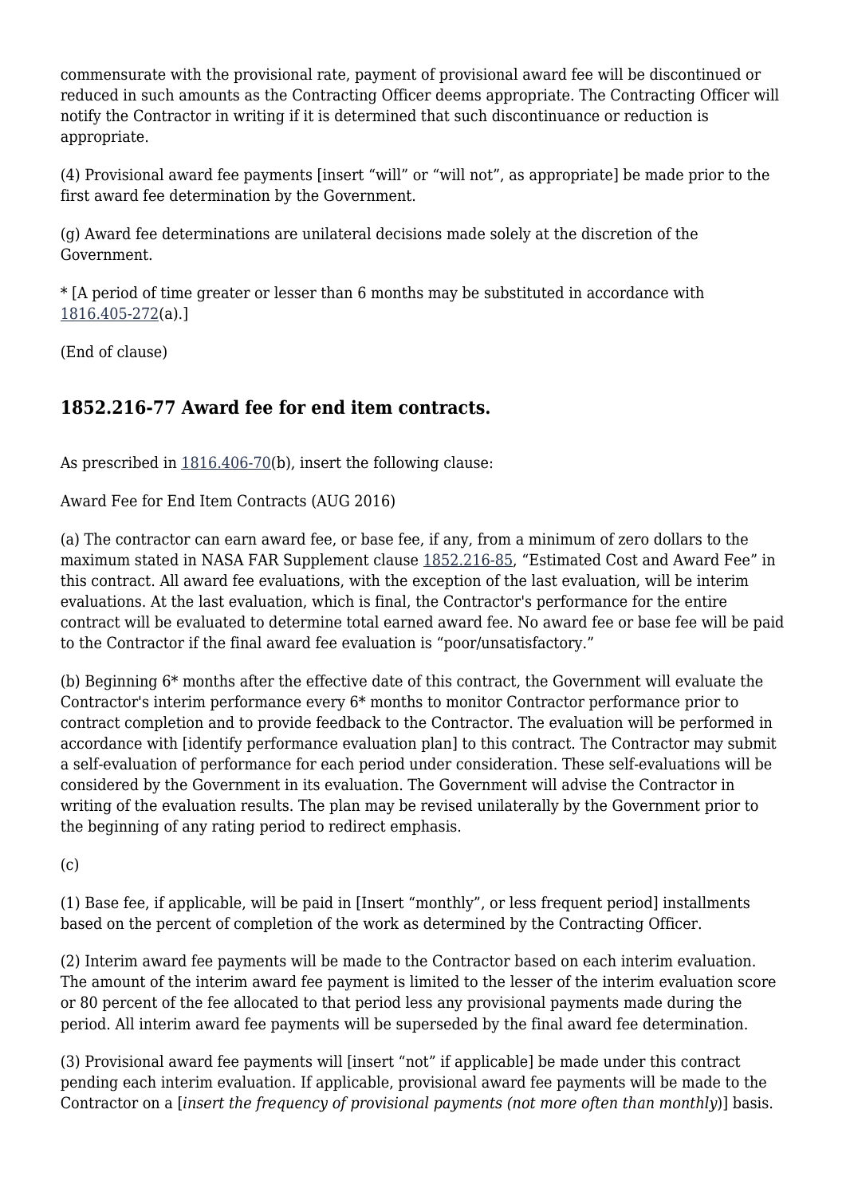commensurate with the provisional rate, payment of provisional award fee will be discontinued or reduced in such amounts as the Contracting Officer deems appropriate. The Contracting Officer will notify the Contractor in writing if it is determined that such discontinuance or reduction is appropriate.

(4) Provisional award fee payments [insert "will" or "will not", as appropriate] be made prior to the first award fee determination by the Government.

(g) Award fee determinations are unilateral decisions made solely at the discretion of the Government.

* [A period of time greater or lesser than 6 months may be substituted in accordance with 1816.405-272(a).]

(End of clause)

## 1852.216-77 Award fee for end item contracts.

As prescribed in 1816.406-70(b), insert the following clause:

Award Fee for End Item Contracts (AUG 2016)

(a) The contractor can earn award fee, or base fee, if any, from a minimum of zero dollars to the maximum stated in NASA FAR Supplement clause 1852.216-85, "Estimated Cost and Award Fee" in this contract. All award fee evaluations, with the exception of the last evaluation, will be interim evaluations. At the last evaluation, which is final, the Contractor's performance for the entire contract will be evaluated to determine total earned award fee. No award fee or base fee will be paid to the Contractor if the final award fee evaluation is "poor/unsatisfactory."

(b) Beginning 6* months after the effective date of this contract, the Government will evaluate the Contractor's interim performance every 6* months to monitor Contractor performance prior to contract completion and to provide feedback to the Contractor. The evaluation will be performed in accordance with [identify performance evaluation plan] to this contract. The Contractor may submit a self-evaluation of performance for each period under consideration. These self-evaluations will be considered by the Government in its evaluation. The Government will advise the Contractor in writing of the evaluation results. The plan may be revised unilaterally by the Government prior to the beginning of any rating period to redirect emphasis.

(c)

(1) Base fee, if applicable, will be paid in [Insert "monthly", or less frequent period] installments based on the percent of completion of the work as determined by the Contracting Officer.

(2) Interim award fee payments will be made to the Contractor based on each interim evaluation. The amount of the interim award fee payment is limited to the lesser of the interim evaluation score or 80 percent of the fee allocated to that period less any provisional payments made during the period. All interim award fee payments will be superseded by the final award fee determination.

(3) Provisional award fee payments will [insert "not" if applicable] be made under this contract pending each interim evaluation. If applicable, provisional award fee payments will be made to the Contractor on a [*insert the frequency of provisional payments (not more often than monthly)*] basis.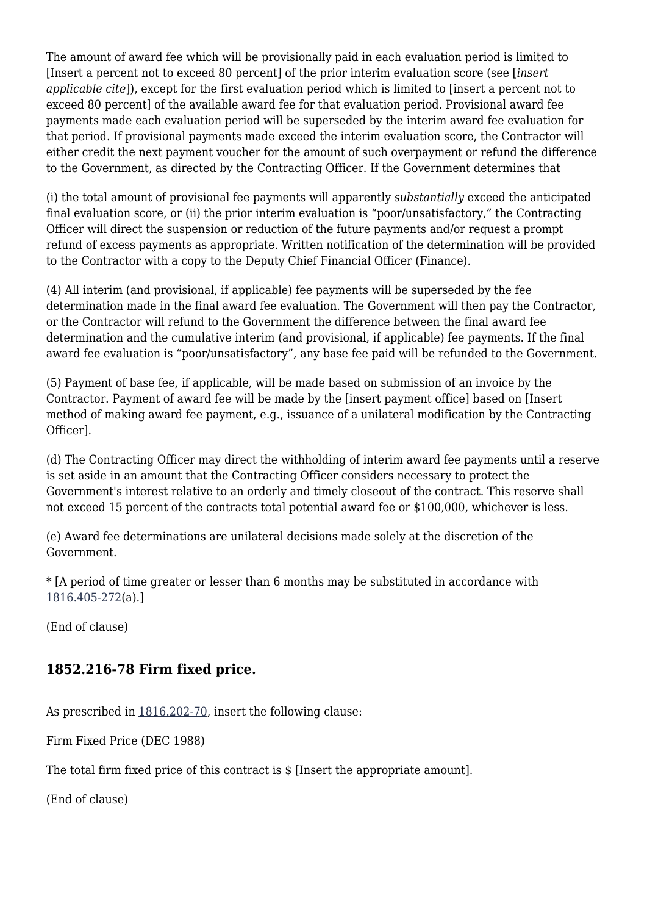The amount of award fee which will be provisionally paid in each evaluation period is limited to [Insert a percent not to exceed 80 percent] of the prior interim evaluation score (see [*insert applicable cite*]), except for the first evaluation period which is limited to [insert a percent not to exceed 80 percent] of the available award fee for that evaluation period. Provisional award fee payments made each evaluation period will be superseded by the interim award fee evaluation for that period. If provisional payments made exceed the interim evaluation score, the Contractor will either credit the next payment voucher for the amount of such overpayment or refund the difference to the Government, as directed by the Contracting Officer. If the Government determines that

(i) the total amount of provisional fee payments will apparently *substantially* exceed the anticipated final evaluation score, or (ii) the prior interim evaluation is "poor/unsatisfactory," the Contracting Officer will direct the suspension or reduction of the future payments and/or request a prompt refund of excess payments as appropriate. Written notification of the determination will be provided to the Contractor with a copy to the Deputy Chief Financial Officer (Finance).

(4) All interim (and provisional, if applicable) fee payments will be superseded by the fee determination made in the final award fee evaluation. The Government will then pay the Contractor, or the Contractor will refund to the Government the difference between the final award fee determination and the cumulative interim (and provisional, if applicable) fee payments. If the final award fee evaluation is "poor/unsatisfactory", any base fee paid will be refunded to the Government.

(5) Payment of base fee, if applicable, will be made based on submission of an invoice by the Contractor. Payment of award fee will be made by the [insert payment office] based on [Insert method of making award fee payment, e.g., issuance of a unilateral modification by the Contracting Officer].

(d) The Contracting Officer may direct the withholding of interim award fee payments until a reserve is set aside in an amount that the Contracting Officer considers necessary to protect the Government's interest relative to an orderly and timely closeout of the contract. This reserve shall not exceed 15 percent of the contracts total potential award fee or $100,000, whichever is less.

(e) Award fee determinations are unilateral decisions made solely at the discretion of the Government.

* [A period of time greater or lesser than 6 months may be substituted in accordance with 1816.405-272(a).]

(End of clause)

## 1852.216-78 Firm fixed price.

As prescribed in 1816.202-70, insert the following clause:

Firm Fixed Price (DEC 1988)

The total firm fixed price of this contract is $ [Insert the appropriate amount].

(End of clause)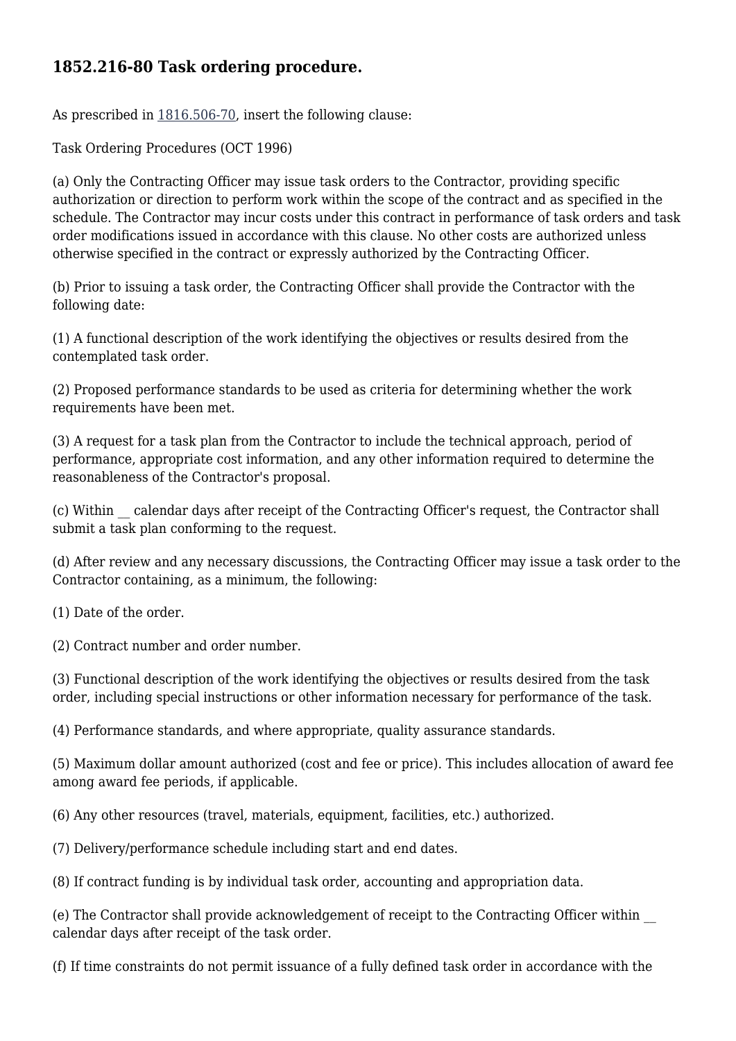## 1852.216-80 Task ordering procedure.

As prescribed in 1816.506-70, insert the following clause:

Task Ordering Procedures (OCT 1996)

(a) Only the Contracting Officer may issue task orders to the Contractor, providing specific authorization or direction to perform work within the scope of the contract and as specified in the schedule. The Contractor may incur costs under this contract in performance of task orders and task order modifications issued in accordance with this clause. No other costs are authorized unless otherwise specified in the contract or expressly authorized by the Contracting Officer.

(b) Prior to issuing a task order, the Contracting Officer shall provide the Contractor with the following date:

(1) A functional description of the work identifying the objectives or results desired from the contemplated task order.

(2) Proposed performance standards to be used as criteria for determining whether the work requirements have been met.

(3) A request for a task plan from the Contractor to include the technical approach, period of performance, appropriate cost information, and any other information required to determine the reasonableness of the Contractor's proposal.

(c) Within __ calendar days after receipt of the Contracting Officer's request, the Contractor shall submit a task plan conforming to the request.

(d) After review and any necessary discussions, the Contracting Officer may issue a task order to the Contractor containing, as a minimum, the following:

(1) Date of the order.

(2) Contract number and order number.

(3) Functional description of the work identifying the objectives or results desired from the task order, including special instructions or other information necessary for performance of the task.

(4) Performance standards, and where appropriate, quality assurance standards.

(5) Maximum dollar amount authorized (cost and fee or price). This includes allocation of award fee among award fee periods, if applicable.

(6) Any other resources (travel, materials, equipment, facilities, etc.) authorized.

(7) Delivery/performance schedule including start and end dates.

(8) If contract funding is by individual task order, accounting and appropriation data.

(e) The Contractor shall provide acknowledgement of receipt to the Contracting Officer within __ calendar days after receipt of the task order.

(f) If time constraints do not permit issuance of a fully defined task order in accordance with the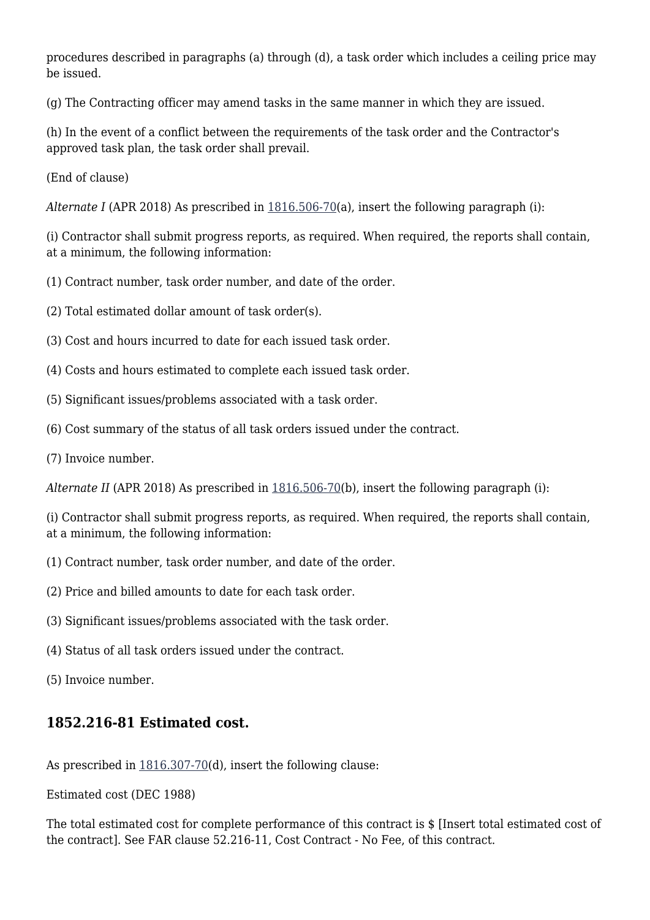procedures described in paragraphs (a) through (d), a task order which includes a ceiling price may be issued.

(g) The Contracting officer may amend tasks in the same manner in which they are issued.

(h) In the event of a conflict between the requirements of the task order and the Contractor's approved task plan, the task order shall prevail.

(End of clause)

*Alternate I* (APR 2018) As prescribed in 1816.506-70(a), insert the following paragraph (i):

(i) Contractor shall submit progress reports, as required. When required, the reports shall contain, at a minimum, the following information:

(1) Contract number, task order number, and date of the order.

(2) Total estimated dollar amount of task order(s).

(3) Cost and hours incurred to date for each issued task order.

(4) Costs and hours estimated to complete each issued task order.

(5) Significant issues/problems associated with a task order.

(6) Cost summary of the status of all task orders issued under the contract.

(7) Invoice number.

*Alternate II* (APR 2018) As prescribed in 1816.506-70(b), insert the following paragraph (i):

(i) Contractor shall submit progress reports, as required. When required, the reports shall contain, at a minimum, the following information:

(1) Contract number, task order number, and date of the order.

(2) Price and billed amounts to date for each task order.

(3) Significant issues/problems associated with the task order.

(4) Status of all task orders issued under the contract.

(5) Invoice number.

## 1852.216-81 Estimated cost.

As prescribed in 1816.307-70(d), insert the following clause:

Estimated cost (DEC 1988)

The total estimated cost for complete performance of this contract is $ [Insert total estimated cost of the contract]. See FAR clause 52.216-11, Cost Contract - No Fee, of this contract.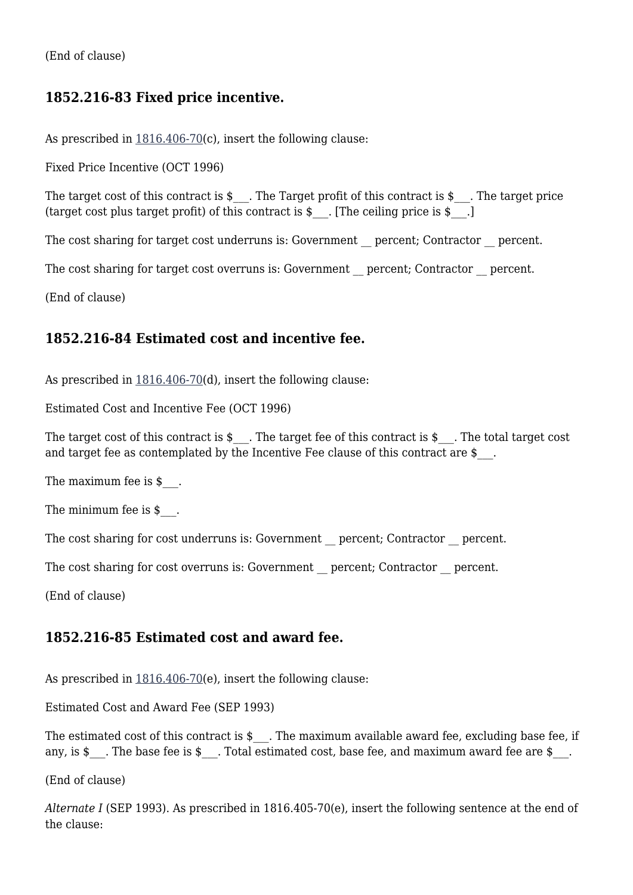(End of clause)

### 1852.216-83 Fixed price incentive.

As prescribed in 1816.406-70(c), insert the following clause:

Fixed Price Incentive (OCT 1996)

The target cost of this contract is $___. The Target profit of this contract is $___. The target price (target cost plus target profit) of this contract is $___. [The ceiling price is $___.]

The cost sharing for target cost underruns is: Government __ percent; Contractor __ percent.

The cost sharing for target cost overruns is: Government __ percent; Contractor __ percent.

(End of clause)

### 1852.216-84 Estimated cost and incentive fee.

As prescribed in 1816.406-70(d), insert the following clause:

Estimated Cost and Incentive Fee (OCT 1996)

The target cost of this contract is $___. The target fee of this contract is $___. The total target cost and target fee as contemplated by the Incentive Fee clause of this contract are $___.

The maximum fee is $___.

The minimum fee is $___.

The cost sharing for cost underruns is: Government __ percent; Contractor __ percent.

The cost sharing for cost overruns is: Government __ percent; Contractor __ percent.

(End of clause)

### 1852.216-85 Estimated cost and award fee.

As prescribed in 1816.406-70(e), insert the following clause:

Estimated Cost and Award Fee (SEP 1993)

The estimated cost of this contract is $___. The maximum available award fee, excluding base fee, if any, is $___. The base fee is $___. Total estimated cost, base fee, and maximum award fee are $___.

(End of clause)

*Alternate I* (SEP 1993). As prescribed in 1816.405-70(e), insert the following sentence at the end of the clause: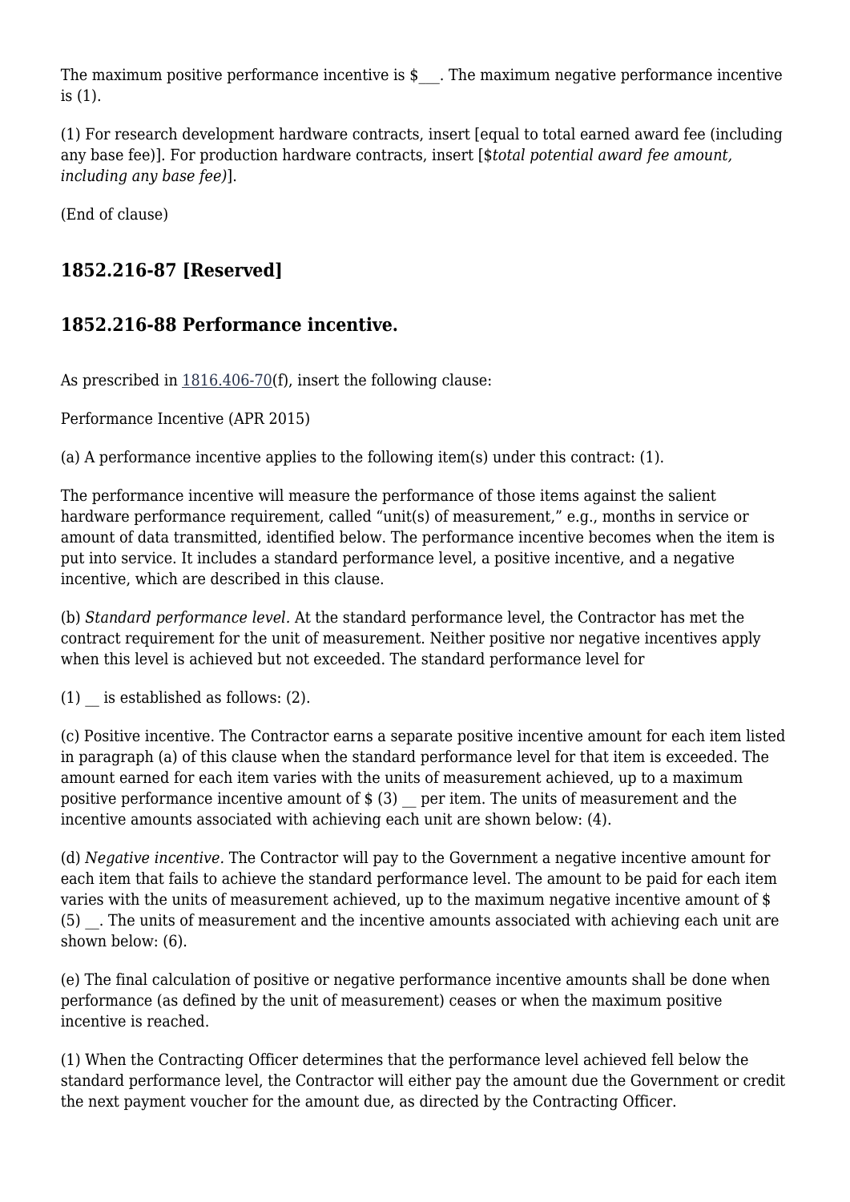The maximum positive performance incentive is $___. The maximum negative performance incentive is (1).

(1) For research development hardware contracts, insert [equal to total earned award fee (including any base fee)]. For production hardware contracts, insert [$*total potential award fee amount, including any base fee)*].

(End of clause)

### 1852.216-87 [Reserved]

### 1852.216-88 Performance incentive.

As prescribed in 1816.406-70(f), insert the following clause:

Performance Incentive (APR 2015)

(a) A performance incentive applies to the following item(s) under this contract: (1).

The performance incentive will measure the performance of those items against the salient hardware performance requirement, called "unit(s) of measurement," e.g., months in service or amount of data transmitted, identified below. The performance incentive becomes when the item is put into service. It includes a standard performance level, a positive incentive, and a negative incentive, which are described in this clause.

(b) *Standard performance level.* At the standard performance level, the Contractor has met the contract requirement for the unit of measurement. Neither positive nor negative incentives apply when this level is achieved but not exceeded. The standard performance level for

(1) __ is established as follows: (2).

(c) Positive incentive. The Contractor earns a separate positive incentive amount for each item listed in paragraph (a) of this clause when the standard performance level for that item is exceeded. The amount earned for each item varies with the units of measurement achieved, up to a maximum positive performance incentive amount of $ (3) __ per item. The units of measurement and the incentive amounts associated with achieving each unit are shown below: (4).

(d) *Negative incentive*. The Contractor will pay to the Government a negative incentive amount for each item that fails to achieve the standard performance level. The amount to be paid for each item varies with the units of measurement achieved, up to the maximum negative incentive amount of $ (5) __. The units of measurement and the incentive amounts associated with achieving each unit are shown below: (6).

(e) The final calculation of positive or negative performance incentive amounts shall be done when performance (as defined by the unit of measurement) ceases or when the maximum positive incentive is reached.

(1) When the Contracting Officer determines that the performance level achieved fell below the standard performance level, the Contractor will either pay the amount due the Government or credit the next payment voucher for the amount due, as directed by the Contracting Officer.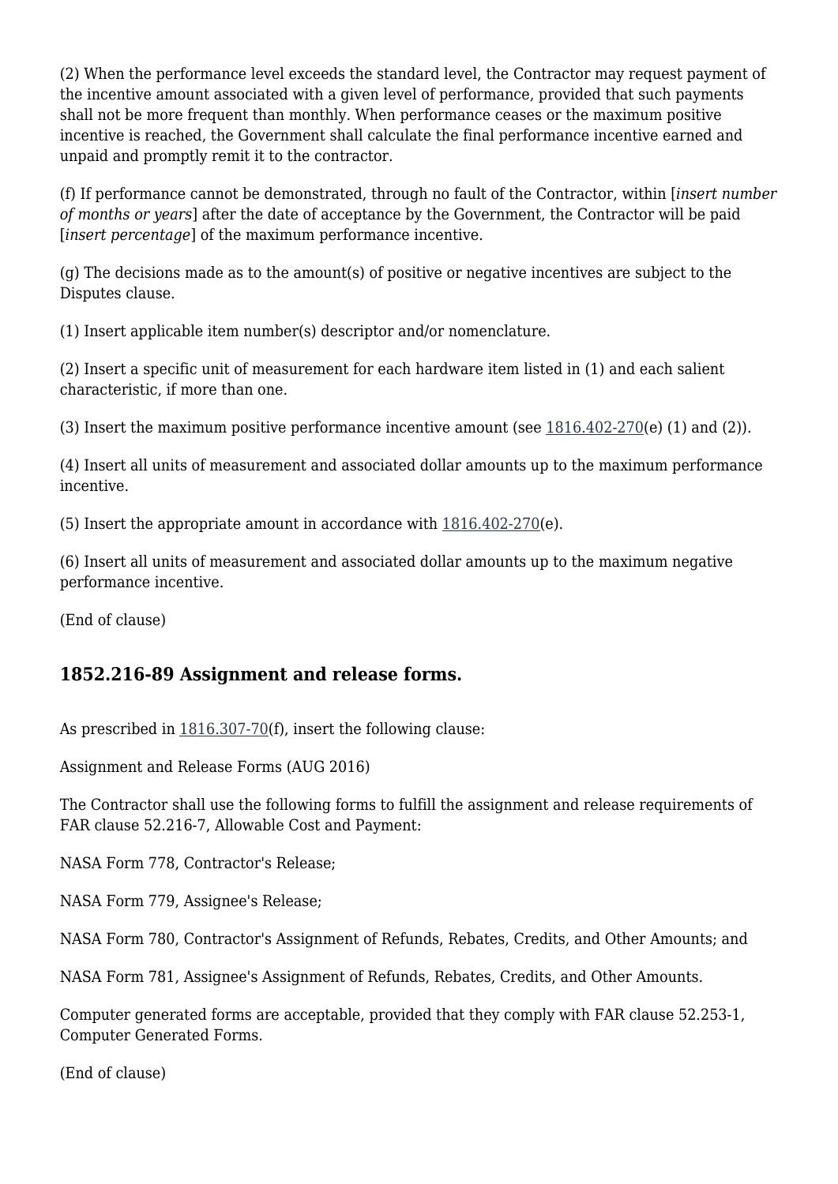(2) When the performance level exceeds the standard level, the Contractor may request payment of the incentive amount associated with a given level of performance, provided that such payments shall not be more frequent than monthly. When performance ceases or the maximum positive incentive is reached, the Government shall calculate the final performance incentive earned and unpaid and promptly remit it to the contractor.

(f) If performance cannot be demonstrated, through no fault of the Contractor, within [*insert number of months or years*] after the date of acceptance by the Government, the Contractor will be paid [*insert percentage*] of the maximum performance incentive.

(g) The decisions made as to the amount(s) of positive or negative incentives are subject to the Disputes clause.

(1) Insert applicable item number(s) descriptor and/or nomenclature.

(2) Insert a specific unit of measurement for each hardware item listed in (1) and each salient characteristic, if more than one.

(3) Insert the maximum positive performance incentive amount (see 1816.402-270(e) (1) and (2)).

(4) Insert all units of measurement and associated dollar amounts up to the maximum performance incentive.

(5) Insert the appropriate amount in accordance with 1816.402-270(e).

(6) Insert all units of measurement and associated dollar amounts up to the maximum negative performance incentive.

(End of clause)

## 1852.216-89 Assignment and release forms.

As prescribed in 1816.307-70(f), insert the following clause:

Assignment and Release Forms (AUG 2016)

The Contractor shall use the following forms to fulfill the assignment and release requirements of FAR clause 52.216-7, Allowable Cost and Payment:

NASA Form 778, Contractor's Release;

NASA Form 779, Assignee's Release;

NASA Form 780, Contractor's Assignment of Refunds, Rebates, Credits, and Other Amounts; and

NASA Form 781, Assignee's Assignment of Refunds, Rebates, Credits, and Other Amounts.

Computer generated forms are acceptable, provided that they comply with FAR clause 52.253-1, Computer Generated Forms.

(End of clause)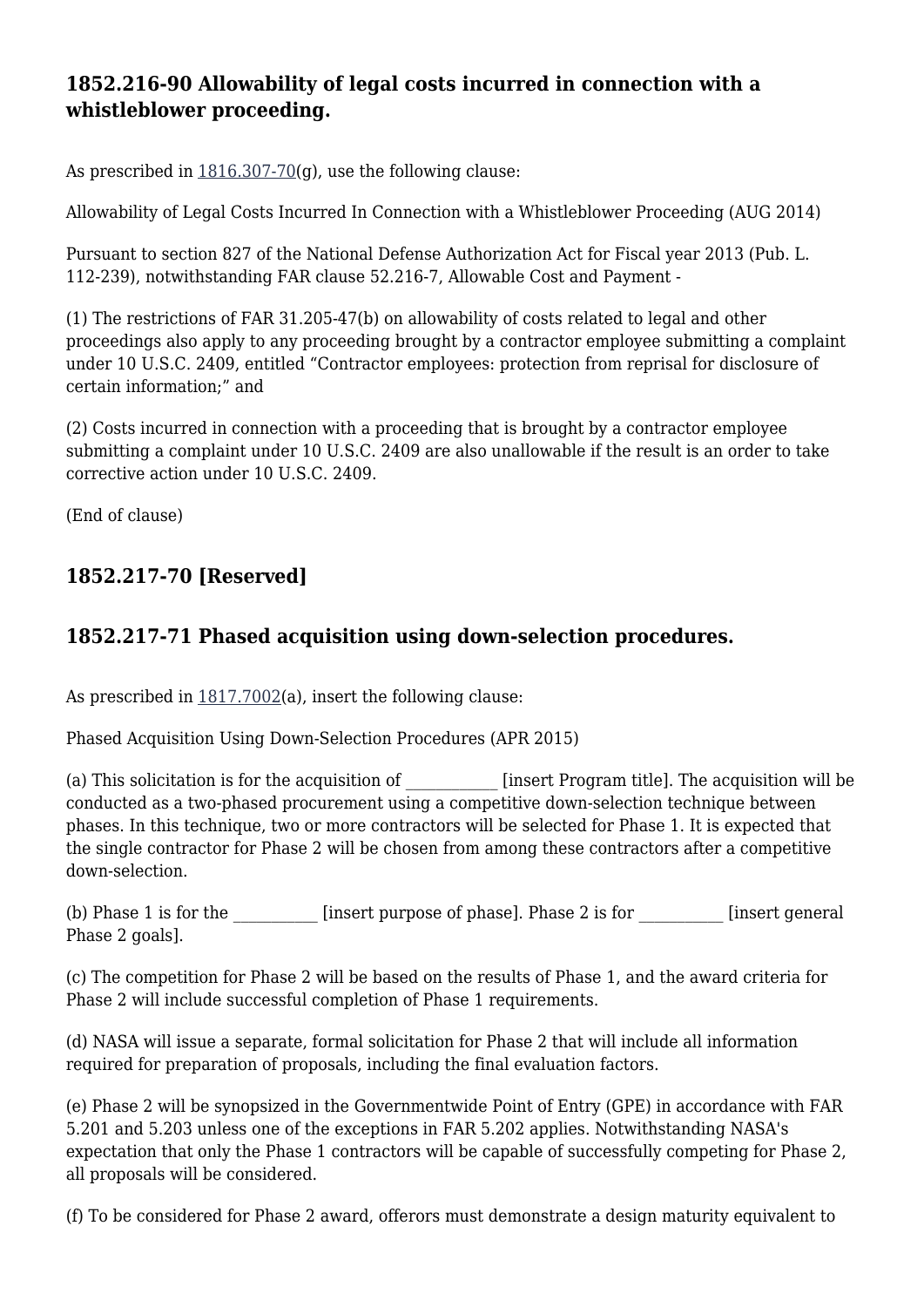### 1852.216-90 Allowability of legal costs incurred in connection with a whistleblower proceeding.

As prescribed in 1816.307-70(g), use the following clause:

Allowability of Legal Costs Incurred In Connection with a Whistleblower Proceeding (AUG 2014)

Pursuant to section 827 of the National Defense Authorization Act for Fiscal year 2013 (Pub. L. 112-239), notwithstanding FAR clause 52.216-7, Allowable Cost and Payment -

(1) The restrictions of FAR 31.205-47(b) on allowability of costs related to legal and other proceedings also apply to any proceeding brought by a contractor employee submitting a complaint under 10 U.S.C. 2409, entitled “Contractor employees: protection from reprisal for disclosure of certain information;” and

(2) Costs incurred in connection with a proceeding that is brought by a contractor employee submitting a complaint under 10 U.S.C. 2409 are also unallowable if the result is an order to take corrective action under 10 U.S.C. 2409.

(End of clause)

### 1852.217-70 [Reserved]

### 1852.217-71 Phased acquisition using down-selection procedures.

As prescribed in 1817.7002(a), insert the following clause:

Phased Acquisition Using Down-Selection Procedures (APR 2015)

(a) This solicitation is for the acquisition of ___________ [insert Program title]. The acquisition will be conducted as a two-phased procurement using a competitive down-selection technique between phases. In this technique, two or more contractors will be selected for Phase 1. It is expected that the single contractor for Phase 2 will be chosen from among these contractors after a competitive down-selection.

(b) Phase 1 is for the __________ [insert purpose of phase]. Phase 2 is for __________ [insert general Phase 2 goals].

(c) The competition for Phase 2 will be based on the results of Phase 1, and the award criteria for Phase 2 will include successful completion of Phase 1 requirements.

(d) NASA will issue a separate, formal solicitation for Phase 2 that will include all information required for preparation of proposals, including the final evaluation factors.

(e) Phase 2 will be synopsized in the Governmentwide Point of Entry (GPE) in accordance with FAR 5.201 and 5.203 unless one of the exceptions in FAR 5.202 applies. Notwithstanding NASA's expectation that only the Phase 1 contractors will be capable of successfully competing for Phase 2, all proposals will be considered.

(f) To be considered for Phase 2 award, offerors must demonstrate a design maturity equivalent to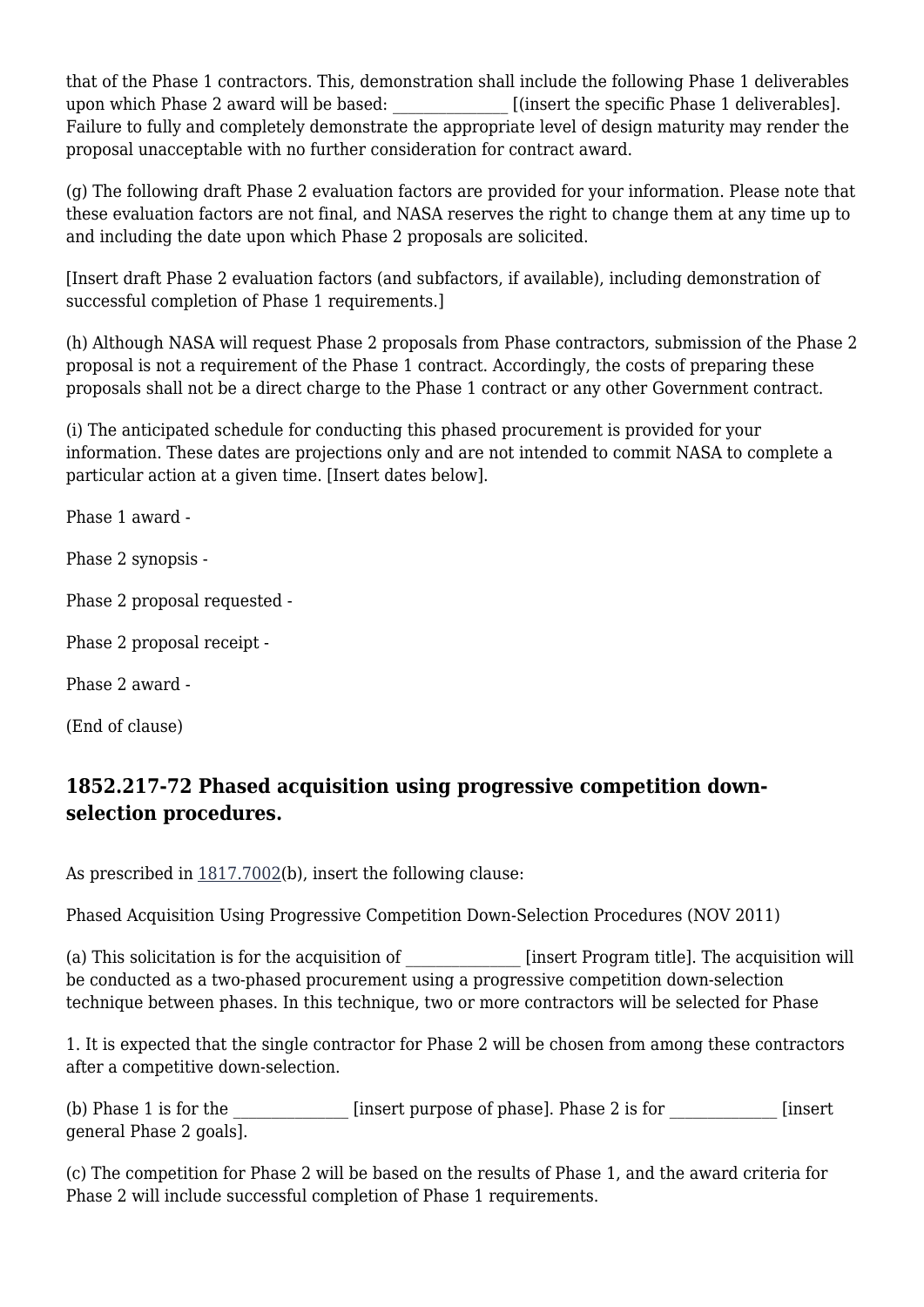that of the Phase 1 contractors. This, demonstration shall include the following Phase 1 deliverables upon which Phase 2 award will be based: _______________ [(insert the specific Phase 1 deliverables]. Failure to fully and completely demonstrate the appropriate level of design maturity may render the proposal unacceptable with no further consideration for contract award.

(g) The following draft Phase 2 evaluation factors are provided for your information. Please note that these evaluation factors are not final, and NASA reserves the right to change them at any time up to and including the date upon which Phase 2 proposals are solicited.

[Insert draft Phase 2 evaluation factors (and subfactors, if available), including demonstration of successful completion of Phase 1 requirements.]

(h) Although NASA will request Phase 2 proposals from Phase contractors, submission of the Phase 2 proposal is not a requirement of the Phase 1 contract. Accordingly, the costs of preparing these proposals shall not be a direct charge to the Phase 1 contract or any other Government contract.

(i) The anticipated schedule for conducting this phased procurement is provided for your information. These dates are projections only and are not intended to commit NASA to complete a particular action at a given time. [Insert dates below].

Phase 1 award -

Phase 2 synopsis -

Phase 2 proposal requested -

Phase 2 proposal receipt -

Phase 2 award -

(End of clause)

### 1852.217-72 Phased acquisition using progressive competition down-selection procedures.

As prescribed in 1817.7002(b), insert the following clause:

Phased Acquisition Using Progressive Competition Down-Selection Procedures (NOV 2011)

(a) This solicitation is for the acquisition of _______________ [insert Program title]. The acquisition will be conducted as a two-phased procurement using a progressive competition down-selection technique between phases. In this technique, two or more contractors will be selected for Phase 1. It is expected that the single contractor for Phase 2 will be chosen from among these contractors after a competitive down-selection.

(b) Phase 1 is for the _______________ [insert purpose of phase]. Phase 2 is for ______________ [insert general Phase 2 goals].

(c) The competition for Phase 2 will be based on the results of Phase 1, and the award criteria for Phase 2 will include successful completion of Phase 1 requirements.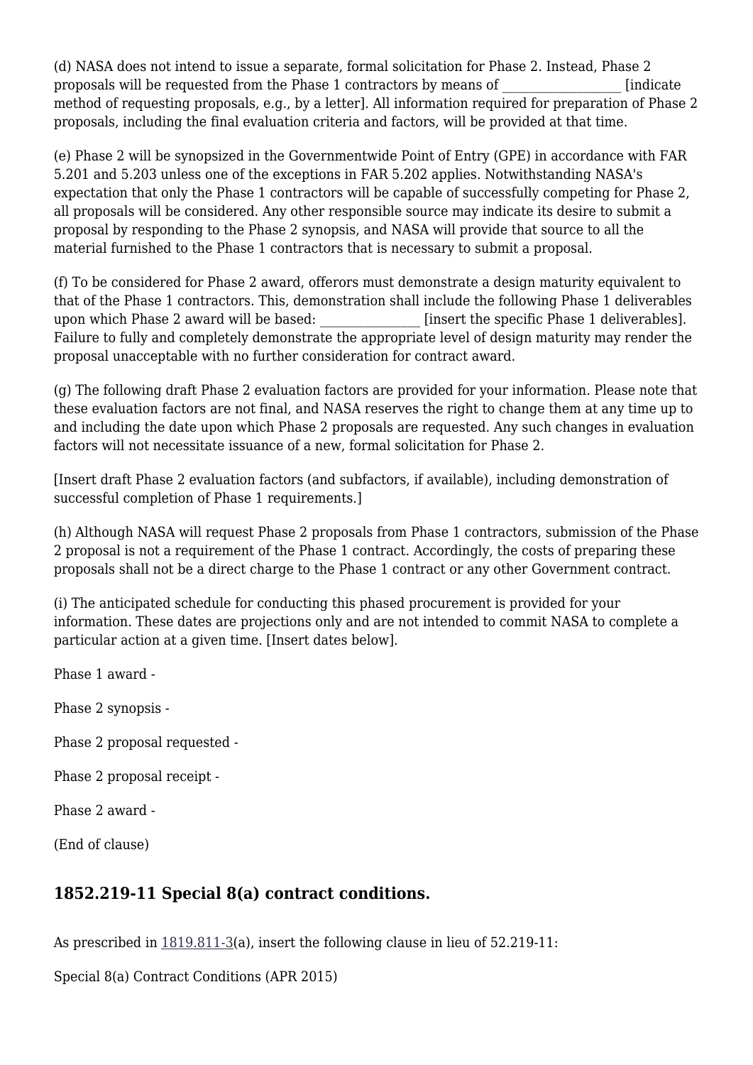(d) NASA does not intend to issue a separate, formal solicitation for Phase 2. Instead, Phase 2 proposals will be requested from the Phase 1 contractors by means of __________________ [indicate method of requesting proposals, e.g., by a letter]. All information required for preparation of Phase 2 proposals, including the final evaluation criteria and factors, will be provided at that time.

(e) Phase 2 will be synopsized in the Governmentwide Point of Entry (GPE) in accordance with FAR 5.201 and 5.203 unless one of the exceptions in FAR 5.202 applies. Notwithstanding NASA's expectation that only the Phase 1 contractors will be capable of successfully competing for Phase 2, all proposals will be considered. Any other responsible source may indicate its desire to submit a proposal by responding to the Phase 2 synopsis, and NASA will provide that source to all the material furnished to the Phase 1 contractors that is necessary to submit a proposal.

(f) To be considered for Phase 2 award, offerors must demonstrate a design maturity equivalent to that of the Phase 1 contractors. This, demonstration shall include the following Phase 1 deliverables upon which Phase 2 award will be based: _______________ [insert the specific Phase 1 deliverables]. Failure to fully and completely demonstrate the appropriate level of design maturity may render the proposal unacceptable with no further consideration for contract award.

(g) The following draft Phase 2 evaluation factors are provided for your information. Please note that these evaluation factors are not final, and NASA reserves the right to change them at any time up to and including the date upon which Phase 2 proposals are requested. Any such changes in evaluation factors will not necessitate issuance of a new, formal solicitation for Phase 2.

[Insert draft Phase 2 evaluation factors (and subfactors, if available), including demonstration of successful completion of Phase 1 requirements.]

(h) Although NASA will request Phase 2 proposals from Phase 1 contractors, submission of the Phase 2 proposal is not a requirement of the Phase 1 contract. Accordingly, the costs of preparing these proposals shall not be a direct charge to the Phase 1 contract or any other Government contract.

(i) The anticipated schedule for conducting this phased procurement is provided for your information. These dates are projections only and are not intended to commit NASA to complete a particular action at a given time. [Insert dates below].

Phase 1 award -

Phase 2 synopsis -

Phase 2 proposal requested -

Phase 2 proposal receipt -

Phase 2 award -

(End of clause)

## 1852.219-11 Special 8(a) contract conditions.

As prescribed in 1819.811-3(a), insert the following clause in lieu of 52.219-11:

Special 8(a) Contract Conditions (APR 2015)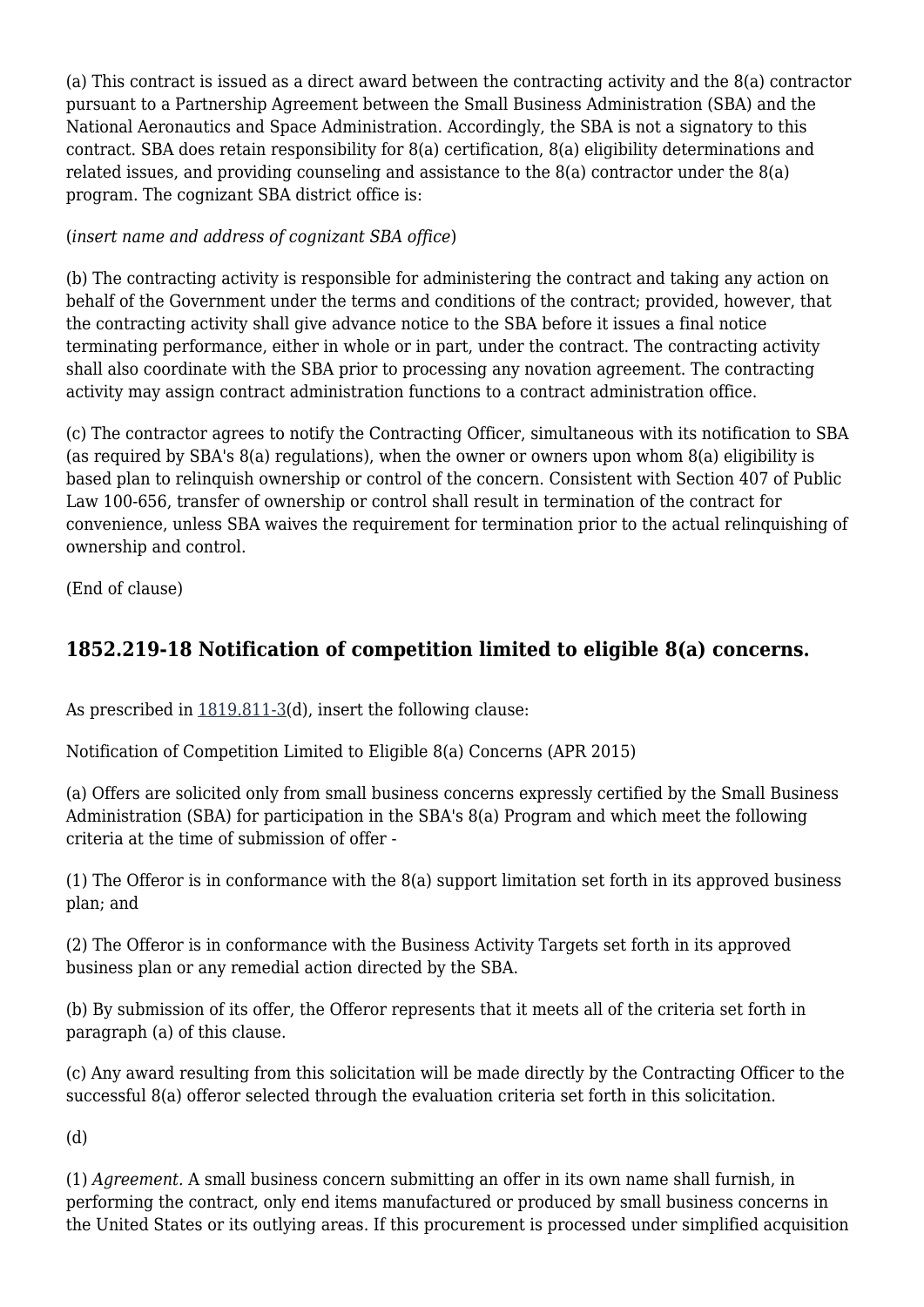(a) This contract is issued as a direct award between the contracting activity and the 8(a) contractor pursuant to a Partnership Agreement between the Small Business Administration (SBA) and the National Aeronautics and Space Administration. Accordingly, the SBA is not a signatory to this contract. SBA does retain responsibility for 8(a) certification, 8(a) eligibility determinations and related issues, and providing counseling and assistance to the 8(a) contractor under the 8(a) program. The cognizant SBA district office is:

(*insert name and address of cognizant SBA office*)

(b) The contracting activity is responsible for administering the contract and taking any action on behalf of the Government under the terms and conditions of the contract; provided, however, that the contracting activity shall give advance notice to the SBA before it issues a final notice terminating performance, either in whole or in part, under the contract. The contracting activity shall also coordinate with the SBA prior to processing any novation agreement. The contracting activity may assign contract administration functions to a contract administration office.

(c) The contractor agrees to notify the Contracting Officer, simultaneous with its notification to SBA (as required by SBA's 8(a) regulations), when the owner or owners upon whom 8(a) eligibility is based plan to relinquish ownership or control of the concern. Consistent with Section 407 of Public Law 100-656, transfer of ownership or control shall result in termination of the contract for convenience, unless SBA waives the requirement for termination prior to the actual relinquishing of ownership and control.

(End of clause)

## 1852.219-18 Notification of competition limited to eligible 8(a) concerns.

As prescribed in 1819.811-3(d), insert the following clause:

Notification of Competition Limited to Eligible 8(a) Concerns (APR 2015)

(a) Offers are solicited only from small business concerns expressly certified by the Small Business Administration (SBA) for participation in the SBA's 8(a) Program and which meet the following criteria at the time of submission of offer -

(1) The Offeror is in conformance with the 8(a) support limitation set forth in its approved business plan; and

(2) The Offeror is in conformance with the Business Activity Targets set forth in its approved business plan or any remedial action directed by the SBA.

(b) By submission of its offer, the Offeror represents that it meets all of the criteria set forth in paragraph (a) of this clause.

(c) Any award resulting from this solicitation will be made directly by the Contracting Officer to the successful 8(a) offeror selected through the evaluation criteria set forth in this solicitation.

(d)

(1) *Agreement.* A small business concern submitting an offer in its own name shall furnish, in performing the contract, only end items manufactured or produced by small business concerns in the United States or its outlying areas. If this procurement is processed under simplified acquisition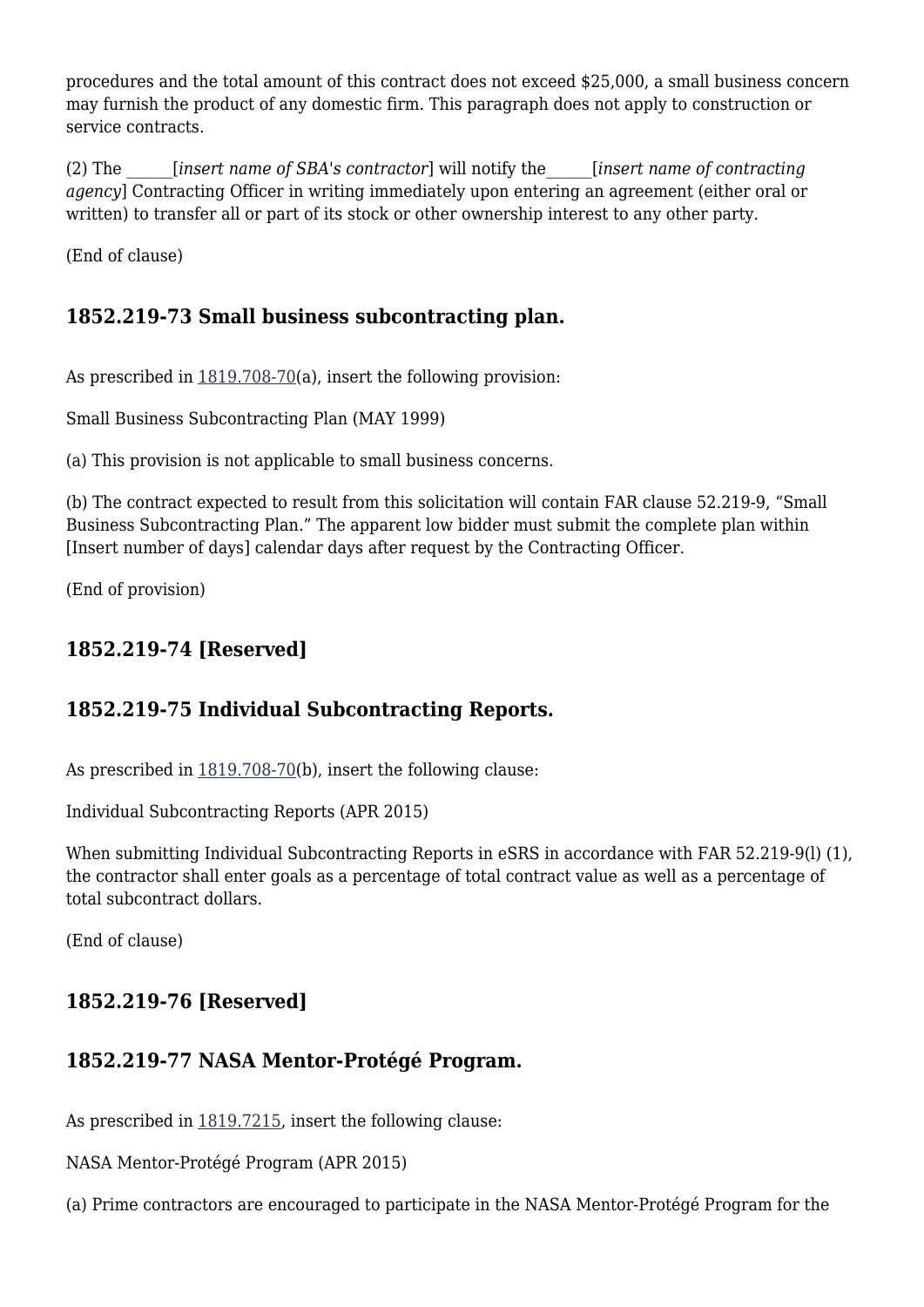procedures and the total amount of this contract does not exceed $25,000, a small business concern may furnish the product of any domestic firm. This paragraph does not apply to construction or service contracts.

(2) The ______[*insert name of SBA's contractor*] will notify the______[*insert name of contracting agency*] Contracting Officer in writing immediately upon entering an agreement (either oral or written) to transfer all or part of its stock or other ownership interest to any other party.

(End of clause)

### 1852.219-73 Small business subcontracting plan.

As prescribed in 1819.708-70(a), insert the following provision:

Small Business Subcontracting Plan (MAY 1999)

(a) This provision is not applicable to small business concerns.

(b) The contract expected to result from this solicitation will contain FAR clause 52.219-9, “Small Business Subcontracting Plan.” The apparent low bidder must submit the complete plan within [Insert number of days] calendar days after request by the Contracting Officer.

(End of provision)

### 1852.219-74 [Reserved]

### 1852.219-75 Individual Subcontracting Reports.

As prescribed in 1819.708-70(b), insert the following clause:

Individual Subcontracting Reports (APR 2015)

When submitting Individual Subcontracting Reports in eSRS in accordance with FAR 52.219-9(l) (1), the contractor shall enter goals as a percentage of total contract value as well as a percentage of total subcontract dollars.

(End of clause)

### 1852.219-76 [Reserved]

### 1852.219-77 NASA Mentor-Protégé Program.

As prescribed in 1819.7215, insert the following clause:

NASA Mentor-Protégé Program (APR 2015)

(a) Prime contractors are encouraged to participate in the NASA Mentor-Protégé Program for the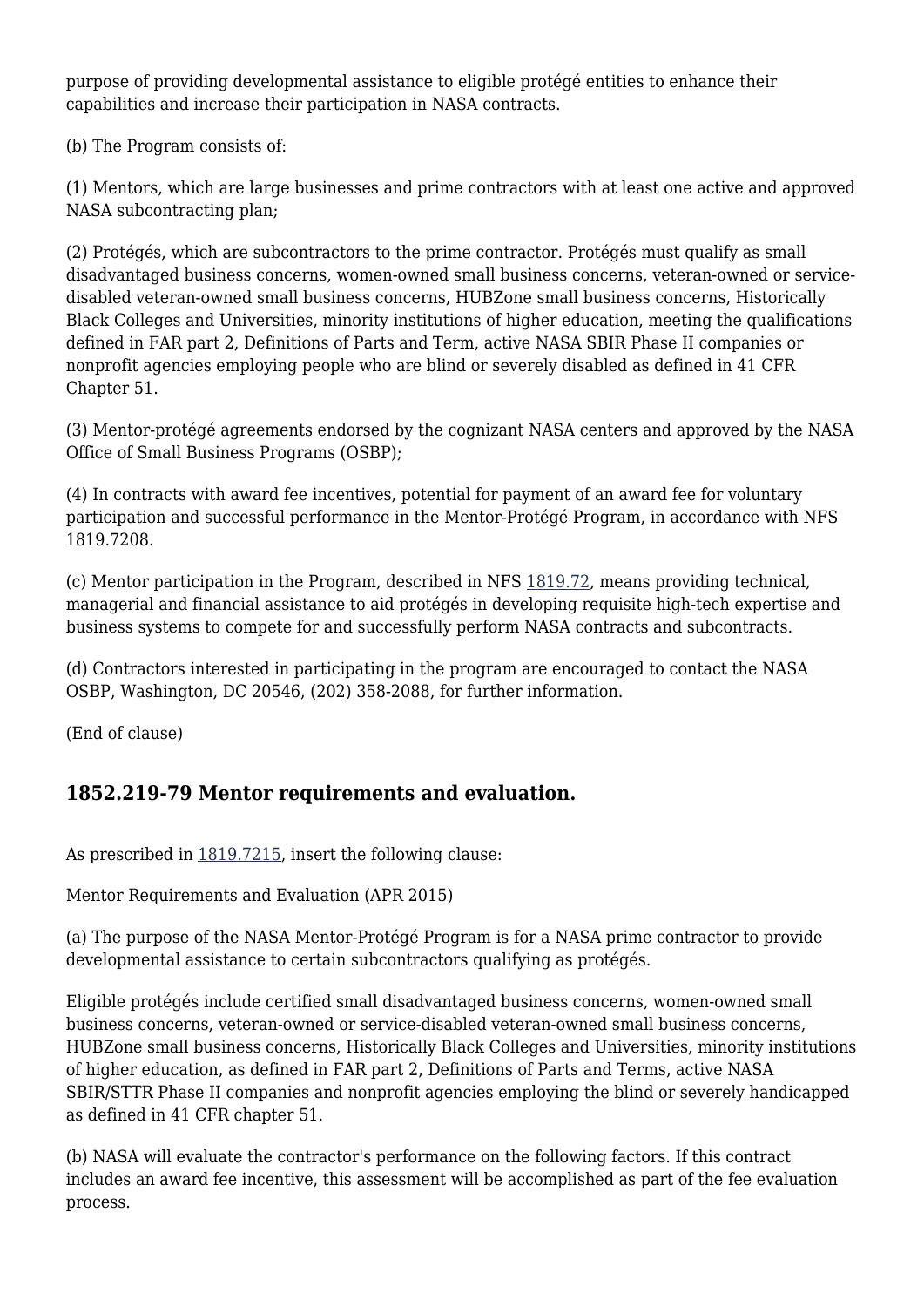purpose of providing developmental assistance to eligible protégé entities to enhance their capabilities and increase their participation in NASA contracts.

(b) The Program consists of:

(1) Mentors, which are large businesses and prime contractors with at least one active and approved NASA subcontracting plan;

(2) Protégés, which are subcontractors to the prime contractor. Protégés must qualify as small disadvantaged business concerns, women-owned small business concerns, veteran-owned or service-disabled veteran-owned small business concerns, HUBZone small business concerns, Historically Black Colleges and Universities, minority institutions of higher education, meeting the qualifications defined in FAR part 2, Definitions of Parts and Term, active NASA SBIR Phase II companies or nonprofit agencies employing people who are blind or severely disabled as defined in 41 CFR Chapter 51.

(3) Mentor-protégé agreements endorsed by the cognizant NASA centers and approved by the NASA Office of Small Business Programs (OSBP);

(4) In contracts with award fee incentives, potential for payment of an award fee for voluntary participation and successful performance in the Mentor-Protégé Program, in accordance with NFS 1819.7208.

(c) Mentor participation in the Program, described in NFS 1819.72, means providing technical, managerial and financial assistance to aid protégés in developing requisite high-tech expertise and business systems to compete for and successfully perform NASA contracts and subcontracts.

(d) Contractors interested in participating in the program are encouraged to contact the NASA OSBP, Washington, DC 20546, (202) 358-2088, for further information.

(End of clause)

### 1852.219-79 Mentor requirements and evaluation.

As prescribed in 1819.7215, insert the following clause:

Mentor Requirements and Evaluation (APR 2015)

(a) The purpose of the NASA Mentor-Protégé Program is for a NASA prime contractor to provide developmental assistance to certain subcontractors qualifying as protégés.

Eligible protégés include certified small disadvantaged business concerns, women-owned small business concerns, veteran-owned or service-disabled veteran-owned small business concerns, HUBZone small business concerns, Historically Black Colleges and Universities, minority institutions of higher education, as defined in FAR part 2, Definitions of Parts and Terms, active NASA SBIR/STTR Phase II companies and nonprofit agencies employing the blind or severely handicapped as defined in 41 CFR chapter 51.

(b) NASA will evaluate the contractor's performance on the following factors. If this contract includes an award fee incentive, this assessment will be accomplished as part of the fee evaluation process.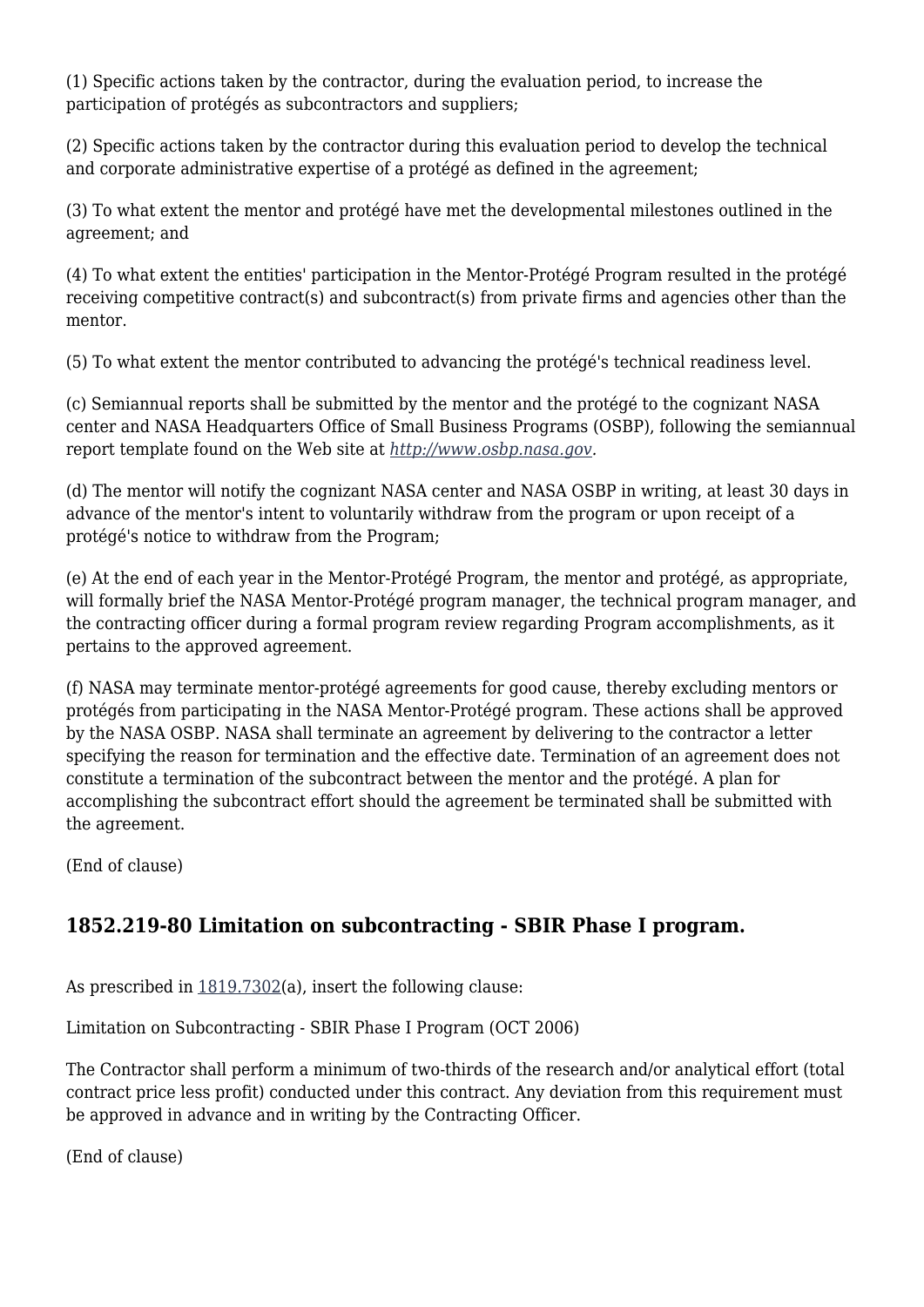(1) Specific actions taken by the contractor, during the evaluation period, to increase the participation of protégés as subcontractors and suppliers;

(2) Specific actions taken by the contractor during this evaluation period to develop the technical and corporate administrative expertise of a protégé as defined in the agreement;

(3) To what extent the mentor and protégé have met the developmental milestones outlined in the agreement; and

(4) To what extent the entities' participation in the Mentor-Protégé Program resulted in the protégé receiving competitive contract(s) and subcontract(s) from private firms and agencies other than the mentor.

(5) To what extent the mentor contributed to advancing the protégé's technical readiness level.

(c) Semiannual reports shall be submitted by the mentor and the protégé to the cognizant NASA center and NASA Headquarters Office of Small Business Programs (OSBP), following the semiannual report template found on the Web site at *http://www.osbp.nasa.gov*.

(d) The mentor will notify the cognizant NASA center and NASA OSBP in writing, at least 30 days in advance of the mentor's intent to voluntarily withdraw from the program or upon receipt of a protégé's notice to withdraw from the Program;

(e) At the end of each year in the Mentor-Protégé Program, the mentor and protégé, as appropriate, will formally brief the NASA Mentor-Protégé program manager, the technical program manager, and the contracting officer during a formal program review regarding Program accomplishments, as it pertains to the approved agreement.

(f) NASA may terminate mentor-protégé agreements for good cause, thereby excluding mentors or protégés from participating in the NASA Mentor-Protégé program. These actions shall be approved by the NASA OSBP. NASA shall terminate an agreement by delivering to the contractor a letter specifying the reason for termination and the effective date. Termination of an agreement does not constitute a termination of the subcontract between the mentor and the protégé. A plan for accomplishing the subcontract effort should the agreement be terminated shall be submitted with the agreement.

(End of clause)

## 1852.219-80 Limitation on subcontracting - SBIR Phase I program.

As prescribed in 1819.7302(a), insert the following clause:

Limitation on Subcontracting - SBIR Phase I Program (OCT 2006)

The Contractor shall perform a minimum of two-thirds of the research and/or analytical effort (total contract price less profit) conducted under this contract. Any deviation from this requirement must be approved in advance and in writing by the Contracting Officer.

(End of clause)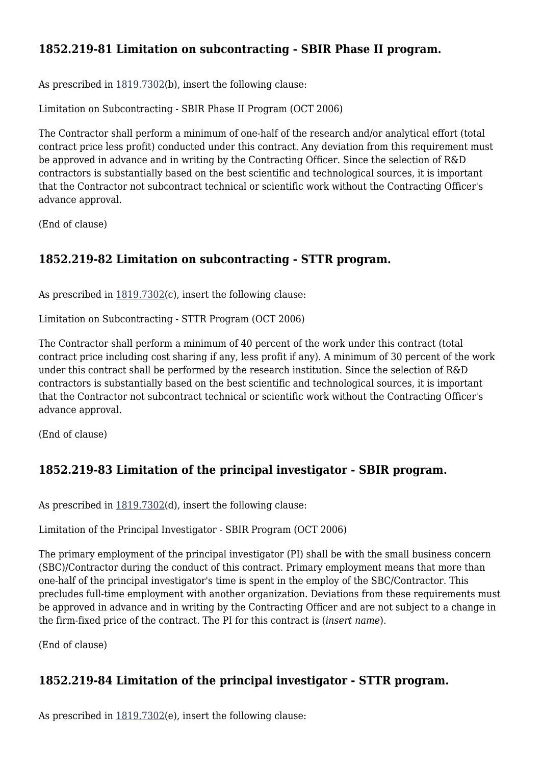### 1852.219-81 Limitation on subcontracting - SBIR Phase II program.

As prescribed in 1819.7302(b), insert the following clause:

Limitation on Subcontracting - SBIR Phase II Program (OCT 2006)

The Contractor shall perform a minimum of one-half of the research and/or analytical effort (total contract price less profit) conducted under this contract. Any deviation from this requirement must be approved in advance and in writing by the Contracting Officer. Since the selection of R&D contractors is substantially based on the best scientific and technological sources, it is important that the Contractor not subcontract technical or scientific work without the Contracting Officer's advance approval.

(End of clause)

### 1852.219-82 Limitation on subcontracting - STTR program.

As prescribed in 1819.7302(c), insert the following clause:

Limitation on Subcontracting - STTR Program (OCT 2006)

The Contractor shall perform a minimum of 40 percent of the work under this contract (total contract price including cost sharing if any, less profit if any). A minimum of 30 percent of the work under this contract shall be performed by the research institution. Since the selection of R&D contractors is substantially based on the best scientific and technological sources, it is important that the Contractor not subcontract technical or scientific work without the Contracting Officer's advance approval.

(End of clause)

### 1852.219-83 Limitation of the principal investigator - SBIR program.

As prescribed in 1819.7302(d), insert the following clause:

Limitation of the Principal Investigator - SBIR Program (OCT 2006)

The primary employment of the principal investigator (PI) shall be with the small business concern (SBC)/Contractor during the conduct of this contract. Primary employment means that more than one-half of the principal investigator's time is spent in the employ of the SBC/Contractor. This precludes full-time employment with another organization. Deviations from these requirements must be approved in advance and in writing by the Contracting Officer and are not subject to a change in the firm-fixed price of the contract. The PI for this contract is (*insert name*).

(End of clause)

### 1852.219-84 Limitation of the principal investigator - STTR program.

As prescribed in 1819.7302(e), insert the following clause: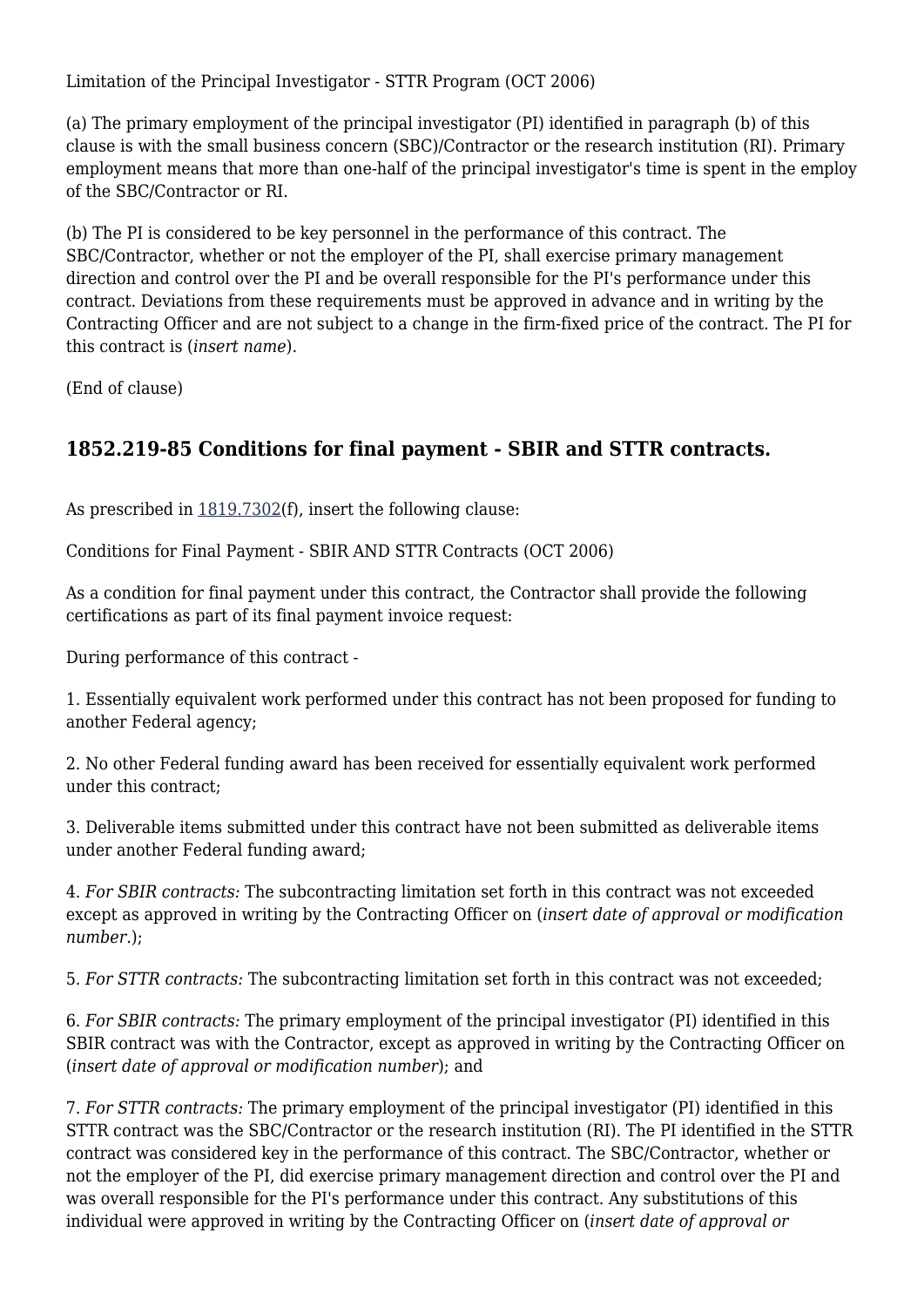Limitation of the Principal Investigator - STTR Program (OCT 2006)

(a) The primary employment of the principal investigator (PI) identified in paragraph (b) of this clause is with the small business concern (SBC)/Contractor or the research institution (RI). Primary employment means that more than one-half of the principal investigator's time is spent in the employ of the SBC/Contractor or RI.

(b) The PI is considered to be key personnel in the performance of this contract. The SBC/Contractor, whether or not the employer of the PI, shall exercise primary management direction and control over the PI and be overall responsible for the PI's performance under this contract. Deviations from these requirements must be approved in advance and in writing by the Contracting Officer and are not subject to a change in the firm-fixed price of the contract. The PI for this contract is (*insert name*).

(End of clause)

## 1852.219-85 Conditions for final payment - SBIR and STTR contracts.

As prescribed in 1819.7302(f), insert the following clause:

Conditions for Final Payment - SBIR AND STTR Contracts (OCT 2006)

As a condition for final payment under this contract, the Contractor shall provide the following certifications as part of its final payment invoice request:

During performance of this contract -

1. Essentially equivalent work performed under this contract has not been proposed for funding to another Federal agency;

2. No other Federal funding award has been received for essentially equivalent work performed under this contract;

3. Deliverable items submitted under this contract have not been submitted as deliverable items under another Federal funding award;

4. *For SBIR contracts:* The subcontracting limitation set forth in this contract was not exceeded except as approved in writing by the Contracting Officer on (*insert date of approval or modification number.*);

5. *For STTR contracts:* The subcontracting limitation set forth in this contract was not exceeded;

6. *For SBIR contracts:* The primary employment of the principal investigator (PI) identified in this SBIR contract was with the Contractor, except as approved in writing by the Contracting Officer on (*insert date of approval or modification number*); and

7. *For STTR contracts:* The primary employment of the principal investigator (PI) identified in this STTR contract was the SBC/Contractor or the research institution (RI). The PI identified in the STTR contract was considered key in the performance of this contract. The SBC/Contractor, whether or not the employer of the PI, did exercise primary management direction and control over the PI and was overall responsible for the PI's performance under this contract. Any substitutions of this individual were approved in writing by the Contracting Officer on (*insert date of approval or*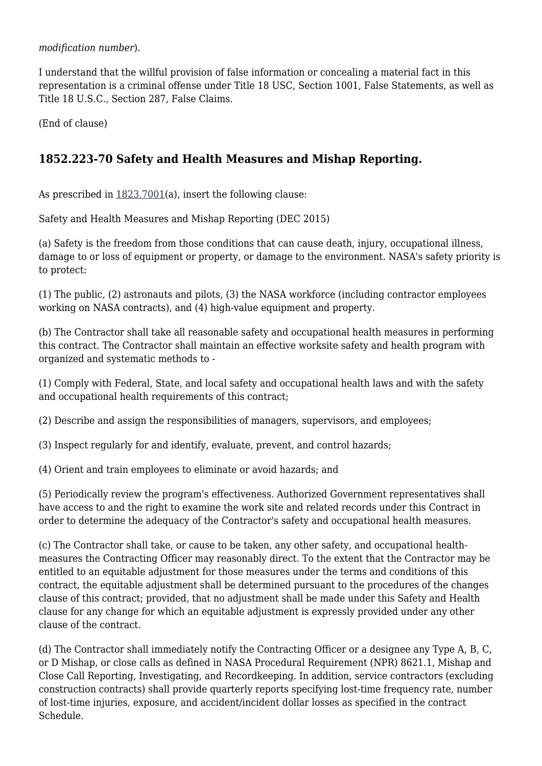*modification number*).

I understand that the willful provision of false information or concealing a material fact in this representation is a criminal offense under Title 18 USC, Section 1001, False Statements, as well as Title 18 U.S.C., Section 287, False Claims.

(End of clause)

## 1852.223-70 Safety and Health Measures and Mishap Reporting.

As prescribed in 1823.7001(a), insert the following clause:

Safety and Health Measures and Mishap Reporting (DEC 2015)

(a) Safety is the freedom from those conditions that can cause death, injury, occupational illness, damage to or loss of equipment or property, or damage to the environment. NASA's safety priority is to protect:

(1) The public, (2) astronauts and pilots, (3) the NASA workforce (including contractor employees working on NASA contracts), and (4) high-value equipment and property.

(b) The Contractor shall take all reasonable safety and occupational health measures in performing this contract. The Contractor shall maintain an effective worksite safety and health program with organized and systematic methods to -

(1) Comply with Federal, State, and local safety and occupational health laws and with the safety and occupational health requirements of this contract;

(2) Describe and assign the responsibilities of managers, supervisors, and employees;

(3) Inspect regularly for and identify, evaluate, prevent, and control hazards;

(4) Orient and train employees to eliminate or avoid hazards; and

(5) Periodically review the program's effectiveness. Authorized Government representatives shall have access to and the right to examine the work site and related records under this Contract in order to determine the adequacy of the Contractor's safety and occupational health measures.

(c) The Contractor shall take, or cause to be taken, any other safety, and occupational health-measures the Contracting Officer may reasonably direct. To the extent that the Contractor may be entitled to an equitable adjustment for those measures under the terms and conditions of this contract, the equitable adjustment shall be determined pursuant to the procedures of the changes clause of this contract; provided, that no adjustment shall be made under this Safety and Health clause for any change for which an equitable adjustment is expressly provided under any other clause of the contract.

(d) The Contractor shall immediately notify the Contracting Officer or a designee any Type A, B, C, or D Mishap, or close calls as defined in NASA Procedural Requirement (NPR) 8621.1, Mishap and Close Call Reporting, Investigating, and Recordkeeping. In addition, service contractors (excluding construction contracts) shall provide quarterly reports specifying lost-time frequency rate, number of lost-time injuries, exposure, and accident/incident dollar losses as specified in the contract Schedule.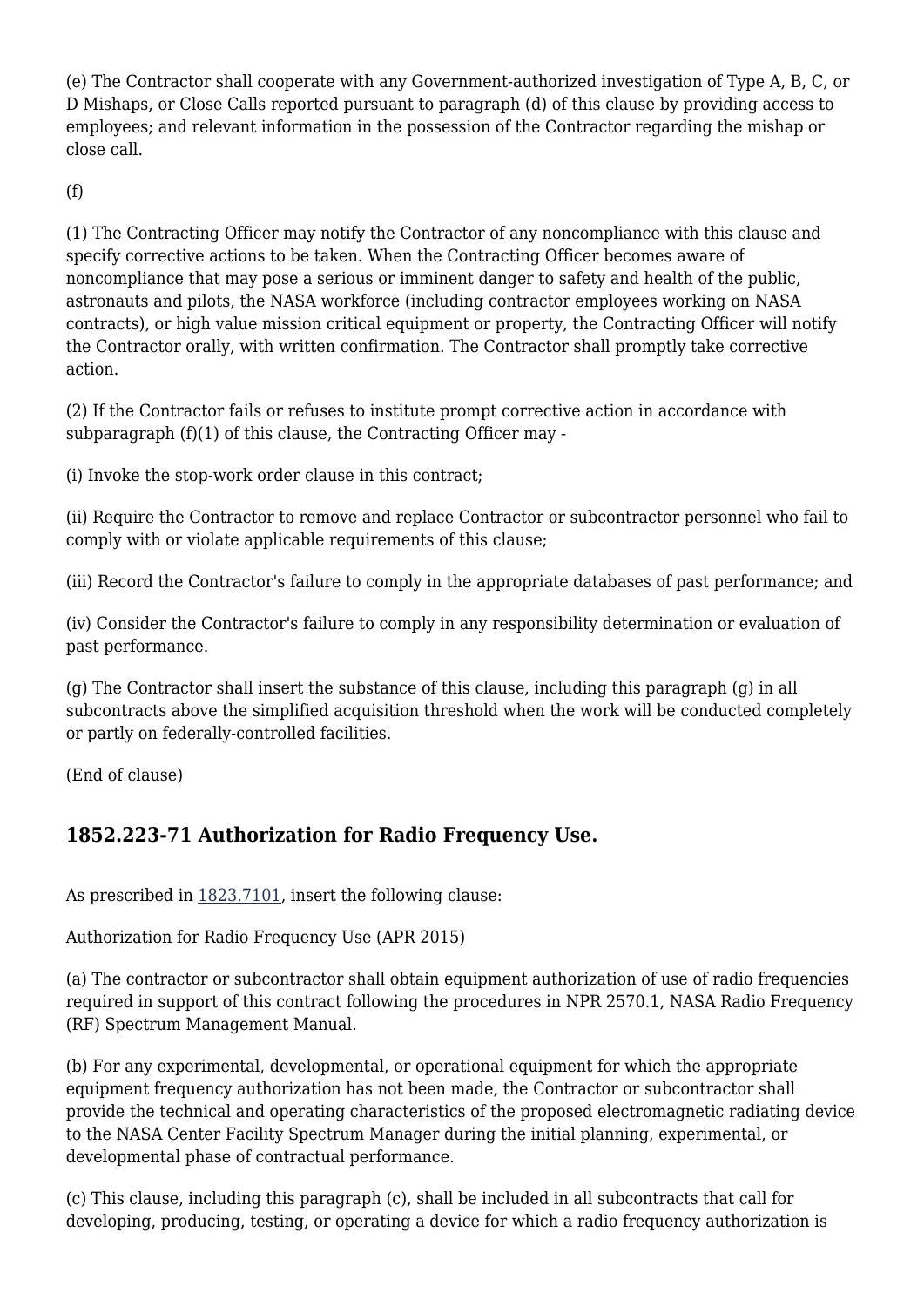(e) The Contractor shall cooperate with any Government-authorized investigation of Type A, B, C, or D Mishaps, or Close Calls reported pursuant to paragraph (d) of this clause by providing access to employees; and relevant information in the possession of the Contractor regarding the mishap or close call.

(f)

(1) The Contracting Officer may notify the Contractor of any noncompliance with this clause and specify corrective actions to be taken. When the Contracting Officer becomes aware of noncompliance that may pose a serious or imminent danger to safety and health of the public, astronauts and pilots, the NASA workforce (including contractor employees working on NASA contracts), or high value mission critical equipment or property, the Contracting Officer will notify the Contractor orally, with written confirmation. The Contractor shall promptly take corrective action.

(2) If the Contractor fails or refuses to institute prompt corrective action in accordance with subparagraph (f)(1) of this clause, the Contracting Officer may -

(i) Invoke the stop-work order clause in this contract;

(ii) Require the Contractor to remove and replace Contractor or subcontractor personnel who fail to comply with or violate applicable requirements of this clause;

(iii) Record the Contractor's failure to comply in the appropriate databases of past performance; and

(iv) Consider the Contractor's failure to comply in any responsibility determination or evaluation of past performance.

(g) The Contractor shall insert the substance of this clause, including this paragraph (g) in all subcontracts above the simplified acquisition threshold when the work will be conducted completely or partly on federally-controlled facilities.

(End of clause)

## 1852.223-71 Authorization for Radio Frequency Use.

As prescribed in 1823.7101, insert the following clause:

Authorization for Radio Frequency Use (APR 2015)

(a) The contractor or subcontractor shall obtain equipment authorization of use of radio frequencies required in support of this contract following the procedures in NPR 2570.1, NASA Radio Frequency (RF) Spectrum Management Manual.

(b) For any experimental, developmental, or operational equipment for which the appropriate equipment frequency authorization has not been made, the Contractor or subcontractor shall provide the technical and operating characteristics of the proposed electromagnetic radiating device to the NASA Center Facility Spectrum Manager during the initial planning, experimental, or developmental phase of contractual performance.

(c) This clause, including this paragraph (c), shall be included in all subcontracts that call for developing, producing, testing, or operating a device for which a radio frequency authorization is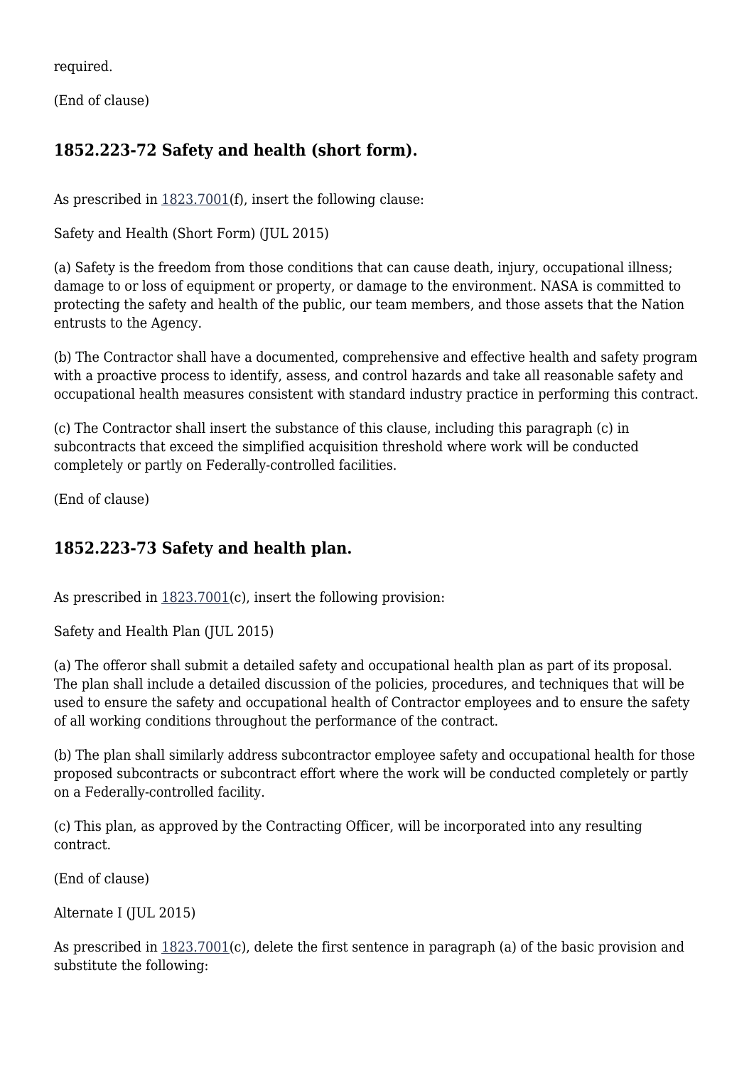required.

(End of clause)

## 1852.223-72 Safety and health (short form).

As prescribed in 1823.7001(f), insert the following clause:

Safety and Health (Short Form) (JUL 2015)

(a) Safety is the freedom from those conditions that can cause death, injury, occupational illness; damage to or loss of equipment or property, or damage to the environment. NASA is committed to protecting the safety and health of the public, our team members, and those assets that the Nation entrusts to the Agency.

(b) The Contractor shall have a documented, comprehensive and effective health and safety program with a proactive process to identify, assess, and control hazards and take all reasonable safety and occupational health measures consistent with standard industry practice in performing this contract.

(c) The Contractor shall insert the substance of this clause, including this paragraph (c) in subcontracts that exceed the simplified acquisition threshold where work will be conducted completely or partly on Federally-controlled facilities.

(End of clause)

## 1852.223-73 Safety and health plan.

As prescribed in 1823.7001(c), insert the following provision:

Safety and Health Plan (JUL 2015)

(a) The offeror shall submit a detailed safety and occupational health plan as part of its proposal. The plan shall include a detailed discussion of the policies, procedures, and techniques that will be used to ensure the safety and occupational health of Contractor employees and to ensure the safety of all working conditions throughout the performance of the contract.

(b) The plan shall similarly address subcontractor employee safety and occupational health for those proposed subcontracts or subcontract effort where the work will be conducted completely or partly on a Federally-controlled facility.

(c) This plan, as approved by the Contracting Officer, will be incorporated into any resulting contract.

(End of clause)

Alternate I (JUL 2015)

As prescribed in 1823.7001(c), delete the first sentence in paragraph (a) of the basic provision and substitute the following: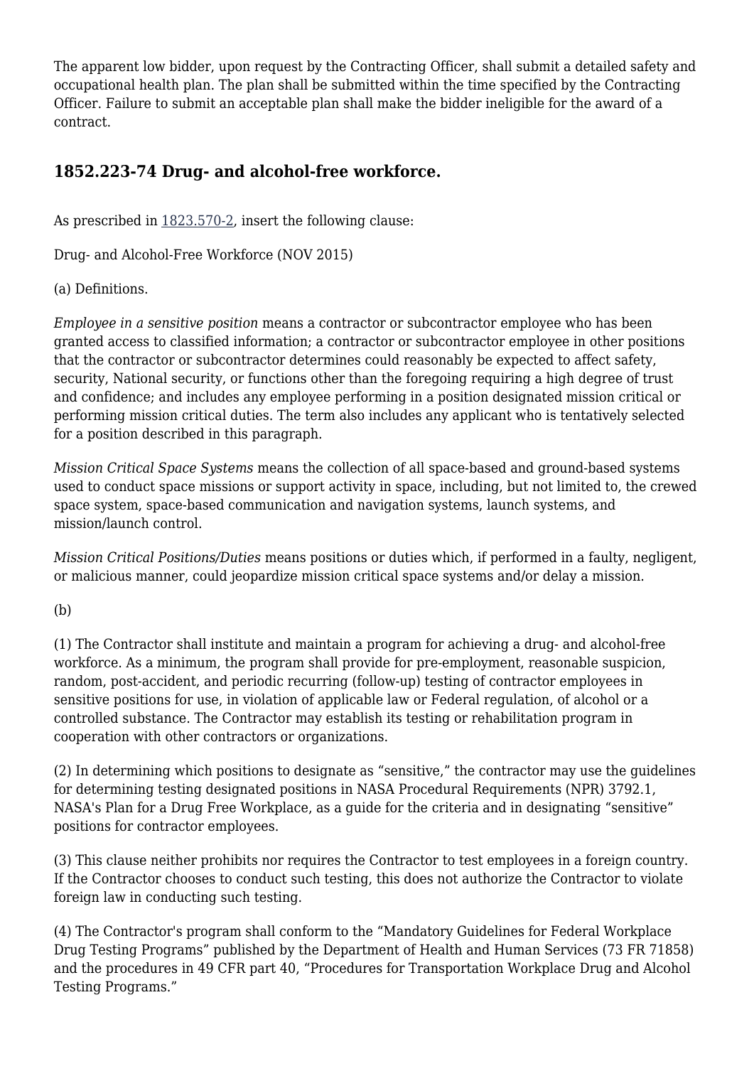The apparent low bidder, upon request by the Contracting Officer, shall submit a detailed safety and occupational health plan. The plan shall be submitted within the time specified by the Contracting Officer. Failure to submit an acceptable plan shall make the bidder ineligible for the award of a contract.

### 1852.223-74 Drug- and alcohol-free workforce.

As prescribed in 1823.570-2, insert the following clause:

Drug- and Alcohol-Free Workforce (NOV 2015)

(a) Definitions.

*Employee in a sensitive position* means a contractor or subcontractor employee who has been granted access to classified information; a contractor or subcontractor employee in other positions that the contractor or subcontractor determines could reasonably be expected to affect safety, security, National security, or functions other than the foregoing requiring a high degree of trust and confidence; and includes any employee performing in a position designated mission critical or performing mission critical duties. The term also includes any applicant who is tentatively selected for a position described in this paragraph.

*Mission Critical Space Systems* means the collection of all space-based and ground-based systems used to conduct space missions or support activity in space, including, but not limited to, the crewed space system, space-based communication and navigation systems, launch systems, and mission/launch control.

*Mission Critical Positions/Duties* means positions or duties which, if performed in a faulty, negligent, or malicious manner, could jeopardize mission critical space systems and/or delay a mission.

(b)

(1) The Contractor shall institute and maintain a program for achieving a drug- and alcohol-free workforce. As a minimum, the program shall provide for pre-employment, reasonable suspicion, random, post-accident, and periodic recurring (follow-up) testing of contractor employees in sensitive positions for use, in violation of applicable law or Federal regulation, of alcohol or a controlled substance. The Contractor may establish its testing or rehabilitation program in cooperation with other contractors or organizations.

(2) In determining which positions to designate as "sensitive," the contractor may use the guidelines for determining testing designated positions in NASA Procedural Requirements (NPR) 3792.1, NASA's Plan for a Drug Free Workplace, as a guide for the criteria and in designating "sensitive" positions for contractor employees.

(3) This clause neither prohibits nor requires the Contractor to test employees in a foreign country. If the Contractor chooses to conduct such testing, this does not authorize the Contractor to violate foreign law in conducting such testing.

(4) The Contractor's program shall conform to the "Mandatory Guidelines for Federal Workplace Drug Testing Programs" published by the Department of Health and Human Services (73 FR 71858) and the procedures in 49 CFR part 40, "Procedures for Transportation Workplace Drug and Alcohol Testing Programs."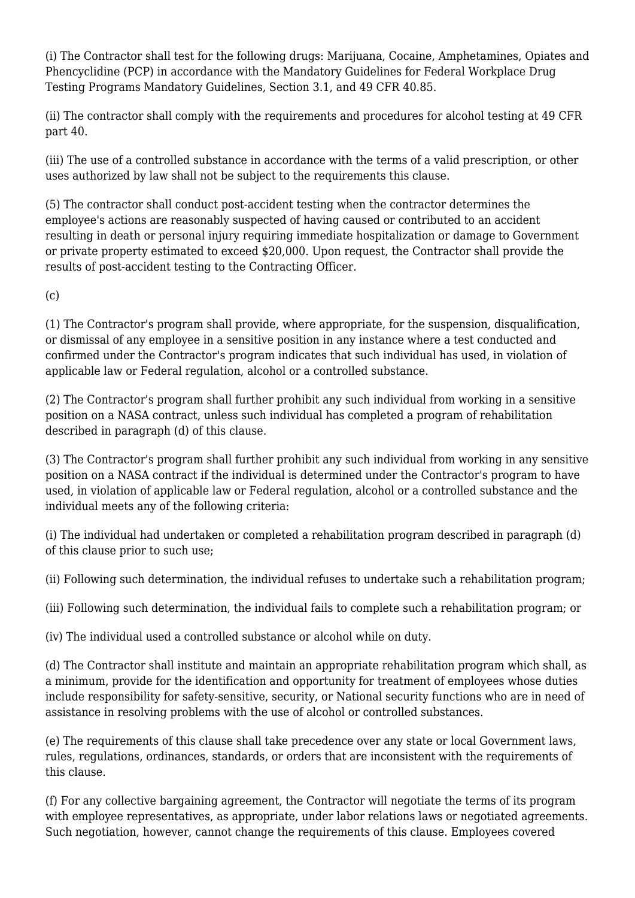(i) The Contractor shall test for the following drugs: Marijuana, Cocaine, Amphetamines, Opiates and Phencyclidine (PCP) in accordance with the Mandatory Guidelines for Federal Workplace Drug Testing Programs Mandatory Guidelines, Section 3.1, and 49 CFR 40.85.

(ii) The contractor shall comply with the requirements and procedures for alcohol testing at 49 CFR part 40.

(iii) The use of a controlled substance in accordance with the terms of a valid prescription, or other uses authorized by law shall not be subject to the requirements this clause.

(5) The contractor shall conduct post-accident testing when the contractor determines the employee's actions are reasonably suspected of having caused or contributed to an accident resulting in death or personal injury requiring immediate hospitalization or damage to Government or private property estimated to exceed $20,000. Upon request, the Contractor shall provide the results of post-accident testing to the Contracting Officer.

(c)

(1) The Contractor's program shall provide, where appropriate, for the suspension, disqualification, or dismissal of any employee in a sensitive position in any instance where a test conducted and confirmed under the Contractor's program indicates that such individual has used, in violation of applicable law or Federal regulation, alcohol or a controlled substance.

(2) The Contractor's program shall further prohibit any such individual from working in a sensitive position on a NASA contract, unless such individual has completed a program of rehabilitation described in paragraph (d) of this clause.

(3) The Contractor's program shall further prohibit any such individual from working in any sensitive position on a NASA contract if the individual is determined under the Contractor's program to have used, in violation of applicable law or Federal regulation, alcohol or a controlled substance and the individual meets any of the following criteria:

(i) The individual had undertaken or completed a rehabilitation program described in paragraph (d) of this clause prior to such use;

(ii) Following such determination, the individual refuses to undertake such a rehabilitation program;

(iii) Following such determination, the individual fails to complete such a rehabilitation program; or

(iv) The individual used a controlled substance or alcohol while on duty.

(d) The Contractor shall institute and maintain an appropriate rehabilitation program which shall, as a minimum, provide for the identification and opportunity for treatment of employees whose duties include responsibility for safety-sensitive, security, or National security functions who are in need of assistance in resolving problems with the use of alcohol or controlled substances.

(e) The requirements of this clause shall take precedence over any state or local Government laws, rules, regulations, ordinances, standards, or orders that are inconsistent with the requirements of this clause.

(f) For any collective bargaining agreement, the Contractor will negotiate the terms of its program with employee representatives, as appropriate, under labor relations laws or negotiated agreements. Such negotiation, however, cannot change the requirements of this clause. Employees covered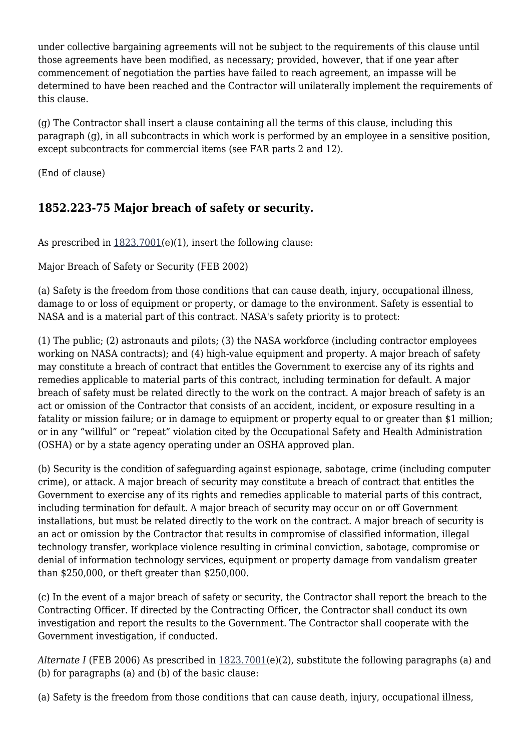under collective bargaining agreements will not be subject to the requirements of this clause until those agreements have been modified, as necessary; provided, however, that if one year after commencement of negotiation the parties have failed to reach agreement, an impasse will be determined to have been reached and the Contractor will unilaterally implement the requirements of this clause.

(g) The Contractor shall insert a clause containing all the terms of this clause, including this paragraph (g), in all subcontracts in which work is performed by an employee in a sensitive position, except subcontracts for commercial items (see FAR parts 2 and 12).

(End of clause)

### 1852.223-75 Major breach of safety or security.

As prescribed in 1823.7001(e)(1), insert the following clause:

Major Breach of Safety or Security (FEB 2002)

(a) Safety is the freedom from those conditions that can cause death, injury, occupational illness, damage to or loss of equipment or property, or damage to the environment. Safety is essential to NASA and is a material part of this contract. NASA's safety priority is to protect:

(1) The public; (2) astronauts and pilots; (3) the NASA workforce (including contractor employees working on NASA contracts); and (4) high-value equipment and property. A major breach of safety may constitute a breach of contract that entitles the Government to exercise any of its rights and remedies applicable to material parts of this contract, including termination for default. A major breach of safety must be related directly to the work on the contract. A major breach of safety is an act or omission of the Contractor that consists of an accident, incident, or exposure resulting in a fatality or mission failure; or in damage to equipment or property equal to or greater than $1 million; or in any “willful” or “repeat” violation cited by the Occupational Safety and Health Administration (OSHA) or by a state agency operating under an OSHA approved plan.

(b) Security is the condition of safeguarding against espionage, sabotage, crime (including computer crime), or attack. A major breach of security may constitute a breach of contract that entitles the Government to exercise any of its rights and remedies applicable to material parts of this contract, including termination for default. A major breach of security may occur on or off Government installations, but must be related directly to the work on the contract. A major breach of security is an act or omission by the Contractor that results in compromise of classified information, illegal technology transfer, workplace violence resulting in criminal conviction, sabotage, compromise or denial of information technology services, equipment or property damage from vandalism greater than $250,000, or theft greater than $250,000.

(c) In the event of a major breach of safety or security, the Contractor shall report the breach to the Contracting Officer. If directed by the Contracting Officer, the Contractor shall conduct its own investigation and report the results to the Government. The Contractor shall cooperate with the Government investigation, if conducted.

*Alternate I* (FEB 2006) As prescribed in 1823.7001(e)(2), substitute the following paragraphs (a) and (b) for paragraphs (a) and (b) of the basic clause:

(a) Safety is the freedom from those conditions that can cause death, injury, occupational illness,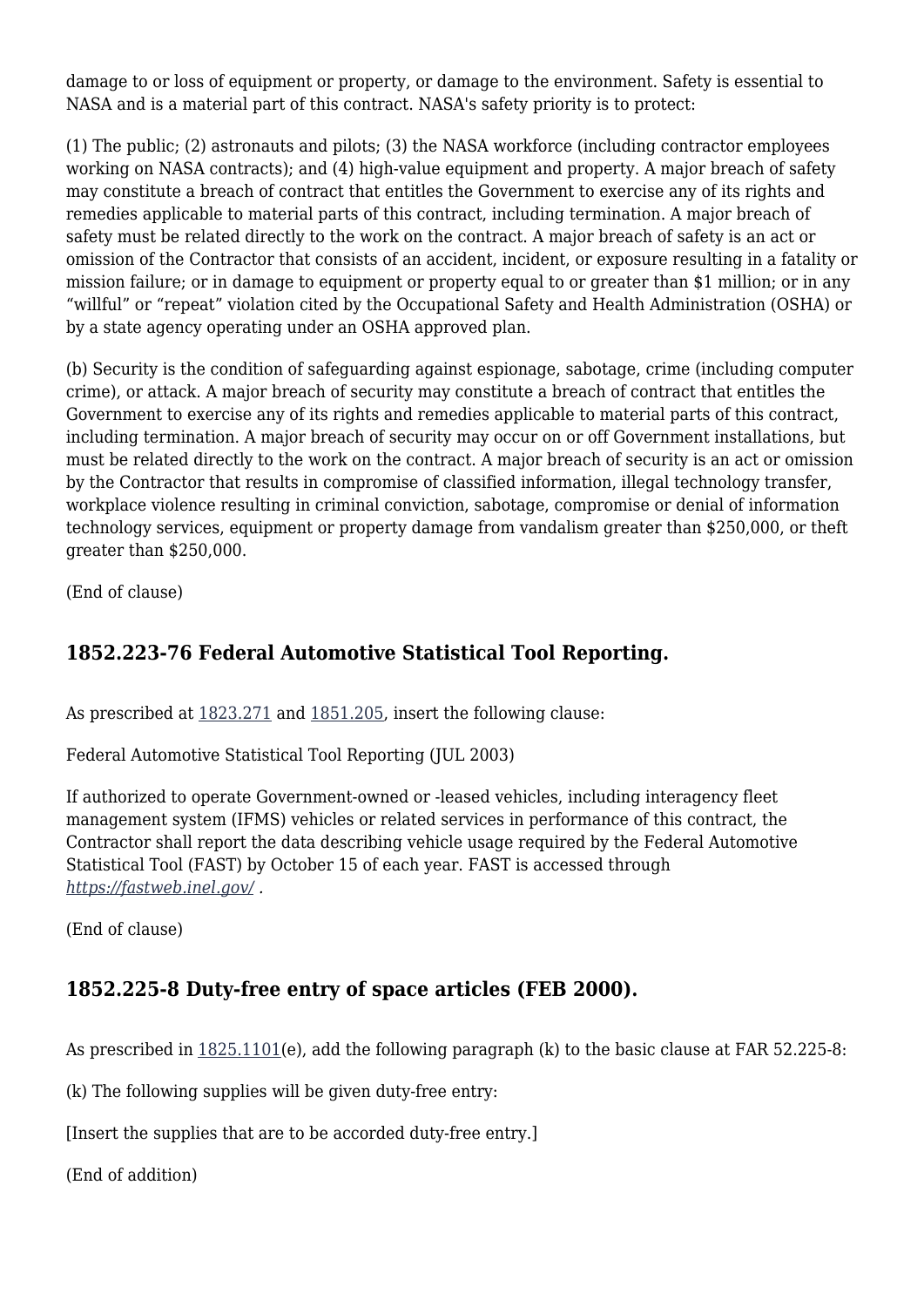damage to or loss of equipment or property, or damage to the environment. Safety is essential to NASA and is a material part of this contract. NASA's safety priority is to protect:

(1) The public; (2) astronauts and pilots; (3) the NASA workforce (including contractor employees working on NASA contracts); and (4) high-value equipment and property. A major breach of safety may constitute a breach of contract that entitles the Government to exercise any of its rights and remedies applicable to material parts of this contract, including termination. A major breach of safety must be related directly to the work on the contract. A major breach of safety is an act or omission of the Contractor that consists of an accident, incident, or exposure resulting in a fatality or mission failure; or in damage to equipment or property equal to or greater than $1 million; or in any "willful" or "repeat" violation cited by the Occupational Safety and Health Administration (OSHA) or by a state agency operating under an OSHA approved plan.

(b) Security is the condition of safeguarding against espionage, sabotage, crime (including computer crime), or attack. A major breach of security may constitute a breach of contract that entitles the Government to exercise any of its rights and remedies applicable to material parts of this contract, including termination. A major breach of security may occur on or off Government installations, but must be related directly to the work on the contract. A major breach of security is an act or omission by the Contractor that results in compromise of classified information, illegal technology transfer, workplace violence resulting in criminal conviction, sabotage, compromise or denial of information technology services, equipment or property damage from vandalism greater than $250,000, or theft greater than $250,000.

(End of clause)

## 1852.223-76 Federal Automotive Statistical Tool Reporting.

As prescribed at 1823.271 and 1851.205, insert the following clause:

Federal Automotive Statistical Tool Reporting (JUL 2003)

If authorized to operate Government-owned or -leased vehicles, including interagency fleet management system (IFMS) vehicles or related services in performance of this contract, the Contractor shall report the data describing vehicle usage required by the Federal Automotive Statistical Tool (FAST) by October 15 of each year. FAST is accessed through *https://fastweb.inel.gov/* .

(End of clause)

## 1852.225-8 Duty-free entry of space articles (FEB 2000).

As prescribed in 1825.1101(e), add the following paragraph (k) to the basic clause at FAR 52.225-8:

(k) The following supplies will be given duty-free entry:

[Insert the supplies that are to be accorded duty-free entry.]

(End of addition)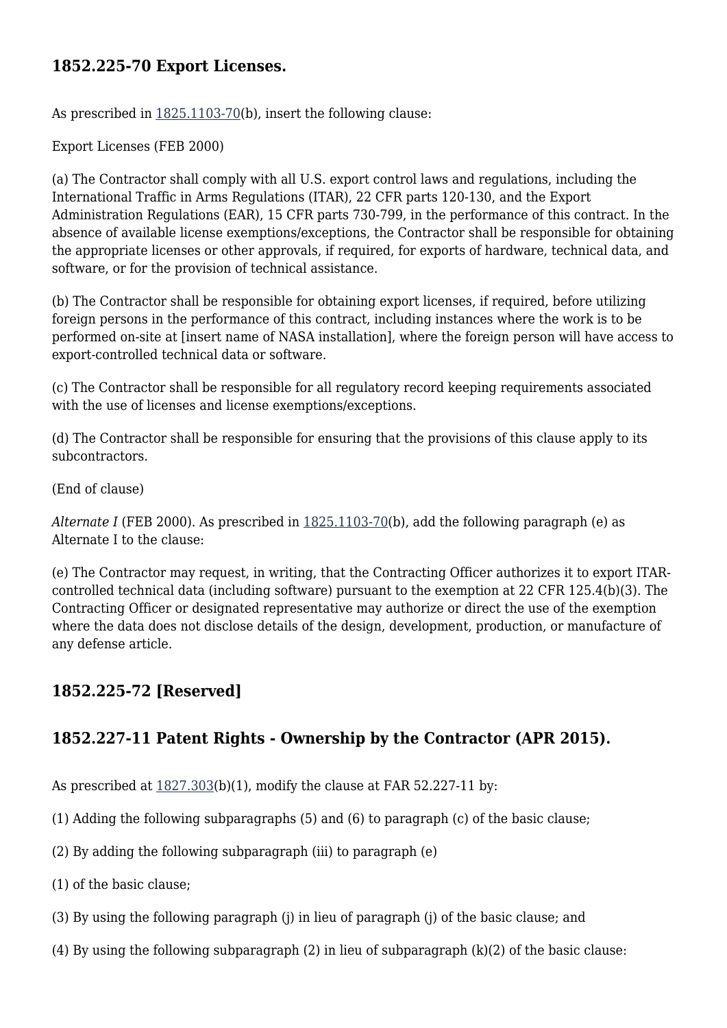## 1852.225-70 Export Licenses.

As prescribed in 1825.1103-70(b), insert the following clause:

Export Licenses (FEB 2000)

(a) The Contractor shall comply with all U.S. export control laws and regulations, including the International Traffic in Arms Regulations (ITAR), 22 CFR parts 120-130, and the Export Administration Regulations (EAR), 15 CFR parts 730-799, in the performance of this contract. In the absence of available license exemptions/exceptions, the Contractor shall be responsible for obtaining the appropriate licenses or other approvals, if required, for exports of hardware, technical data, and software, or for the provision of technical assistance.

(b) The Contractor shall be responsible for obtaining export licenses, if required, before utilizing foreign persons in the performance of this contract, including instances where the work is to be performed on-site at [insert name of NASA installation], where the foreign person will have access to export-controlled technical data or software.

(c) The Contractor shall be responsible for all regulatory record keeping requirements associated with the use of licenses and license exemptions/exceptions.

(d) The Contractor shall be responsible for ensuring that the provisions of this clause apply to its subcontractors.

(End of clause)

*Alternate I* (FEB 2000). As prescribed in 1825.1103-70(b), add the following paragraph (e) as Alternate I to the clause:

(e) The Contractor may request, in writing, that the Contracting Officer authorizes it to export ITAR-controlled technical data (including software) pursuant to the exemption at 22 CFR 125.4(b)(3). The Contracting Officer or designated representative may authorize or direct the use of the exemption where the data does not disclose details of the design, development, production, or manufacture of any defense article.

## 1852.225-72 [Reserved]

## 1852.227-11 Patent Rights - Ownership by the Contractor (APR 2015).

As prescribed at 1827.303(b)(1), modify the clause at FAR 52.227-11 by:

(1) Adding the following subparagraphs (5) and (6) to paragraph (c) of the basic clause;

(2) By adding the following subparagraph (iii) to paragraph (e)

(1) of the basic clause;

(3) By using the following paragraph (j) in lieu of paragraph (j) of the basic clause; and

(4) By using the following subparagraph (2) in lieu of subparagraph (k)(2) of the basic clause: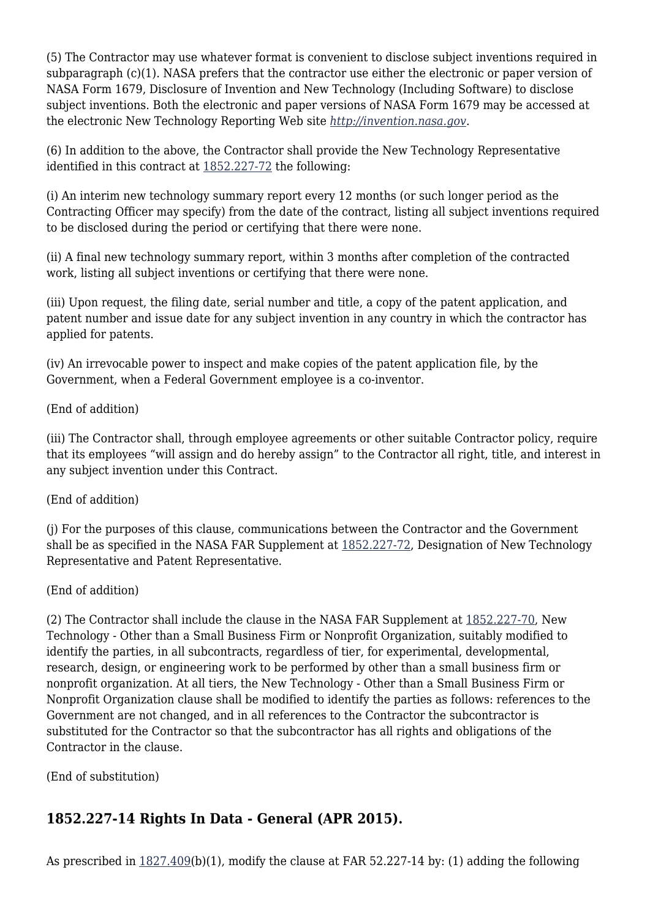(5) The Contractor may use whatever format is convenient to disclose subject inventions required in subparagraph (c)(1). NASA prefers that the contractor use either the electronic or paper version of NASA Form 1679, Disclosure of Invention and New Technology (Including Software) to disclose subject inventions. Both the electronic and paper versions of NASA Form 1679 may be accessed at the electronic New Technology Reporting Web site *http://invention.nasa.gov*.

(6) In addition to the above, the Contractor shall provide the New Technology Representative identified in this contract at 1852.227-72 the following:

(i) An interim new technology summary report every 12 months (or such longer period as the Contracting Officer may specify) from the date of the contract, listing all subject inventions required to be disclosed during the period or certifying that there were none.

(ii) A final new technology summary report, within 3 months after completion of the contracted work, listing all subject inventions or certifying that there were none.

(iii) Upon request, the filing date, serial number and title, a copy of the patent application, and patent number and issue date for any subject invention in any country in which the contractor has applied for patents.

(iv) An irrevocable power to inspect and make copies of the patent application file, by the Government, when a Federal Government employee is a co-inventor.

(End of addition)

(iii) The Contractor shall, through employee agreements or other suitable Contractor policy, require that its employees "will assign and do hereby assign" to the Contractor all right, title, and interest in any subject invention under this Contract.

(End of addition)

(j) For the purposes of this clause, communications between the Contractor and the Government shall be as specified in the NASA FAR Supplement at 1852.227-72, Designation of New Technology Representative and Patent Representative.

(End of addition)

(2) The Contractor shall include the clause in the NASA FAR Supplement at 1852.227-70, New Technology - Other than a Small Business Firm or Nonprofit Organization, suitably modified to identify the parties, in all subcontracts, regardless of tier, for experimental, developmental, research, design, or engineering work to be performed by other than a small business firm or nonprofit organization. At all tiers, the New Technology - Other than a Small Business Firm or Nonprofit Organization clause shall be modified to identify the parties as follows: references to the Government are not changed, and in all references to the Contractor the subcontractor is substituted for the Contractor so that the subcontractor has all rights and obligations of the Contractor in the clause.

(End of substitution)

## 1852.227-14 Rights In Data - General (APR 2015).

As prescribed in 1827.409(b)(1), modify the clause at FAR 52.227-14 by: (1) adding the following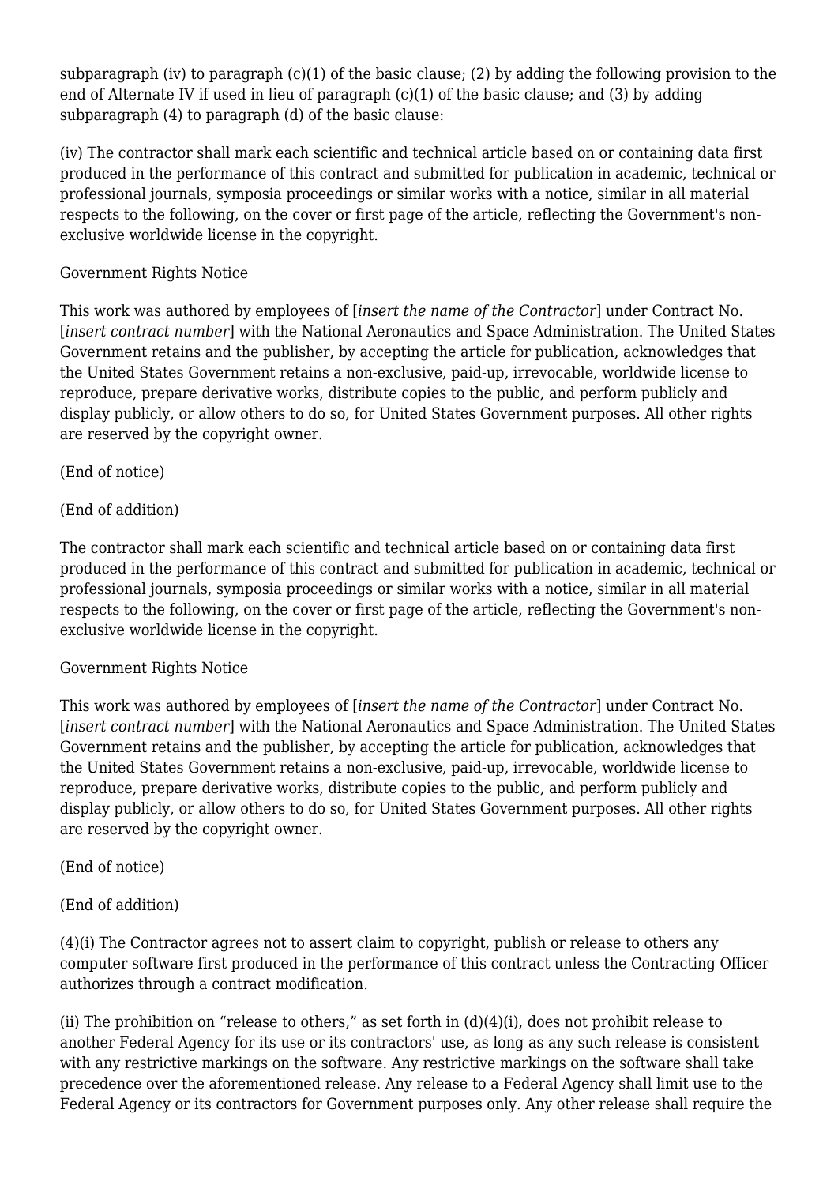subparagraph (iv) to paragraph (c)(1) of the basic clause; (2) by adding the following provision to the end of Alternate IV if used in lieu of paragraph (c)(1) of the basic clause; and (3) by adding subparagraph (4) to paragraph (d) of the basic clause:

(iv) The contractor shall mark each scientific and technical article based on or containing data first produced in the performance of this contract and submitted for publication in academic, technical or professional journals, symposia proceedings or similar works with a notice, similar in all material respects to the following, on the cover or first page of the article, reflecting the Government's non-exclusive worldwide license in the copyright.

Government Rights Notice

This work was authored by employees of [*insert the name of the Contractor*] under Contract No. [*insert contract number*] with the National Aeronautics and Space Administration. The United States Government retains and the publisher, by accepting the article for publication, acknowledges that the United States Government retains a non-exclusive, paid-up, irrevocable, worldwide license to reproduce, prepare derivative works, distribute copies to the public, and perform publicly and display publicly, or allow others to do so, for United States Government purposes. All other rights are reserved by the copyright owner.

(End of notice)

(End of addition)

The contractor shall mark each scientific and technical article based on or containing data first produced in the performance of this contract and submitted for publication in academic, technical or professional journals, symposia proceedings or similar works with a notice, similar in all material respects to the following, on the cover or first page of the article, reflecting the Government's non-exclusive worldwide license in the copyright.

Government Rights Notice

This work was authored by employees of [*insert the name of the Contractor*] under Contract No. [*insert contract number*] with the National Aeronautics and Space Administration. The United States Government retains and the publisher, by accepting the article for publication, acknowledges that the United States Government retains a non-exclusive, paid-up, irrevocable, worldwide license to reproduce, prepare derivative works, distribute copies to the public, and perform publicly and display publicly, or allow others to do so, for United States Government purposes. All other rights are reserved by the copyright owner.

(End of notice)

(End of addition)

(4)(i) The Contractor agrees not to assert claim to copyright, publish or release to others any computer software first produced in the performance of this contract unless the Contracting Officer authorizes through a contract modification.

(ii) The prohibition on "release to others," as set forth in (d)(4)(i), does not prohibit release to another Federal Agency for its use or its contractors' use, as long as any such release is consistent with any restrictive markings on the software. Any restrictive markings on the software shall take precedence over the aforementioned release. Any release to a Federal Agency shall limit use to the Federal Agency or its contractors for Government purposes only. Any other release shall require the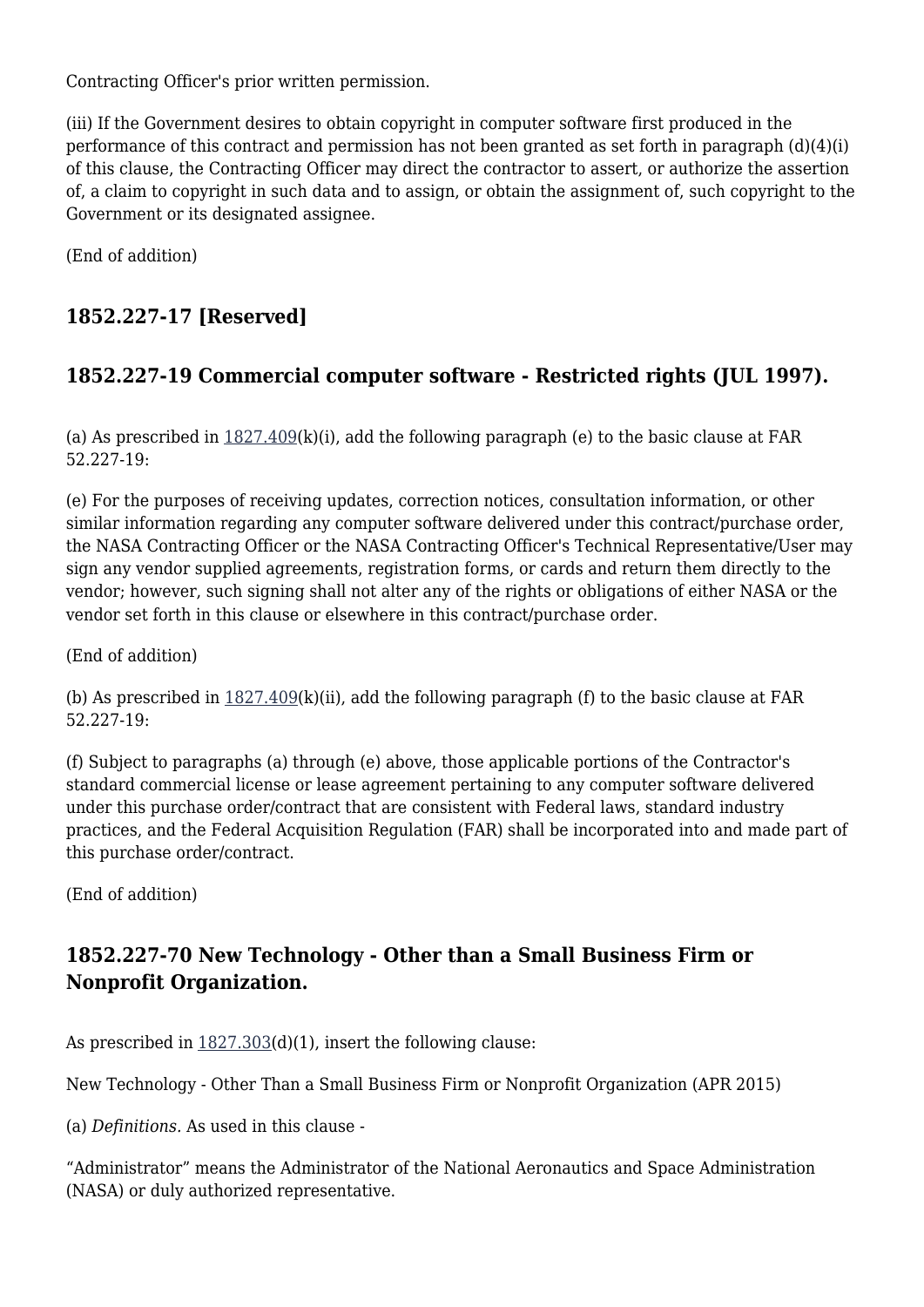Contracting Officer's prior written permission.

(iii) If the Government desires to obtain copyright in computer software first produced in the performance of this contract and permission has not been granted as set forth in paragraph (d)(4)(i) of this clause, the Contracting Officer may direct the contractor to assert, or authorize the assertion of, a claim to copyright in such data and to assign, or obtain the assignment of, such copyright to the Government or its designated assignee.

(End of addition)

## 1852.227-17 [Reserved]

## 1852.227-19 Commercial computer software - Restricted rights (JUL 1997).

(a) As prescribed in 1827.409(k)(i), add the following paragraph (e) to the basic clause at FAR 52.227-19:

(e) For the purposes of receiving updates, correction notices, consultation information, or other similar information regarding any computer software delivered under this contract/purchase order, the NASA Contracting Officer or the NASA Contracting Officer's Technical Representative/User may sign any vendor supplied agreements, registration forms, or cards and return them directly to the vendor; however, such signing shall not alter any of the rights or obligations of either NASA or the vendor set forth in this clause or elsewhere in this contract/purchase order.

(End of addition)

(b) As prescribed in 1827.409(k)(ii), add the following paragraph (f) to the basic clause at FAR 52.227-19:

(f) Subject to paragraphs (a) through (e) above, those applicable portions of the Contractor's standard commercial license or lease agreement pertaining to any computer software delivered under this purchase order/contract that are consistent with Federal laws, standard industry practices, and the Federal Acquisition Regulation (FAR) shall be incorporated into and made part of this purchase order/contract.

(End of addition)

## 1852.227-70 New Technology - Other than a Small Business Firm or Nonprofit Organization.

As prescribed in 1827.303(d)(1), insert the following clause:

New Technology - Other Than a Small Business Firm or Nonprofit Organization (APR 2015)

(a) *Definitions.* As used in this clause -

“Administrator” means the Administrator of the National Aeronautics and Space Administration (NASA) or duly authorized representative.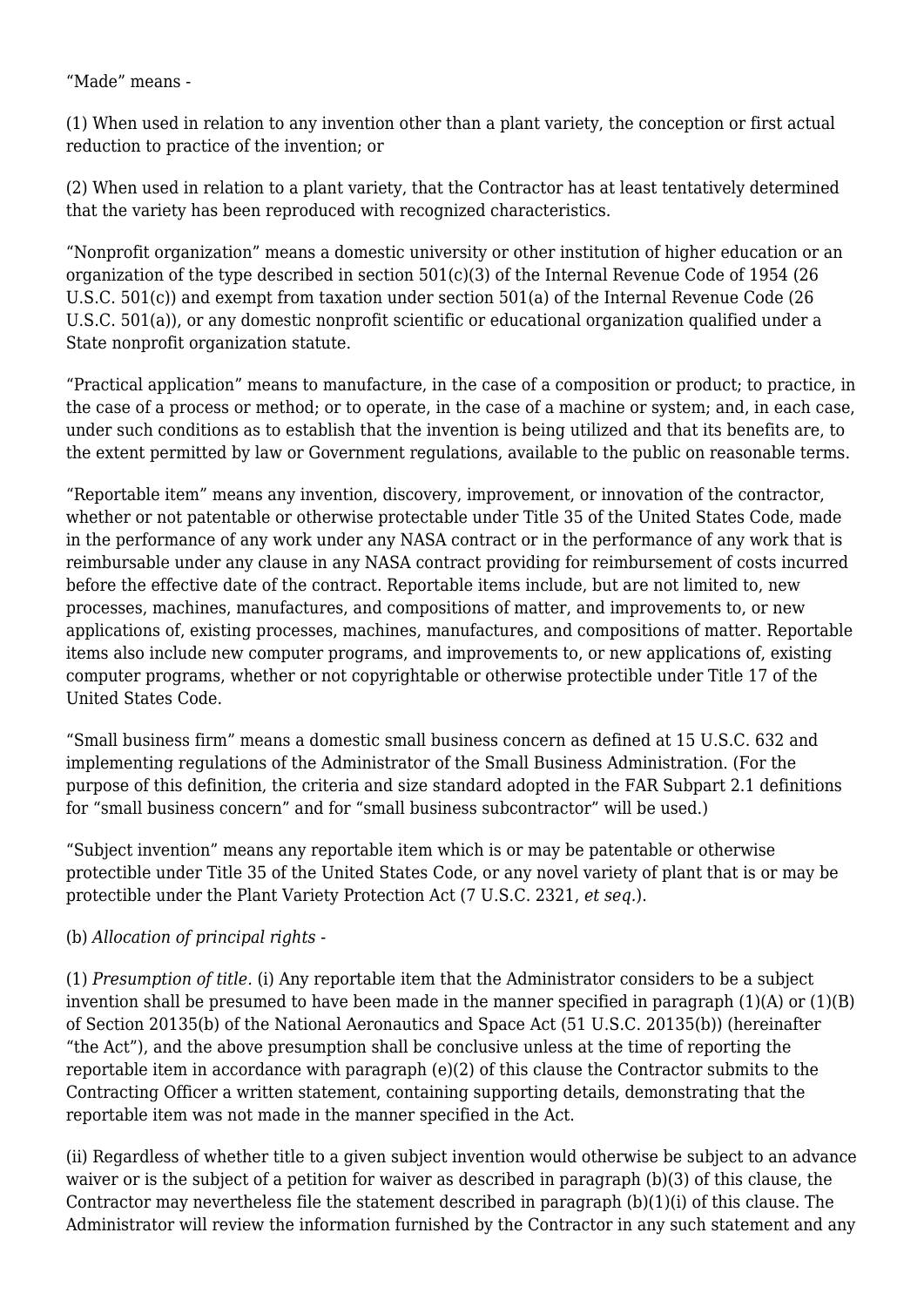"Made" means -

(1) When used in relation to any invention other than a plant variety, the conception or first actual reduction to practice of the invention; or

(2) When used in relation to a plant variety, that the Contractor has at least tentatively determined that the variety has been reproduced with recognized characteristics.

"Nonprofit organization" means a domestic university or other institution of higher education or an organization of the type described in section 501(c)(3) of the Internal Revenue Code of 1954 (26 U.S.C. 501(c)) and exempt from taxation under section 501(a) of the Internal Revenue Code (26 U.S.C. 501(a)), or any domestic nonprofit scientific or educational organization qualified under a State nonprofit organization statute.

"Practical application" means to manufacture, in the case of a composition or product; to practice, in the case of a process or method; or to operate, in the case of a machine or system; and, in each case, under such conditions as to establish that the invention is being utilized and that its benefits are, to the extent permitted by law or Government regulations, available to the public on reasonable terms.

"Reportable item" means any invention, discovery, improvement, or innovation of the contractor, whether or not patentable or otherwise protectable under Title 35 of the United States Code, made in the performance of any work under any NASA contract or in the performance of any work that is reimbursable under any clause in any NASA contract providing for reimbursement of costs incurred before the effective date of the contract. Reportable items include, but are not limited to, new processes, machines, manufactures, and compositions of matter, and improvements to, or new applications of, existing processes, machines, manufactures, and compositions of matter. Reportable items also include new computer programs, and improvements to, or new applications of, existing computer programs, whether or not copyrightable or otherwise protectible under Title 17 of the United States Code.

"Small business firm" means a domestic small business concern as defined at 15 U.S.C. 632 and implementing regulations of the Administrator of the Small Business Administration. (For the purpose of this definition, the criteria and size standard adopted in the FAR Subpart 2.1 definitions for "small business concern" and for "small business subcontractor" will be used.)

"Subject invention" means any reportable item which is or may be patentable or otherwise protectible under Title 35 of the United States Code, or any novel variety of plant that is or may be protectible under the Plant Variety Protection Act (7 U.S.C. 2321, *et seq.*).

(b) *Allocation of principal rights* -

(1) *Presumption of title.* (i) Any reportable item that the Administrator considers to be a subject invention shall be presumed to have been made in the manner specified in paragraph (1)(A) or (1)(B) of Section 20135(b) of the National Aeronautics and Space Act (51 U.S.C. 20135(b)) (hereinafter "the Act"), and the above presumption shall be conclusive unless at the time of reporting the reportable item in accordance with paragraph (e)(2) of this clause the Contractor submits to the Contracting Officer a written statement, containing supporting details, demonstrating that the reportable item was not made in the manner specified in the Act.

(ii) Regardless of whether title to a given subject invention would otherwise be subject to an advance waiver or is the subject of a petition for waiver as described in paragraph (b)(3) of this clause, the Contractor may nevertheless file the statement described in paragraph (b)(1)(i) of this clause. The Administrator will review the information furnished by the Contractor in any such statement and any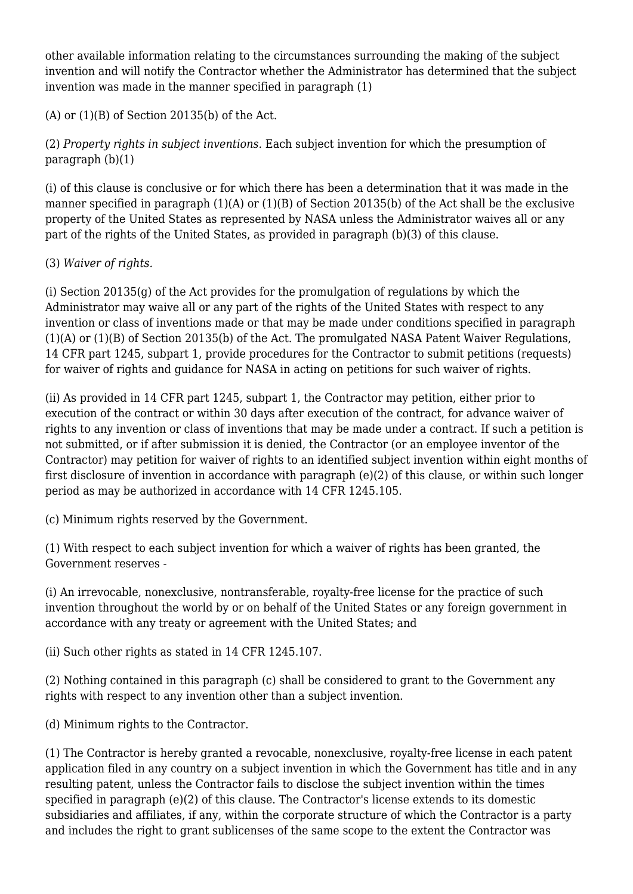other available information relating to the circumstances surrounding the making of the subject invention and will notify the Contractor whether the Administrator has determined that the subject invention was made in the manner specified in paragraph (1)

(A) or (1)(B) of Section 20135(b) of the Act.

(2) *Property rights in subject inventions.* Each subject invention for which the presumption of paragraph (b)(1)

(i) of this clause is conclusive or for which there has been a determination that it was made in the manner specified in paragraph (1)(A) or (1)(B) of Section 20135(b) of the Act shall be the exclusive property of the United States as represented by NASA unless the Administrator waives all or any part of the rights of the United States, as provided in paragraph (b)(3) of this clause.

(3) *Waiver of rights.*

(i) Section 20135(g) of the Act provides for the promulgation of regulations by which the Administrator may waive all or any part of the rights of the United States with respect to any invention or class of inventions made or that may be made under conditions specified in paragraph (1)(A) or (1)(B) of Section 20135(b) of the Act. The promulgated NASA Patent Waiver Regulations, 14 CFR part 1245, subpart 1, provide procedures for the Contractor to submit petitions (requests) for waiver of rights and guidance for NASA in acting on petitions for such waiver of rights.

(ii) As provided in 14 CFR part 1245, subpart 1, the Contractor may petition, either prior to execution of the contract or within 30 days after execution of the contract, for advance waiver of rights to any invention or class of inventions that may be made under a contract. If such a petition is not submitted, or if after submission it is denied, the Contractor (or an employee inventor of the Contractor) may petition for waiver of rights to an identified subject invention within eight months of first disclosure of invention in accordance with paragraph (e)(2) of this clause, or within such longer period as may be authorized in accordance with 14 CFR 1245.105.

(c) Minimum rights reserved by the Government.

(1) With respect to each subject invention for which a waiver of rights has been granted, the Government reserves -

(i) An irrevocable, nonexclusive, nontransferable, royalty-free license for the practice of such invention throughout the world by or on behalf of the United States or any foreign government in accordance with any treaty or agreement with the United States; and

(ii) Such other rights as stated in 14 CFR 1245.107.

(2) Nothing contained in this paragraph (c) shall be considered to grant to the Government any rights with respect to any invention other than a subject invention.

(d) Minimum rights to the Contractor.

(1) The Contractor is hereby granted a revocable, nonexclusive, royalty-free license in each patent application filed in any country on a subject invention in which the Government has title and in any resulting patent, unless the Contractor fails to disclose the subject invention within the times specified in paragraph (e)(2) of this clause. The Contractor's license extends to its domestic subsidiaries and affiliates, if any, within the corporate structure of which the Contractor is a party and includes the right to grant sublicenses of the same scope to the extent the Contractor was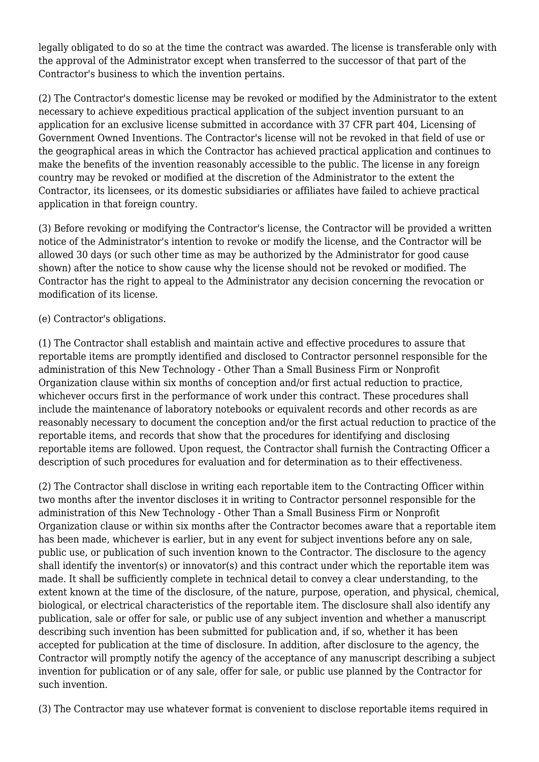legally obligated to do so at the time the contract was awarded. The license is transferable only with the approval of the Administrator except when transferred to the successor of that part of the Contractor's business to which the invention pertains.

(2) The Contractor's domestic license may be revoked or modified by the Administrator to the extent necessary to achieve expeditious practical application of the subject invention pursuant to an application for an exclusive license submitted in accordance with 37 CFR part 404, Licensing of Government Owned Inventions. The Contractor's license will not be revoked in that field of use or the geographical areas in which the Contractor has achieved practical application and continues to make the benefits of the invention reasonably accessible to the public. The license in any foreign country may be revoked or modified at the discretion of the Administrator to the extent the Contractor, its licensees, or its domestic subsidiaries or affiliates have failed to achieve practical application in that foreign country.

(3) Before revoking or modifying the Contractor's license, the Contractor will be provided a written notice of the Administrator's intention to revoke or modify the license, and the Contractor will be allowed 30 days (or such other time as may be authorized by the Administrator for good cause shown) after the notice to show cause why the license should not be revoked or modified. The Contractor has the right to appeal to the Administrator any decision concerning the revocation or modification of its license.

(e) Contractor's obligations.

(1) The Contractor shall establish and maintain active and effective procedures to assure that reportable items are promptly identified and disclosed to Contractor personnel responsible for the administration of this New Technology - Other Than a Small Business Firm or Nonprofit Organization clause within six months of conception and/or first actual reduction to practice, whichever occurs first in the performance of work under this contract. These procedures shall include the maintenance of laboratory notebooks or equivalent records and other records as are reasonably necessary to document the conception and/or the first actual reduction to practice of the reportable items, and records that show that the procedures for identifying and disclosing reportable items are followed. Upon request, the Contractor shall furnish the Contracting Officer a description of such procedures for evaluation and for determination as to their effectiveness.

(2) The Contractor shall disclose in writing each reportable item to the Contracting Officer within two months after the inventor discloses it in writing to Contractor personnel responsible for the administration of this New Technology - Other Than a Small Business Firm or Nonprofit Organization clause or within six months after the Contractor becomes aware that a reportable item has been made, whichever is earlier, but in any event for subject inventions before any on sale, public use, or publication of such invention known to the Contractor. The disclosure to the agency shall identify the inventor(s) or innovator(s) and this contract under which the reportable item was made. It shall be sufficiently complete in technical detail to convey a clear understanding, to the extent known at the time of the disclosure, of the nature, purpose, operation, and physical, chemical, biological, or electrical characteristics of the reportable item. The disclosure shall also identify any publication, sale or offer for sale, or public use of any subject invention and whether a manuscript describing such invention has been submitted for publication and, if so, whether it has been accepted for publication at the time of disclosure. In addition, after disclosure to the agency, the Contractor will promptly notify the agency of the acceptance of any manuscript describing a subject invention for publication or of any sale, offer for sale, or public use planned by the Contractor for such invention.

(3) The Contractor may use whatever format is convenient to disclose reportable items required in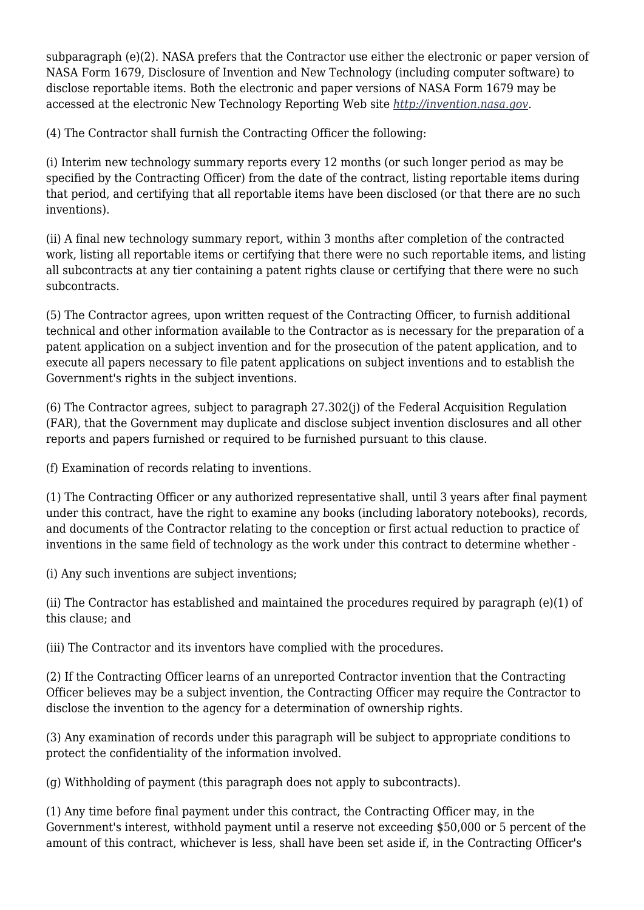subparagraph (e)(2). NASA prefers that the Contractor use either the electronic or paper version of NASA Form 1679, Disclosure of Invention and New Technology (including computer software) to disclose reportable items. Both the electronic and paper versions of NASA Form 1679 may be accessed at the electronic New Technology Reporting Web site *http://invention.nasa.gov*.

(4) The Contractor shall furnish the Contracting Officer the following:

(i) Interim new technology summary reports every 12 months (or such longer period as may be specified by the Contracting Officer) from the date of the contract, listing reportable items during that period, and certifying that all reportable items have been disclosed (or that there are no such inventions).

(ii) A final new technology summary report, within 3 months after completion of the contracted work, listing all reportable items or certifying that there were no such reportable items, and listing all subcontracts at any tier containing a patent rights clause or certifying that there were no such subcontracts.

(5) The Contractor agrees, upon written request of the Contracting Officer, to furnish additional technical and other information available to the Contractor as is necessary for the preparation of a patent application on a subject invention and for the prosecution of the patent application, and to execute all papers necessary to file patent applications on subject inventions and to establish the Government's rights in the subject inventions.

(6) The Contractor agrees, subject to paragraph 27.302(j) of the Federal Acquisition Regulation (FAR), that the Government may duplicate and disclose subject invention disclosures and all other reports and papers furnished or required to be furnished pursuant to this clause.

(f) Examination of records relating to inventions.

(1) The Contracting Officer or any authorized representative shall, until 3 years after final payment under this contract, have the right to examine any books (including laboratory notebooks), records, and documents of the Contractor relating to the conception or first actual reduction to practice of inventions in the same field of technology as the work under this contract to determine whether -

(i) Any such inventions are subject inventions;

(ii) The Contractor has established and maintained the procedures required by paragraph (e)(1) of this clause; and

(iii) The Contractor and its inventors have complied with the procedures.

(2) If the Contracting Officer learns of an unreported Contractor invention that the Contracting Officer believes may be a subject invention, the Contracting Officer may require the Contractor to disclose the invention to the agency for a determination of ownership rights.

(3) Any examination of records under this paragraph will be subject to appropriate conditions to protect the confidentiality of the information involved.

(g) Withholding of payment (this paragraph does not apply to subcontracts).

(1) Any time before final payment under this contract, the Contracting Officer may, in the Government's interest, withhold payment until a reserve not exceeding $50,000 or 5 percent of the amount of this contract, whichever is less, shall have been set aside if, in the Contracting Officer's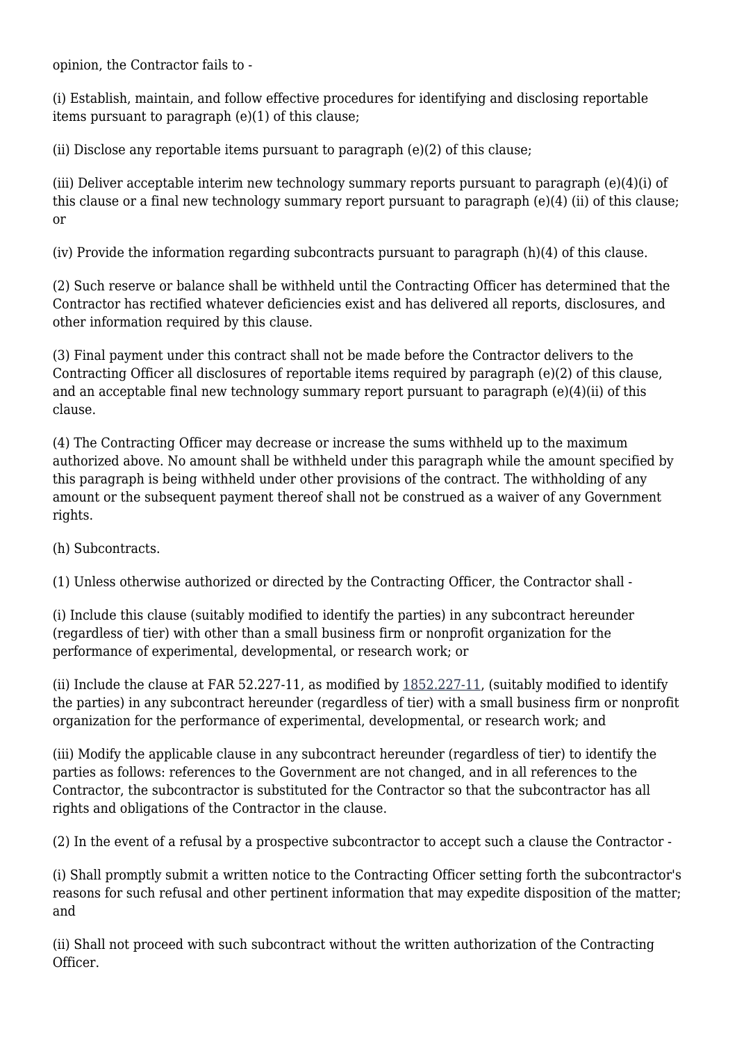opinion, the Contractor fails to -

(i) Establish, maintain, and follow effective procedures for identifying and disclosing reportable items pursuant to paragraph (e)(1) of this clause;

(ii) Disclose any reportable items pursuant to paragraph (e)(2) of this clause;

(iii) Deliver acceptable interim new technology summary reports pursuant to paragraph (e)(4)(i) of this clause or a final new technology summary report pursuant to paragraph (e)(4) (ii) of this clause; or

(iv) Provide the information regarding subcontracts pursuant to paragraph (h)(4) of this clause.

(2) Such reserve or balance shall be withheld until the Contracting Officer has determined that the Contractor has rectified whatever deficiencies exist and has delivered all reports, disclosures, and other information required by this clause.

(3) Final payment under this contract shall not be made before the Contractor delivers to the Contracting Officer all disclosures of reportable items required by paragraph (e)(2) of this clause, and an acceptable final new technology summary report pursuant to paragraph (e)(4)(ii) of this clause.

(4) The Contracting Officer may decrease or increase the sums withheld up to the maximum authorized above. No amount shall be withheld under this paragraph while the amount specified by this paragraph is being withheld under other provisions of the contract. The withholding of any amount or the subsequent payment thereof shall not be construed as a waiver of any Government rights.

(h) Subcontracts.

(1) Unless otherwise authorized or directed by the Contracting Officer, the Contractor shall -

(i) Include this clause (suitably modified to identify the parties) in any subcontract hereunder (regardless of tier) with other than a small business firm or nonprofit organization for the performance of experimental, developmental, or research work; or

(ii) Include the clause at FAR 52.227-11, as modified by 1852.227-11, (suitably modified to identify the parties) in any subcontract hereunder (regardless of tier) with a small business firm or nonprofit organization for the performance of experimental, developmental, or research work; and

(iii) Modify the applicable clause in any subcontract hereunder (regardless of tier) to identify the parties as follows: references to the Government are not changed, and in all references to the Contractor, the subcontractor is substituted for the Contractor so that the subcontractor has all rights and obligations of the Contractor in the clause.

(2) In the event of a refusal by a prospective subcontractor to accept such a clause the Contractor -

(i) Shall promptly submit a written notice to the Contracting Officer setting forth the subcontractor's reasons for such refusal and other pertinent information that may expedite disposition of the matter; and

(ii) Shall not proceed with such subcontract without the written authorization of the Contracting Officer.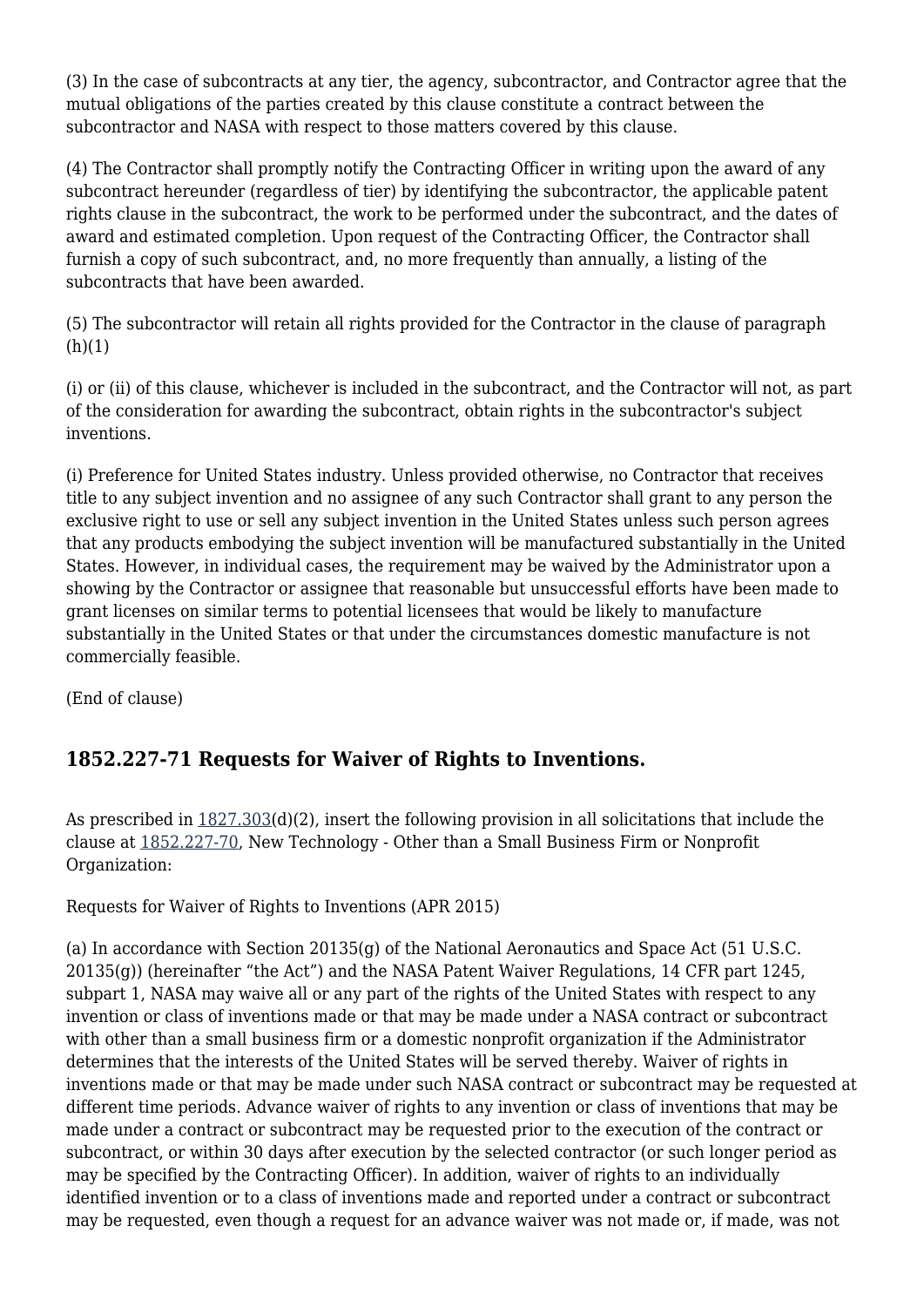(3) In the case of subcontracts at any tier, the agency, subcontractor, and Contractor agree that the mutual obligations of the parties created by this clause constitute a contract between the subcontractor and NASA with respect to those matters covered by this clause.

(4) The Contractor shall promptly notify the Contracting Officer in writing upon the award of any subcontract hereunder (regardless of tier) by identifying the subcontractor, the applicable patent rights clause in the subcontract, the work to be performed under the subcontract, and the dates of award and estimated completion. Upon request of the Contracting Officer, the Contractor shall furnish a copy of such subcontract, and, no more frequently than annually, a listing of the subcontracts that have been awarded.

(5) The subcontractor will retain all rights provided for the Contractor in the clause of paragraph (h)(1)

(i) or (ii) of this clause, whichever is included in the subcontract, and the Contractor will not, as part of the consideration for awarding the subcontract, obtain rights in the subcontractor's subject inventions.

(i) Preference for United States industry. Unless provided otherwise, no Contractor that receives title to any subject invention and no assignee of any such Contractor shall grant to any person the exclusive right to use or sell any subject invention in the United States unless such person agrees that any products embodying the subject invention will be manufactured substantially in the United States. However, in individual cases, the requirement may be waived by the Administrator upon a showing by the Contractor or assignee that reasonable but unsuccessful efforts have been made to grant licenses on similar terms to potential licensees that would be likely to manufacture substantially in the United States or that under the circumstances domestic manufacture is not commercially feasible.

(End of clause)

## 1852.227-71 Requests for Waiver of Rights to Inventions.

As prescribed in 1827.303(d)(2), insert the following provision in all solicitations that include the clause at 1852.227-70, New Technology - Other than a Small Business Firm or Nonprofit Organization:

Requests for Waiver of Rights to Inventions (APR 2015)

(a) In accordance with Section 20135(g) of the National Aeronautics and Space Act (51 U.S.C. 20135(g)) (hereinafter "the Act") and the NASA Patent Waiver Regulations, 14 CFR part 1245, subpart 1, NASA may waive all or any part of the rights of the United States with respect to any invention or class of inventions made or that may be made under a NASA contract or subcontract with other than a small business firm or a domestic nonprofit organization if the Administrator determines that the interests of the United States will be served thereby. Waiver of rights in inventions made or that may be made under such NASA contract or subcontract may be requested at different time periods. Advance waiver of rights to any invention or class of inventions that may be made under a contract or subcontract may be requested prior to the execution of the contract or subcontract, or within 30 days after execution by the selected contractor (or such longer period as may be specified by the Contracting Officer). In addition, waiver of rights to an individually identified invention or to a class of inventions made and reported under a contract or subcontract may be requested, even though a request for an advance waiver was not made or, if made, was not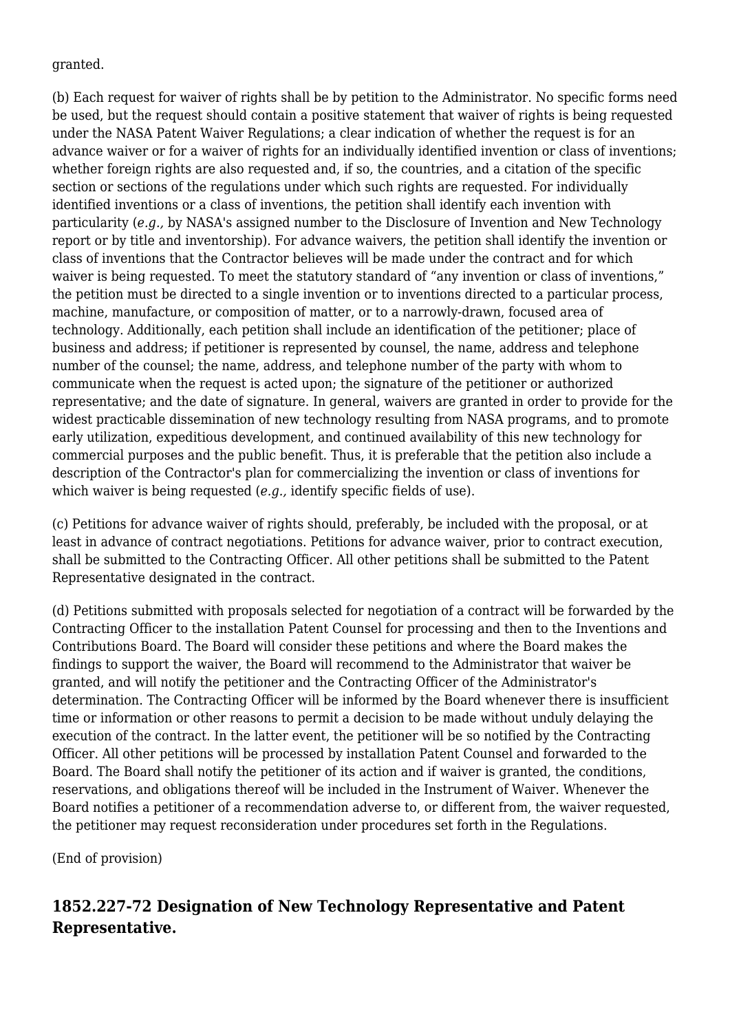granted.

(b) Each request for waiver of rights shall be by petition to the Administrator. No specific forms need be used, but the request should contain a positive statement that waiver of rights is being requested under the NASA Patent Waiver Regulations; a clear indication of whether the request is for an advance waiver or for a waiver of rights for an individually identified invention or class of inventions; whether foreign rights are also requested and, if so, the countries, and a citation of the specific section or sections of the regulations under which such rights are requested. For individually identified inventions or a class of inventions, the petition shall identify each invention with particularity (*e.g.,* by NASA's assigned number to the Disclosure of Invention and New Technology report or by title and inventorship). For advance waivers, the petition shall identify the invention or class of inventions that the Contractor believes will be made under the contract and for which waiver is being requested. To meet the statutory standard of “any invention or class of inventions,” the petition must be directed to a single invention or to inventions directed to a particular process, machine, manufacture, or composition of matter, or to a narrowly-drawn, focused area of technology. Additionally, each petition shall include an identification of the petitioner; place of business and address; if petitioner is represented by counsel, the name, address and telephone number of the counsel; the name, address, and telephone number of the party with whom to communicate when the request is acted upon; the signature of the petitioner or authorized representative; and the date of signature. In general, waivers are granted in order to provide for the widest practicable dissemination of new technology resulting from NASA programs, and to promote early utilization, expeditious development, and continued availability of this new technology for commercial purposes and the public benefit. Thus, it is preferable that the petition also include a description of the Contractor's plan for commercializing the invention or class of inventions for which waiver is being requested (*e.g.,* identify specific fields of use).

(c) Petitions for advance waiver of rights should, preferably, be included with the proposal, or at least in advance of contract negotiations. Petitions for advance waiver, prior to contract execution, shall be submitted to the Contracting Officer. All other petitions shall be submitted to the Patent Representative designated in the contract.

(d) Petitions submitted with proposals selected for negotiation of a contract will be forwarded by the Contracting Officer to the installation Patent Counsel for processing and then to the Inventions and Contributions Board. The Board will consider these petitions and where the Board makes the findings to support the waiver, the Board will recommend to the Administrator that waiver be granted, and will notify the petitioner and the Contracting Officer of the Administrator's determination. The Contracting Officer will be informed by the Board whenever there is insufficient time or information or other reasons to permit a decision to be made without unduly delaying the execution of the contract. In the latter event, the petitioner will be so notified by the Contracting Officer. All other petitions will be processed by installation Patent Counsel and forwarded to the Board. The Board shall notify the petitioner of its action and if waiver is granted, the conditions, reservations, and obligations thereof will be included in the Instrument of Waiver. Whenever the Board notifies a petitioner of a recommendation adverse to, or different from, the waiver requested, the petitioner may request reconsideration under procedures set forth in the Regulations.

(End of provision)

## 1852.227-72 Designation of New Technology Representative and Patent Representative.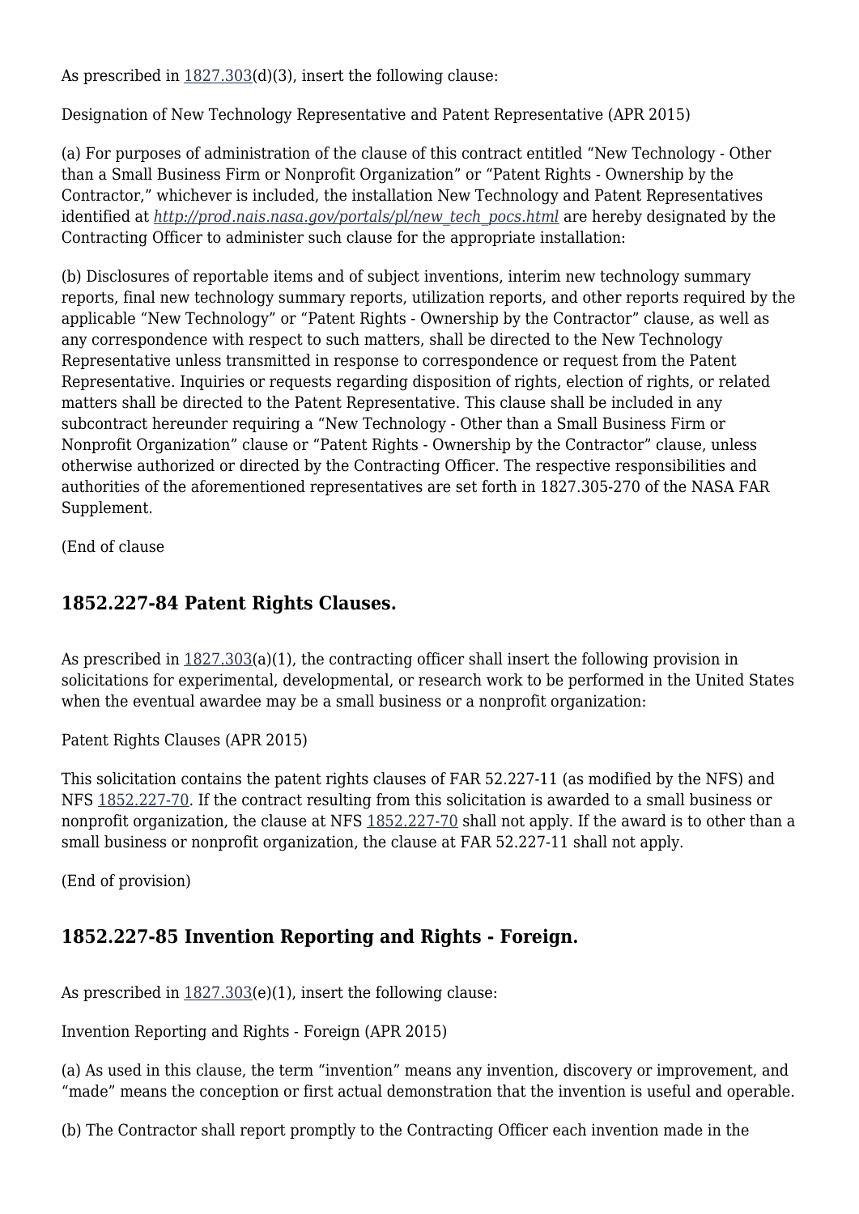As prescribed in 1827.303(d)(3), insert the following clause:

Designation of New Technology Representative and Patent Representative (APR 2015)

(a) For purposes of administration of the clause of this contract entitled "New Technology - Other than a Small Business Firm or Nonprofit Organization" or "Patent Rights - Ownership by the Contractor," whichever is included, the installation New Technology and Patent Representatives identified at *http://prod.nais.nasa.gov/portals/pl/new_tech_pocs.html* are hereby designated by the Contracting Officer to administer such clause for the appropriate installation:

(b) Disclosures of reportable items and of subject inventions, interim new technology summary reports, final new technology summary reports, utilization reports, and other reports required by the applicable "New Technology" or "Patent Rights - Ownership by the Contractor" clause, as well as any correspondence with respect to such matters, shall be directed to the New Technology Representative unless transmitted in response to correspondence or request from the Patent Representative. Inquiries or requests regarding disposition of rights, election of rights, or related matters shall be directed to the Patent Representative. This clause shall be included in any subcontract hereunder requiring a "New Technology - Other than a Small Business Firm or Nonprofit Organization" clause or "Patent Rights - Ownership by the Contractor" clause, unless otherwise authorized or directed by the Contracting Officer. The respective responsibilities and authorities of the aforementioned representatives are set forth in 1827.305-270 of the NASA FAR Supplement.

(End of clause

## 1852.227-84 Patent Rights Clauses.

As prescribed in 1827.303(a)(1), the contracting officer shall insert the following provision in solicitations for experimental, developmental, or research work to be performed in the United States when the eventual awardee may be a small business or a nonprofit organization:

Patent Rights Clauses (APR 2015)

This solicitation contains the patent rights clauses of FAR 52.227-11 (as modified by the NFS) and NFS 1852.227-70. If the contract resulting from this solicitation is awarded to a small business or nonprofit organization, the clause at NFS 1852.227-70 shall not apply. If the award is to other than a small business or nonprofit organization, the clause at FAR 52.227-11 shall not apply.

(End of provision)

## 1852.227-85 Invention Reporting and Rights - Foreign.

As prescribed in 1827.303(e)(1), insert the following clause:

Invention Reporting and Rights - Foreign (APR 2015)

(a) As used in this clause, the term "invention" means any invention, discovery or improvement, and "made" means the conception or first actual demonstration that the invention is useful and operable.

(b) The Contractor shall report promptly to the Contracting Officer each invention made in the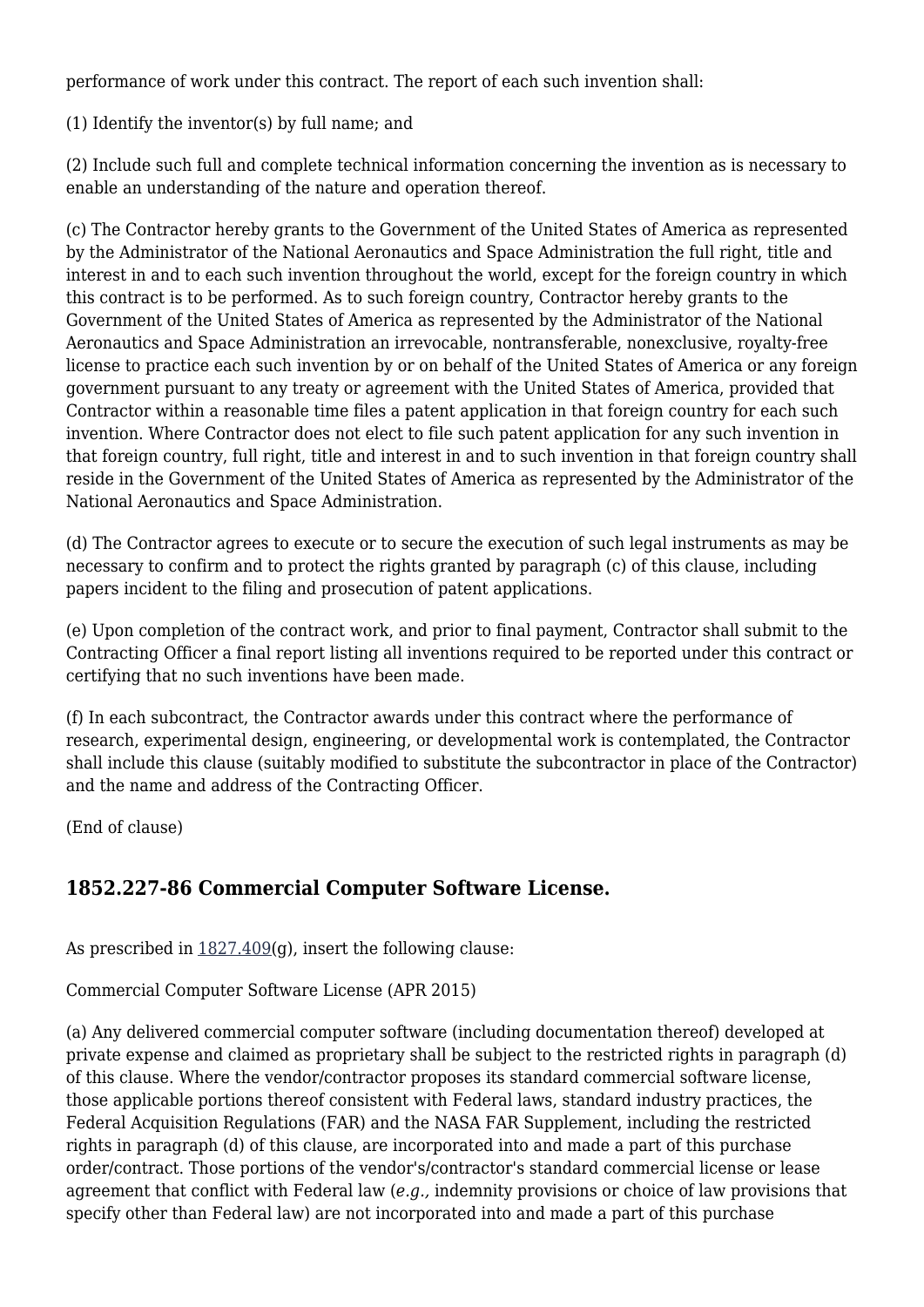performance of work under this contract. The report of each such invention shall:

(1) Identify the inventor(s) by full name; and

(2) Include such full and complete technical information concerning the invention as is necessary to enable an understanding of the nature and operation thereof.

(c) The Contractor hereby grants to the Government of the United States of America as represented by the Administrator of the National Aeronautics and Space Administration the full right, title and interest in and to each such invention throughout the world, except for the foreign country in which this contract is to be performed. As to such foreign country, Contractor hereby grants to the Government of the United States of America as represented by the Administrator of the National Aeronautics and Space Administration an irrevocable, nontransferable, nonexclusive, royalty-free license to practice each such invention by or on behalf of the United States of America or any foreign government pursuant to any treaty or agreement with the United States of America, provided that Contractor within a reasonable time files a patent application in that foreign country for each such invention. Where Contractor does not elect to file such patent application for any such invention in that foreign country, full right, title and interest in and to such invention in that foreign country shall reside in the Government of the United States of America as represented by the Administrator of the National Aeronautics and Space Administration.

(d) The Contractor agrees to execute or to secure the execution of such legal instruments as may be necessary to confirm and to protect the rights granted by paragraph (c) of this clause, including papers incident to the filing and prosecution of patent applications.

(e) Upon completion of the contract work, and prior to final payment, Contractor shall submit to the Contracting Officer a final report listing all inventions required to be reported under this contract or certifying that no such inventions have been made.

(f) In each subcontract, the Contractor awards under this contract where the performance of research, experimental design, engineering, or developmental work is contemplated, the Contractor shall include this clause (suitably modified to substitute the subcontractor in place of the Contractor) and the name and address of the Contracting Officer.

(End of clause)

## 1852.227-86 Commercial Computer Software License.

As prescribed in 1827.409(g), insert the following clause:

Commercial Computer Software License (APR 2015)

(a) Any delivered commercial computer software (including documentation thereof) developed at private expense and claimed as proprietary shall be subject to the restricted rights in paragraph (d) of this clause. Where the vendor/contractor proposes its standard commercial software license, those applicable portions thereof consistent with Federal laws, standard industry practices, the Federal Acquisition Regulations (FAR) and the NASA FAR Supplement, including the restricted rights in paragraph (d) of this clause, are incorporated into and made a part of this purchase order/contract. Those portions of the vendor's/contractor's standard commercial license or lease agreement that conflict with Federal law (*e.g.,* indemnity provisions or choice of law provisions that specify other than Federal law) are not incorporated into and made a part of this purchase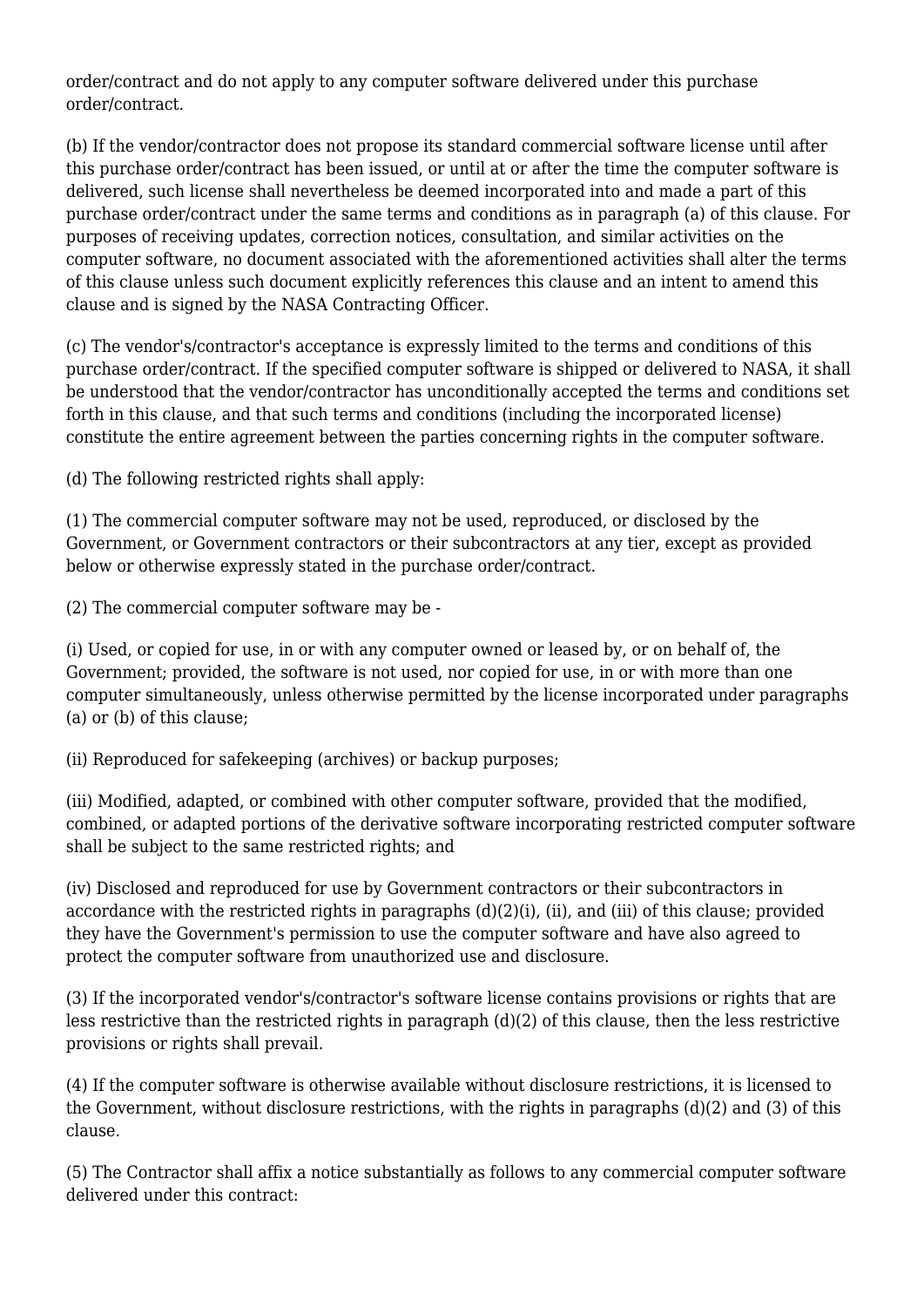order/contract and do not apply to any computer software delivered under this purchase order/contract.

(b) If the vendor/contractor does not propose its standard commercial software license until after this purchase order/contract has been issued, or until at or after the time the computer software is delivered, such license shall nevertheless be deemed incorporated into and made a part of this purchase order/contract under the same terms and conditions as in paragraph (a) of this clause. For purposes of receiving updates, correction notices, consultation, and similar activities on the computer software, no document associated with the aforementioned activities shall alter the terms of this clause unless such document explicitly references this clause and an intent to amend this clause and is signed by the NASA Contracting Officer.

(c) The vendor's/contractor's acceptance is expressly limited to the terms and conditions of this purchase order/contract. If the specified computer software is shipped or delivered to NASA, it shall be understood that the vendor/contractor has unconditionally accepted the terms and conditions set forth in this clause, and that such terms and conditions (including the incorporated license) constitute the entire agreement between the parties concerning rights in the computer software.

(d) The following restricted rights shall apply:

(1) The commercial computer software may not be used, reproduced, or disclosed by the Government, or Government contractors or their subcontractors at any tier, except as provided below or otherwise expressly stated in the purchase order/contract.

(2) The commercial computer software may be -

(i) Used, or copied for use, in or with any computer owned or leased by, or on behalf of, the Government; provided, the software is not used, nor copied for use, in or with more than one computer simultaneously, unless otherwise permitted by the license incorporated under paragraphs (a) or (b) of this clause;

(ii) Reproduced for safekeeping (archives) or backup purposes;

(iii) Modified, adapted, or combined with other computer software, provided that the modified, combined, or adapted portions of the derivative software incorporating restricted computer software shall be subject to the same restricted rights; and

(iv) Disclosed and reproduced for use by Government contractors or their subcontractors in accordance with the restricted rights in paragraphs (d)(2)(i), (ii), and (iii) of this clause; provided they have the Government's permission to use the computer software and have also agreed to protect the computer software from unauthorized use and disclosure.

(3) If the incorporated vendor's/contractor's software license contains provisions or rights that are less restrictive than the restricted rights in paragraph (d)(2) of this clause, then the less restrictive provisions or rights shall prevail.

(4) If the computer software is otherwise available without disclosure restrictions, it is licensed to the Government, without disclosure restrictions, with the rights in paragraphs (d)(2) and (3) of this clause.

(5) The Contractor shall affix a notice substantially as follows to any commercial computer software delivered under this contract: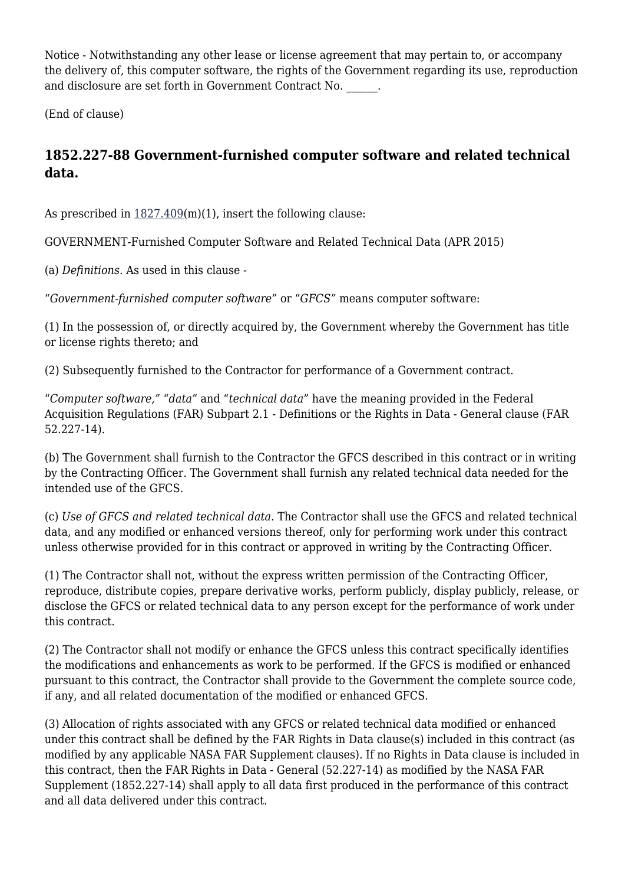Notice - Notwithstanding any other lease or license agreement that may pertain to, or accompany the delivery of, this computer software, the rights of the Government regarding its use, reproduction and disclosure are set forth in Government Contract No. ______.

(End of clause)

## 1852.227-88 Government-furnished computer software and related technical data.

As prescribed in 1827.409(m)(1), insert the following clause:

GOVERNMENT-Furnished Computer Software and Related Technical Data (APR 2015)

(a) *Definitions.* As used in this clause -

"*Government-furnished computer software*" or "*GFCS*" means computer software:

(1) In the possession of, or directly acquired by, the Government whereby the Government has title or license rights thereto; and

(2) Subsequently furnished to the Contractor for performance of a Government contract.

"*Computer software,*" "*data*" and "*technical data*" have the meaning provided in the Federal Acquisition Regulations (FAR) Subpart 2.1 - Definitions or the Rights in Data - General clause (FAR 52.227-14).

(b) The Government shall furnish to the Contractor the GFCS described in this contract or in writing by the Contracting Officer. The Government shall furnish any related technical data needed for the intended use of the GFCS.

(c) *Use of GFCS and related technical data.* The Contractor shall use the GFCS and related technical data, and any modified or enhanced versions thereof, only for performing work under this contract unless otherwise provided for in this contract or approved in writing by the Contracting Officer.

(1) The Contractor shall not, without the express written permission of the Contracting Officer, reproduce, distribute copies, prepare derivative works, perform publicly, display publicly, release, or disclose the GFCS or related technical data to any person except for the performance of work under this contract.

(2) The Contractor shall not modify or enhance the GFCS unless this contract specifically identifies the modifications and enhancements as work to be performed. If the GFCS is modified or enhanced pursuant to this contract, the Contractor shall provide to the Government the complete source code, if any, and all related documentation of the modified or enhanced GFCS.

(3) Allocation of rights associated with any GFCS or related technical data modified or enhanced under this contract shall be defined by the FAR Rights in Data clause(s) included in this contract (as modified by any applicable NASA FAR Supplement clauses). If no Rights in Data clause is included in this contract, then the FAR Rights in Data - General (52.227-14) as modified by the NASA FAR Supplement (1852.227-14) shall apply to all data first produced in the performance of this contract and all data delivered under this contract.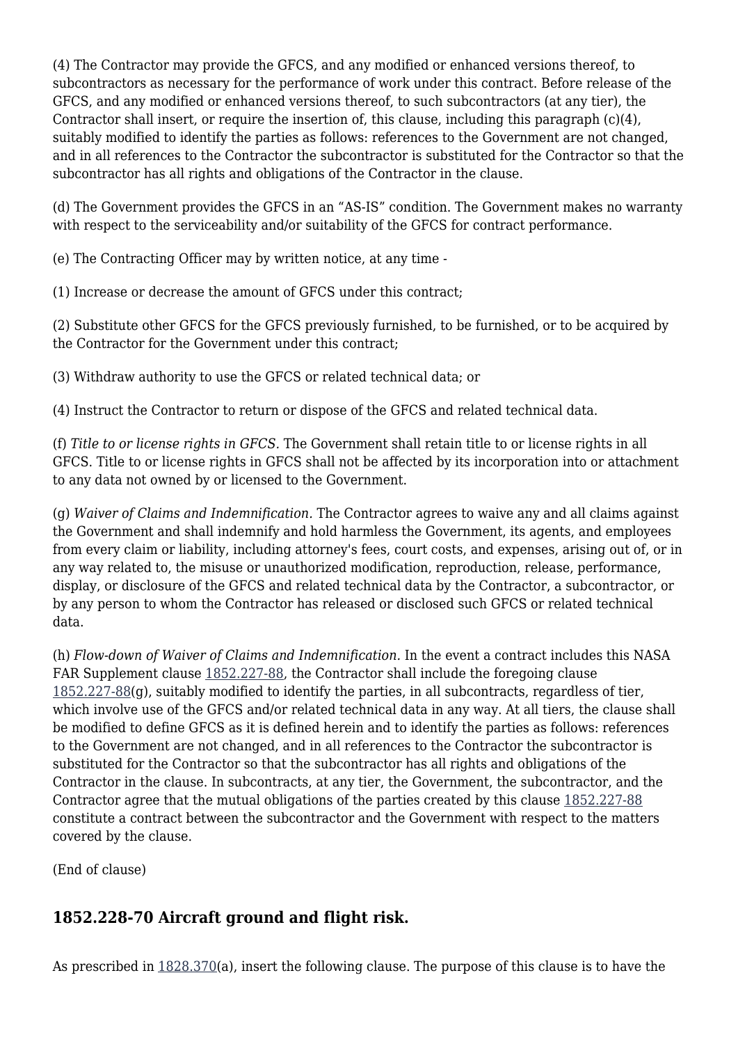(4) The Contractor may provide the GFCS, and any modified or enhanced versions thereof, to subcontractors as necessary for the performance of work under this contract. Before release of the GFCS, and any modified or enhanced versions thereof, to such subcontractors (at any tier), the Contractor shall insert, or require the insertion of, this clause, including this paragraph (c)(4), suitably modified to identify the parties as follows: references to the Government are not changed, and in all references to the Contractor the subcontractor is substituted for the Contractor so that the subcontractor has all rights and obligations of the Contractor in the clause.

(d) The Government provides the GFCS in an "AS-IS" condition. The Government makes no warranty with respect to the serviceability and/or suitability of the GFCS for contract performance.

(e) The Contracting Officer may by written notice, at any time -

(1) Increase or decrease the amount of GFCS under this contract;

(2) Substitute other GFCS for the GFCS previously furnished, to be furnished, or to be acquired by the Contractor for the Government under this contract;

(3) Withdraw authority to use the GFCS or related technical data; or

(4) Instruct the Contractor to return or dispose of the GFCS and related technical data.

(f) *Title to or license rights in GFCS.* The Government shall retain title to or license rights in all GFCS. Title to or license rights in GFCS shall not be affected by its incorporation into or attachment to any data not owned by or licensed to the Government.

(g) *Waiver of Claims and Indemnification.* The Contractor agrees to waive any and all claims against the Government and shall indemnify and hold harmless the Government, its agents, and employees from every claim or liability, including attorney's fees, court costs, and expenses, arising out of, or in any way related to, the misuse or unauthorized modification, reproduction, release, performance, display, or disclosure of the GFCS and related technical data by the Contractor, a subcontractor, or by any person to whom the Contractor has released or disclosed such GFCS or related technical data.

(h) *Flow-down of Waiver of Claims and Indemnification.* In the event a contract includes this NASA FAR Supplement clause 1852.227-88, the Contractor shall include the foregoing clause 1852.227-88(g), suitably modified to identify the parties, in all subcontracts, regardless of tier, which involve use of the GFCS and/or related technical data in any way. At all tiers, the clause shall be modified to define GFCS as it is defined herein and to identify the parties as follows: references to the Government are not changed, and in all references to the Contractor the subcontractor is substituted for the Contractor so that the subcontractor has all rights and obligations of the Contractor in the clause. In subcontracts, at any tier, the Government, the subcontractor, and the Contractor agree that the mutual obligations of the parties created by this clause 1852.227-88 constitute a contract between the subcontractor and the Government with respect to the matters covered by the clause.

(End of clause)

## 1852.228-70 Aircraft ground and flight risk.

As prescribed in 1828.370(a), insert the following clause. The purpose of this clause is to have the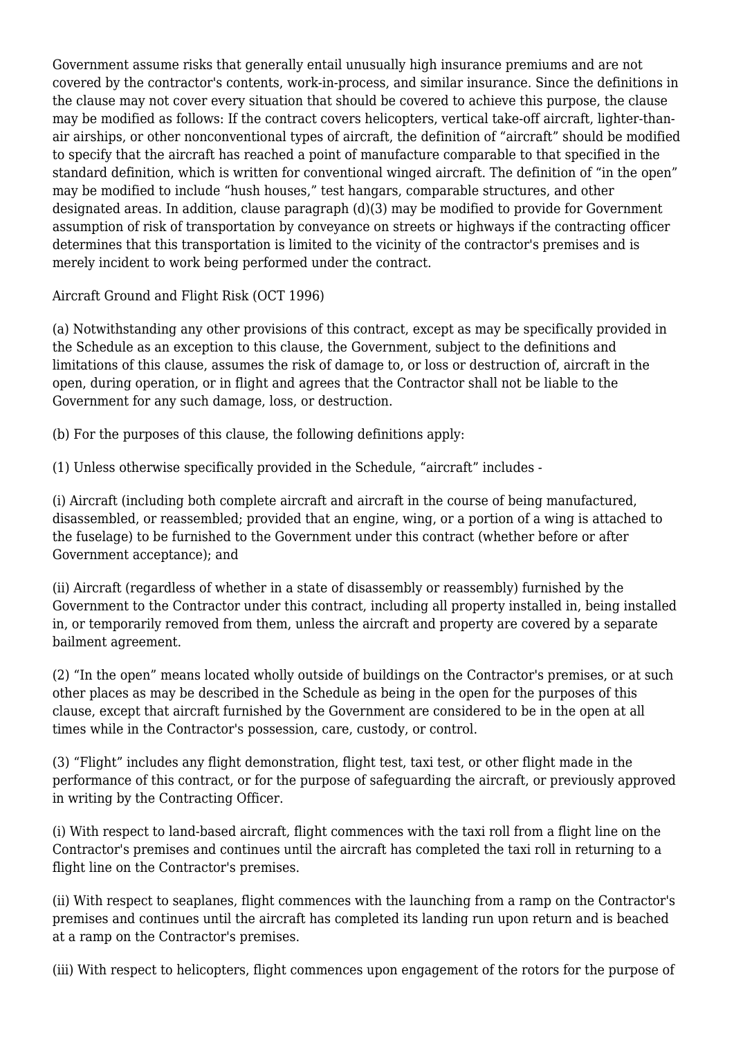Government assume risks that generally entail unusually high insurance premiums and are not covered by the contractor's contents, work-in-process, and similar insurance. Since the definitions in the clause may not cover every situation that should be covered to achieve this purpose, the clause may be modified as follows: If the contract covers helicopters, vertical take-off aircraft, lighter-than-air airships, or other nonconventional types of aircraft, the definition of "aircraft" should be modified to specify that the aircraft has reached a point of manufacture comparable to that specified in the standard definition, which is written for conventional winged aircraft. The definition of "in the open" may be modified to include "hush houses," test hangars, comparable structures, and other designated areas. In addition, clause paragraph (d)(3) may be modified to provide for Government assumption of risk of transportation by conveyance on streets or highways if the contracting officer determines that this transportation is limited to the vicinity of the contractor's premises and is merely incident to work being performed under the contract.

Aircraft Ground and Flight Risk (OCT 1996)

(a) Notwithstanding any other provisions of this contract, except as may be specifically provided in the Schedule as an exception to this clause, the Government, subject to the definitions and limitations of this clause, assumes the risk of damage to, or loss or destruction of, aircraft in the open, during operation, or in flight and agrees that the Contractor shall not be liable to the Government for any such damage, loss, or destruction.

(b) For the purposes of this clause, the following definitions apply:

(1) Unless otherwise specifically provided in the Schedule, "aircraft" includes -

(i) Aircraft (including both complete aircraft and aircraft in the course of being manufactured, disassembled, or reassembled; provided that an engine, wing, or a portion of a wing is attached to the fuselage) to be furnished to the Government under this contract (whether before or after Government acceptance); and

(ii) Aircraft (regardless of whether in a state of disassembly or reassembly) furnished by the Government to the Contractor under this contract, including all property installed in, being installed in, or temporarily removed from them, unless the aircraft and property are covered by a separate bailment agreement.

(2) "In the open" means located wholly outside of buildings on the Contractor's premises, or at such other places as may be described in the Schedule as being in the open for the purposes of this clause, except that aircraft furnished by the Government are considered to be in the open at all times while in the Contractor's possession, care, custody, or control.

(3) "Flight" includes any flight demonstration, flight test, taxi test, or other flight made in the performance of this contract, or for the purpose of safeguarding the aircraft, or previously approved in writing by the Contracting Officer.

(i) With respect to land-based aircraft, flight commences with the taxi roll from a flight line on the Contractor's premises and continues until the aircraft has completed the taxi roll in returning to a flight line on the Contractor's premises.

(ii) With respect to seaplanes, flight commences with the launching from a ramp on the Contractor's premises and continues until the aircraft has completed its landing run upon return and is beached at a ramp on the Contractor's premises.

(iii) With respect to helicopters, flight commences upon engagement of the rotors for the purpose of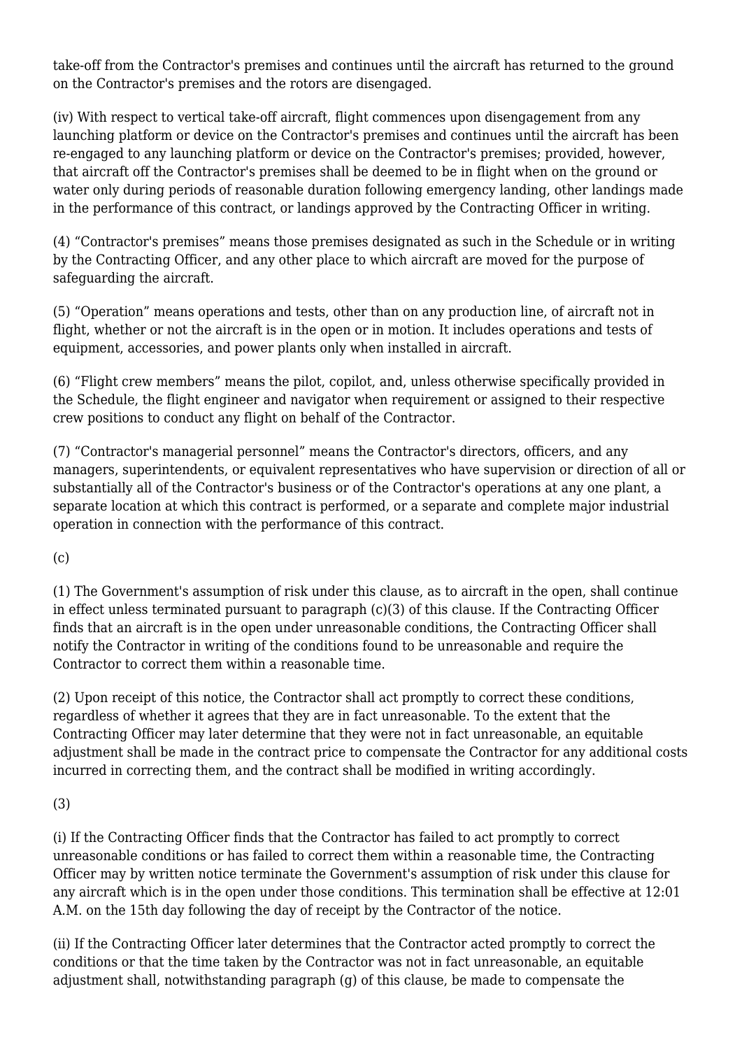take-off from the Contractor's premises and continues until the aircraft has returned to the ground on the Contractor's premises and the rotors are disengaged.

(iv) With respect to vertical take-off aircraft, flight commences upon disengagement from any launching platform or device on the Contractor's premises and continues until the aircraft has been re-engaged to any launching platform or device on the Contractor's premises; provided, however, that aircraft off the Contractor's premises shall be deemed to be in flight when on the ground or water only during periods of reasonable duration following emergency landing, other landings made in the performance of this contract, or landings approved by the Contracting Officer in writing.

(4) "Contractor's premises" means those premises designated as such in the Schedule or in writing by the Contracting Officer, and any other place to which aircraft are moved for the purpose of safeguarding the aircraft.

(5) "Operation" means operations and tests, other than on any production line, of aircraft not in flight, whether or not the aircraft is in the open or in motion. It includes operations and tests of equipment, accessories, and power plants only when installed in aircraft.

(6) "Flight crew members" means the pilot, copilot, and, unless otherwise specifically provided in the Schedule, the flight engineer and navigator when requirement or assigned to their respective crew positions to conduct any flight on behalf of the Contractor.

(7) "Contractor's managerial personnel" means the Contractor's directors, officers, and any managers, superintendents, or equivalent representatives who have supervision or direction of all or substantially all of the Contractor's business or of the Contractor's operations at any one plant, a separate location at which this contract is performed, or a separate and complete major industrial operation in connection with the performance of this contract.

(c)

(1) The Government's assumption of risk under this clause, as to aircraft in the open, shall continue in effect unless terminated pursuant to paragraph (c)(3) of this clause. If the Contracting Officer finds that an aircraft is in the open under unreasonable conditions, the Contracting Officer shall notify the Contractor in writing of the conditions found to be unreasonable and require the Contractor to correct them within a reasonable time.

(2) Upon receipt of this notice, the Contractor shall act promptly to correct these conditions, regardless of whether it agrees that they are in fact unreasonable. To the extent that the Contracting Officer may later determine that they were not in fact unreasonable, an equitable adjustment shall be made in the contract price to compensate the Contractor for any additional costs incurred in correcting them, and the contract shall be modified in writing accordingly.

(3)

(i) If the Contracting Officer finds that the Contractor has failed to act promptly to correct unreasonable conditions or has failed to correct them within a reasonable time, the Contracting Officer may by written notice terminate the Government's assumption of risk under this clause for any aircraft which is in the open under those conditions. This termination shall be effective at 12:01 A.M. on the 15th day following the day of receipt by the Contractor of the notice.

(ii) If the Contracting Officer later determines that the Contractor acted promptly to correct the conditions or that the time taken by the Contractor was not in fact unreasonable, an equitable adjustment shall, notwithstanding paragraph (g) of this clause, be made to compensate the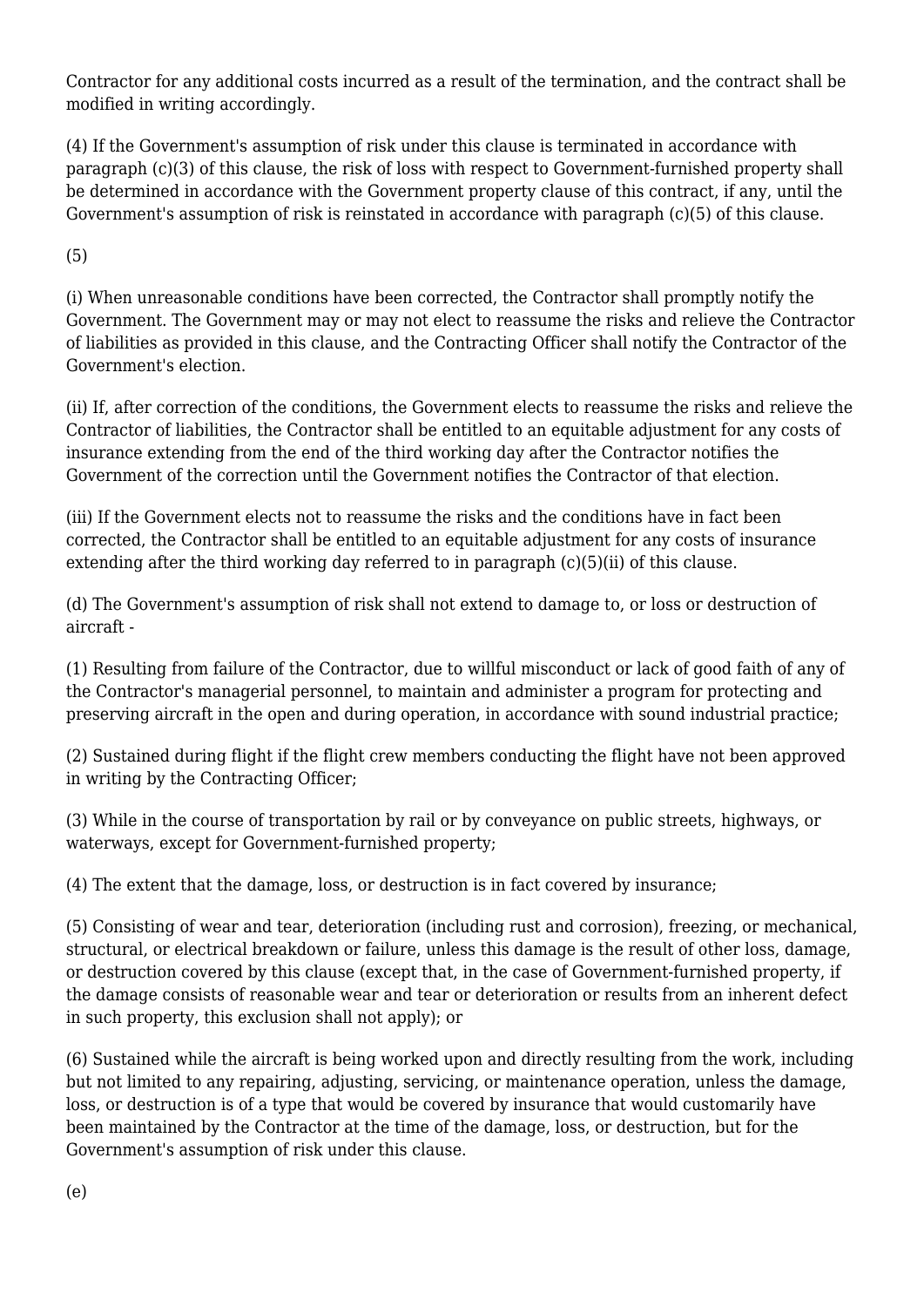Contractor for any additional costs incurred as a result of the termination, and the contract shall be modified in writing accordingly.

(4) If the Government's assumption of risk under this clause is terminated in accordance with paragraph (c)(3) of this clause, the risk of loss with respect to Government-furnished property shall be determined in accordance with the Government property clause of this contract, if any, until the Government's assumption of risk is reinstated in accordance with paragraph (c)(5) of this clause.

(5)

(i) When unreasonable conditions have been corrected, the Contractor shall promptly notify the Government. The Government may or may not elect to reassume the risks and relieve the Contractor of liabilities as provided in this clause, and the Contracting Officer shall notify the Contractor of the Government's election.

(ii) If, after correction of the conditions, the Government elects to reassume the risks and relieve the Contractor of liabilities, the Contractor shall be entitled to an equitable adjustment for any costs of insurance extending from the end of the third working day after the Contractor notifies the Government of the correction until the Government notifies the Contractor of that election.

(iii) If the Government elects not to reassume the risks and the conditions have in fact been corrected, the Contractor shall be entitled to an equitable adjustment for any costs of insurance extending after the third working day referred to in paragraph (c)(5)(ii) of this clause.

(d) The Government's assumption of risk shall not extend to damage to, or loss or destruction of aircraft -

(1) Resulting from failure of the Contractor, due to willful misconduct or lack of good faith of any of the Contractor's managerial personnel, to maintain and administer a program for protecting and preserving aircraft in the open and during operation, in accordance with sound industrial practice;

(2) Sustained during flight if the flight crew members conducting the flight have not been approved in writing by the Contracting Officer;

(3) While in the course of transportation by rail or by conveyance on public streets, highways, or waterways, except for Government-furnished property;

(4) The extent that the damage, loss, or destruction is in fact covered by insurance;

(5) Consisting of wear and tear, deterioration (including rust and corrosion), freezing, or mechanical, structural, or electrical breakdown or failure, unless this damage is the result of other loss, damage, or destruction covered by this clause (except that, in the case of Government-furnished property, if the damage consists of reasonable wear and tear or deterioration or results from an inherent defect in such property, this exclusion shall not apply); or

(6) Sustained while the aircraft is being worked upon and directly resulting from the work, including but not limited to any repairing, adjusting, servicing, or maintenance operation, unless the damage, loss, or destruction is of a type that would be covered by insurance that would customarily have been maintained by the Contractor at the time of the damage, loss, or destruction, but for the Government's assumption of risk under this clause.

(e)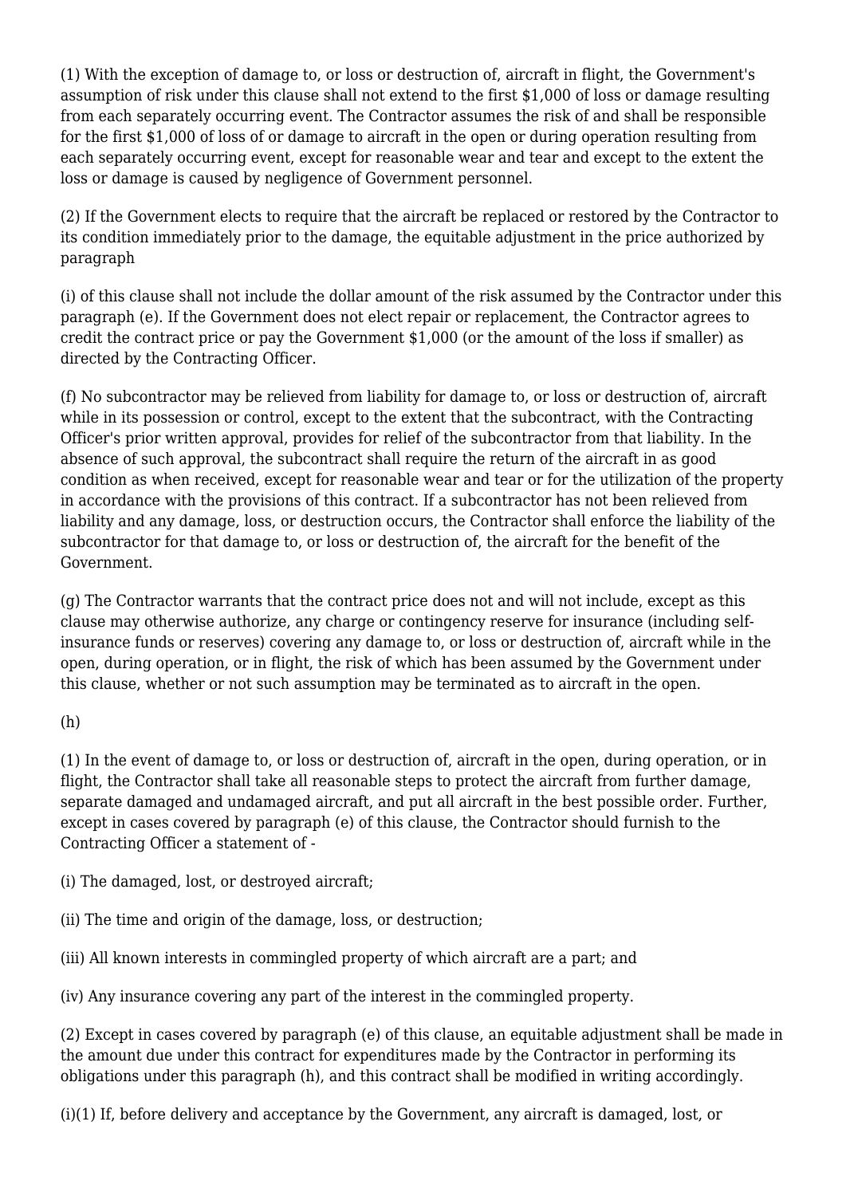(1) With the exception of damage to, or loss or destruction of, aircraft in flight, the Government's assumption of risk under this clause shall not extend to the first $1,000 of loss or damage resulting from each separately occurring event. The Contractor assumes the risk of and shall be responsible for the first $1,000 of loss of or damage to aircraft in the open or during operation resulting from each separately occurring event, except for reasonable wear and tear and except to the extent the loss or damage is caused by negligence of Government personnel.

(2) If the Government elects to require that the aircraft be replaced or restored by the Contractor to its condition immediately prior to the damage, the equitable adjustment in the price authorized by paragraph

(i) of this clause shall not include the dollar amount of the risk assumed by the Contractor under this paragraph (e). If the Government does not elect repair or replacement, the Contractor agrees to credit the contract price or pay the Government $1,000 (or the amount of the loss if smaller) as directed by the Contracting Officer.

(f) No subcontractor may be relieved from liability for damage to, or loss or destruction of, aircraft while in its possession or control, except to the extent that the subcontract, with the Contracting Officer's prior written approval, provides for relief of the subcontractor from that liability. In the absence of such approval, the subcontract shall require the return of the aircraft in as good condition as when received, except for reasonable wear and tear or for the utilization of the property in accordance with the provisions of this contract. If a subcontractor has not been relieved from liability and any damage, loss, or destruction occurs, the Contractor shall enforce the liability of the subcontractor for that damage to, or loss or destruction of, the aircraft for the benefit of the Government.

(g) The Contractor warrants that the contract price does not and will not include, except as this clause may otherwise authorize, any charge or contingency reserve for insurance (including self-insurance funds or reserves) covering any damage to, or loss or destruction of, aircraft while in the open, during operation, or in flight, the risk of which has been assumed by the Government under this clause, whether or not such assumption may be terminated as to aircraft in the open.

(h)

(1) In the event of damage to, or loss or destruction of, aircraft in the open, during operation, or in flight, the Contractor shall take all reasonable steps to protect the aircraft from further damage, separate damaged and undamaged aircraft, and put all aircraft in the best possible order. Further, except in cases covered by paragraph (e) of this clause, the Contractor should furnish to the Contracting Officer a statement of -

(i) The damaged, lost, or destroyed aircraft;

(ii) The time and origin of the damage, loss, or destruction;

(iii) All known interests in commingled property of which aircraft are a part; and

(iv) Any insurance covering any part of the interest in the commingled property.

(2) Except in cases covered by paragraph (e) of this clause, an equitable adjustment shall be made in the amount due under this contract for expenditures made by the Contractor in performing its obligations under this paragraph (h), and this contract shall be modified in writing accordingly.

(i)(1) If, before delivery and acceptance by the Government, any aircraft is damaged, lost, or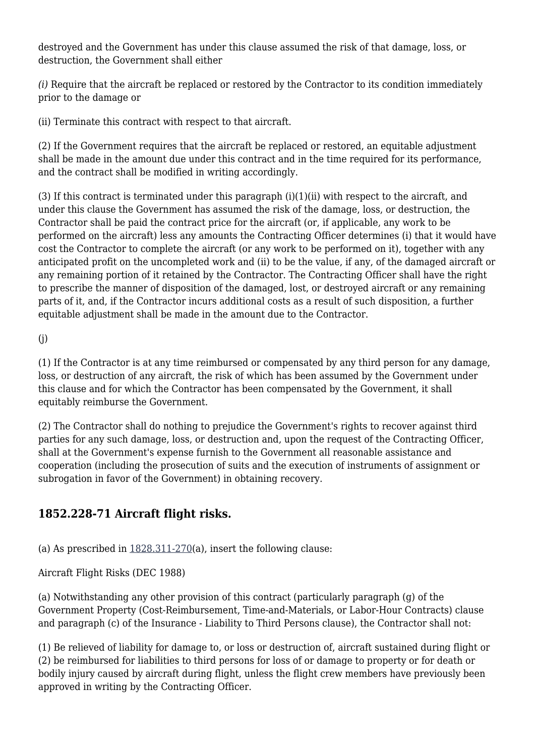destroyed and the Government has under this clause assumed the risk of that damage, loss, or destruction, the Government shall either

*(i)* Require that the aircraft be replaced or restored by the Contractor to its condition immediately prior to the damage or

(ii) Terminate this contract with respect to that aircraft.

(2) If the Government requires that the aircraft be replaced or restored, an equitable adjustment shall be made in the amount due under this contract and in the time required for its performance, and the contract shall be modified in writing accordingly.

(3) If this contract is terminated under this paragraph (i)(1)(ii) with respect to the aircraft, and under this clause the Government has assumed the risk of the damage, loss, or destruction, the Contractor shall be paid the contract price for the aircraft (or, if applicable, any work to be performed on the aircraft) less any amounts the Contracting Officer determines (i) that it would have cost the Contractor to complete the aircraft (or any work to be performed on it), together with any anticipated profit on the uncompleted work and (ii) to be the value, if any, of the damaged aircraft or any remaining portion of it retained by the Contractor. The Contracting Officer shall have the right to prescribe the manner of disposition of the damaged, lost, or destroyed aircraft or any remaining parts of it, and, if the Contractor incurs additional costs as a result of such disposition, a further equitable adjustment shall be made in the amount due to the Contractor.

(j)

(1) If the Contractor is at any time reimbursed or compensated by any third person for any damage, loss, or destruction of any aircraft, the risk of which has been assumed by the Government under this clause and for which the Contractor has been compensated by the Government, it shall equitably reimburse the Government.

(2) The Contractor shall do nothing to prejudice the Government's rights to recover against third parties for any such damage, loss, or destruction and, upon the request of the Contracting Officer, shall at the Government's expense furnish to the Government all reasonable assistance and cooperation (including the prosecution of suits and the execution of instruments of assignment or subrogation in favor of the Government) in obtaining recovery.

## 1852.228-71 Aircraft flight risks.

(a) As prescribed in 1828.311-270(a), insert the following clause:

Aircraft Flight Risks (DEC 1988)

(a) Notwithstanding any other provision of this contract (particularly paragraph (g) of the Government Property (Cost-Reimbursement, Time-and-Materials, or Labor-Hour Contracts) clause and paragraph (c) of the Insurance - Liability to Third Persons clause), the Contractor shall not:

(1) Be relieved of liability for damage to, or loss or destruction of, aircraft sustained during flight or (2) be reimbursed for liabilities to third persons for loss of or damage to property or for death or bodily injury caused by aircraft during flight, unless the flight crew members have previously been approved in writing by the Contracting Officer.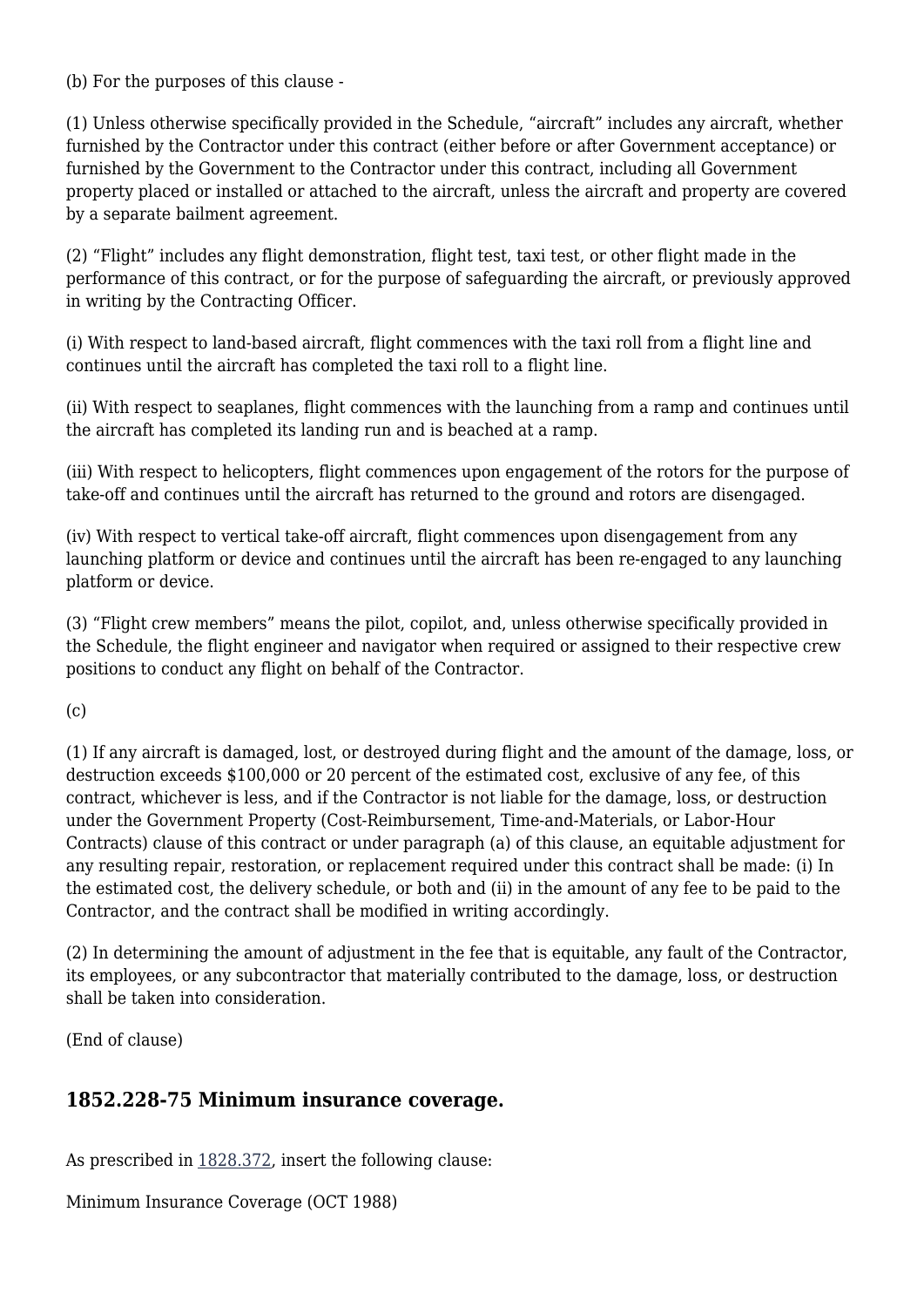(b) For the purposes of this clause -

(1) Unless otherwise specifically provided in the Schedule, “aircraft” includes any aircraft, whether furnished by the Contractor under this contract (either before or after Government acceptance) or furnished by the Government to the Contractor under this contract, including all Government property placed or installed or attached to the aircraft, unless the aircraft and property are covered by a separate bailment agreement.

(2) “Flight” includes any flight demonstration, flight test, taxi test, or other flight made in the performance of this contract, or for the purpose of safeguarding the aircraft, or previously approved in writing by the Contracting Officer.

(i) With respect to land-based aircraft, flight commences with the taxi roll from a flight line and continues until the aircraft has completed the taxi roll to a flight line.

(ii) With respect to seaplanes, flight commences with the launching from a ramp and continues until the aircraft has completed its landing run and is beached at a ramp.

(iii) With respect to helicopters, flight commences upon engagement of the rotors for the purpose of take-off and continues until the aircraft has returned to the ground and rotors are disengaged.

(iv) With respect to vertical take-off aircraft, flight commences upon disengagement from any launching platform or device and continues until the aircraft has been re-engaged to any launching platform or device.

(3) “Flight crew members” means the pilot, copilot, and, unless otherwise specifically provided in the Schedule, the flight engineer and navigator when required or assigned to their respective crew positions to conduct any flight on behalf of the Contractor.

(c)

(1) If any aircraft is damaged, lost, or destroyed during flight and the amount of the damage, loss, or destruction exceeds $100,000 or 20 percent of the estimated cost, exclusive of any fee, of this contract, whichever is less, and if the Contractor is not liable for the damage, loss, or destruction under the Government Property (Cost-Reimbursement, Time-and-Materials, or Labor-Hour Contracts) clause of this contract or under paragraph (a) of this clause, an equitable adjustment for any resulting repair, restoration, or replacement required under this contract shall be made: (i) In the estimated cost, the delivery schedule, or both and (ii) in the amount of any fee to be paid to the Contractor, and the contract shall be modified in writing accordingly.

(2) In determining the amount of adjustment in the fee that is equitable, any fault of the Contractor, its employees, or any subcontractor that materially contributed to the damage, loss, or destruction shall be taken into consideration.

(End of clause)

## 1852.228-75 Minimum insurance coverage.

As prescribed in 1828.372, insert the following clause:

Minimum Insurance Coverage (OCT 1988)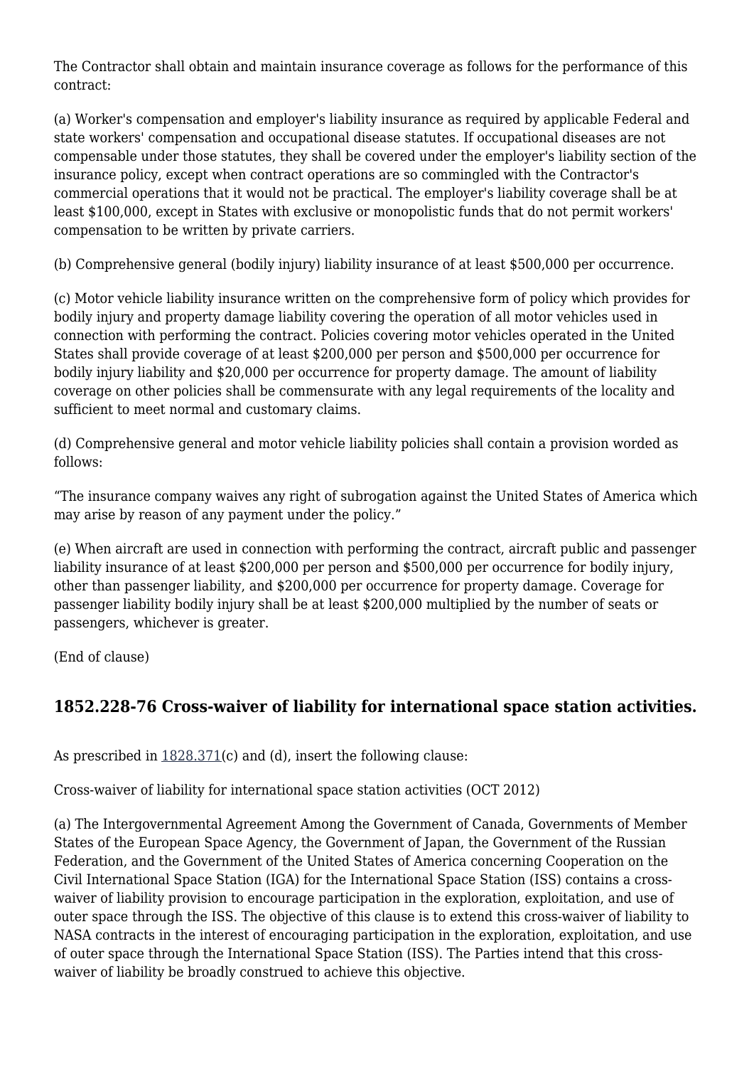The Contractor shall obtain and maintain insurance coverage as follows for the performance of this contract:

(a) Worker's compensation and employer's liability insurance as required by applicable Federal and state workers' compensation and occupational disease statutes. If occupational diseases are not compensable under those statutes, they shall be covered under the employer's liability section of the insurance policy, except when contract operations are so commingled with the Contractor's commercial operations that it would not be practical. The employer's liability coverage shall be at least $100,000, except in States with exclusive or monopolistic funds that do not permit workers' compensation to be written by private carriers.

(b) Comprehensive general (bodily injury) liability insurance of at least $500,000 per occurrence.

(c) Motor vehicle liability insurance written on the comprehensive form of policy which provides for bodily injury and property damage liability covering the operation of all motor vehicles used in connection with performing the contract. Policies covering motor vehicles operated in the United States shall provide coverage of at least $200,000 per person and $500,000 per occurrence for bodily injury liability and $20,000 per occurrence for property damage. The amount of liability coverage on other policies shall be commensurate with any legal requirements of the locality and sufficient to meet normal and customary claims.

(d) Comprehensive general and motor vehicle liability policies shall contain a provision worded as follows:

"The insurance company waives any right of subrogation against the United States of America which may arise by reason of any payment under the policy."

(e) When aircraft are used in connection with performing the contract, aircraft public and passenger liability insurance of at least $200,000 per person and $500,000 per occurrence for bodily injury, other than passenger liability, and $200,000 per occurrence for property damage. Coverage for passenger liability bodily injury shall be at least $200,000 multiplied by the number of seats or passengers, whichever is greater.

(End of clause)

## 1852.228-76 Cross-waiver of liability for international space station activities.

As prescribed in 1828.371(c) and (d), insert the following clause:

Cross-waiver of liability for international space station activities (OCT 2012)

(a) The Intergovernmental Agreement Among the Government of Canada, Governments of Member States of the European Space Agency, the Government of Japan, the Government of the Russian Federation, and the Government of the United States of America concerning Cooperation on the Civil International Space Station (IGA) for the International Space Station (ISS) contains a cross-waiver of liability provision to encourage participation in the exploration, exploitation, and use of outer space through the ISS. The objective of this clause is to extend this cross-waiver of liability to NASA contracts in the interest of encouraging participation in the exploration, exploitation, and use of outer space through the International Space Station (ISS). The Parties intend that this cross-waiver of liability be broadly construed to achieve this objective.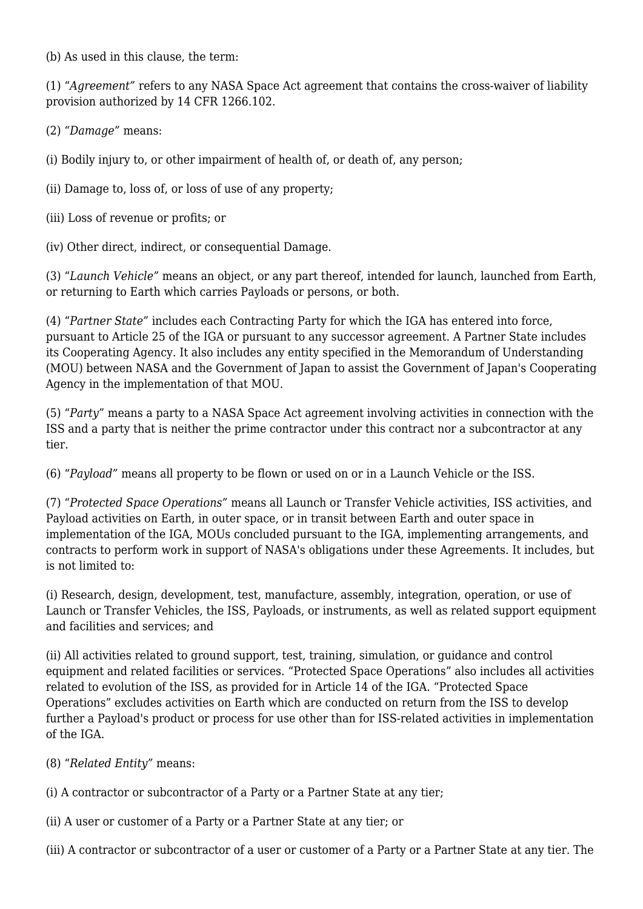(b) As used in this clause, the term:

(1) "*Agreement*" refers to any NASA Space Act agreement that contains the cross-waiver of liability provision authorized by 14 CFR 1266.102.

(2) "*Damage*" means:

(i) Bodily injury to, or other impairment of health of, or death of, any person;

(ii) Damage to, loss of, or loss of use of any property;

(iii) Loss of revenue or profits; or

(iv) Other direct, indirect, or consequential Damage.

(3) "*Launch Vehicle*" means an object, or any part thereof, intended for launch, launched from Earth, or returning to Earth which carries Payloads or persons, or both.

(4) "*Partner State*" includes each Contracting Party for which the IGA has entered into force, pursuant to Article 25 of the IGA or pursuant to any successor agreement. A Partner State includes its Cooperating Agency. It also includes any entity specified in the Memorandum of Understanding (MOU) between NASA and the Government of Japan to assist the Government of Japan's Cooperating Agency in the implementation of that MOU.

(5) "*Party*" means a party to a NASA Space Act agreement involving activities in connection with the ISS and a party that is neither the prime contractor under this contract nor a subcontractor at any tier.

(6) "*Payload*" means all property to be flown or used on or in a Launch Vehicle or the ISS.

(7) "*Protected Space Operations*" means all Launch or Transfer Vehicle activities, ISS activities, and Payload activities on Earth, in outer space, or in transit between Earth and outer space in implementation of the IGA, MOUs concluded pursuant to the IGA, implementing arrangements, and contracts to perform work in support of NASA's obligations under these Agreements. It includes, but is not limited to:

(i) Research, design, development, test, manufacture, assembly, integration, operation, or use of Launch or Transfer Vehicles, the ISS, Payloads, or instruments, as well as related support equipment and facilities and services; and

(ii) All activities related to ground support, test, training, simulation, or guidance and control equipment and related facilities or services. "Protected Space Operations" also includes all activities related to evolution of the ISS, as provided for in Article 14 of the IGA. "Protected Space Operations" excludes activities on Earth which are conducted on return from the ISS to develop further a Payload's product or process for use other than for ISS-related activities in implementation of the IGA.

(8) "*Related Entity*" means:

(i) A contractor or subcontractor of a Party or a Partner State at any tier;

(ii) A user or customer of a Party or a Partner State at any tier; or

(iii) A contractor or subcontractor of a user or customer of a Party or a Partner State at any tier. The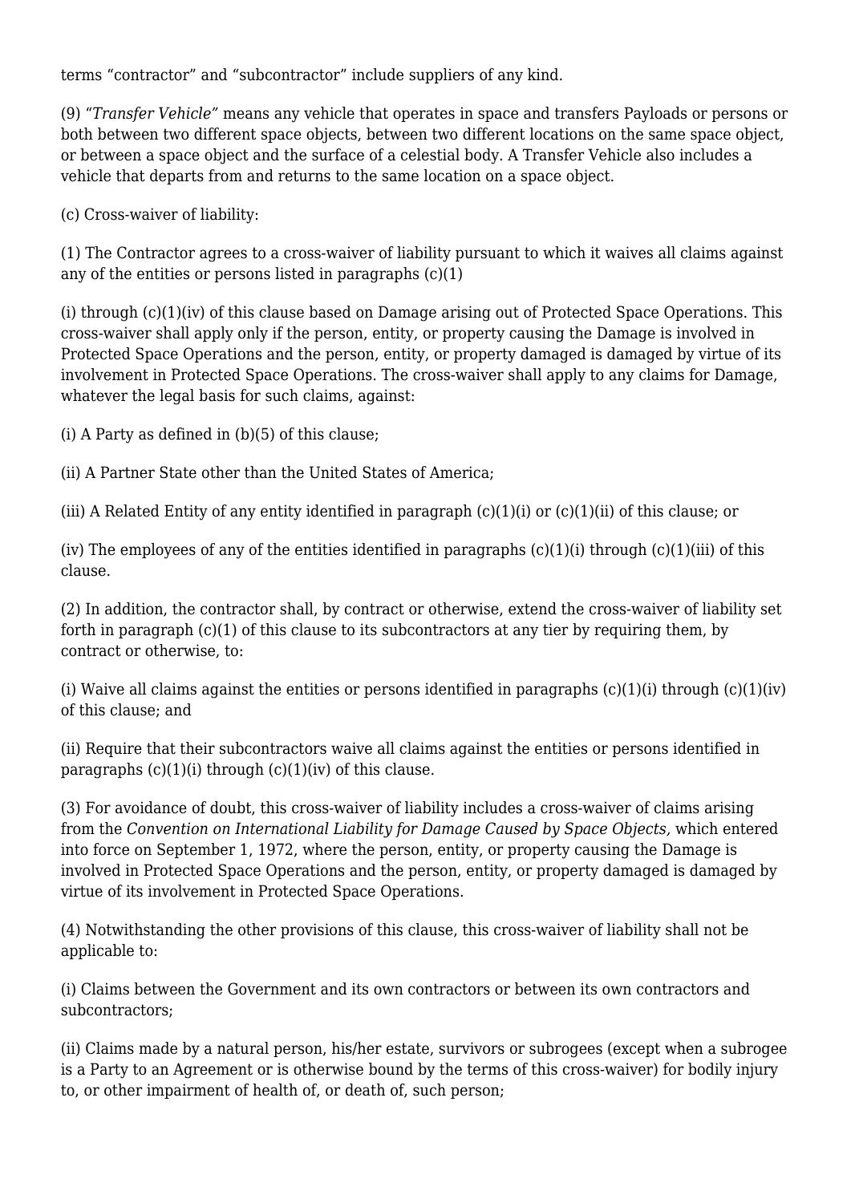terms "contractor" and "subcontractor" include suppliers of any kind.

(9) "*Transfer Vehicle"* means any vehicle that operates in space and transfers Payloads or persons or both between two different space objects, between two different locations on the same space object, or between a space object and the surface of a celestial body. A Transfer Vehicle also includes a vehicle that departs from and returns to the same location on a space object.

(c) Cross-waiver of liability:

(1) The Contractor agrees to a cross-waiver of liability pursuant to which it waives all claims against any of the entities or persons listed in paragraphs (c)(1)

(i) through (c)(1)(iv) of this clause based on Damage arising out of Protected Space Operations. This cross-waiver shall apply only if the person, entity, or property causing the Damage is involved in Protected Space Operations and the person, entity, or property damaged is damaged by virtue of its involvement in Protected Space Operations. The cross-waiver shall apply to any claims for Damage, whatever the legal basis for such claims, against:

(i) A Party as defined in (b)(5) of this clause;

(ii) A Partner State other than the United States of America;

(iii) A Related Entity of any entity identified in paragraph (c)(1)(i) or (c)(1)(ii) of this clause; or

(iv) The employees of any of the entities identified in paragraphs (c)(1)(i) through (c)(1)(iii) of this clause.

(2) In addition, the contractor shall, by contract or otherwise, extend the cross-waiver of liability set forth in paragraph (c)(1) of this clause to its subcontractors at any tier by requiring them, by contract or otherwise, to:

(i) Waive all claims against the entities or persons identified in paragraphs (c)(1)(i) through (c)(1)(iv) of this clause; and

(ii) Require that their subcontractors waive all claims against the entities or persons identified in paragraphs (c)(1)(i) through (c)(1)(iv) of this clause.

(3) For avoidance of doubt, this cross-waiver of liability includes a cross-waiver of claims arising from the *Convention on International Liability for Damage Caused by Space Objects,* which entered into force on September 1, 1972, where the person, entity, or property causing the Damage is involved in Protected Space Operations and the person, entity, or property damaged is damaged by virtue of its involvement in Protected Space Operations.

(4) Notwithstanding the other provisions of this clause, this cross-waiver of liability shall not be applicable to:

(i) Claims between the Government and its own contractors or between its own contractors and subcontractors;

(ii) Claims made by a natural person, his/her estate, survivors or subrogees (except when a subrogee is a Party to an Agreement or is otherwise bound by the terms of this cross-waiver) for bodily injury to, or other impairment of health of, or death of, such person;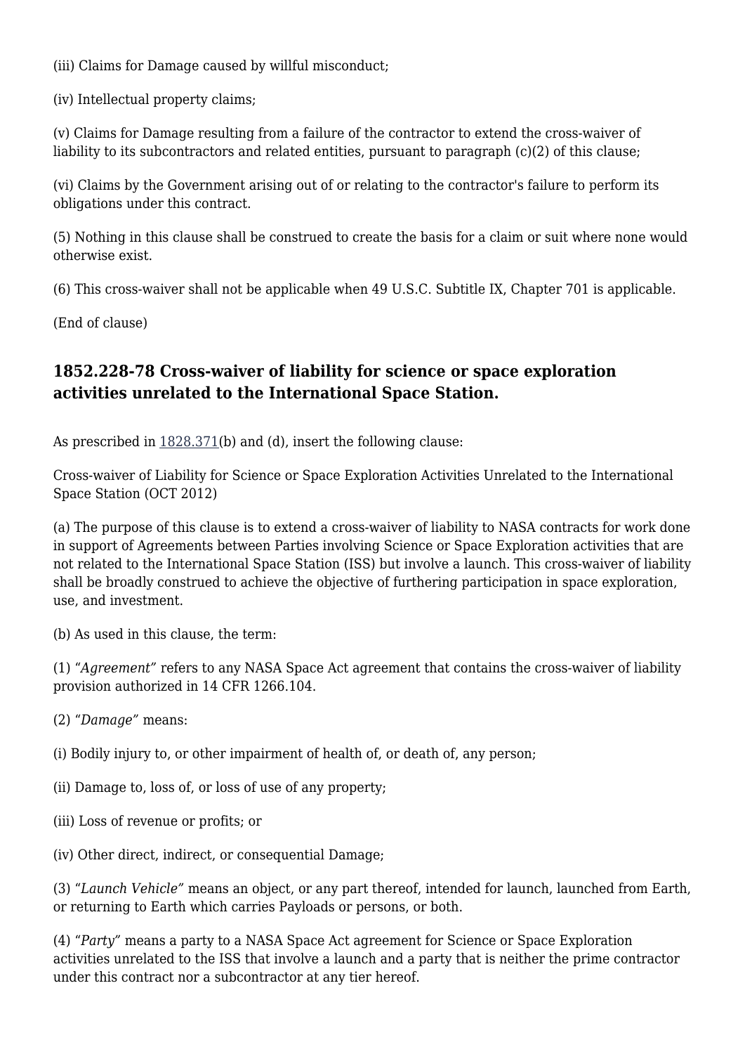(iii) Claims for Damage caused by willful misconduct;

(iv) Intellectual property claims;

(v) Claims for Damage resulting from a failure of the contractor to extend the cross-waiver of liability to its subcontractors and related entities, pursuant to paragraph (c)(2) of this clause;

(vi) Claims by the Government arising out of or relating to the contractor's failure to perform its obligations under this contract.

(5) Nothing in this clause shall be construed to create the basis for a claim or suit where none would otherwise exist.

(6) This cross-waiver shall not be applicable when 49 U.S.C. Subtitle IX, Chapter 701 is applicable.

(End of clause)

## 1852.228-78 Cross-waiver of liability for science or space exploration activities unrelated to the International Space Station.

As prescribed in 1828.371(b) and (d), insert the following clause:

Cross-waiver of Liability for Science or Space Exploration Activities Unrelated to the International Space Station (OCT 2012)

(a) The purpose of this clause is to extend a cross-waiver of liability to NASA contracts for work done in support of Agreements between Parties involving Science or Space Exploration activities that are not related to the International Space Station (ISS) but involve a launch. This cross-waiver of liability shall be broadly construed to achieve the objective of furthering participation in space exploration, use, and investment.

(b) As used in this clause, the term:

(1) "*Agreement*" refers to any NASA Space Act agreement that contains the cross-waiver of liability provision authorized in 14 CFR 1266.104.

(2) "*Damage*" means:

(i) Bodily injury to, or other impairment of health of, or death of, any person;

(ii) Damage to, loss of, or loss of use of any property;

(iii) Loss of revenue or profits; or

(iv) Other direct, indirect, or consequential Damage;

(3) "*Launch Vehicle*" means an object, or any part thereof, intended for launch, launched from Earth, or returning to Earth which carries Payloads or persons, or both.

(4) "*Party*" means a party to a NASA Space Act agreement for Science or Space Exploration activities unrelated to the ISS that involve a launch and a party that is neither the prime contractor under this contract nor a subcontractor at any tier hereof.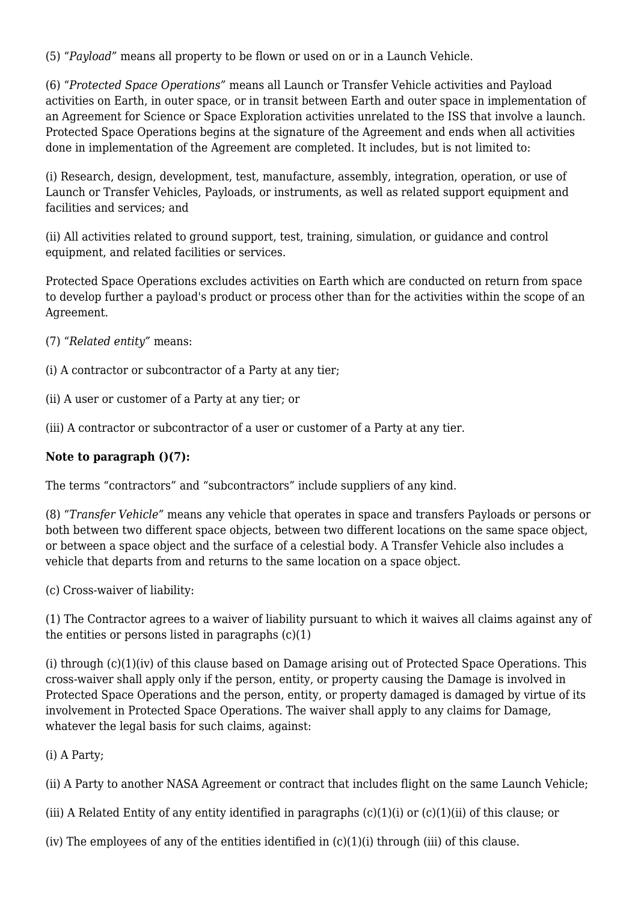(5) "*Payload*" means all property to be flown or used on or in a Launch Vehicle.

(6) "*Protected Space Operations*" means all Launch or Transfer Vehicle activities and Payload activities on Earth, in outer space, or in transit between Earth and outer space in implementation of an Agreement for Science or Space Exploration activities unrelated to the ISS that involve a launch. Protected Space Operations begins at the signature of the Agreement and ends when all activities done in implementation of the Agreement are completed. It includes, but is not limited to:

(i) Research, design, development, test, manufacture, assembly, integration, operation, or use of Launch or Transfer Vehicles, Payloads, or instruments, as well as related support equipment and facilities and services; and

(ii) All activities related to ground support, test, training, simulation, or guidance and control equipment, and related facilities or services.

Protected Space Operations excludes activities on Earth which are conducted on return from space to develop further a payload's product or process other than for the activities within the scope of an Agreement.

(7) "*Related entity*" means:

(i) A contractor or subcontractor of a Party at any tier;

(ii) A user or customer of a Party at any tier; or

(iii) A contractor or subcontractor of a user or customer of a Party at any tier.

**Note to paragraph ()(7):**

The terms "contractors" and "subcontractors" include suppliers of any kind.

(8) "*Transfer Vehicle*" means any vehicle that operates in space and transfers Payloads or persons or both between two different space objects, between two different locations on the same space object, or between a space object and the surface of a celestial body. A Transfer Vehicle also includes a vehicle that departs from and returns to the same location on a space object.

(c) Cross-waiver of liability:

(1) The Contractor agrees to a waiver of liability pursuant to which it waives all claims against any of the entities or persons listed in paragraphs (c)(1)

(i) through (c)(1)(iv) of this clause based on Damage arising out of Protected Space Operations. This cross-waiver shall apply only if the person, entity, or property causing the Damage is involved in Protected Space Operations and the person, entity, or property damaged is damaged by virtue of its involvement in Protected Space Operations. The waiver shall apply to any claims for Damage, whatever the legal basis for such claims, against:

(i) A Party;

(ii) A Party to another NASA Agreement or contract that includes flight on the same Launch Vehicle;

(iii) A Related Entity of any entity identified in paragraphs (c)(1)(i) or (c)(1)(ii) of this clause; or

(iv) The employees of any of the entities identified in (c)(1)(i) through (iii) of this clause.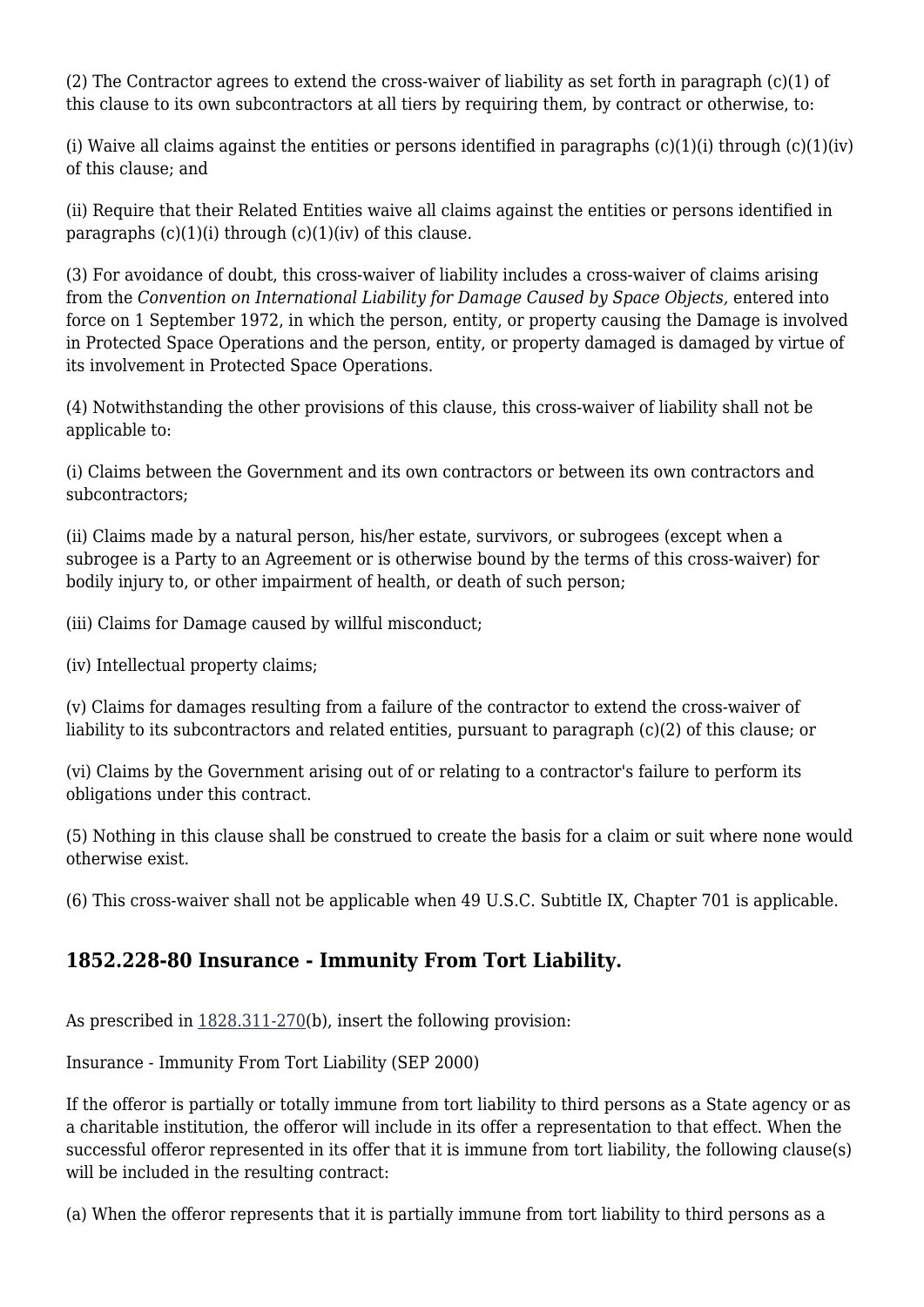(2) The Contractor agrees to extend the cross-waiver of liability as set forth in paragraph (c)(1) of this clause to its own subcontractors at all tiers by requiring them, by contract or otherwise, to:

(i) Waive all claims against the entities or persons identified in paragraphs (c)(1)(i) through (c)(1)(iv) of this clause; and

(ii) Require that their Related Entities waive all claims against the entities or persons identified in paragraphs (c)(1)(i) through (c)(1)(iv) of this clause.

(3) For avoidance of doubt, this cross-waiver of liability includes a cross-waiver of claims arising from the *Convention on International Liability for Damage Caused by Space Objects,* entered into force on 1 September 1972, in which the person, entity, or property causing the Damage is involved in Protected Space Operations and the person, entity, or property damaged is damaged by virtue of its involvement in Protected Space Operations.

(4) Notwithstanding the other provisions of this clause, this cross-waiver of liability shall not be applicable to:

(i) Claims between the Government and its own contractors or between its own contractors and subcontractors;

(ii) Claims made by a natural person, his/her estate, survivors, or subrogees (except when a subrogee is a Party to an Agreement or is otherwise bound by the terms of this cross-waiver) for bodily injury to, or other impairment of health, or death of such person;

(iii) Claims for Damage caused by willful misconduct;

(iv) Intellectual property claims;

(v) Claims for damages resulting from a failure of the contractor to extend the cross-waiver of liability to its subcontractors and related entities, pursuant to paragraph (c)(2) of this clause; or

(vi) Claims by the Government arising out of or relating to a contractor's failure to perform its obligations under this contract.

(5) Nothing in this clause shall be construed to create the basis for a claim or suit where none would otherwise exist.

(6) This cross-waiver shall not be applicable when 49 U.S.C. Subtitle IX, Chapter 701 is applicable.

## 1852.228-80 Insurance - Immunity From Tort Liability.

As prescribed in 1828.311-270(b), insert the following provision:

Insurance - Immunity From Tort Liability (SEP 2000)

If the offeror is partially or totally immune from tort liability to third persons as a State agency or as a charitable institution, the offeror will include in its offer a representation to that effect. When the successful offeror represented in its offer that it is immune from tort liability, the following clause(s) will be included in the resulting contract:

(a) When the offeror represents that it is partially immune from tort liability to third persons as a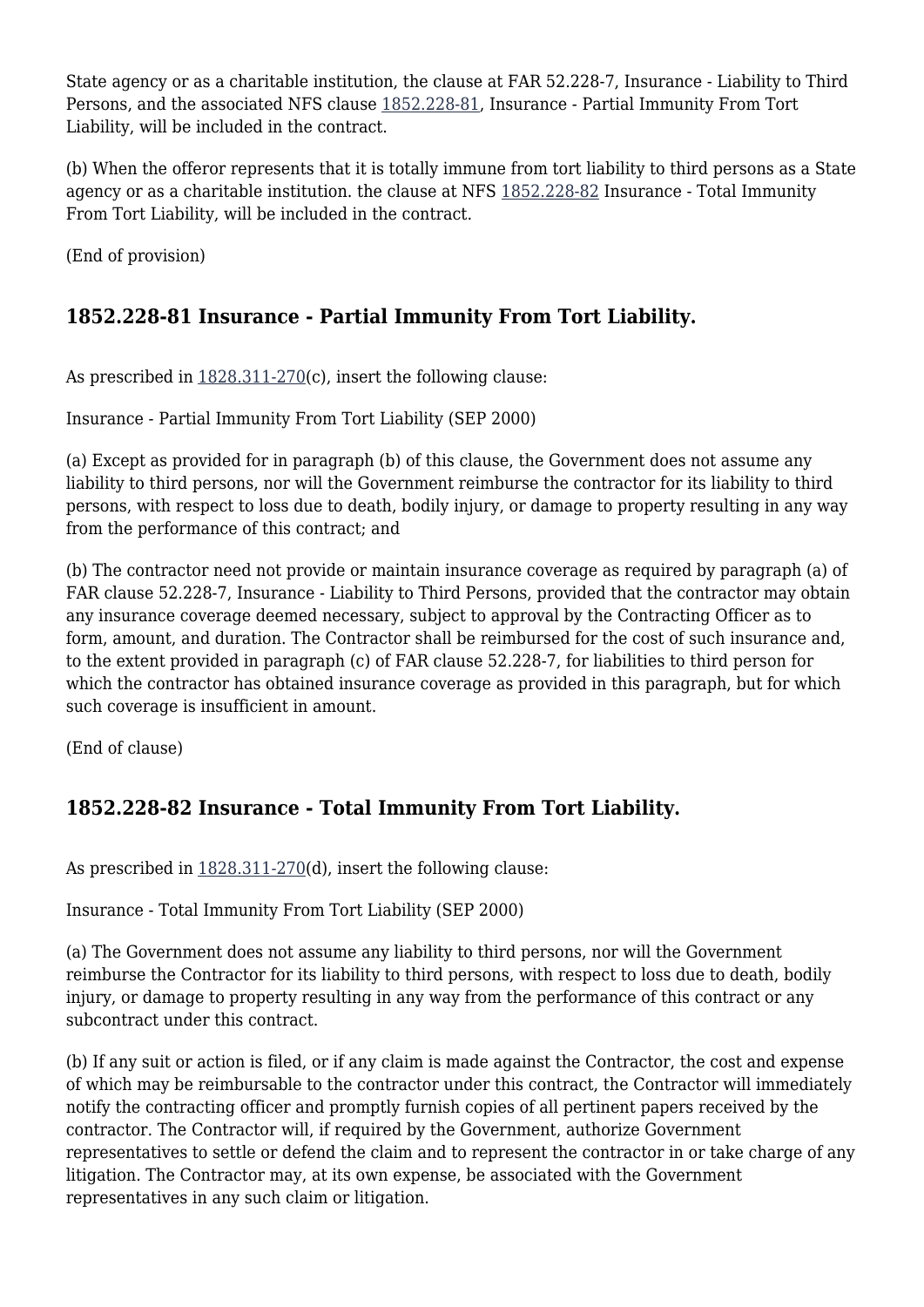State agency or as a charitable institution, the clause at FAR 52.228-7, Insurance - Liability to Third Persons, and the associated NFS clause 1852.228-81, Insurance - Partial Immunity From Tort Liability, will be included in the contract.

(b) When the offeror represents that it is totally immune from tort liability to third persons as a State agency or as a charitable institution. the clause at NFS 1852.228-82 Insurance - Total Immunity From Tort Liability, will be included in the contract.

(End of provision)

## 1852.228-81 Insurance - Partial Immunity From Tort Liability.

As prescribed in 1828.311-270(c), insert the following clause:

Insurance - Partial Immunity From Tort Liability (SEP 2000)

(a) Except as provided for in paragraph (b) of this clause, the Government does not assume any liability to third persons, nor will the Government reimburse the contractor for its liability to third persons, with respect to loss due to death, bodily injury, or damage to property resulting in any way from the performance of this contract; and

(b) The contractor need not provide or maintain insurance coverage as required by paragraph (a) of FAR clause 52.228-7, Insurance - Liability to Third Persons, provided that the contractor may obtain any insurance coverage deemed necessary, subject to approval by the Contracting Officer as to form, amount, and duration. The Contractor shall be reimbursed for the cost of such insurance and, to the extent provided in paragraph (c) of FAR clause 52.228-7, for liabilities to third person for which the contractor has obtained insurance coverage as provided in this paragraph, but for which such coverage is insufficient in amount.

(End of clause)

## 1852.228-82 Insurance - Total Immunity From Tort Liability.

As prescribed in 1828.311-270(d), insert the following clause:

Insurance - Total Immunity From Tort Liability (SEP 2000)

(a) The Government does not assume any liability to third persons, nor will the Government reimburse the Contractor for its liability to third persons, with respect to loss due to death, bodily injury, or damage to property resulting in any way from the performance of this contract or any subcontract under this contract.

(b) If any suit or action is filed, or if any claim is made against the Contractor, the cost and expense of which may be reimbursable to the contractor under this contract, the Contractor will immediately notify the contracting officer and promptly furnish copies of all pertinent papers received by the contractor. The Contractor will, if required by the Government, authorize Government representatives to settle or defend the claim and to represent the contractor in or take charge of any litigation. The Contractor may, at its own expense, be associated with the Government representatives in any such claim or litigation.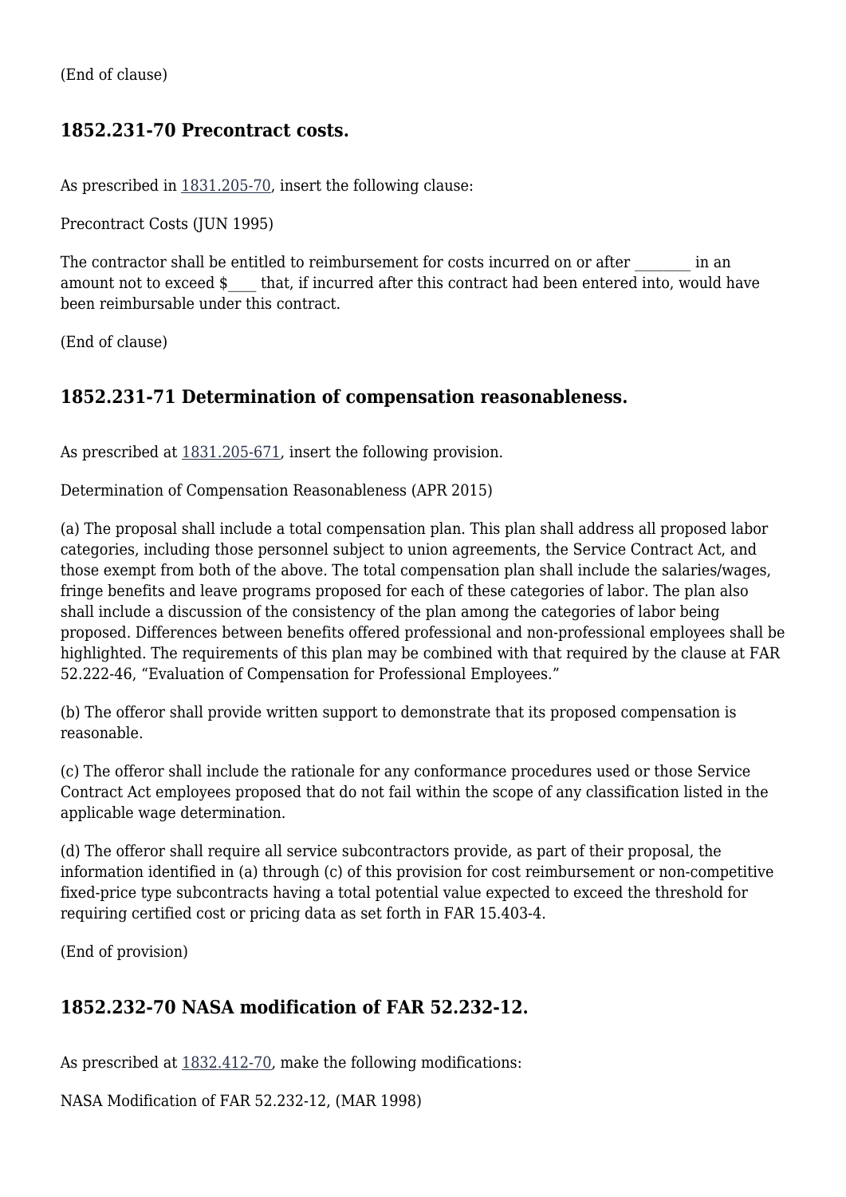(End of clause)

### 1852.231-70 Precontract costs.

As prescribed in 1831.205-70, insert the following clause:

Precontract Costs (JUN 1995)

The contractor shall be entitled to reimbursement for costs incurred on or after ________ in an amount not to exceed $____ that, if incurred after this contract had been entered into, would have been reimbursable under this contract.

(End of clause)

### 1852.231-71 Determination of compensation reasonableness.

As prescribed at 1831.205-671, insert the following provision.

Determination of Compensation Reasonableness (APR 2015)

(a) The proposal shall include a total compensation plan. This plan shall address all proposed labor categories, including those personnel subject to union agreements, the Service Contract Act, and those exempt from both of the above. The total compensation plan shall include the salaries/wages, fringe benefits and leave programs proposed for each of these categories of labor. The plan also shall include a discussion of the consistency of the plan among the categories of labor being proposed. Differences between benefits offered professional and non-professional employees shall be highlighted. The requirements of this plan may be combined with that required by the clause at FAR 52.222-46, "Evaluation of Compensation for Professional Employees."

(b) The offeror shall provide written support to demonstrate that its proposed compensation is reasonable.

(c) The offeror shall include the rationale for any conformance procedures used or those Service Contract Act employees proposed that do not fail within the scope of any classification listed in the applicable wage determination.

(d) The offeror shall require all service subcontractors provide, as part of their proposal, the information identified in (a) through (c) of this provision for cost reimbursement or non-competitive fixed-price type subcontracts having a total potential value expected to exceed the threshold for requiring certified cost or pricing data as set forth in FAR 15.403-4.

(End of provision)

### 1852.232-70 NASA modification of FAR 52.232-12.

As prescribed at 1832.412-70, make the following modifications:

NASA Modification of FAR 52.232-12, (MAR 1998)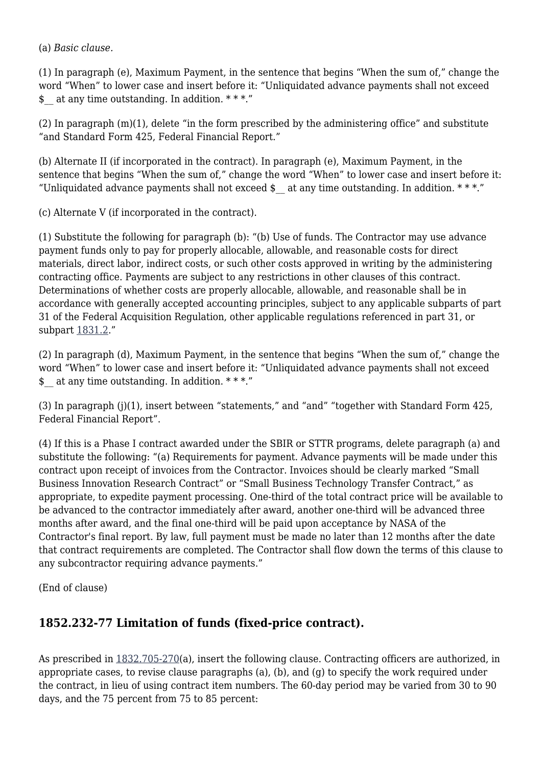(a) *Basic clause*.

(1) In paragraph (e), Maximum Payment, in the sentence that begins “When the sum of,” change the word “When” to lower case and insert before it: “Unliquidated advance payments shall not exceed $__ at any time outstanding. In addition. * * *.”

(2) In paragraph (m)(1), delete “in the form prescribed by the administering office” and substitute “and Standard Form 425, Federal Financial Report.”

(b) Alternate II (if incorporated in the contract). In paragraph (e), Maximum Payment, in the sentence that begins “When the sum of,” change the word “When” to lower case and insert before it: “Unliquidated advance payments shall not exceed $__ at any time outstanding. In addition. * * *.”

(c) Alternate V (if incorporated in the contract).

(1) Substitute the following for paragraph (b): “(b) Use of funds. The Contractor may use advance payment funds only to pay for properly allocable, allowable, and reasonable costs for direct materials, direct labor, indirect costs, or such other costs approved in writing by the administering contracting office. Payments are subject to any restrictions in other clauses of this contract. Determinations of whether costs are properly allocable, allowable, and reasonable shall be in accordance with generally accepted accounting principles, subject to any applicable subparts of part 31 of the Federal Acquisition Regulation, other applicable regulations referenced in part 31, or subpart 1831.2.”

(2) In paragraph (d), Maximum Payment, in the sentence that begins “When the sum of,” change the word “When” to lower case and insert before it: “Unliquidated advance payments shall not exceed $__ at any time outstanding. In addition. * * *.”

(3) In paragraph (j)(1), insert between “statements,” and “and” “together with Standard Form 425, Federal Financial Report”.

(4) If this is a Phase I contract awarded under the SBIR or STTR programs, delete paragraph (a) and substitute the following: “(a) Requirements for payment. Advance payments will be made under this contract upon receipt of invoices from the Contractor. Invoices should be clearly marked “Small Business Innovation Research Contract” or “Small Business Technology Transfer Contract,” as appropriate, to expedite payment processing. One-third of the total contract price will be available to be advanced to the contractor immediately after award, another one-third will be advanced three months after award, and the final one-third will be paid upon acceptance by NASA of the Contractor's final report. By law, full payment must be made no later than 12 months after the date that contract requirements are completed. The Contractor shall flow down the terms of this clause to any subcontractor requiring advance payments.”

(End of clause)

## 1852.232-77 Limitation of funds (fixed-price contract).

As prescribed in 1832.705-270(a), insert the following clause. Contracting officers are authorized, in appropriate cases, to revise clause paragraphs (a), (b), and (g) to specify the work required under the contract, in lieu of using contract item numbers. The 60-day period may be varied from 30 to 90 days, and the 75 percent from 75 to 85 percent: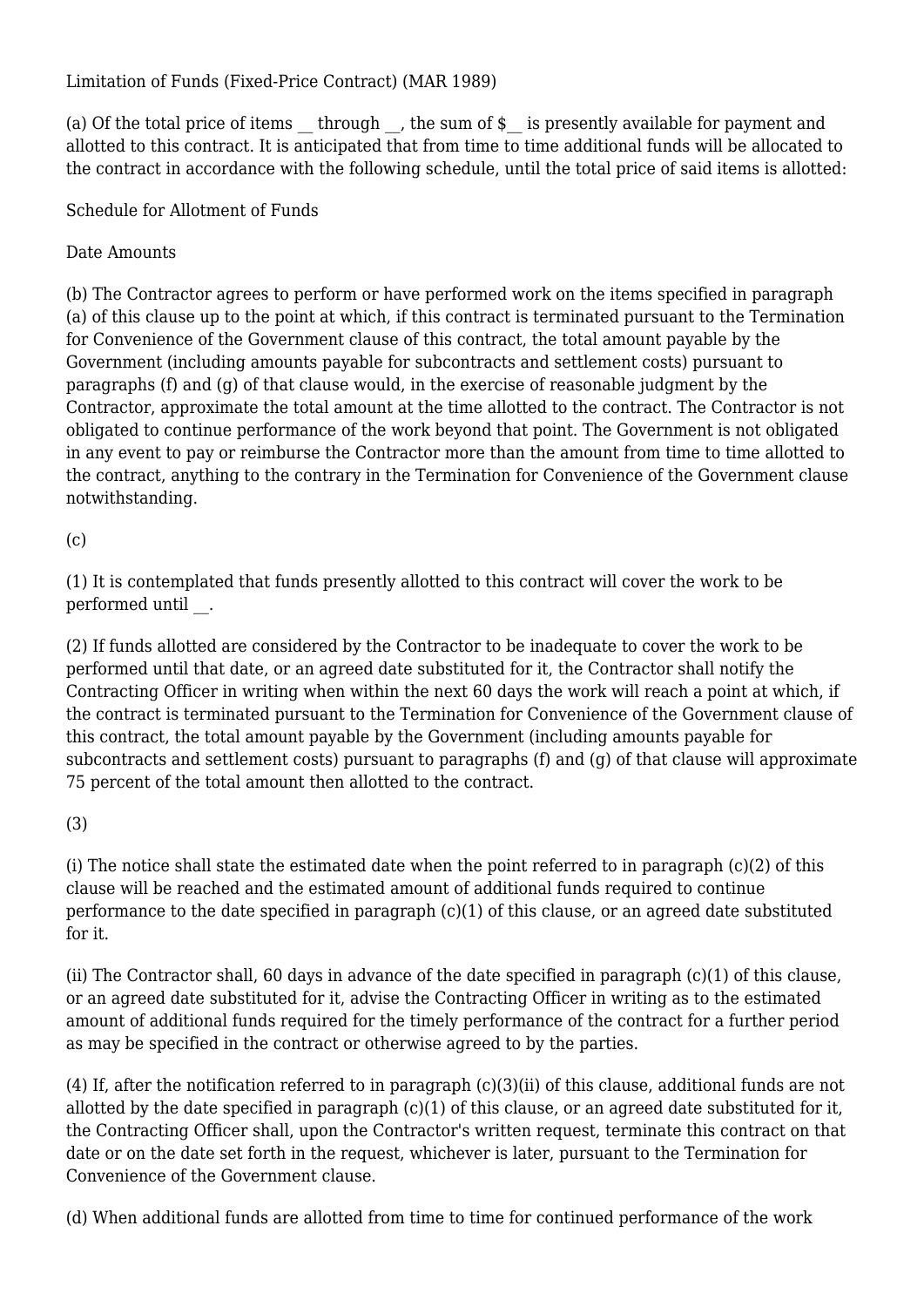Limitation of Funds (Fixed-Price Contract) (MAR 1989)

(a) Of the total price of items __ through __, the sum of $__ is presently available for payment and allotted to this contract. It is anticipated that from time to time additional funds will be allocated to the contract in accordance with the following schedule, until the total price of said items is allotted:

Schedule for Allotment of Funds

Date Amounts

(b) The Contractor agrees to perform or have performed work on the items specified in paragraph (a) of this clause up to the point at which, if this contract is terminated pursuant to the Termination for Convenience of the Government clause of this contract, the total amount payable by the Government (including amounts payable for subcontracts and settlement costs) pursuant to paragraphs (f) and (g) of that clause would, in the exercise of reasonable judgment by the Contractor, approximate the total amount at the time allotted to the contract. The Contractor is not obligated to continue performance of the work beyond that point. The Government is not obligated in any event to pay or reimburse the Contractor more than the amount from time to time allotted to the contract, anything to the contrary in the Termination for Convenience of the Government clause notwithstanding.

(c)

(1) It is contemplated that funds presently allotted to this contract will cover the work to be performed until __.

(2) If funds allotted are considered by the Contractor to be inadequate to cover the work to be performed until that date, or an agreed date substituted for it, the Contractor shall notify the Contracting Officer in writing when within the next 60 days the work will reach a point at which, if the contract is terminated pursuant to the Termination for Convenience of the Government clause of this contract, the total amount payable by the Government (including amounts payable for subcontracts and settlement costs) pursuant to paragraphs (f) and (g) of that clause will approximate 75 percent of the total amount then allotted to the contract.

(3)

(i) The notice shall state the estimated date when the point referred to in paragraph (c)(2) of this clause will be reached and the estimated amount of additional funds required to continue performance to the date specified in paragraph (c)(1) of this clause, or an agreed date substituted for it.

(ii) The Contractor shall, 60 days in advance of the date specified in paragraph (c)(1) of this clause, or an agreed date substituted for it, advise the Contracting Officer in writing as to the estimated amount of additional funds required for the timely performance of the contract for a further period as may be specified in the contract or otherwise agreed to by the parties.

(4) If, after the notification referred to in paragraph (c)(3)(ii) of this clause, additional funds are not allotted by the date specified in paragraph (c)(1) of this clause, or an agreed date substituted for it, the Contracting Officer shall, upon the Contractor's written request, terminate this contract on that date or on the date set forth in the request, whichever is later, pursuant to the Termination for Convenience of the Government clause.

(d) When additional funds are allotted from time to time for continued performance of the work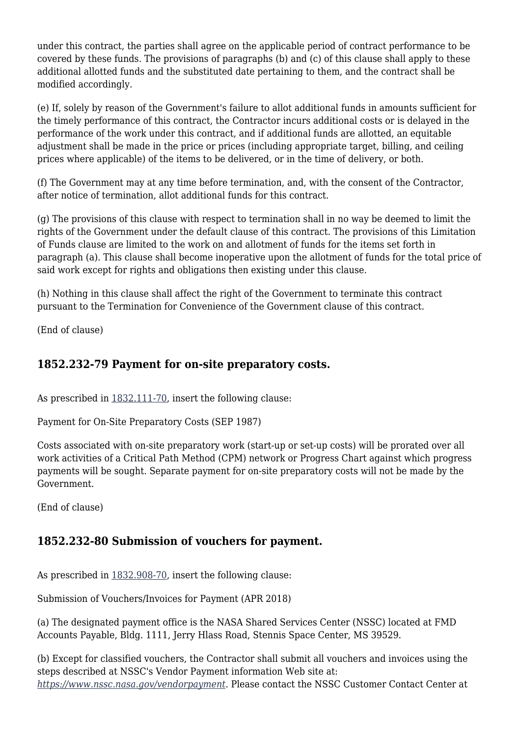under this contract, the parties shall agree on the applicable period of contract performance to be covered by these funds. The provisions of paragraphs (b) and (c) of this clause shall apply to these additional allotted funds and the substituted date pertaining to them, and the contract shall be modified accordingly.

(e) If, solely by reason of the Government's failure to allot additional funds in amounts sufficient for the timely performance of this contract, the Contractor incurs additional costs or is delayed in the performance of the work under this contract, and if additional funds are allotted, an equitable adjustment shall be made in the price or prices (including appropriate target, billing, and ceiling prices where applicable) of the items to be delivered, or in the time of delivery, or both.

(f) The Government may at any time before termination, and, with the consent of the Contractor, after notice of termination, allot additional funds for this contract.

(g) The provisions of this clause with respect to termination shall in no way be deemed to limit the rights of the Government under the default clause of this contract. The provisions of this Limitation of Funds clause are limited to the work on and allotment of funds for the items set forth in paragraph (a). This clause shall become inoperative upon the allotment of funds for the total price of said work except for rights and obligations then existing under this clause.

(h) Nothing in this clause shall affect the right of the Government to terminate this contract pursuant to the Termination for Convenience of the Government clause of this contract.

(End of clause)

## 1852.232-79 Payment for on-site preparatory costs.

As prescribed in 1832.111-70, insert the following clause:

Payment for On-Site Preparatory Costs (SEP 1987)

Costs associated with on-site preparatory work (start-up or set-up costs) will be prorated over all work activities of a Critical Path Method (CPM) network or Progress Chart against which progress payments will be sought. Separate payment for on-site preparatory costs will not be made by the Government.

(End of clause)

## 1852.232-80 Submission of vouchers for payment.

As prescribed in 1832.908-70, insert the following clause:

Submission of Vouchers/Invoices for Payment (APR 2018)

(a) The designated payment office is the NASA Shared Services Center (NSSC) located at FMD Accounts Payable, Bldg. 1111, Jerry Hlass Road, Stennis Space Center, MS 39529.

(b) Except for classified vouchers, the Contractor shall submit all vouchers and invoices using the steps described at NSSC's Vendor Payment information Web site at: *https://www.nssc.nasa.gov/vendorpayment.* Please contact the NSSC Customer Contact Center at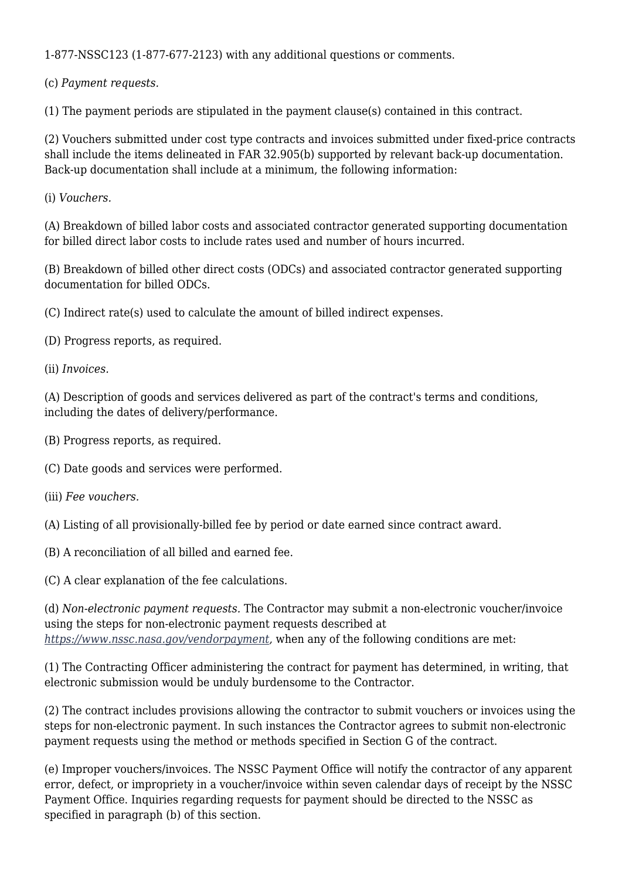1-877-NSSC123 (1-877-677-2123) with any additional questions or comments.

(c) *Payment requests.*

(1) The payment periods are stipulated in the payment clause(s) contained in this contract.

(2) Vouchers submitted under cost type contracts and invoices submitted under fixed-price contracts shall include the items delineated in FAR 32.905(b) supported by relevant back-up documentation. Back-up documentation shall include at a minimum, the following information:

(i) *Vouchers.*

(A) Breakdown of billed labor costs and associated contractor generated supporting documentation for billed direct labor costs to include rates used and number of hours incurred.

(B) Breakdown of billed other direct costs (ODCs) and associated contractor generated supporting documentation for billed ODCs.

(C) Indirect rate(s) used to calculate the amount of billed indirect expenses.

(D) Progress reports, as required.

(ii) *Invoices.*

(A) Description of goods and services delivered as part of the contract's terms and conditions, including the dates of delivery/performance.

(B) Progress reports, as required.

(C) Date goods and services were performed.

(iii) *Fee vouchers.*

(A) Listing of all provisionally-billed fee by period or date earned since contract award.

(B) A reconciliation of all billed and earned fee.

(C) A clear explanation of the fee calculations.

(d) *Non-electronic payment requests.* The Contractor may submit a non-electronic voucher/invoice using the steps for non-electronic payment requests described at *https://www.nssc.nasa.gov/vendorpayment*, when any of the following conditions are met:

(1) The Contracting Officer administering the contract for payment has determined, in writing, that electronic submission would be unduly burdensome to the Contractor.

(2) The contract includes provisions allowing the contractor to submit vouchers or invoices using the steps for non-electronic payment. In such instances the Contractor agrees to submit non-electronic payment requests using the method or methods specified in Section G of the contract.

(e) Improper vouchers/invoices. The NSSC Payment Office will notify the contractor of any apparent error, defect, or impropriety in a voucher/invoice within seven calendar days of receipt by the NSSC Payment Office. Inquiries regarding requests for payment should be directed to the NSSC as specified in paragraph (b) of this section.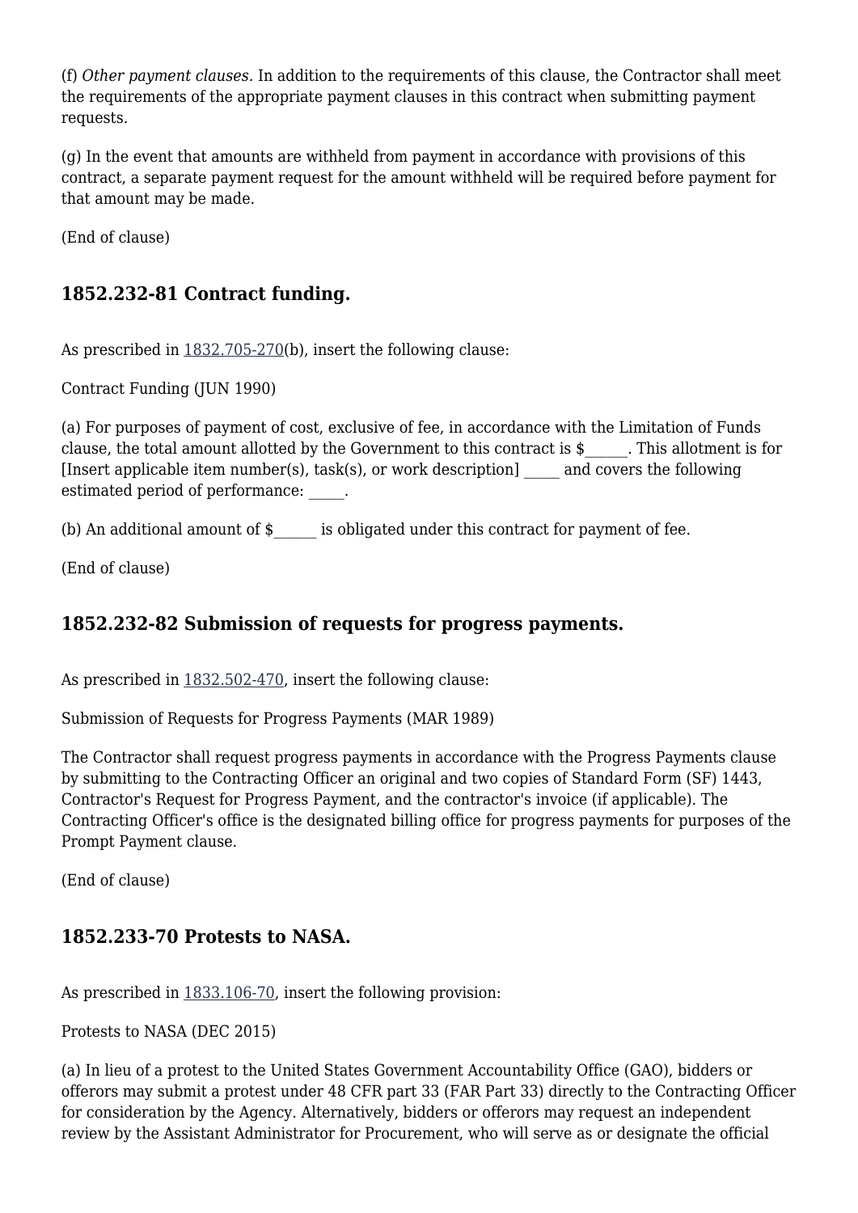(f) *Other payment clauses.* In addition to the requirements of this clause, the Contractor shall meet the requirements of the appropriate payment clauses in this contract when submitting payment requests.

(g) In the event that amounts are withheld from payment in accordance with provisions of this contract, a separate payment request for the amount withheld will be required before payment for that amount may be made.

(End of clause)

### 1852.232-81 Contract funding.

As prescribed in 1832.705-270(b), insert the following clause:

Contract Funding (JUN 1990)

(a) For purposes of payment of cost, exclusive of fee, in accordance with the Limitation of Funds clause, the total amount allotted by the Government to this contract is $______. This allotment is for [Insert applicable item number(s), task(s), or work description] _____ and covers the following estimated period of performance: _____.

(b) An additional amount of $______ is obligated under this contract for payment of fee.

(End of clause)

### 1852.232-82 Submission of requests for progress payments.

As prescribed in 1832.502-470, insert the following clause:

Submission of Requests for Progress Payments (MAR 1989)

The Contractor shall request progress payments in accordance with the Progress Payments clause by submitting to the Contracting Officer an original and two copies of Standard Form (SF) 1443, Contractor's Request for Progress Payment, and the contractor's invoice (if applicable). The Contracting Officer's office is the designated billing office for progress payments for purposes of the Prompt Payment clause.

(End of clause)

### 1852.233-70 Protests to NASA.

As prescribed in 1833.106-70, insert the following provision:

Protests to NASA (DEC 2015)

(a) In lieu of a protest to the United States Government Accountability Office (GAO), bidders or offerors may submit a protest under 48 CFR part 33 (FAR Part 33) directly to the Contracting Officer for consideration by the Agency. Alternatively, bidders or offerors may request an independent review by the Assistant Administrator for Procurement, who will serve as or designate the official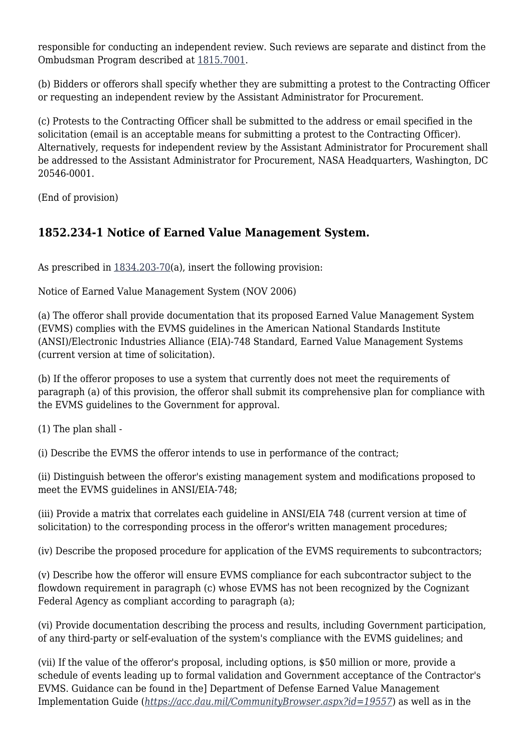responsible for conducting an independent review. Such reviews are separate and distinct from the Ombudsman Program described at 1815.7001.

(b) Bidders or offerors shall specify whether they are submitting a protest to the Contracting Officer or requesting an independent review by the Assistant Administrator for Procurement.

(c) Protests to the Contracting Officer shall be submitted to the address or email specified in the solicitation (email is an acceptable means for submitting a protest to the Contracting Officer). Alternatively, requests for independent review by the Assistant Administrator for Procurement shall be addressed to the Assistant Administrator for Procurement, NASA Headquarters, Washington, DC 20546-0001.

(End of provision)

## 1852.234-1 Notice of Earned Value Management System.

As prescribed in 1834.203-70(a), insert the following provision:

Notice of Earned Value Management System (NOV 2006)

(a) The offeror shall provide documentation that its proposed Earned Value Management System (EVMS) complies with the EVMS guidelines in the American National Standards Institute (ANSI)/Electronic Industries Alliance (EIA)-748 Standard, Earned Value Management Systems (current version at time of solicitation).

(b) If the offeror proposes to use a system that currently does not meet the requirements of paragraph (a) of this provision, the offeror shall submit its comprehensive plan for compliance with the EVMS guidelines to the Government for approval.

(1) The plan shall -

(i) Describe the EVMS the offeror intends to use in performance of the contract;

(ii) Distinguish between the offeror's existing management system and modifications proposed to meet the EVMS guidelines in ANSI/EIA-748;

(iii) Provide a matrix that correlates each guideline in ANSI/EIA 748 (current version at time of solicitation) to the corresponding process in the offeror's written management procedures;

(iv) Describe the proposed procedure for application of the EVMS requirements to subcontractors;

(v) Describe how the offeror will ensure EVMS compliance for each subcontractor subject to the flowdown requirement in paragraph (c) whose EVMS has not been recognized by the Cognizant Federal Agency as compliant according to paragraph (a);

(vi) Provide documentation describing the process and results, including Government participation, of any third-party or self-evaluation of the system's compliance with the EVMS guidelines; and

(vii) If the value of the offeror's proposal, including options, is $50 million or more, provide a schedule of events leading up to formal validation and Government acceptance of the Contractor's EVMS. Guidance can be found in the] Department of Defense Earned Value Management Implementation Guide (*https://acc.dau.mil/CommunityBrowser.aspx?id=19557*) as well as in the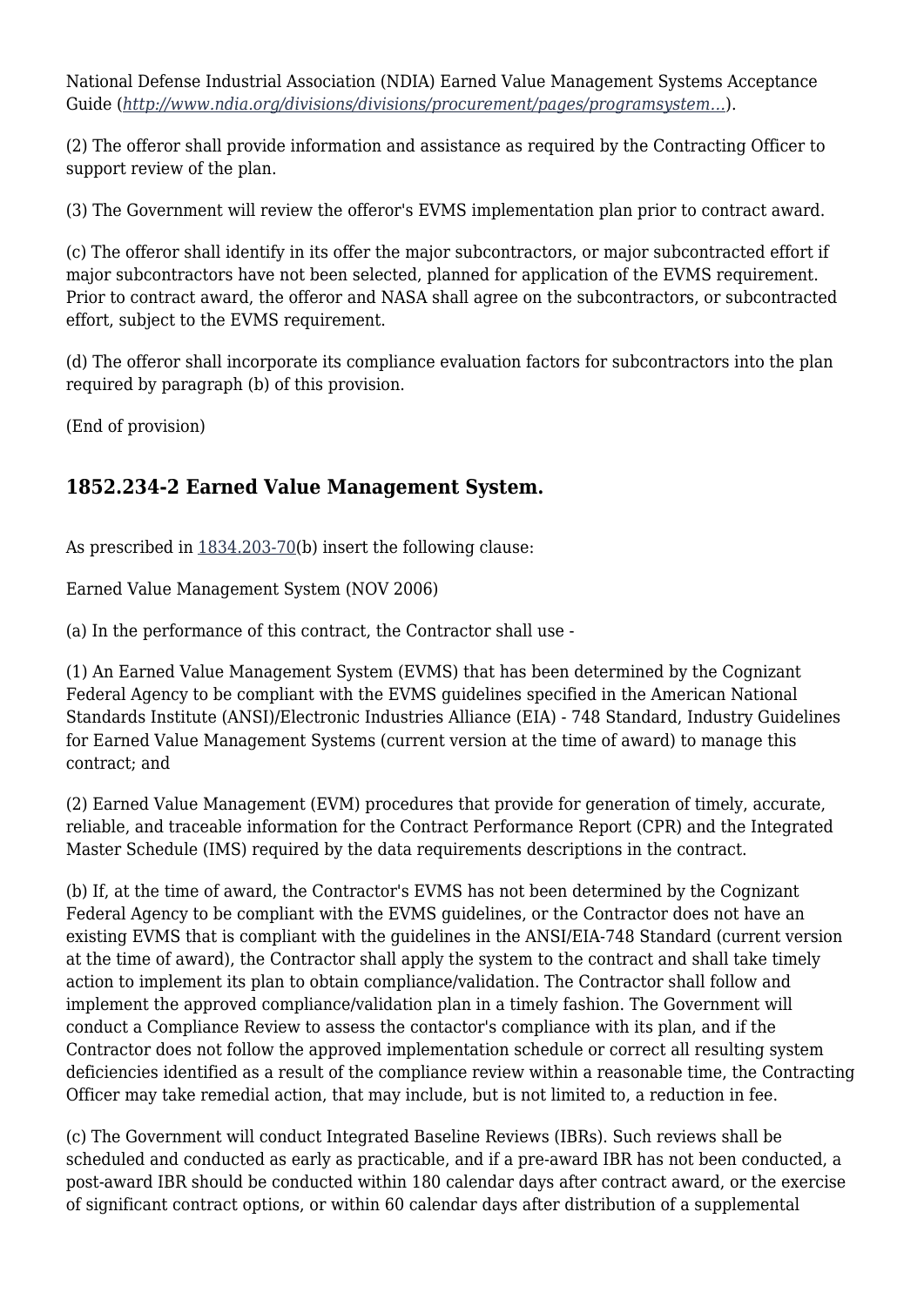National Defense Industrial Association (NDIA) Earned Value Management Systems Acceptance Guide (*http://www.ndia.org/divisions/divisions/procurement/pages/programsystem...*).

(2) The offeror shall provide information and assistance as required by the Contracting Officer to support review of the plan.

(3) The Government will review the offeror's EVMS implementation plan prior to contract award.

(c) The offeror shall identify in its offer the major subcontractors, or major subcontracted effort if major subcontractors have not been selected, planned for application of the EVMS requirement. Prior to contract award, the offeror and NASA shall agree on the subcontractors, or subcontracted effort, subject to the EVMS requirement.

(d) The offeror shall incorporate its compliance evaluation factors for subcontractors into the plan required by paragraph (b) of this provision.

(End of provision)

## 1852.234-2 Earned Value Management System.

As prescribed in 1834.203-70(b) insert the following clause:

Earned Value Management System (NOV 2006)

(a) In the performance of this contract, the Contractor shall use -

(1) An Earned Value Management System (EVMS) that has been determined by the Cognizant Federal Agency to be compliant with the EVMS guidelines specified in the American National Standards Institute (ANSI)/Electronic Industries Alliance (EIA) - 748 Standard, Industry Guidelines for Earned Value Management Systems (current version at the time of award) to manage this contract; and

(2) Earned Value Management (EVM) procedures that provide for generation of timely, accurate, reliable, and traceable information for the Contract Performance Report (CPR) and the Integrated Master Schedule (IMS) required by the data requirements descriptions in the contract.

(b) If, at the time of award, the Contractor's EVMS has not been determined by the Cognizant Federal Agency to be compliant with the EVMS guidelines, or the Contractor does not have an existing EVMS that is compliant with the guidelines in the ANSI/EIA-748 Standard (current version at the time of award), the Contractor shall apply the system to the contract and shall take timely action to implement its plan to obtain compliance/validation. The Contractor shall follow and implement the approved compliance/validation plan in a timely fashion. The Government will conduct a Compliance Review to assess the contactor's compliance with its plan, and if the Contractor does not follow the approved implementation schedule or correct all resulting system deficiencies identified as a result of the compliance review within a reasonable time, the Contracting Officer may take remedial action, that may include, but is not limited to, a reduction in fee.

(c) The Government will conduct Integrated Baseline Reviews (IBRs). Such reviews shall be scheduled and conducted as early as practicable, and if a pre-award IBR has not been conducted, a post-award IBR should be conducted within 180 calendar days after contract award, or the exercise of significant contract options, or within 60 calendar days after distribution of a supplemental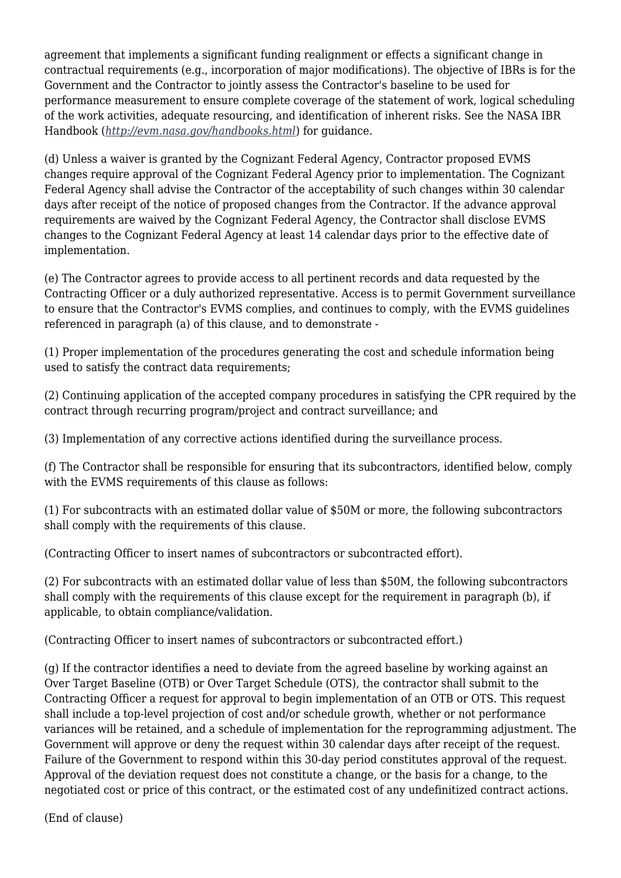agreement that implements a significant funding realignment or effects a significant change in contractual requirements (e.g., incorporation of major modifications). The objective of IBRs is for the Government and the Contractor to jointly assess the Contractor's baseline to be used for performance measurement to ensure complete coverage of the statement of work, logical scheduling of the work activities, adequate resourcing, and identification of inherent risks. See the NASA IBR Handbook (*http://evm.nasa.gov/handbooks.html*) for guidance.

(d) Unless a waiver is granted by the Cognizant Federal Agency, Contractor proposed EVMS changes require approval of the Cognizant Federal Agency prior to implementation. The Cognizant Federal Agency shall advise the Contractor of the acceptability of such changes within 30 calendar days after receipt of the notice of proposed changes from the Contractor. If the advance approval requirements are waived by the Cognizant Federal Agency, the Contractor shall disclose EVMS changes to the Cognizant Federal Agency at least 14 calendar days prior to the effective date of implementation.

(e) The Contractor agrees to provide access to all pertinent records and data requested by the Contracting Officer or a duly authorized representative. Access is to permit Government surveillance to ensure that the Contractor's EVMS complies, and continues to comply, with the EVMS guidelines referenced in paragraph (a) of this clause, and to demonstrate -

(1) Proper implementation of the procedures generating the cost and schedule information being used to satisfy the contract data requirements;

(2) Continuing application of the accepted company procedures in satisfying the CPR required by the contract through recurring program/project and contract surveillance; and

(3) Implementation of any corrective actions identified during the surveillance process.

(f) The Contractor shall be responsible for ensuring that its subcontractors, identified below, comply with the EVMS requirements of this clause as follows:

(1) For subcontracts with an estimated dollar value of $50M or more, the following subcontractors shall comply with the requirements of this clause.

(Contracting Officer to insert names of subcontractors or subcontracted effort).

(2) For subcontracts with an estimated dollar value of less than $50M, the following subcontractors shall comply with the requirements of this clause except for the requirement in paragraph (b), if applicable, to obtain compliance/validation.

(Contracting Officer to insert names of subcontractors or subcontracted effort.)

(g) If the contractor identifies a need to deviate from the agreed baseline by working against an Over Target Baseline (OTB) or Over Target Schedule (OTS), the contractor shall submit to the Contracting Officer a request for approval to begin implementation of an OTB or OTS. This request shall include a top-level projection of cost and/or schedule growth, whether or not performance variances will be retained, and a schedule of implementation for the reprogramming adjustment. The Government will approve or deny the request within 30 calendar days after receipt of the request. Failure of the Government to respond within this 30-day period constitutes approval of the request. Approval of the deviation request does not constitute a change, or the basis for a change, to the negotiated cost or price of this contract, or the estimated cost of any undefinitized contract actions.

(End of clause)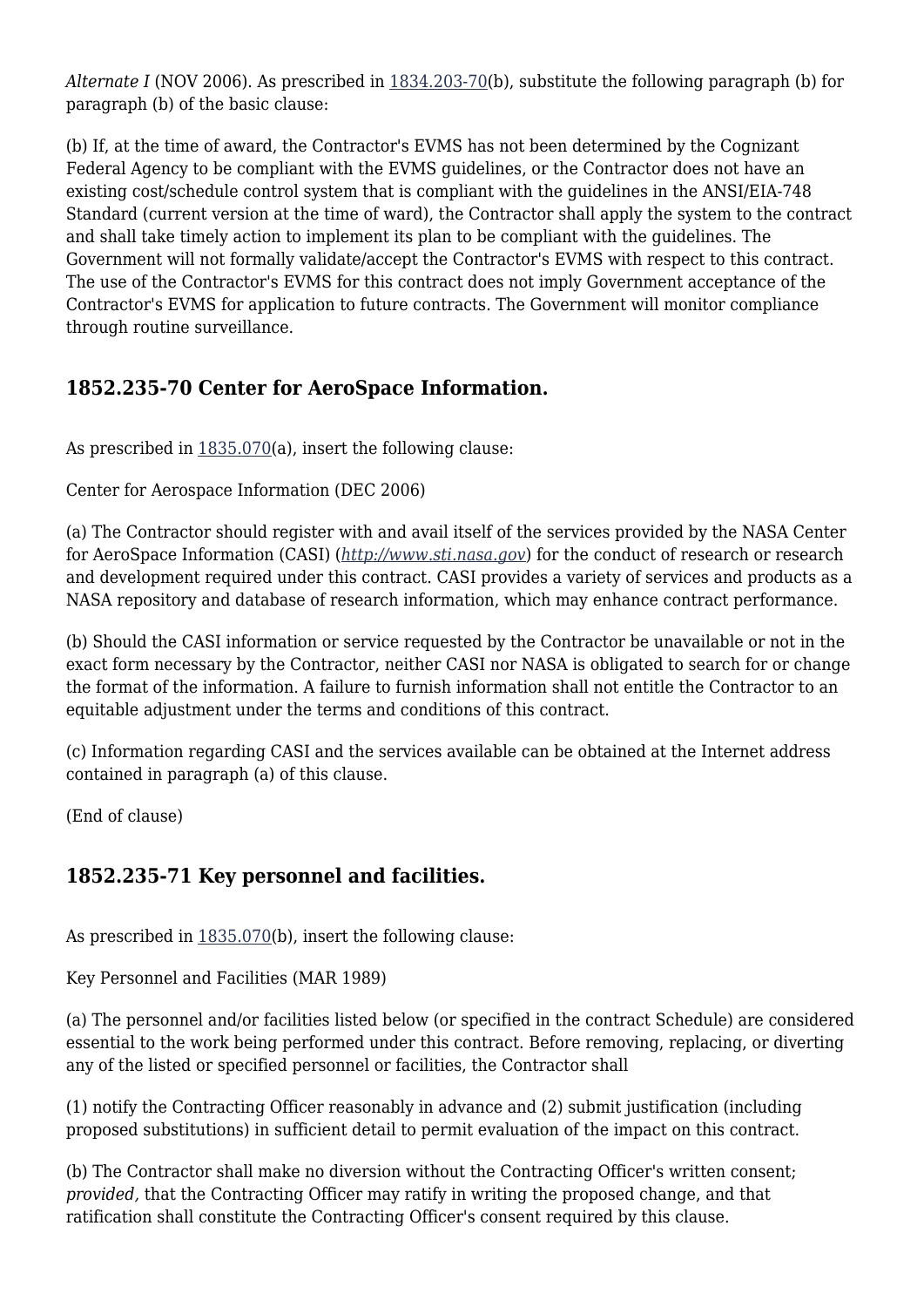*Alternate I* (NOV 2006). As prescribed in 1834.203-70(b), substitute the following paragraph (b) for paragraph (b) of the basic clause:

(b) If, at the time of award, the Contractor's EVMS has not been determined by the Cognizant Federal Agency to be compliant with the EVMS guidelines, or the Contractor does not have an existing cost/schedule control system that is compliant with the guidelines in the ANSI/EIA-748 Standard (current version at the time of ward), the Contractor shall apply the system to the contract and shall take timely action to implement its plan to be compliant with the guidelines. The Government will not formally validate/accept the Contractor's EVMS with respect to this contract. The use of the Contractor's EVMS for this contract does not imply Government acceptance of the Contractor's EVMS for application to future contracts. The Government will monitor compliance through routine surveillance.

## 1852.235-70 Center for AeroSpace Information.

As prescribed in 1835.070(a), insert the following clause:

Center for Aerospace Information (DEC 2006)

(a) The Contractor should register with and avail itself of the services provided by the NASA Center for AeroSpace Information (CASI) (*http://www.sti.nasa.gov*) for the conduct of research or research and development required under this contract. CASI provides a variety of services and products as a NASA repository and database of research information, which may enhance contract performance.

(b) Should the CASI information or service requested by the Contractor be unavailable or not in the exact form necessary by the Contractor, neither CASI nor NASA is obligated to search for or change the format of the information. A failure to furnish information shall not entitle the Contractor to an equitable adjustment under the terms and conditions of this contract.

(c) Information regarding CASI and the services available can be obtained at the Internet address contained in paragraph (a) of this clause.

(End of clause)

## 1852.235-71 Key personnel and facilities.

As prescribed in 1835.070(b), insert the following clause:

Key Personnel and Facilities (MAR 1989)

(a) The personnel and/or facilities listed below (or specified in the contract Schedule) are considered essential to the work being performed under this contract. Before removing, replacing, or diverting any of the listed or specified personnel or facilities, the Contractor shall

(1) notify the Contracting Officer reasonably in advance and (2) submit justification (including proposed substitutions) in sufficient detail to permit evaluation of the impact on this contract.

(b) The Contractor shall make no diversion without the Contracting Officer's written consent; *provided,* that the Contracting Officer may ratify in writing the proposed change, and that ratification shall constitute the Contracting Officer's consent required by this clause.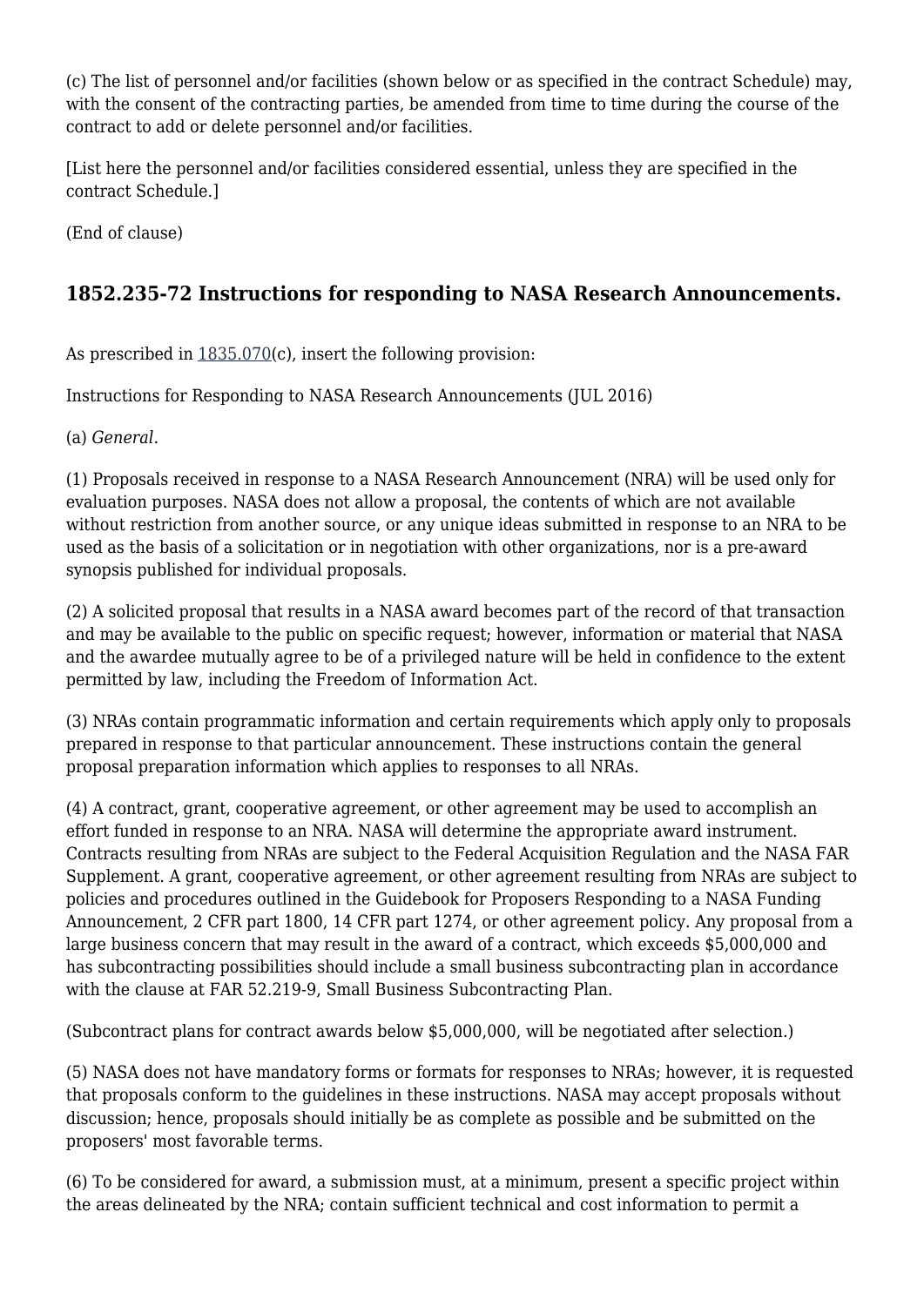(c) The list of personnel and/or facilities (shown below or as specified in the contract Schedule) may, with the consent of the contracting parties, be amended from time to time during the course of the contract to add or delete personnel and/or facilities.

[List here the personnel and/or facilities considered essential, unless they are specified in the contract Schedule.]

(End of clause)

## 1852.235-72 Instructions for responding to NASA Research Announcements.

As prescribed in 1835.070(c), insert the following provision:

Instructions for Responding to NASA Research Announcements (JUL 2016)

(a) *General*.

(1) Proposals received in response to a NASA Research Announcement (NRA) will be used only for evaluation purposes. NASA does not allow a proposal, the contents of which are not available without restriction from another source, or any unique ideas submitted in response to an NRA to be used as the basis of a solicitation or in negotiation with other organizations, nor is a pre-award synopsis published for individual proposals.

(2) A solicited proposal that results in a NASA award becomes part of the record of that transaction and may be available to the public on specific request; however, information or material that NASA and the awardee mutually agree to be of a privileged nature will be held in confidence to the extent permitted by law, including the Freedom of Information Act.

(3) NRAs contain programmatic information and certain requirements which apply only to proposals prepared in response to that particular announcement. These instructions contain the general proposal preparation information which applies to responses to all NRAs.

(4) A contract, grant, cooperative agreement, or other agreement may be used to accomplish an effort funded in response to an NRA. NASA will determine the appropriate award instrument. Contracts resulting from NRAs are subject to the Federal Acquisition Regulation and the NASA FAR Supplement. A grant, cooperative agreement, or other agreement resulting from NRAs are subject to policies and procedures outlined in the Guidebook for Proposers Responding to a NASA Funding Announcement, 2 CFR part 1800, 14 CFR part 1274, or other agreement policy. Any proposal from a large business concern that may result in the award of a contract, which exceeds $5,000,000 and has subcontracting possibilities should include a small business subcontracting plan in accordance with the clause at FAR 52.219-9, Small Business Subcontracting Plan.

(Subcontract plans for contract awards below $5,000,000, will be negotiated after selection.)

(5) NASA does not have mandatory forms or formats for responses to NRAs; however, it is requested that proposals conform to the guidelines in these instructions. NASA may accept proposals without discussion; hence, proposals should initially be as complete as possible and be submitted on the proposers' most favorable terms.

(6) To be considered for award, a submission must, at a minimum, present a specific project within the areas delineated by the NRA; contain sufficient technical and cost information to permit a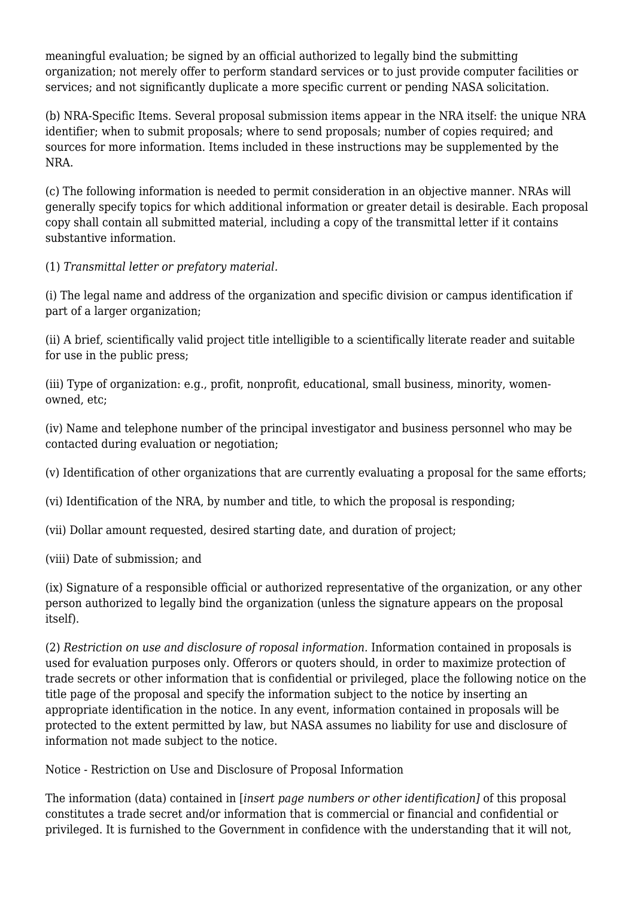meaningful evaluation; be signed by an official authorized to legally bind the submitting organization; not merely offer to perform standard services or to just provide computer facilities or services; and not significantly duplicate a more specific current or pending NASA solicitation.

(b) NRA-Specific Items. Several proposal submission items appear in the NRA itself: the unique NRA identifier; when to submit proposals; where to send proposals; number of copies required; and sources for more information. Items included in these instructions may be supplemented by the NRA.

(c) The following information is needed to permit consideration in an objective manner. NRAs will generally specify topics for which additional information or greater detail is desirable. Each proposal copy shall contain all submitted material, including a copy of the transmittal letter if it contains substantive information.

(1) *Transmittal letter or prefatory material.*

(i) The legal name and address of the organization and specific division or campus identification if part of a larger organization;

(ii) A brief, scientifically valid project title intelligible to a scientifically literate reader and suitable for use in the public press;

(iii) Type of organization: e.g., profit, nonprofit, educational, small business, minority, women-owned, etc;

(iv) Name and telephone number of the principal investigator and business personnel who may be contacted during evaluation or negotiation;

(v) Identification of other organizations that are currently evaluating a proposal for the same efforts;

(vi) Identification of the NRA, by number and title, to which the proposal is responding;

(vii) Dollar amount requested, desired starting date, and duration of project;

(viii) Date of submission; and

(ix) Signature of a responsible official or authorized representative of the organization, or any other person authorized to legally bind the organization (unless the signature appears on the proposal itself).

(2) *Restriction on use and disclosure of roposal information.* Information contained in proposals is used for evaluation purposes only. Offerors or quoters should, in order to maximize protection of trade secrets or other information that is confidential or privileged, place the following notice on the title page of the proposal and specify the information subject to the notice by inserting an appropriate identification in the notice. In any event, information contained in proposals will be protected to the extent permitted by law, but NASA assumes no liability for use and disclosure of information not made subject to the notice.

Notice - Restriction on Use and Disclosure of Proposal Information

The information (data) contained in [*insert page numbers or other identification]* of this proposal constitutes a trade secret and/or information that is commercial or financial and confidential or privileged. It is furnished to the Government in confidence with the understanding that it will not,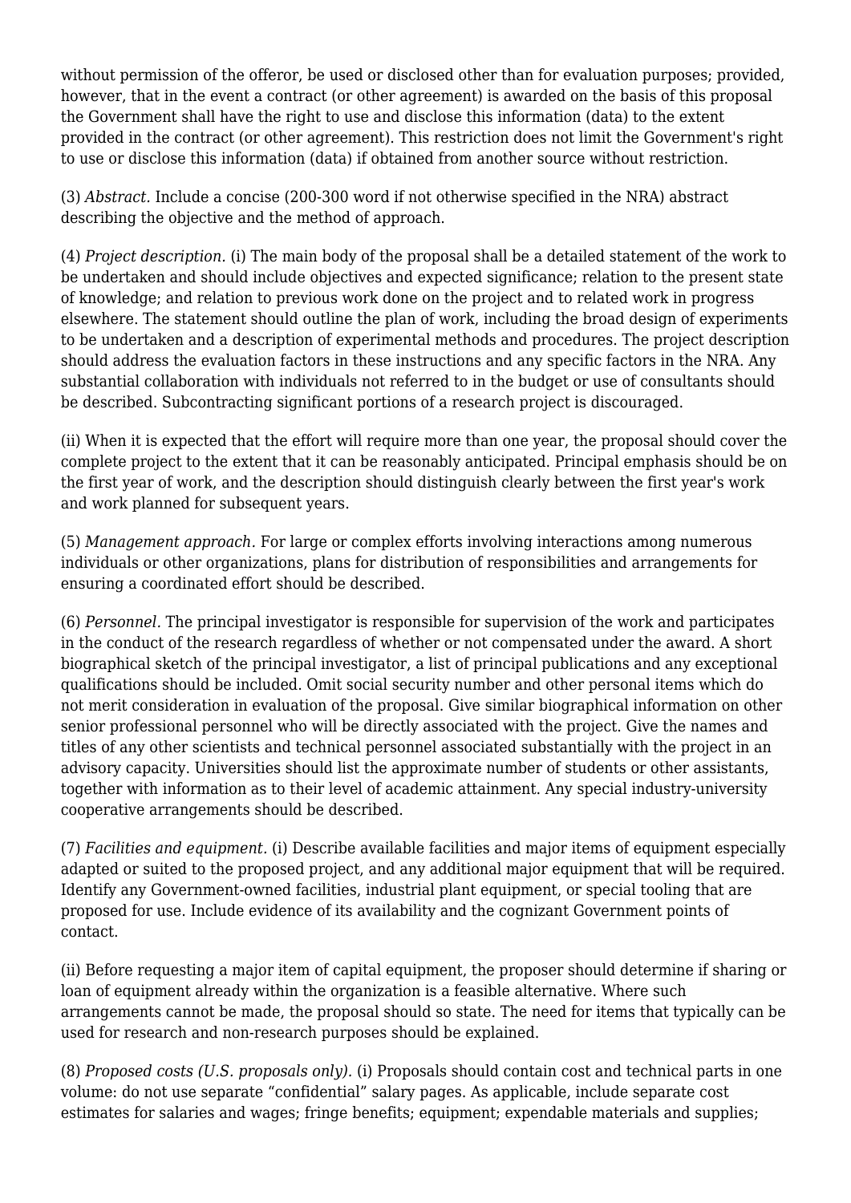without permission of the offeror, be used or disclosed other than for evaluation purposes; provided, however, that in the event a contract (or other agreement) is awarded on the basis of this proposal the Government shall have the right to use and disclose this information (data) to the extent provided in the contract (or other agreement). This restriction does not limit the Government's right to use or disclose this information (data) if obtained from another source without restriction.

(3) *Abstract.* Include a concise (200-300 word if not otherwise specified in the NRA) abstract describing the objective and the method of approach.

(4) *Project description.* (i) The main body of the proposal shall be a detailed statement of the work to be undertaken and should include objectives and expected significance; relation to the present state of knowledge; and relation to previous work done on the project and to related work in progress elsewhere. The statement should outline the plan of work, including the broad design of experiments to be undertaken and a description of experimental methods and procedures. The project description should address the evaluation factors in these instructions and any specific factors in the NRA. Any substantial collaboration with individuals not referred to in the budget or use of consultants should be described. Subcontracting significant portions of a research project is discouraged.

(ii) When it is expected that the effort will require more than one year, the proposal should cover the complete project to the extent that it can be reasonably anticipated. Principal emphasis should be on the first year of work, and the description should distinguish clearly between the first year's work and work planned for subsequent years.

(5) *Management approach.* For large or complex efforts involving interactions among numerous individuals or other organizations, plans for distribution of responsibilities and arrangements for ensuring a coordinated effort should be described.

(6) *Personnel.* The principal investigator is responsible for supervision of the work and participates in the conduct of the research regardless of whether or not compensated under the award. A short biographical sketch of the principal investigator, a list of principal publications and any exceptional qualifications should be included. Omit social security number and other personal items which do not merit consideration in evaluation of the proposal. Give similar biographical information on other senior professional personnel who will be directly associated with the project. Give the names and titles of any other scientists and technical personnel associated substantially with the project in an advisory capacity. Universities should list the approximate number of students or other assistants, together with information as to their level of academic attainment. Any special industry-university cooperative arrangements should be described.

(7) *Facilities and equipment.* (i) Describe available facilities and major items of equipment especially adapted or suited to the proposed project, and any additional major equipment that will be required. Identify any Government-owned facilities, industrial plant equipment, or special tooling that are proposed for use. Include evidence of its availability and the cognizant Government points of contact.

(ii) Before requesting a major item of capital equipment, the proposer should determine if sharing or loan of equipment already within the organization is a feasible alternative. Where such arrangements cannot be made, the proposal should so state. The need for items that typically can be used for research and non-research purposes should be explained.

(8) *Proposed costs (U.S. proposals only).* (i) Proposals should contain cost and technical parts in one volume: do not use separate "confidential" salary pages. As applicable, include separate cost estimates for salaries and wages; fringe benefits; equipment; expendable materials and supplies;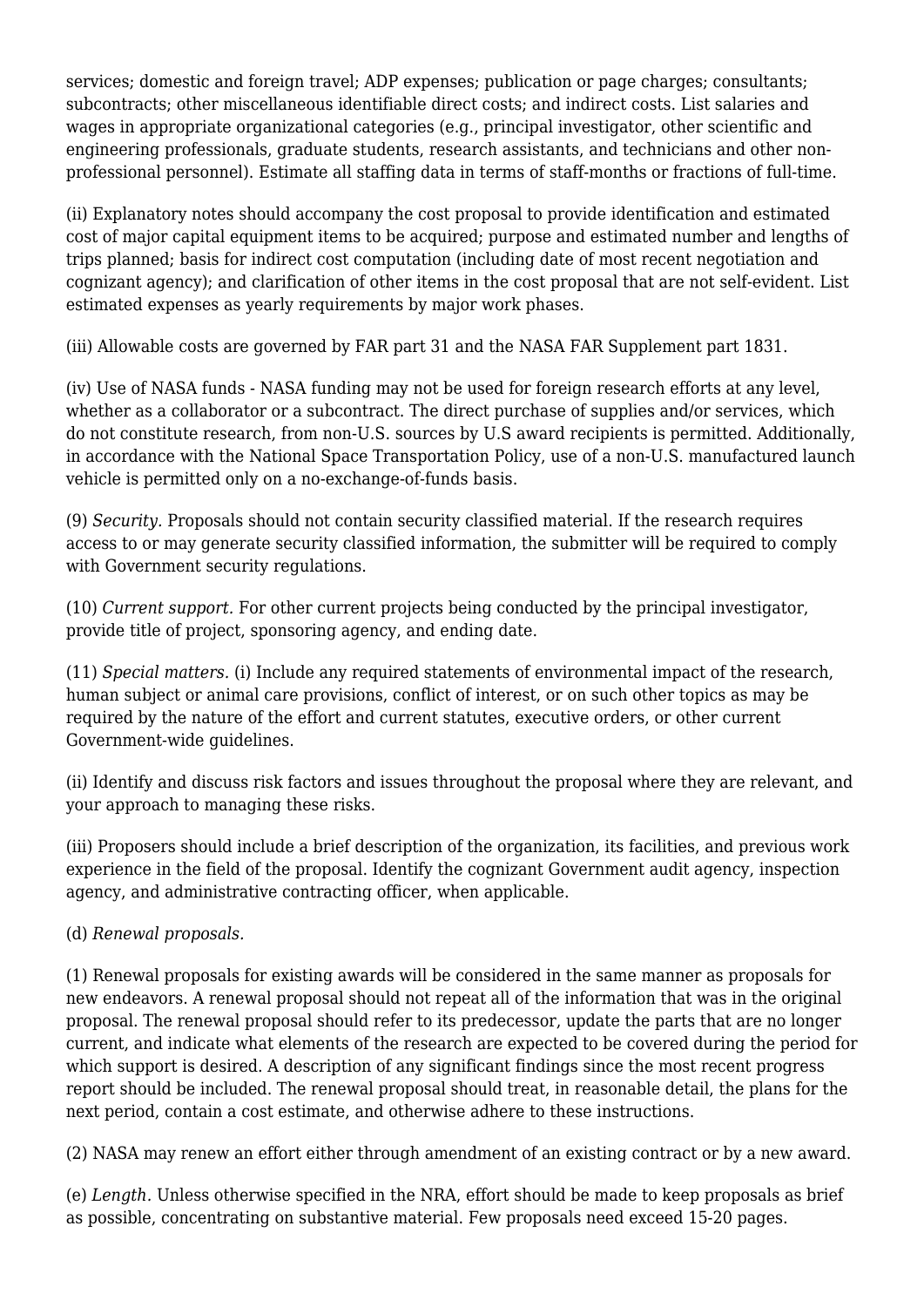services; domestic and foreign travel; ADP expenses; publication or page charges; consultants; subcontracts; other miscellaneous identifiable direct costs; and indirect costs. List salaries and wages in appropriate organizational categories (e.g., principal investigator, other scientific and engineering professionals, graduate students, research assistants, and technicians and other non-professional personnel). Estimate all staffing data in terms of staff-months or fractions of full-time.

(ii) Explanatory notes should accompany the cost proposal to provide identification and estimated cost of major capital equipment items to be acquired; purpose and estimated number and lengths of trips planned; basis for indirect cost computation (including date of most recent negotiation and cognizant agency); and clarification of other items in the cost proposal that are not self-evident. List estimated expenses as yearly requirements by major work phases.

(iii) Allowable costs are governed by FAR part 31 and the NASA FAR Supplement part 1831.

(iv) Use of NASA funds - NASA funding may not be used for foreign research efforts at any level, whether as a collaborator or a subcontract. The direct purchase of supplies and/or services, which do not constitute research, from non-U.S. sources by U.S award recipients is permitted. Additionally, in accordance with the National Space Transportation Policy, use of a non-U.S. manufactured launch vehicle is permitted only on a no-exchange-of-funds basis.

(9) *Security.* Proposals should not contain security classified material. If the research requires access to or may generate security classified information, the submitter will be required to comply with Government security regulations.

(10) *Current support.* For other current projects being conducted by the principal investigator, provide title of project, sponsoring agency, and ending date.

(11) *Special matters.* (i) Include any required statements of environmental impact of the research, human subject or animal care provisions, conflict of interest, or on such other topics as may be required by the nature of the effort and current statutes, executive orders, or other current Government-wide guidelines.

(ii) Identify and discuss risk factors and issues throughout the proposal where they are relevant, and your approach to managing these risks.

(iii) Proposers should include a brief description of the organization, its facilities, and previous work experience in the field of the proposal. Identify the cognizant Government audit agency, inspection agency, and administrative contracting officer, when applicable.

(d) *Renewal proposals.*

(1) Renewal proposals for existing awards will be considered in the same manner as proposals for new endeavors. A renewal proposal should not repeat all of the information that was in the original proposal. The renewal proposal should refer to its predecessor, update the parts that are no longer current, and indicate what elements of the research are expected to be covered during the period for which support is desired. A description of any significant findings since the most recent progress report should be included. The renewal proposal should treat, in reasonable detail, the plans for the next period, contain a cost estimate, and otherwise adhere to these instructions.

(2) NASA may renew an effort either through amendment of an existing contract or by a new award.

(e) *Length.* Unless otherwise specified in the NRA, effort should be made to keep proposals as brief as possible, concentrating on substantive material. Few proposals need exceed 15-20 pages.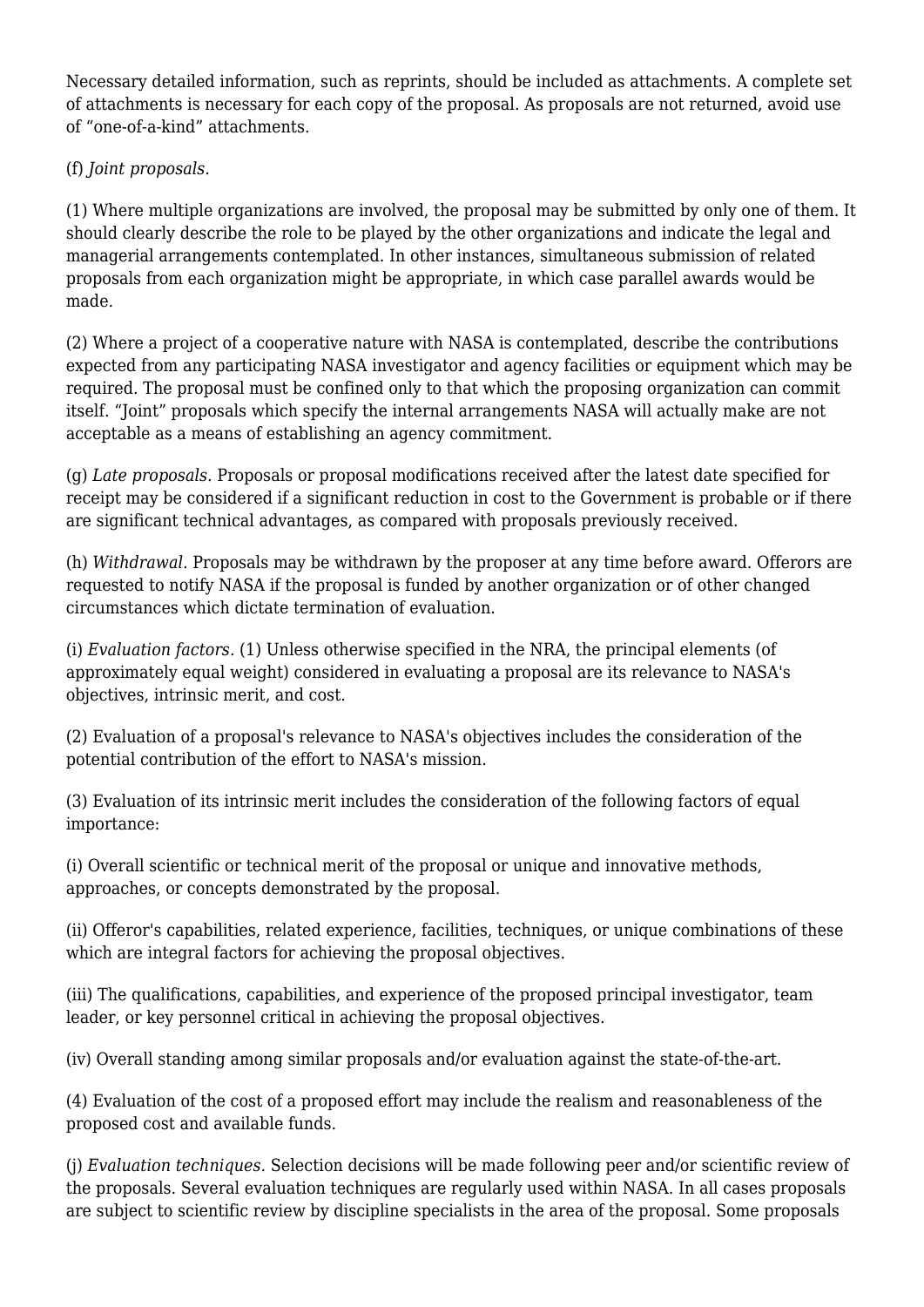Necessary detailed information, such as reprints, should be included as attachments. A complete set of attachments is necessary for each copy of the proposal. As proposals are not returned, avoid use of “one-of-a-kind” attachments.

(f) *Joint proposals.*

(1) Where multiple organizations are involved, the proposal may be submitted by only one of them. It should clearly describe the role to be played by the other organizations and indicate the legal and managerial arrangements contemplated. In other instances, simultaneous submission of related proposals from each organization might be appropriate, in which case parallel awards would be made.

(2) Where a project of a cooperative nature with NASA is contemplated, describe the contributions expected from any participating NASA investigator and agency facilities or equipment which may be required. The proposal must be confined only to that which the proposing organization can commit itself. “Joint” proposals which specify the internal arrangements NASA will actually make are not acceptable as a means of establishing an agency commitment.

(g) *Late proposals.* Proposals or proposal modifications received after the latest date specified for receipt may be considered if a significant reduction in cost to the Government is probable or if there are significant technical advantages, as compared with proposals previously received.

(h) *Withdrawal.* Proposals may be withdrawn by the proposer at any time before award. Offerors are requested to notify NASA if the proposal is funded by another organization or of other changed circumstances which dictate termination of evaluation.

(i) *Evaluation factors.* (1) Unless otherwise specified in the NRA, the principal elements (of approximately equal weight) considered in evaluating a proposal are its relevance to NASA's objectives, intrinsic merit, and cost.

(2) Evaluation of a proposal's relevance to NASA's objectives includes the consideration of the potential contribution of the effort to NASA's mission.

(3) Evaluation of its intrinsic merit includes the consideration of the following factors of equal importance:

(i) Overall scientific or technical merit of the proposal or unique and innovative methods, approaches, or concepts demonstrated by the proposal.

(ii) Offeror's capabilities, related experience, facilities, techniques, or unique combinations of these which are integral factors for achieving the proposal objectives.

(iii) The qualifications, capabilities, and experience of the proposed principal investigator, team leader, or key personnel critical in achieving the proposal objectives.

(iv) Overall standing among similar proposals and/or evaluation against the state-of-the-art.

(4) Evaluation of the cost of a proposed effort may include the realism and reasonableness of the proposed cost and available funds.

(j) *Evaluation techniques.* Selection decisions will be made following peer and/or scientific review of the proposals. Several evaluation techniques are regularly used within NASA. In all cases proposals are subject to scientific review by discipline specialists in the area of the proposal. Some proposals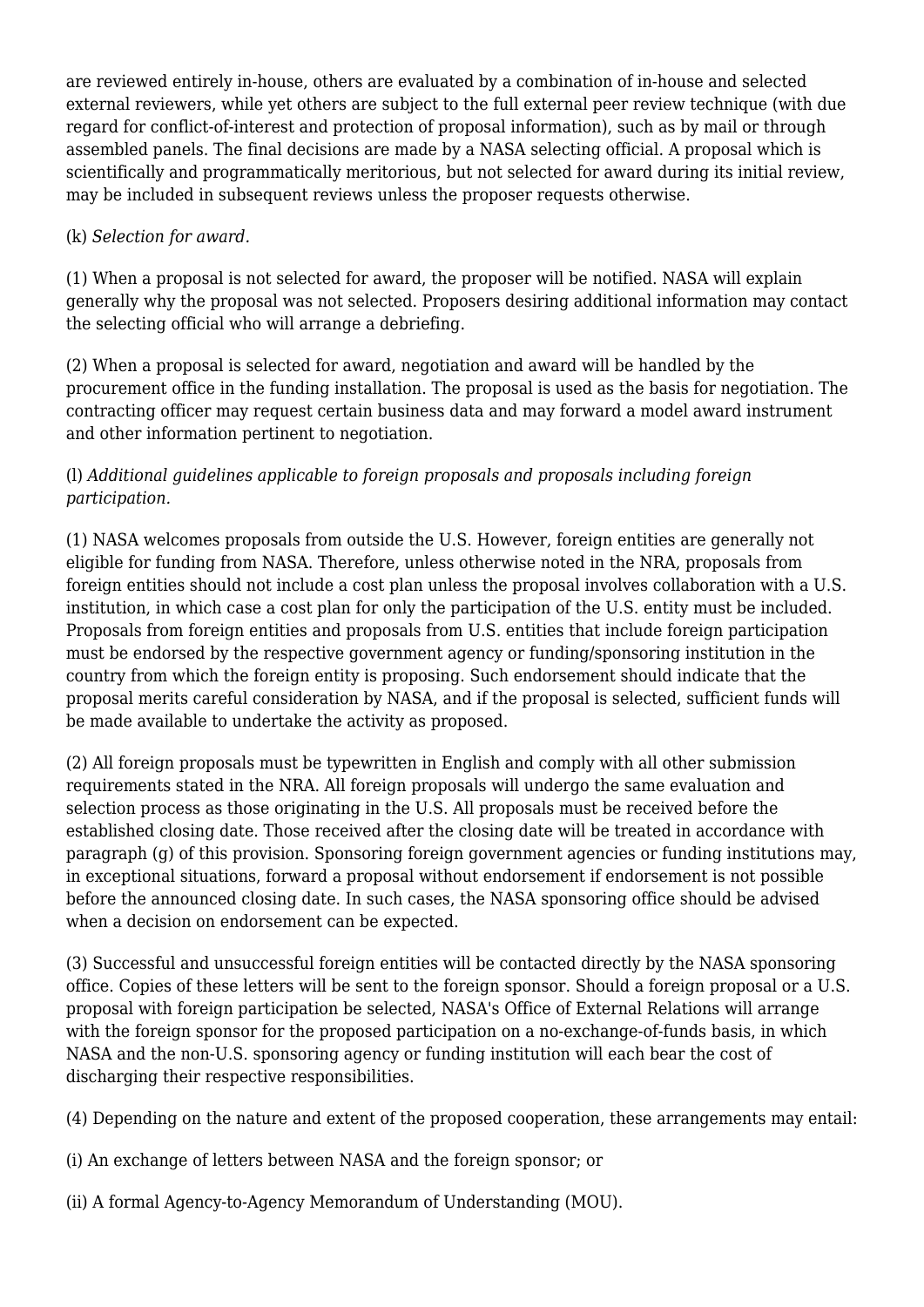are reviewed entirely in-house, others are evaluated by a combination of in-house and selected external reviewers, while yet others are subject to the full external peer review technique (with due regard for conflict-of-interest and protection of proposal information), such as by mail or through assembled panels. The final decisions are made by a NASA selecting official. A proposal which is scientifically and programmatically meritorious, but not selected for award during its initial review, may be included in subsequent reviews unless the proposer requests otherwise.

(k) *Selection for award.*

(1) When a proposal is not selected for award, the proposer will be notified. NASA will explain generally why the proposal was not selected. Proposers desiring additional information may contact the selecting official who will arrange a debriefing.

(2) When a proposal is selected for award, negotiation and award will be handled by the procurement office in the funding installation. The proposal is used as the basis for negotiation. The contracting officer may request certain business data and may forward a model award instrument and other information pertinent to negotiation.

(l) *Additional guidelines applicable to foreign proposals and proposals including foreign participation.*

(1) NASA welcomes proposals from outside the U.S. However, foreign entities are generally not eligible for funding from NASA. Therefore, unless otherwise noted in the NRA, proposals from foreign entities should not include a cost plan unless the proposal involves collaboration with a U.S. institution, in which case a cost plan for only the participation of the U.S. entity must be included. Proposals from foreign entities and proposals from U.S. entities that include foreign participation must be endorsed by the respective government agency or funding/sponsoring institution in the country from which the foreign entity is proposing. Such endorsement should indicate that the proposal merits careful consideration by NASA, and if the proposal is selected, sufficient funds will be made available to undertake the activity as proposed.

(2) All foreign proposals must be typewritten in English and comply with all other submission requirements stated in the NRA. All foreign proposals will undergo the same evaluation and selection process as those originating in the U.S. All proposals must be received before the established closing date. Those received after the closing date will be treated in accordance with paragraph (g) of this provision. Sponsoring foreign government agencies or funding institutions may, in exceptional situations, forward a proposal without endorsement if endorsement is not possible before the announced closing date. In such cases, the NASA sponsoring office should be advised when a decision on endorsement can be expected.

(3) Successful and unsuccessful foreign entities will be contacted directly by the NASA sponsoring office. Copies of these letters will be sent to the foreign sponsor. Should a foreign proposal or a U.S. proposal with foreign participation be selected, NASA's Office of External Relations will arrange with the foreign sponsor for the proposed participation on a no-exchange-of-funds basis, in which NASA and the non-U.S. sponsoring agency or funding institution will each bear the cost of discharging their respective responsibilities.

(4) Depending on the nature and extent of the proposed cooperation, these arrangements may entail:

(i) An exchange of letters between NASA and the foreign sponsor; or

(ii) A formal Agency-to-Agency Memorandum of Understanding (MOU).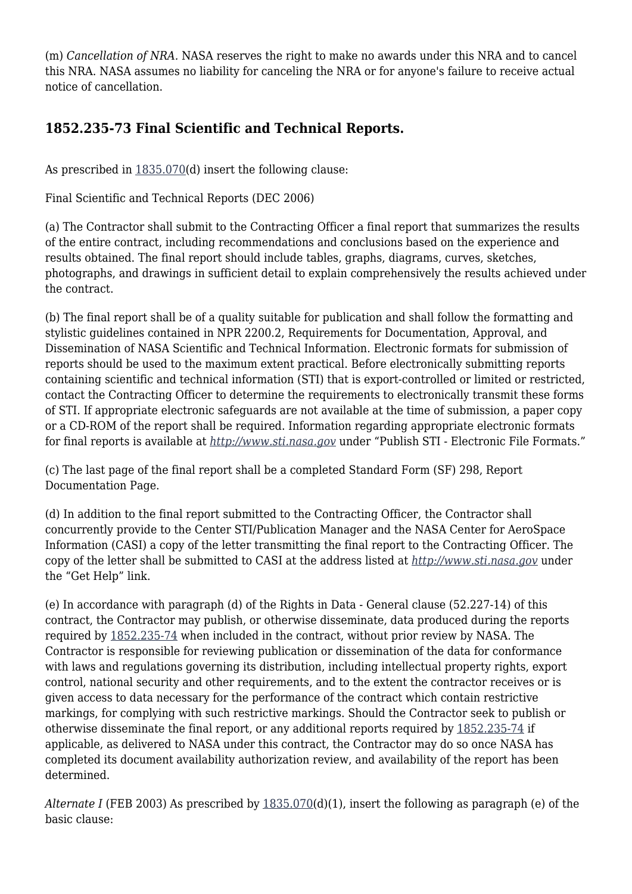(m) *Cancellation of NRA.* NASA reserves the right to make no awards under this NRA and to cancel this NRA. NASA assumes no liability for canceling the NRA or for anyone's failure to receive actual notice of cancellation.

## 1852.235-73 Final Scientific and Technical Reports.

As prescribed in 1835.070(d) insert the following clause:

Final Scientific and Technical Reports (DEC 2006)

(a) The Contractor shall submit to the Contracting Officer a final report that summarizes the results of the entire contract, including recommendations and conclusions based on the experience and results obtained. The final report should include tables, graphs, diagrams, curves, sketches, photographs, and drawings in sufficient detail to explain comprehensively the results achieved under the contract.

(b) The final report shall be of a quality suitable for publication and shall follow the formatting and stylistic guidelines contained in NPR 2200.2, Requirements for Documentation, Approval, and Dissemination of NASA Scientific and Technical Information. Electronic formats for submission of reports should be used to the maximum extent practical. Before electronically submitting reports containing scientific and technical information (STI) that is export-controlled or limited or restricted, contact the Contracting Officer to determine the requirements to electronically transmit these forms of STI. If appropriate electronic safeguards are not available at the time of submission, a paper copy or a CD-ROM of the report shall be required. Information regarding appropriate electronic formats for final reports is available at *http://www.sti.nasa.gov* under "Publish STI - Electronic File Formats."

(c) The last page of the final report shall be a completed Standard Form (SF) 298, Report Documentation Page.

(d) In addition to the final report submitted to the Contracting Officer, the Contractor shall concurrently provide to the Center STI/Publication Manager and the NASA Center for AeroSpace Information (CASI) a copy of the letter transmitting the final report to the Contracting Officer. The copy of the letter shall be submitted to CASI at the address listed at *http://www.sti.nasa.gov* under the "Get Help" link.

(e) In accordance with paragraph (d) of the Rights in Data - General clause (52.227-14) of this contract, the Contractor may publish, or otherwise disseminate, data produced during the reports required by 1852.235-74 when included in the contract, without prior review by NASA. The Contractor is responsible for reviewing publication or dissemination of the data for conformance with laws and regulations governing its distribution, including intellectual property rights, export control, national security and other requirements, and to the extent the contractor receives or is given access to data necessary for the performance of the contract which contain restrictive markings, for complying with such restrictive markings. Should the Contractor seek to publish or otherwise disseminate the final report, or any additional reports required by 1852.235-74 if applicable, as delivered to NASA under this contract, the Contractor may do so once NASA has completed its document availability authorization review, and availability of the report has been determined.

*Alternate I* (FEB 2003) As prescribed by 1835.070(d)(1), insert the following as paragraph (e) of the basic clause: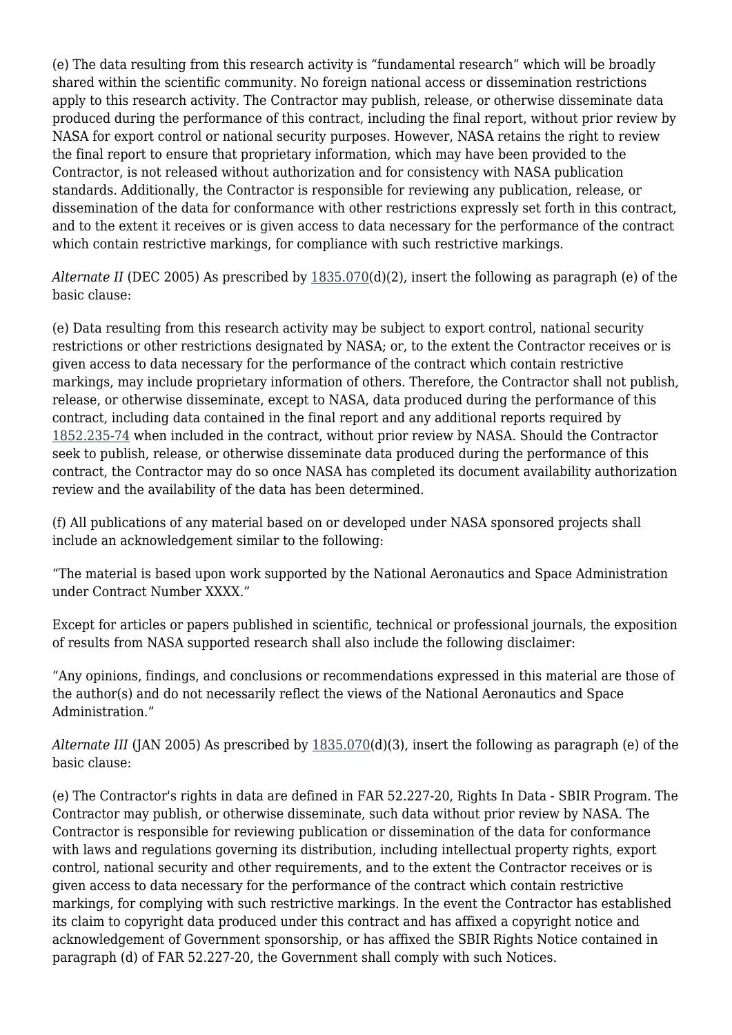(e) The data resulting from this research activity is “fundamental research” which will be broadly shared within the scientific community. No foreign national access or dissemination restrictions apply to this research activity. The Contractor may publish, release, or otherwise disseminate data produced during the performance of this contract, including the final report, without prior review by NASA for export control or national security purposes. However, NASA retains the right to review the final report to ensure that proprietary information, which may have been provided to the Contractor, is not released without authorization and for consistency with NASA publication standards. Additionally, the Contractor is responsible for reviewing any publication, release, or dissemination of the data for conformance with other restrictions expressly set forth in this contract, and to the extent it receives or is given access to data necessary for the performance of the contract which contain restrictive markings, for compliance with such restrictive markings.

*Alternate II* (DEC 2005) As prescribed by 1835.070(d)(2), insert the following as paragraph (e) of the basic clause:

(e) Data resulting from this research activity may be subject to export control, national security restrictions or other restrictions designated by NASA; or, to the extent the Contractor receives or is given access to data necessary for the performance of the contract which contain restrictive markings, may include proprietary information of others. Therefore, the Contractor shall not publish, release, or otherwise disseminate, except to NASA, data produced during the performance of this contract, including data contained in the final report and any additional reports required by 1852.235-74 when included in the contract, without prior review by NASA. Should the Contractor seek to publish, release, or otherwise disseminate data produced during the performance of this contract, the Contractor may do so once NASA has completed its document availability authorization review and the availability of the data has been determined.

(f) All publications of any material based on or developed under NASA sponsored projects shall include an acknowledgement similar to the following:

“The material is based upon work supported by the National Aeronautics and Space Administration under Contract Number XXXX.”

Except for articles or papers published in scientific, technical or professional journals, the exposition of results from NASA supported research shall also include the following disclaimer:

“Any opinions, findings, and conclusions or recommendations expressed in this material are those of the author(s) and do not necessarily reflect the views of the National Aeronautics and Space Administration.”

*Alternate III* (JAN 2005) As prescribed by 1835.070(d)(3), insert the following as paragraph (e) of the basic clause:

(e) The Contractor's rights in data are defined in FAR 52.227-20, Rights In Data - SBIR Program. The Contractor may publish, or otherwise disseminate, such data without prior review by NASA. The Contractor is responsible for reviewing publication or dissemination of the data for conformance with laws and regulations governing its distribution, including intellectual property rights, export control, national security and other requirements, and to the extent the Contractor receives or is given access to data necessary for the performance of the contract which contain restrictive markings, for complying with such restrictive markings. In the event the Contractor has established its claim to copyright data produced under this contract and has affixed a copyright notice and acknowledgement of Government sponsorship, or has affixed the SBIR Rights Notice contained in paragraph (d) of FAR 52.227-20, the Government shall comply with such Notices.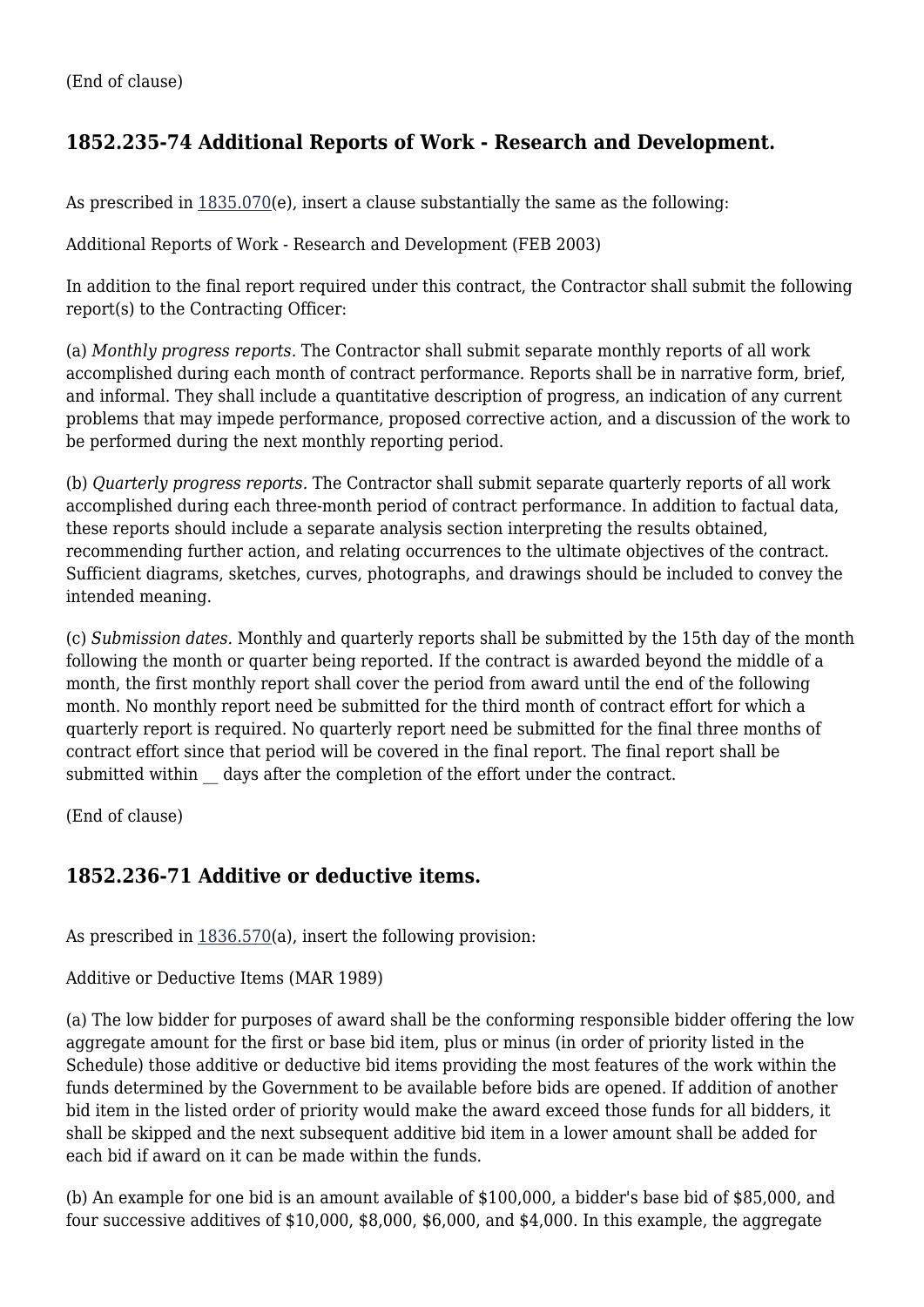(End of clause)

### 1852.235-74 Additional Reports of Work - Research and Development.

As prescribed in 1835.070(e), insert a clause substantially the same as the following:

Additional Reports of Work - Research and Development (FEB 2003)

In addition to the final report required under this contract, the Contractor shall submit the following report(s) to the Contracting Officer:

(a) *Monthly progress reports.* The Contractor shall submit separate monthly reports of all work accomplished during each month of contract performance. Reports shall be in narrative form, brief, and informal. They shall include a quantitative description of progress, an indication of any current problems that may impede performance, proposed corrective action, and a discussion of the work to be performed during the next monthly reporting period.

(b) *Quarterly progress reports.* The Contractor shall submit separate quarterly reports of all work accomplished during each three-month period of contract performance. In addition to factual data, these reports should include a separate analysis section interpreting the results obtained, recommending further action, and relating occurrences to the ultimate objectives of the contract. Sufficient diagrams, sketches, curves, photographs, and drawings should be included to convey the intended meaning.

(c) *Submission dates.* Monthly and quarterly reports shall be submitted by the 15th day of the month following the month or quarter being reported. If the contract is awarded beyond the middle of a month, the first monthly report shall cover the period from award until the end of the following month. No monthly report need be submitted for the third month of contract effort for which a quarterly report is required. No quarterly report need be submitted for the final three months of contract effort since that period will be covered in the final report. The final report shall be submitted within __ days after the completion of the effort under the contract.

(End of clause)

### 1852.236-71 Additive or deductive items.

As prescribed in 1836.570(a), insert the following provision:

Additive or Deductive Items (MAR 1989)

(a) The low bidder for purposes of award shall be the conforming responsible bidder offering the low aggregate amount for the first or base bid item, plus or minus (in order of priority listed in the Schedule) those additive or deductive bid items providing the most features of the work within the funds determined by the Government to be available before bids are opened. If addition of another bid item in the listed order of priority would make the award exceed those funds for all bidders, it shall be skipped and the next subsequent additive bid item in a lower amount shall be added for each bid if award on it can be made within the funds.

(b) An example for one bid is an amount available of $100,000, a bidder's base bid of $85,000, and four successive additives of $10,000, $8,000, $6,000, and $4,000. In this example, the aggregate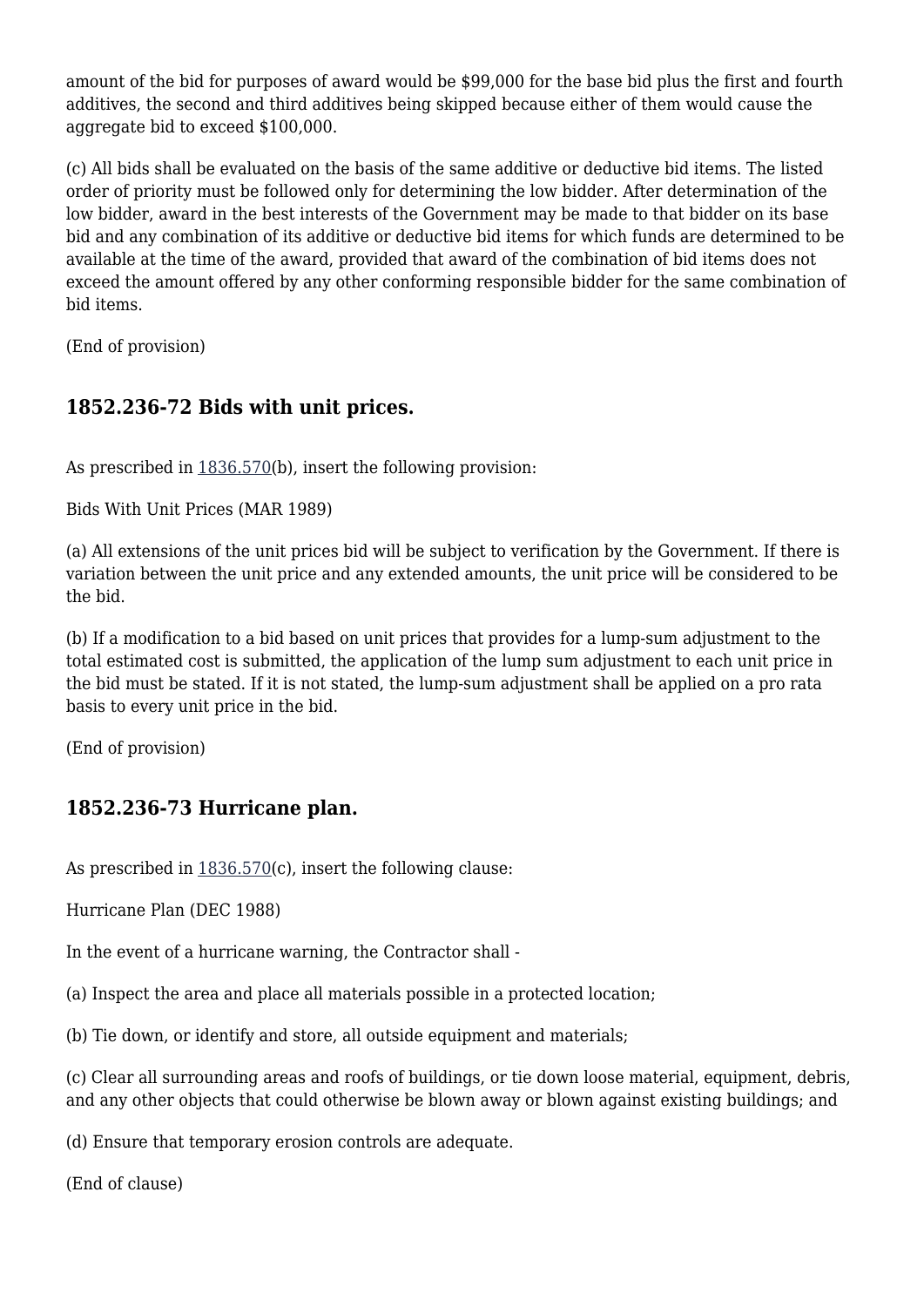amount of the bid for purposes of award would be $99,000 for the base bid plus the first and fourth additives, the second and third additives being skipped because either of them would cause the aggregate bid to exceed $100,000.

(c) All bids shall be evaluated on the basis of the same additive or deductive bid items. The listed order of priority must be followed only for determining the low bidder. After determination of the low bidder, award in the best interests of the Government may be made to that bidder on its base bid and any combination of its additive or deductive bid items for which funds are determined to be available at the time of the award, provided that award of the combination of bid items does not exceed the amount offered by any other conforming responsible bidder for the same combination of bid items.

(End of provision)

## 1852.236-72 Bids with unit prices.

As prescribed in 1836.570(b), insert the following provision:

Bids With Unit Prices (MAR 1989)

(a) All extensions of the unit prices bid will be subject to verification by the Government. If there is variation between the unit price and any extended amounts, the unit price will be considered to be the bid.

(b) If a modification to a bid based on unit prices that provides for a lump-sum adjustment to the total estimated cost is submitted, the application of the lump sum adjustment to each unit price in the bid must be stated. If it is not stated, the lump-sum adjustment shall be applied on a pro rata basis to every unit price in the bid.

(End of provision)

## 1852.236-73 Hurricane plan.

As prescribed in 1836.570(c), insert the following clause:

Hurricane Plan (DEC 1988)

In the event of a hurricane warning, the Contractor shall -

(a) Inspect the area and place all materials possible in a protected location;

(b) Tie down, or identify and store, all outside equipment and materials;

(c) Clear all surrounding areas and roofs of buildings, or tie down loose material, equipment, debris, and any other objects that could otherwise be blown away or blown against existing buildings; and

(d) Ensure that temporary erosion controls are adequate.

(End of clause)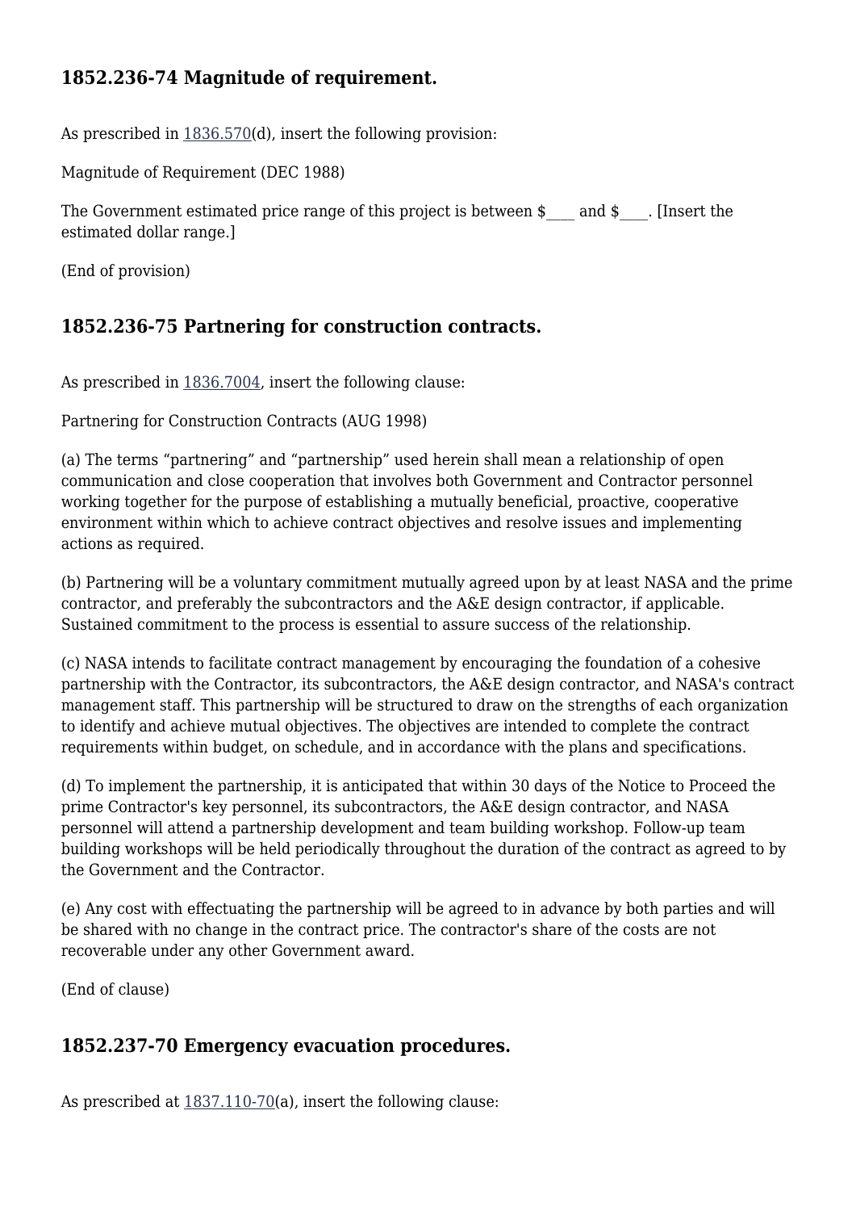### 1852.236-74 Magnitude of requirement.

As prescribed in 1836.570(d), insert the following provision:

Magnitude of Requirement (DEC 1988)

The Government estimated price range of this project is between $____ and $____. [Insert the estimated dollar range.]

(End of provision)

### 1852.236-75 Partnering for construction contracts.

As prescribed in 1836.7004, insert the following clause:

Partnering for Construction Contracts (AUG 1998)

(a) The terms “partnering” and “partnership” used herein shall mean a relationship of open communication and close cooperation that involves both Government and Contractor personnel working together for the purpose of establishing a mutually beneficial, proactive, cooperative environment within which to achieve contract objectives and resolve issues and implementing actions as required.

(b) Partnering will be a voluntary commitment mutually agreed upon by at least NASA and the prime contractor, and preferably the subcontractors and the A&E design contractor, if applicable. Sustained commitment to the process is essential to assure success of the relationship.

(c) NASA intends to facilitate contract management by encouraging the foundation of a cohesive partnership with the Contractor, its subcontractors, the A&E design contractor, and NASA's contract management staff. This partnership will be structured to draw on the strengths of each organization to identify and achieve mutual objectives. The objectives are intended to complete the contract requirements within budget, on schedule, and in accordance with the plans and specifications.

(d) To implement the partnership, it is anticipated that within 30 days of the Notice to Proceed the prime Contractor's key personnel, its subcontractors, the A&E design contractor, and NASA personnel will attend a partnership development and team building workshop. Follow-up team building workshops will be held periodically throughout the duration of the contract as agreed to by the Government and the Contractor.

(e) Any cost with effectuating the partnership will be agreed to in advance by both parties and will be shared with no change in the contract price. The contractor's share of the costs are not recoverable under any other Government award.

(End of clause)

### 1852.237-70 Emergency evacuation procedures.

As prescribed at 1837.110-70(a), insert the following clause: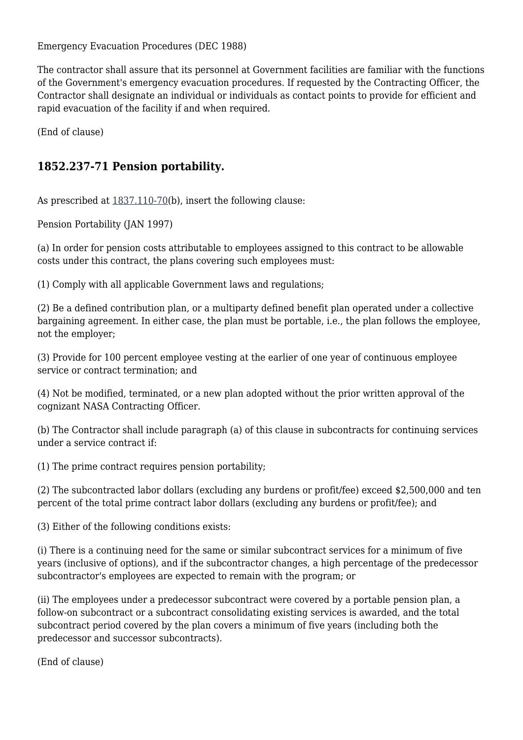Emergency Evacuation Procedures (DEC 1988)

The contractor shall assure that its personnel at Government facilities are familiar with the functions of the Government's emergency evacuation procedures. If requested by the Contracting Officer, the Contractor shall designate an individual or individuals as contact points to provide for efficient and rapid evacuation of the facility if and when required.

(End of clause)

### 1852.237-71 Pension portability.

As prescribed at 1837.110-70(b), insert the following clause:

Pension Portability (JAN 1997)

(a) In order for pension costs attributable to employees assigned to this contract to be allowable costs under this contract, the plans covering such employees must:

(1) Comply with all applicable Government laws and regulations;

(2) Be a defined contribution plan, or a multiparty defined benefit plan operated under a collective bargaining agreement. In either case, the plan must be portable, i.e., the plan follows the employee, not the employer;

(3) Provide for 100 percent employee vesting at the earlier of one year of continuous employee service or contract termination; and

(4) Not be modified, terminated, or a new plan adopted without the prior written approval of the cognizant NASA Contracting Officer.

(b) The Contractor shall include paragraph (a) of this clause in subcontracts for continuing services under a service contract if:

(1) The prime contract requires pension portability;

(2) The subcontracted labor dollars (excluding any burdens or profit/fee) exceed $2,500,000 and ten percent of the total prime contract labor dollars (excluding any burdens or profit/fee); and

(3) Either of the following conditions exists:

(i) There is a continuing need for the same or similar subcontract services for a minimum of five years (inclusive of options), and if the subcontractor changes, a high percentage of the predecessor subcontractor's employees are expected to remain with the program; or

(ii) The employees under a predecessor subcontract were covered by a portable pension plan, a follow-on subcontract or a subcontract consolidating existing services is awarded, and the total subcontract period covered by the plan covers a minimum of five years (including both the predecessor and successor subcontracts).

(End of clause)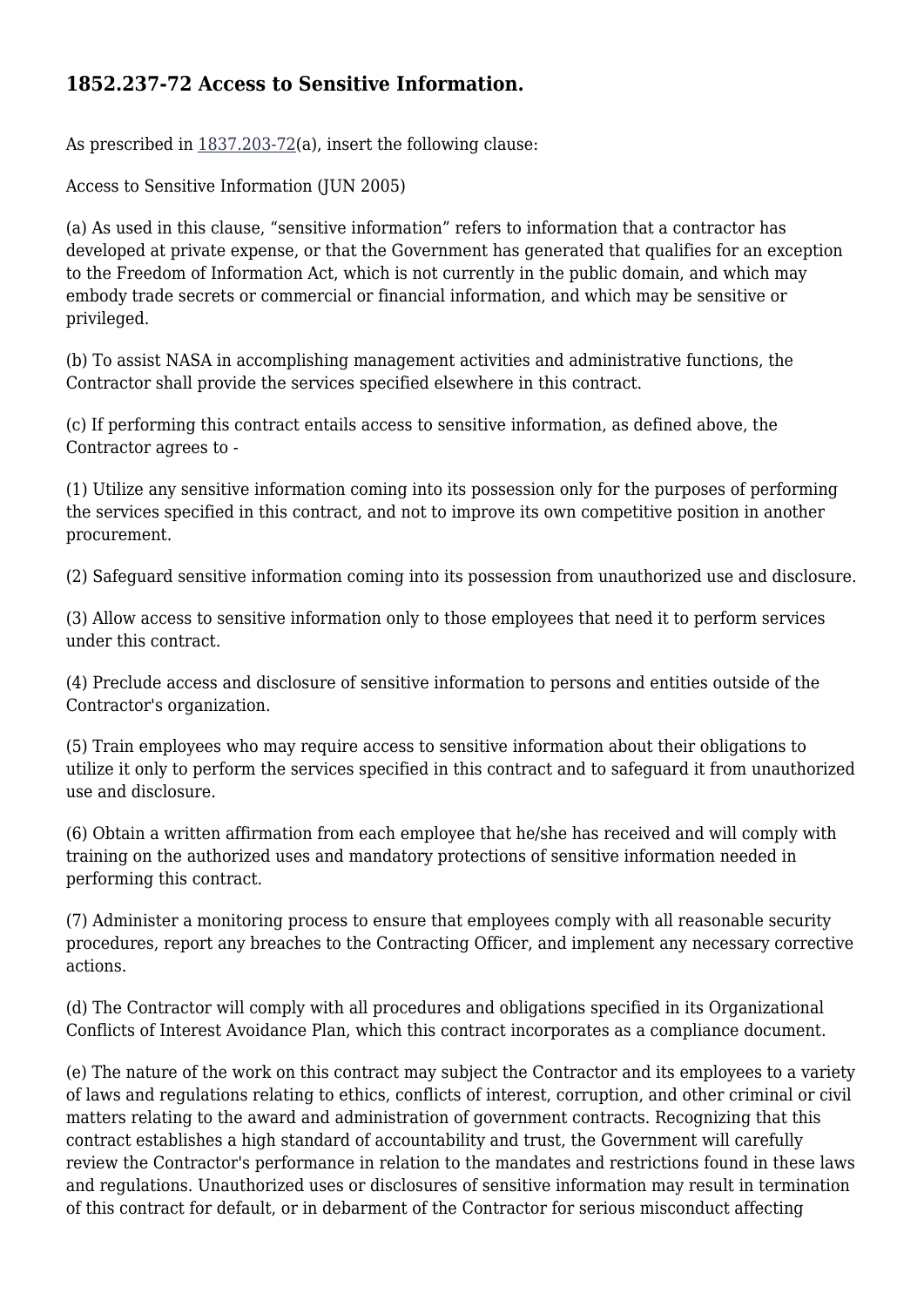## 1852.237-72 Access to Sensitive Information.

As prescribed in 1837.203-72(a), insert the following clause:

Access to Sensitive Information (JUN 2005)

(a) As used in this clause, “sensitive information” refers to information that a contractor has developed at private expense, or that the Government has generated that qualifies for an exception to the Freedom of Information Act, which is not currently in the public domain, and which may embody trade secrets or commercial or financial information, and which may be sensitive or privileged.

(b) To assist NASA in accomplishing management activities and administrative functions, the Contractor shall provide the services specified elsewhere in this contract.

(c) If performing this contract entails access to sensitive information, as defined above, the Contractor agrees to -

(1) Utilize any sensitive information coming into its possession only for the purposes of performing the services specified in this contract, and not to improve its own competitive position in another procurement.

(2) Safeguard sensitive information coming into its possession from unauthorized use and disclosure.

(3) Allow access to sensitive information only to those employees that need it to perform services under this contract.

(4) Preclude access and disclosure of sensitive information to persons and entities outside of the Contractor's organization.

(5) Train employees who may require access to sensitive information about their obligations to utilize it only to perform the services specified in this contract and to safeguard it from unauthorized use and disclosure.

(6) Obtain a written affirmation from each employee that he/she has received and will comply with training on the authorized uses and mandatory protections of sensitive information needed in performing this contract.

(7) Administer a monitoring process to ensure that employees comply with all reasonable security procedures, report any breaches to the Contracting Officer, and implement any necessary corrective actions.

(d) The Contractor will comply with all procedures and obligations specified in its Organizational Conflicts of Interest Avoidance Plan, which this contract incorporates as a compliance document.

(e) The nature of the work on this contract may subject the Contractor and its employees to a variety of laws and regulations relating to ethics, conflicts of interest, corruption, and other criminal or civil matters relating to the award and administration of government contracts. Recognizing that this contract establishes a high standard of accountability and trust, the Government will carefully review the Contractor's performance in relation to the mandates and restrictions found in these laws and regulations. Unauthorized uses or disclosures of sensitive information may result in termination of this contract for default, or in debarment of the Contractor for serious misconduct affecting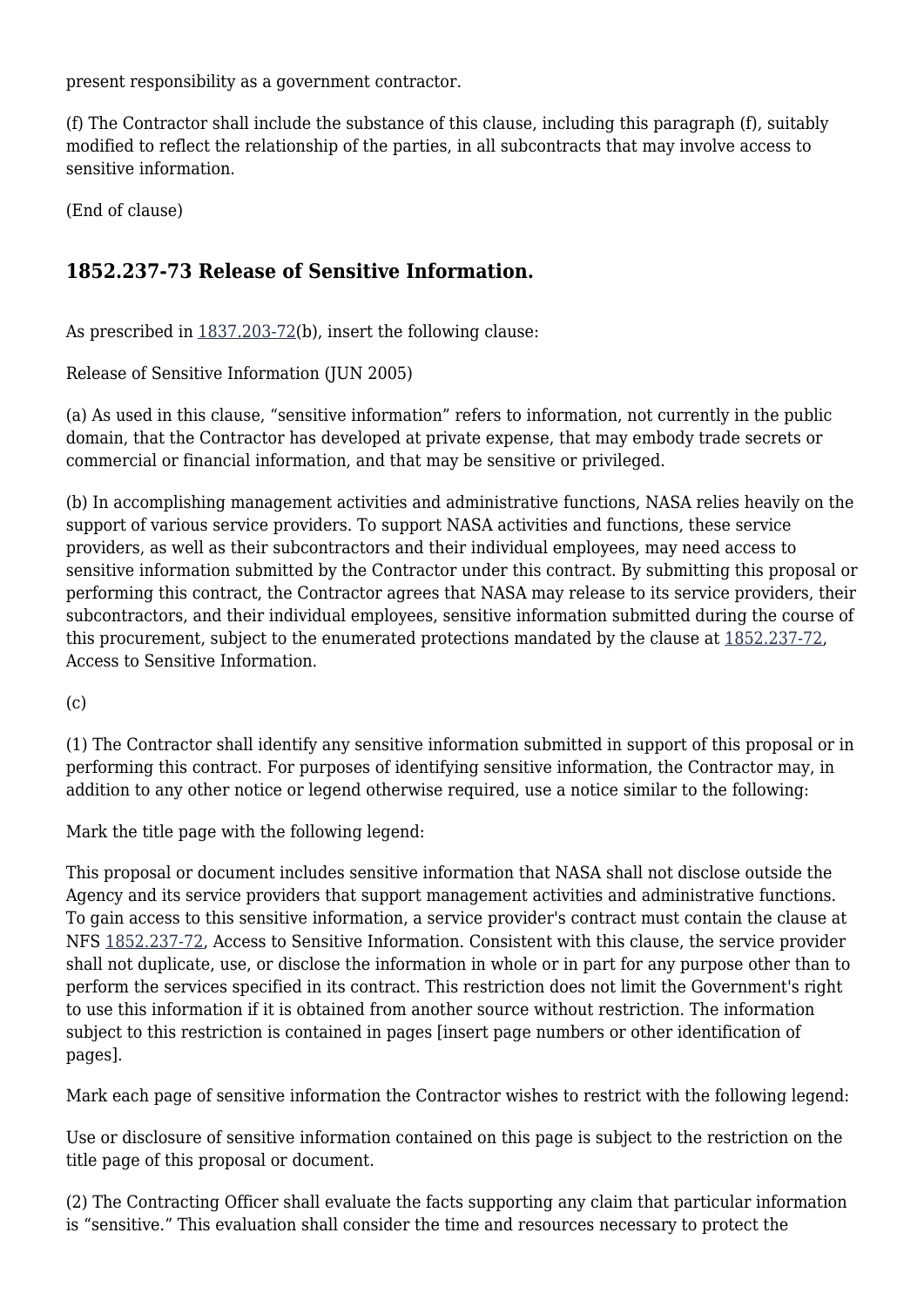present responsibility as a government contractor.

(f) The Contractor shall include the substance of this clause, including this paragraph (f), suitably modified to reflect the relationship of the parties, in all subcontracts that may involve access to sensitive information.

(End of clause)

### 1852.237-73 Release of Sensitive Information.

As prescribed in 1837.203-72(b), insert the following clause:

Release of Sensitive Information (JUN 2005)

(a) As used in this clause, “sensitive information” refers to information, not currently in the public domain, that the Contractor has developed at private expense, that may embody trade secrets or commercial or financial information, and that may be sensitive or privileged.

(b) In accomplishing management activities and administrative functions, NASA relies heavily on the support of various service providers. To support NASA activities and functions, these service providers, as well as their subcontractors and their individual employees, may need access to sensitive information submitted by the Contractor under this contract. By submitting this proposal or performing this contract, the Contractor agrees that NASA may release to its service providers, their subcontractors, and their individual employees, sensitive information submitted during the course of this procurement, subject to the enumerated protections mandated by the clause at 1852.237-72, Access to Sensitive Information.

(c)

(1) The Contractor shall identify any sensitive information submitted in support of this proposal or in performing this contract. For purposes of identifying sensitive information, the Contractor may, in addition to any other notice or legend otherwise required, use a notice similar to the following:

Mark the title page with the following legend:

This proposal or document includes sensitive information that NASA shall not disclose outside the Agency and its service providers that support management activities and administrative functions. To gain access to this sensitive information, a service provider's contract must contain the clause at NFS 1852.237-72, Access to Sensitive Information. Consistent with this clause, the service provider shall not duplicate, use, or disclose the information in whole or in part for any purpose other than to perform the services specified in its contract. This restriction does not limit the Government's right to use this information if it is obtained from another source without restriction. The information subject to this restriction is contained in pages [insert page numbers or other identification of pages].

Mark each page of sensitive information the Contractor wishes to restrict with the following legend:

Use or disclosure of sensitive information contained on this page is subject to the restriction on the title page of this proposal or document.

(2) The Contracting Officer shall evaluate the facts supporting any claim that particular information is “sensitive.” This evaluation shall consider the time and resources necessary to protect the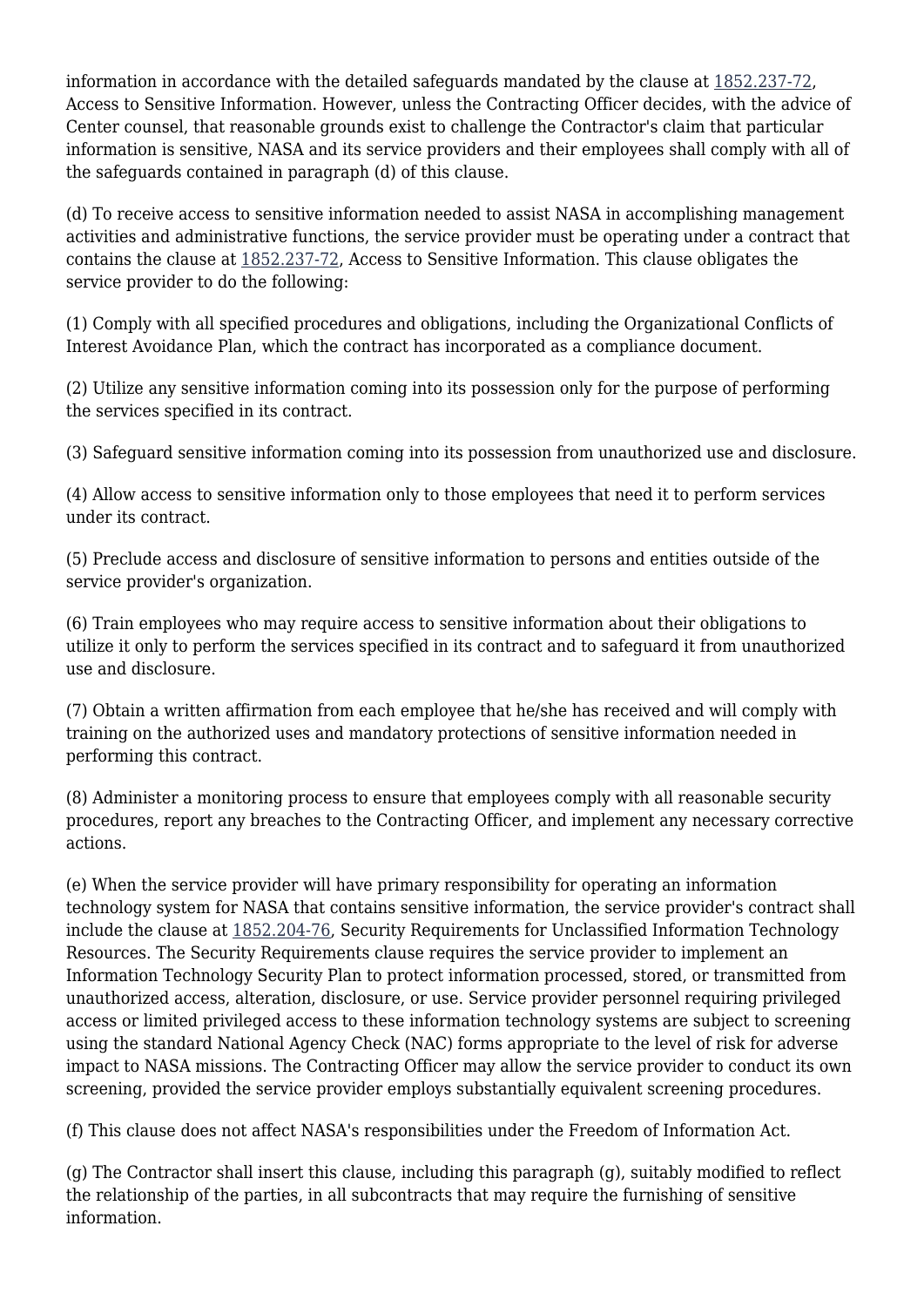information in accordance with the detailed safeguards mandated by the clause at 1852.237-72, Access to Sensitive Information. However, unless the Contracting Officer decides, with the advice of Center counsel, that reasonable grounds exist to challenge the Contractor's claim that particular information is sensitive, NASA and its service providers and their employees shall comply with all of the safeguards contained in paragraph (d) of this clause.

(d) To receive access to sensitive information needed to assist NASA in accomplishing management activities and administrative functions, the service provider must be operating under a contract that contains the clause at 1852.237-72, Access to Sensitive Information. This clause obligates the service provider to do the following:

(1) Comply with all specified procedures and obligations, including the Organizational Conflicts of Interest Avoidance Plan, which the contract has incorporated as a compliance document.

(2) Utilize any sensitive information coming into its possession only for the purpose of performing the services specified in its contract.

(3) Safeguard sensitive information coming into its possession from unauthorized use and disclosure.

(4) Allow access to sensitive information only to those employees that need it to perform services under its contract.

(5) Preclude access and disclosure of sensitive information to persons and entities outside of the service provider's organization.

(6) Train employees who may require access to sensitive information about their obligations to utilize it only to perform the services specified in its contract and to safeguard it from unauthorized use and disclosure.

(7) Obtain a written affirmation from each employee that he/she has received and will comply with training on the authorized uses and mandatory protections of sensitive information needed in performing this contract.

(8) Administer a monitoring process to ensure that employees comply with all reasonable security procedures, report any breaches to the Contracting Officer, and implement any necessary corrective actions.

(e) When the service provider will have primary responsibility for operating an information technology system for NASA that contains sensitive information, the service provider's contract shall include the clause at 1852.204-76, Security Requirements for Unclassified Information Technology Resources. The Security Requirements clause requires the service provider to implement an Information Technology Security Plan to protect information processed, stored, or transmitted from unauthorized access, alteration, disclosure, or use. Service provider personnel requiring privileged access or limited privileged access to these information technology systems are subject to screening using the standard National Agency Check (NAC) forms appropriate to the level of risk for adverse impact to NASA missions. The Contracting Officer may allow the service provider to conduct its own screening, provided the service provider employs substantially equivalent screening procedures.

(f) This clause does not affect NASA's responsibilities under the Freedom of Information Act.

(g) The Contractor shall insert this clause, including this paragraph (g), suitably modified to reflect the relationship of the parties, in all subcontracts that may require the furnishing of sensitive information.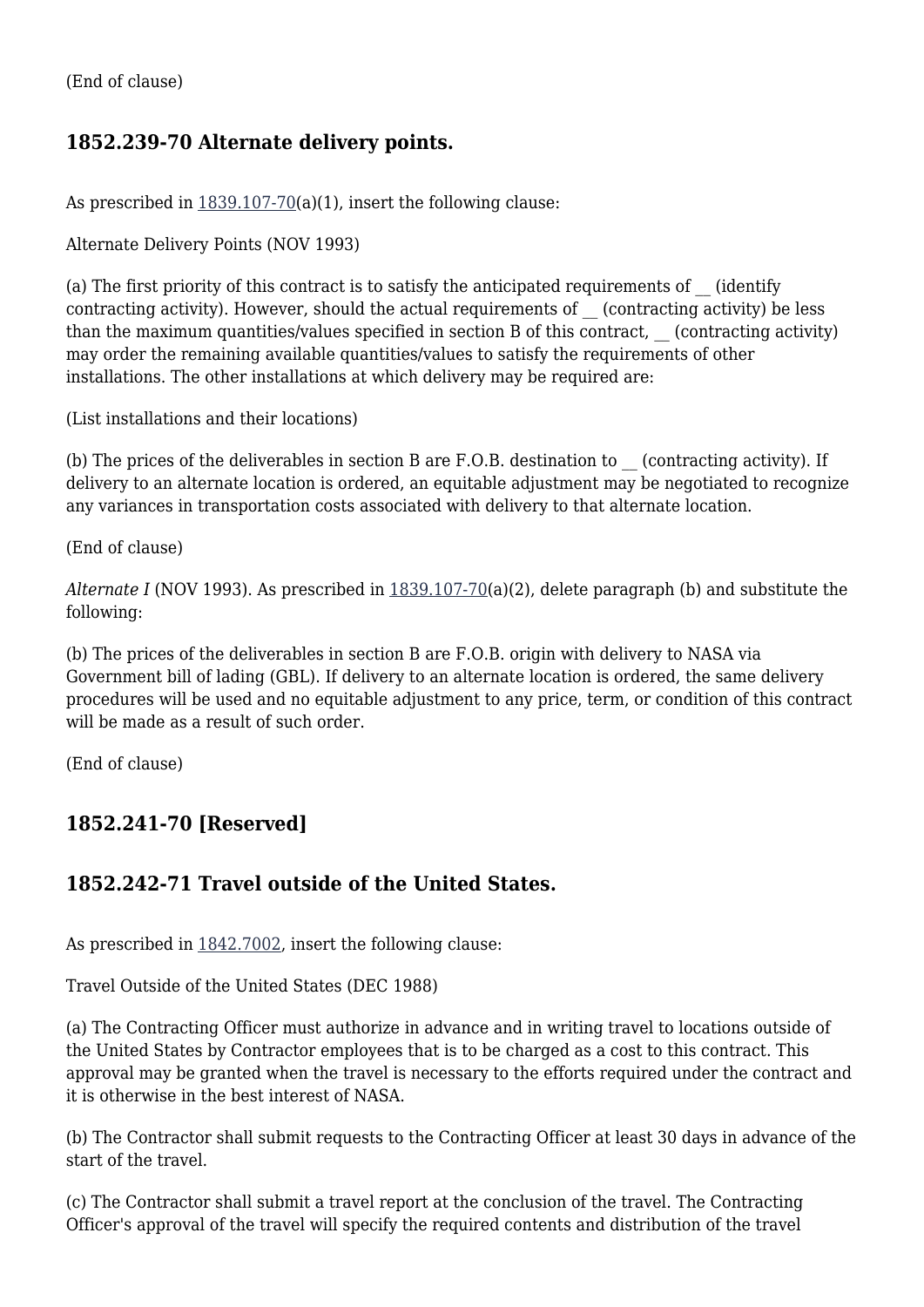(End of clause)

### 1852.239-70 Alternate delivery points.

As prescribed in 1839.107-70(a)(1), insert the following clause:

Alternate Delivery Points (NOV 1993)

(a) The first priority of this contract is to satisfy the anticipated requirements of __ (identify contracting activity). However, should the actual requirements of __ (contracting activity) be less than the maximum quantities/values specified in section B of this contract, __ (contracting activity) may order the remaining available quantities/values to satisfy the requirements of other installations. The other installations at which delivery may be required are:

(List installations and their locations)

(b) The prices of the deliverables in section B are F.O.B. destination to __ (contracting activity). If delivery to an alternate location is ordered, an equitable adjustment may be negotiated to recognize any variances in transportation costs associated with delivery to that alternate location.

(End of clause)

*Alternate I* (NOV 1993). As prescribed in 1839.107-70(a)(2), delete paragraph (b) and substitute the following:

(b) The prices of the deliverables in section B are F.O.B. origin with delivery to NASA via Government bill of lading (GBL). If delivery to an alternate location is ordered, the same delivery procedures will be used and no equitable adjustment to any price, term, or condition of this contract will be made as a result of such order.

(End of clause)

### 1852.241-70 [Reserved]

### 1852.242-71 Travel outside of the United States.

As prescribed in 1842.7002, insert the following clause:

Travel Outside of the United States (DEC 1988)

(a) The Contracting Officer must authorize in advance and in writing travel to locations outside of the United States by Contractor employees that is to be charged as a cost to this contract. This approval may be granted when the travel is necessary to the efforts required under the contract and it is otherwise in the best interest of NASA.

(b) The Contractor shall submit requests to the Contracting Officer at least 30 days in advance of the start of the travel.

(c) The Contractor shall submit a travel report at the conclusion of the travel. The Contracting Officer's approval of the travel will specify the required contents and distribution of the travel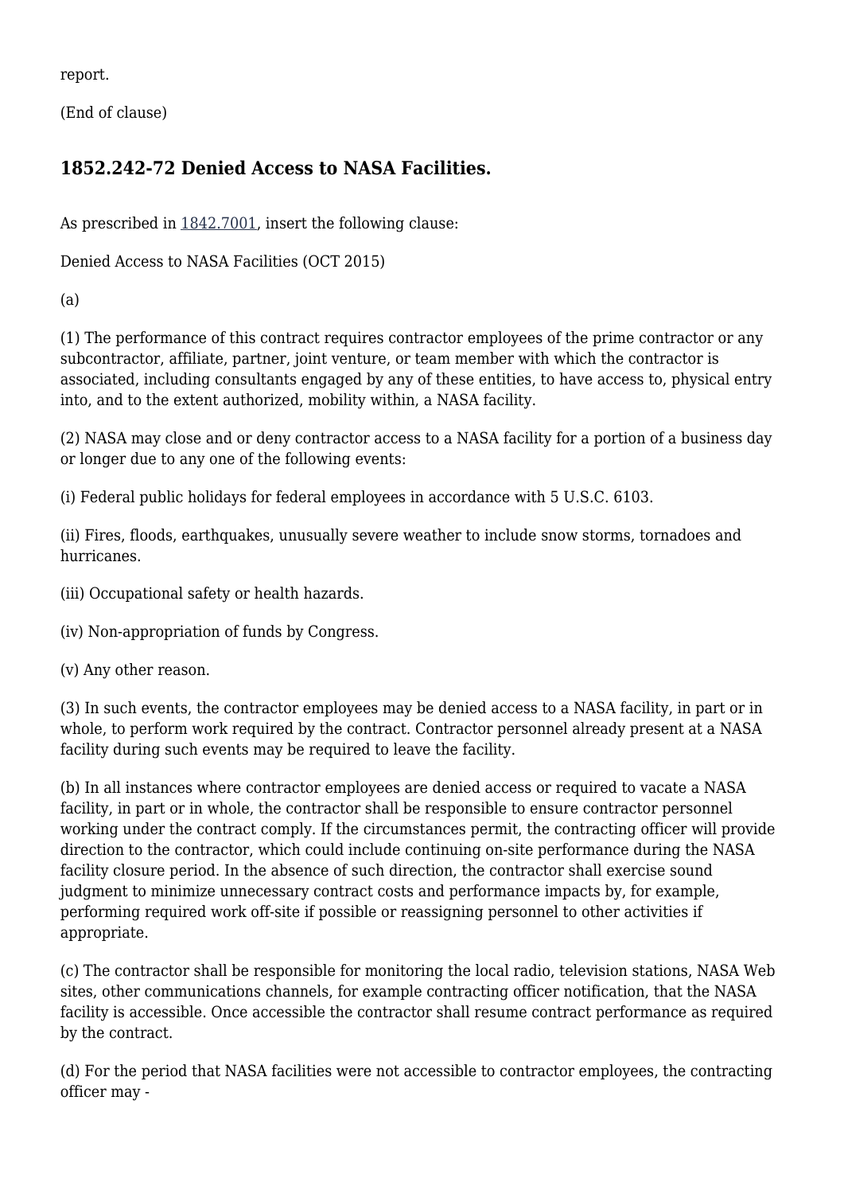report.

(End of clause)

## 1852.242-72 Denied Access to NASA Facilities.

As prescribed in 1842.7001, insert the following clause:

Denied Access to NASA Facilities (OCT 2015)

(a)

(1) The performance of this contract requires contractor employees of the prime contractor or any subcontractor, affiliate, partner, joint venture, or team member with which the contractor is associated, including consultants engaged by any of these entities, to have access to, physical entry into, and to the extent authorized, mobility within, a NASA facility.

(2) NASA may close and or deny contractor access to a NASA facility for a portion of a business day or longer due to any one of the following events:

(i) Federal public holidays for federal employees in accordance with 5 U.S.C. 6103.

(ii) Fires, floods, earthquakes, unusually severe weather to include snow storms, tornadoes and hurricanes.

(iii) Occupational safety or health hazards.

(iv) Non-appropriation of funds by Congress.

(v) Any other reason.

(3) In such events, the contractor employees may be denied access to a NASA facility, in part or in whole, to perform work required by the contract. Contractor personnel already present at a NASA facility during such events may be required to leave the facility.

(b) In all instances where contractor employees are denied access or required to vacate a NASA facility, in part or in whole, the contractor shall be responsible to ensure contractor personnel working under the contract comply. If the circumstances permit, the contracting officer will provide direction to the contractor, which could include continuing on-site performance during the NASA facility closure period. In the absence of such direction, the contractor shall exercise sound judgment to minimize unnecessary contract costs and performance impacts by, for example, performing required work off-site if possible or reassigning personnel to other activities if appropriate.

(c) The contractor shall be responsible for monitoring the local radio, television stations, NASA Web sites, other communications channels, for example contracting officer notification, that the NASA facility is accessible. Once accessible the contractor shall resume contract performance as required by the contract.

(d) For the period that NASA facilities were not accessible to contractor employees, the contracting officer may -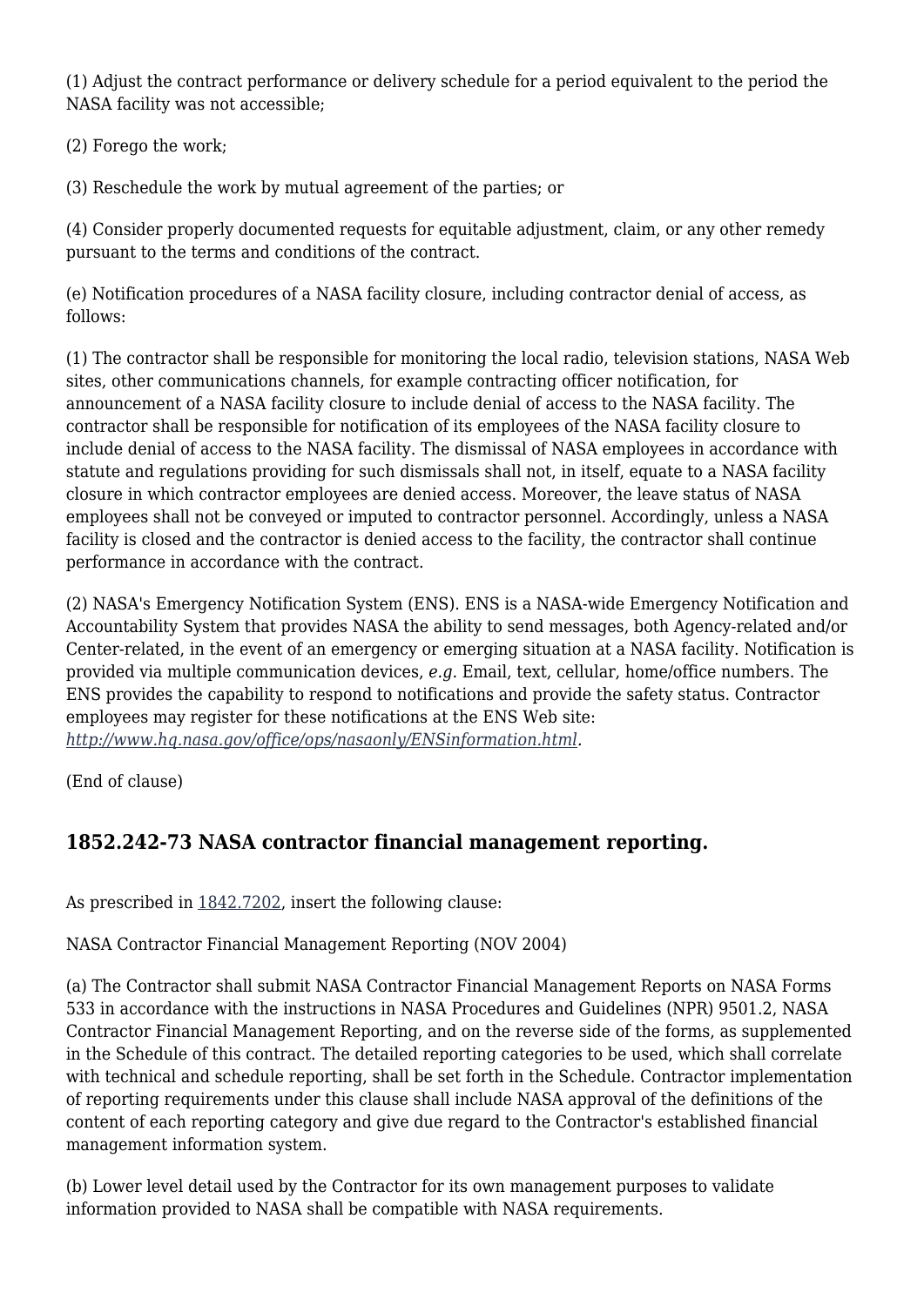(1) Adjust the contract performance or delivery schedule for a period equivalent to the period the NASA facility was not accessible;

(2) Forego the work;

(3) Reschedule the work by mutual agreement of the parties; or

(4) Consider properly documented requests for equitable adjustment, claim, or any other remedy pursuant to the terms and conditions of the contract.

(e) Notification procedures of a NASA facility closure, including contractor denial of access, as follows:

(1) The contractor shall be responsible for monitoring the local radio, television stations, NASA Web sites, other communications channels, for example contracting officer notification, for announcement of a NASA facility closure to include denial of access to the NASA facility. The contractor shall be responsible for notification of its employees of the NASA facility closure to include denial of access to the NASA facility. The dismissal of NASA employees in accordance with statute and regulations providing for such dismissals shall not, in itself, equate to a NASA facility closure in which contractor employees are denied access. Moreover, the leave status of NASA employees shall not be conveyed or imputed to contractor personnel. Accordingly, unless a NASA facility is closed and the contractor is denied access to the facility, the contractor shall continue performance in accordance with the contract.

(2) NASA's Emergency Notification System (ENS). ENS is a NASA-wide Emergency Notification and Accountability System that provides NASA the ability to send messages, both Agency-related and/or Center-related, in the event of an emergency or emerging situation at a NASA facility. Notification is provided via multiple communication devices, *e.g.* Email, text, cellular, home/office numbers. The ENS provides the capability to respond to notifications and provide the safety status. Contractor employees may register for these notifications at the ENS Web site: *http://www.hq.nasa.gov/office/ops/nasaonly/ENSinformation.html*.

(End of clause)

## 1852.242-73 NASA contractor financial management reporting.

As prescribed in 1842.7202, insert the following clause:

NASA Contractor Financial Management Reporting (NOV 2004)

(a) The Contractor shall submit NASA Contractor Financial Management Reports on NASA Forms 533 in accordance with the instructions in NASA Procedures and Guidelines (NPR) 9501.2, NASA Contractor Financial Management Reporting, and on the reverse side of the forms, as supplemented in the Schedule of this contract. The detailed reporting categories to be used, which shall correlate with technical and schedule reporting, shall be set forth in the Schedule. Contractor implementation of reporting requirements under this clause shall include NASA approval of the definitions of the content of each reporting category and give due regard to the Contractor's established financial management information system.

(b) Lower level detail used by the Contractor for its own management purposes to validate information provided to NASA shall be compatible with NASA requirements.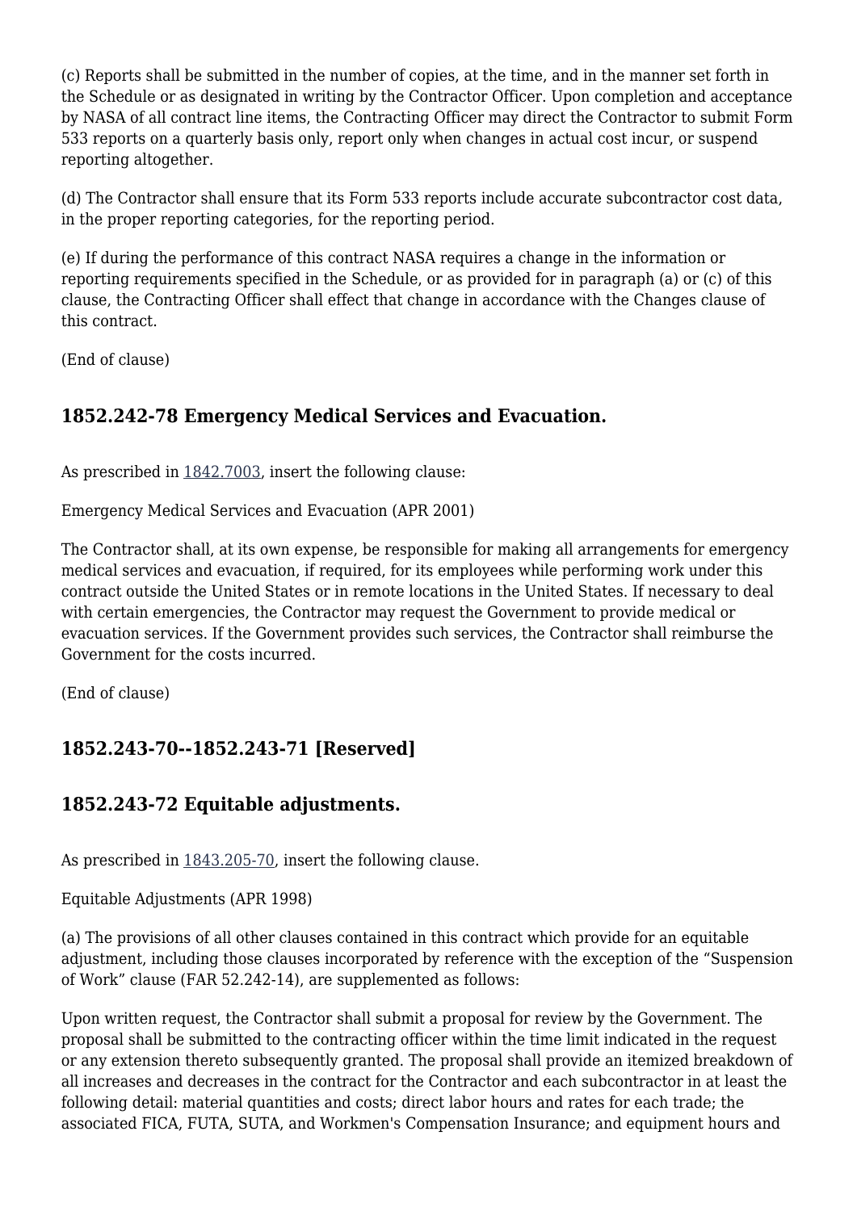(c) Reports shall be submitted in the number of copies, at the time, and in the manner set forth in the Schedule or as designated in writing by the Contractor Officer. Upon completion and acceptance by NASA of all contract line items, the Contracting Officer may direct the Contractor to submit Form 533 reports on a quarterly basis only, report only when changes in actual cost incur, or suspend reporting altogether.

(d) The Contractor shall ensure that its Form 533 reports include accurate subcontractor cost data, in the proper reporting categories, for the reporting period.

(e) If during the performance of this contract NASA requires a change in the information or reporting requirements specified in the Schedule, or as provided for in paragraph (a) or (c) of this clause, the Contracting Officer shall effect that change in accordance with the Changes clause of this contract.

(End of clause)

## 1852.242-78 Emergency Medical Services and Evacuation.

As prescribed in 1842.7003, insert the following clause:

Emergency Medical Services and Evacuation (APR 2001)

The Contractor shall, at its own expense, be responsible for making all arrangements for emergency medical services and evacuation, if required, for its employees while performing work under this contract outside the United States or in remote locations in the United States. If necessary to deal with certain emergencies, the Contractor may request the Government to provide medical or evacuation services. If the Government provides such services, the Contractor shall reimburse the Government for the costs incurred.

(End of clause)

## 1852.243-70--1852.243-71 [Reserved]

## 1852.243-72 Equitable adjustments.

As prescribed in 1843.205-70, insert the following clause.

Equitable Adjustments (APR 1998)

(a) The provisions of all other clauses contained in this contract which provide for an equitable adjustment, including those clauses incorporated by reference with the exception of the "Suspension of Work" clause (FAR 52.242-14), are supplemented as follows:

Upon written request, the Contractor shall submit a proposal for review by the Government. The proposal shall be submitted to the contracting officer within the time limit indicated in the request or any extension thereto subsequently granted. The proposal shall provide an itemized breakdown of all increases and decreases in the contract for the Contractor and each subcontractor in at least the following detail: material quantities and costs; direct labor hours and rates for each trade; the associated FICA, FUTA, SUTA, and Workmen's Compensation Insurance; and equipment hours and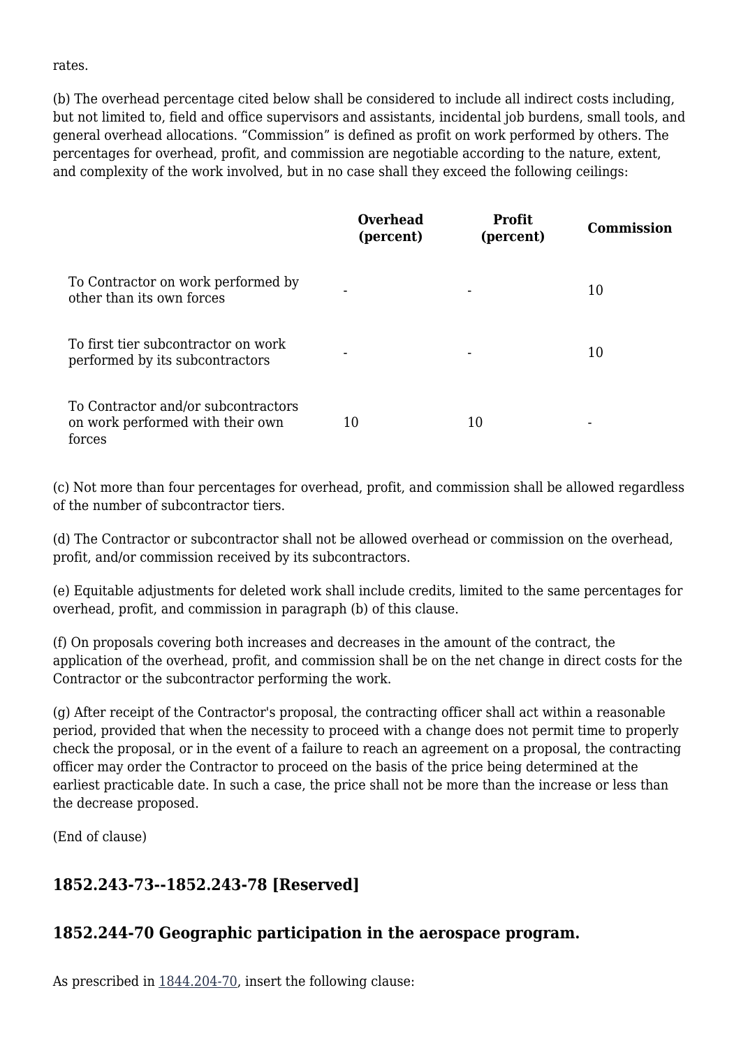rates.

(b) The overhead percentage cited below shall be considered to include all indirect costs including, but not limited to, field and office supervisors and assistants, incidental job burdens, small tools, and general overhead allocations. “Commission” is defined as profit on work performed by others. The percentages for overhead, profit, and commission are negotiable according to the nature, extent, and complexity of the work involved, but in no case shall they exceed the following ceilings:

| | Overhead (percent) | Profit (percent) | Commission |
|---|---|---|---|
| To Contractor on work performed by other than its own forces | - | - | 10 |
| To first tier subcontractor on work performed by its subcontractors | - | - | 10 |
| To Contractor and/or subcontractors on work performed with their own forces | 10 | 10 | - |

(c) Not more than four percentages for overhead, profit, and commission shall be allowed regardless of the number of subcontractor tiers.

(d) The Contractor or subcontractor shall not be allowed overhead or commission on the overhead, profit, and/or commission received by its subcontractors.

(e) Equitable adjustments for deleted work shall include credits, limited to the same percentages for overhead, profit, and commission in paragraph (b) of this clause.

(f) On proposals covering both increases and decreases in the amount of the contract, the application of the overhead, profit, and commission shall be on the net change in direct costs for the Contractor or the subcontractor performing the work.

(g) After receipt of the Contractor's proposal, the contracting officer shall act within a reasonable period, provided that when the necessity to proceed with a change does not permit time to properly check the proposal, or in the event of a failure to reach an agreement on a proposal, the contracting officer may order the Contractor to proceed on the basis of the price being determined at the earliest practicable date. In such a case, the price shall not be more than the increase or less than the decrease proposed.

(End of clause)

### 1852.243-73--1852.243-78 [Reserved]

### 1852.244-70 Geographic participation in the aerospace program.

As prescribed in 1844.204-70, insert the following clause: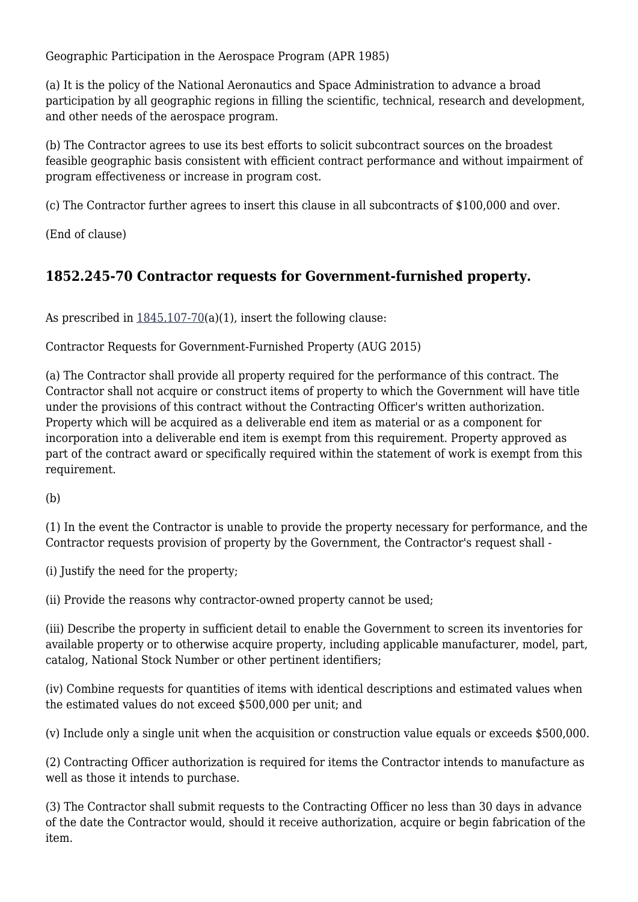Geographic Participation in the Aerospace Program (APR 1985)

(a) It is the policy of the National Aeronautics and Space Administration to advance a broad participation by all geographic regions in filling the scientific, technical, research and development, and other needs of the aerospace program.

(b) The Contractor agrees to use its best efforts to solicit subcontract sources on the broadest feasible geographic basis consistent with efficient contract performance and without impairment of program effectiveness or increase in program cost.

(c) The Contractor further agrees to insert this clause in all subcontracts of $100,000 and over.

(End of clause)

## 1852.245-70 Contractor requests for Government-furnished property.

As prescribed in 1845.107-70(a)(1), insert the following clause:

Contractor Requests for Government-Furnished Property (AUG 2015)

(a) The Contractor shall provide all property required for the performance of this contract. The Contractor shall not acquire or construct items of property to which the Government will have title under the provisions of this contract without the Contracting Officer's written authorization. Property which will be acquired as a deliverable end item as material or as a component for incorporation into a deliverable end item is exempt from this requirement. Property approved as part of the contract award or specifically required within the statement of work is exempt from this requirement.

(b)

(1) In the event the Contractor is unable to provide the property necessary for performance, and the Contractor requests provision of property by the Government, the Contractor's request shall -

(i) Justify the need for the property;

(ii) Provide the reasons why contractor-owned property cannot be used;

(iii) Describe the property in sufficient detail to enable the Government to screen its inventories for available property or to otherwise acquire property, including applicable manufacturer, model, part, catalog, National Stock Number or other pertinent identifiers;

(iv) Combine requests for quantities of items with identical descriptions and estimated values when the estimated values do not exceed $500,000 per unit; and

(v) Include only a single unit when the acquisition or construction value equals or exceeds $500,000.

(2) Contracting Officer authorization is required for items the Contractor intends to manufacture as well as those it intends to purchase.

(3) The Contractor shall submit requests to the Contracting Officer no less than 30 days in advance of the date the Contractor would, should it receive authorization, acquire or begin fabrication of the item.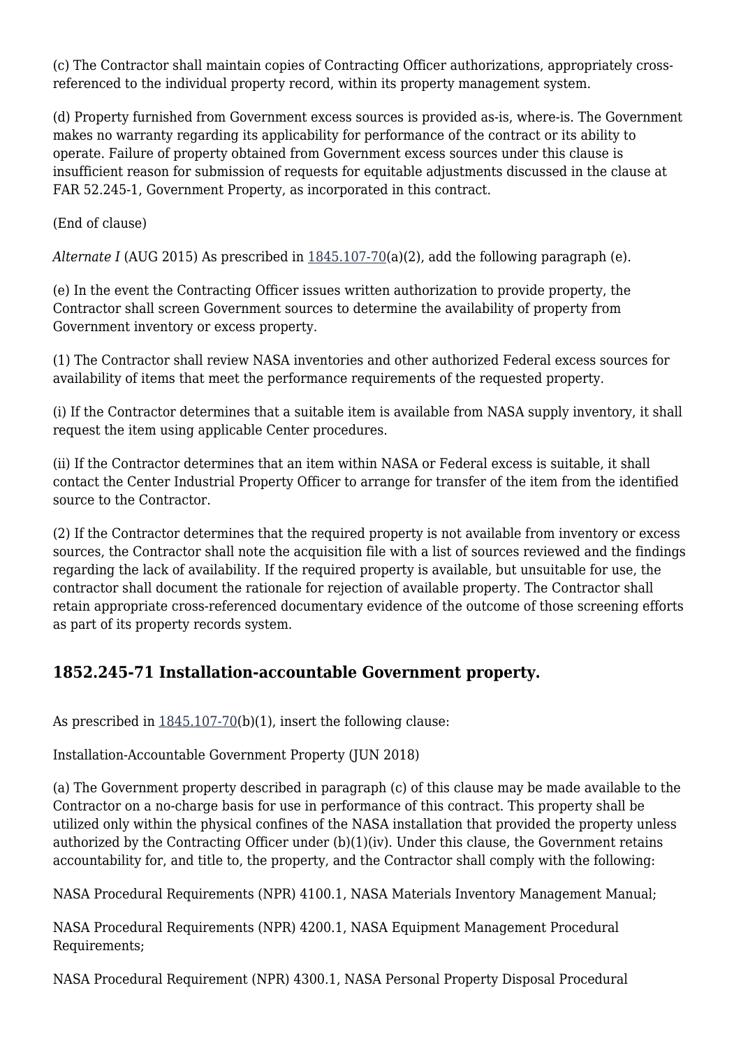(c) The Contractor shall maintain copies of Contracting Officer authorizations, appropriately cross-referenced to the individual property record, within its property management system.

(d) Property furnished from Government excess sources is provided as-is, where-is. The Government makes no warranty regarding its applicability for performance of the contract or its ability to operate. Failure of property obtained from Government excess sources under this clause is insufficient reason for submission of requests for equitable adjustments discussed in the clause at FAR 52.245-1, Government Property, as incorporated in this contract.

(End of clause)

*Alternate I* (AUG 2015) As prescribed in 1845.107-70(a)(2), add the following paragraph (e).

(e) In the event the Contracting Officer issues written authorization to provide property, the Contractor shall screen Government sources to determine the availability of property from Government inventory or excess property.

(1) The Contractor shall review NASA inventories and other authorized Federal excess sources for availability of items that meet the performance requirements of the requested property.

(i) If the Contractor determines that a suitable item is available from NASA supply inventory, it shall request the item using applicable Center procedures.

(ii) If the Contractor determines that an item within NASA or Federal excess is suitable, it shall contact the Center Industrial Property Officer to arrange for transfer of the item from the identified source to the Contractor.

(2) If the Contractor determines that the required property is not available from inventory or excess sources, the Contractor shall note the acquisition file with a list of sources reviewed and the findings regarding the lack of availability. If the required property is available, but unsuitable for use, the contractor shall document the rationale for rejection of available property. The Contractor shall retain appropriate cross-referenced documentary evidence of the outcome of those screening efforts as part of its property records system.

## 1852.245-71 Installation-accountable Government property.

As prescribed in 1845.107-70(b)(1), insert the following clause:

Installation-Accountable Government Property (JUN 2018)

(a) The Government property described in paragraph (c) of this clause may be made available to the Contractor on a no-charge basis for use in performance of this contract. This property shall be utilized only within the physical confines of the NASA installation that provided the property unless authorized by the Contracting Officer under (b)(1)(iv). Under this clause, the Government retains accountability for, and title to, the property, and the Contractor shall comply with the following:

NASA Procedural Requirements (NPR) 4100.1, NASA Materials Inventory Management Manual;

NASA Procedural Requirements (NPR) 4200.1, NASA Equipment Management Procedural Requirements;

NASA Procedural Requirement (NPR) 4300.1, NASA Personal Property Disposal Procedural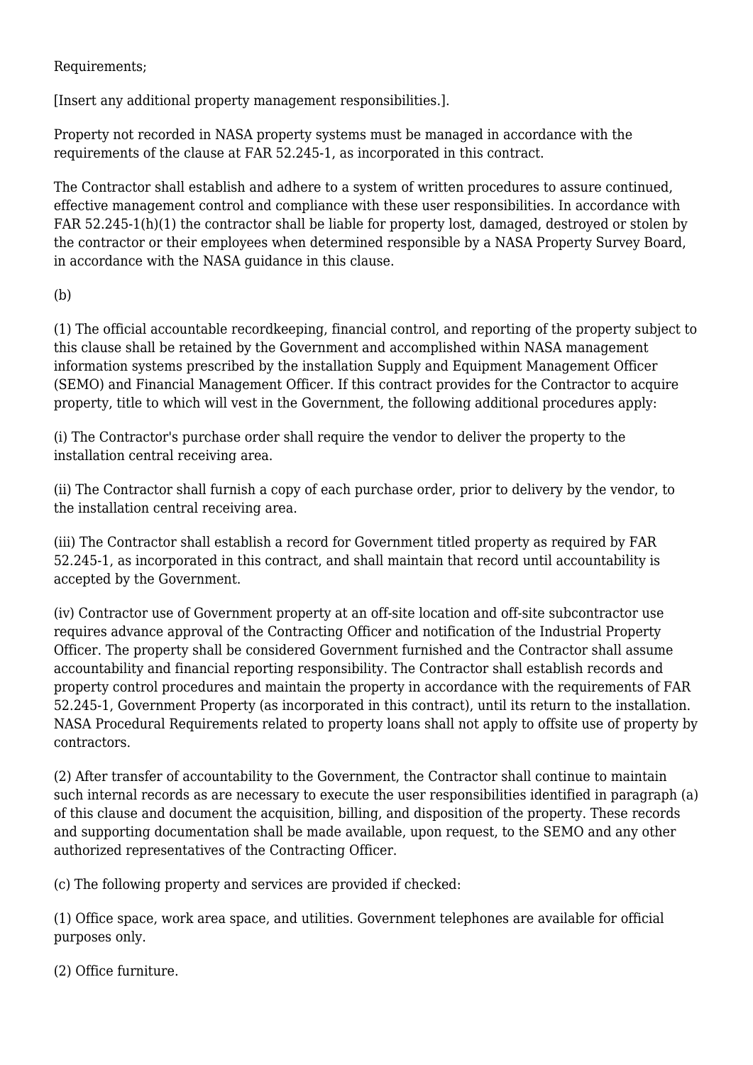Requirements;

[Insert any additional property management responsibilities.].

Property not recorded in NASA property systems must be managed in accordance with the requirements of the clause at FAR 52.245-1, as incorporated in this contract.

The Contractor shall establish and adhere to a system of written procedures to assure continued, effective management control and compliance with these user responsibilities. In accordance with FAR 52.245-1(h)(1) the contractor shall be liable for property lost, damaged, destroyed or stolen by the contractor or their employees when determined responsible by a NASA Property Survey Board, in accordance with the NASA guidance in this clause.

(b)

(1) The official accountable recordkeeping, financial control, and reporting of the property subject to this clause shall be retained by the Government and accomplished within NASA management information systems prescribed by the installation Supply and Equipment Management Officer (SEMO) and Financial Management Officer. If this contract provides for the Contractor to acquire property, title to which will vest in the Government, the following additional procedures apply:

(i) The Contractor's purchase order shall require the vendor to deliver the property to the installation central receiving area.

(ii) The Contractor shall furnish a copy of each purchase order, prior to delivery by the vendor, to the installation central receiving area.

(iii) The Contractor shall establish a record for Government titled property as required by FAR 52.245-1, as incorporated in this contract, and shall maintain that record until accountability is accepted by the Government.

(iv) Contractor use of Government property at an off-site location and off-site subcontractor use requires advance approval of the Contracting Officer and notification of the Industrial Property Officer. The property shall be considered Government furnished and the Contractor shall assume accountability and financial reporting responsibility. The Contractor shall establish records and property control procedures and maintain the property in accordance with the requirements of FAR 52.245-1, Government Property (as incorporated in this contract), until its return to the installation. NASA Procedural Requirements related to property loans shall not apply to offsite use of property by contractors.

(2) After transfer of accountability to the Government, the Contractor shall continue to maintain such internal records as are necessary to execute the user responsibilities identified in paragraph (a) of this clause and document the acquisition, billing, and disposition of the property. These records and supporting documentation shall be made available, upon request, to the SEMO and any other authorized representatives of the Contracting Officer.

(c) The following property and services are provided if checked:

(1) Office space, work area space, and utilities. Government telephones are available for official purposes only.

(2) Office furniture.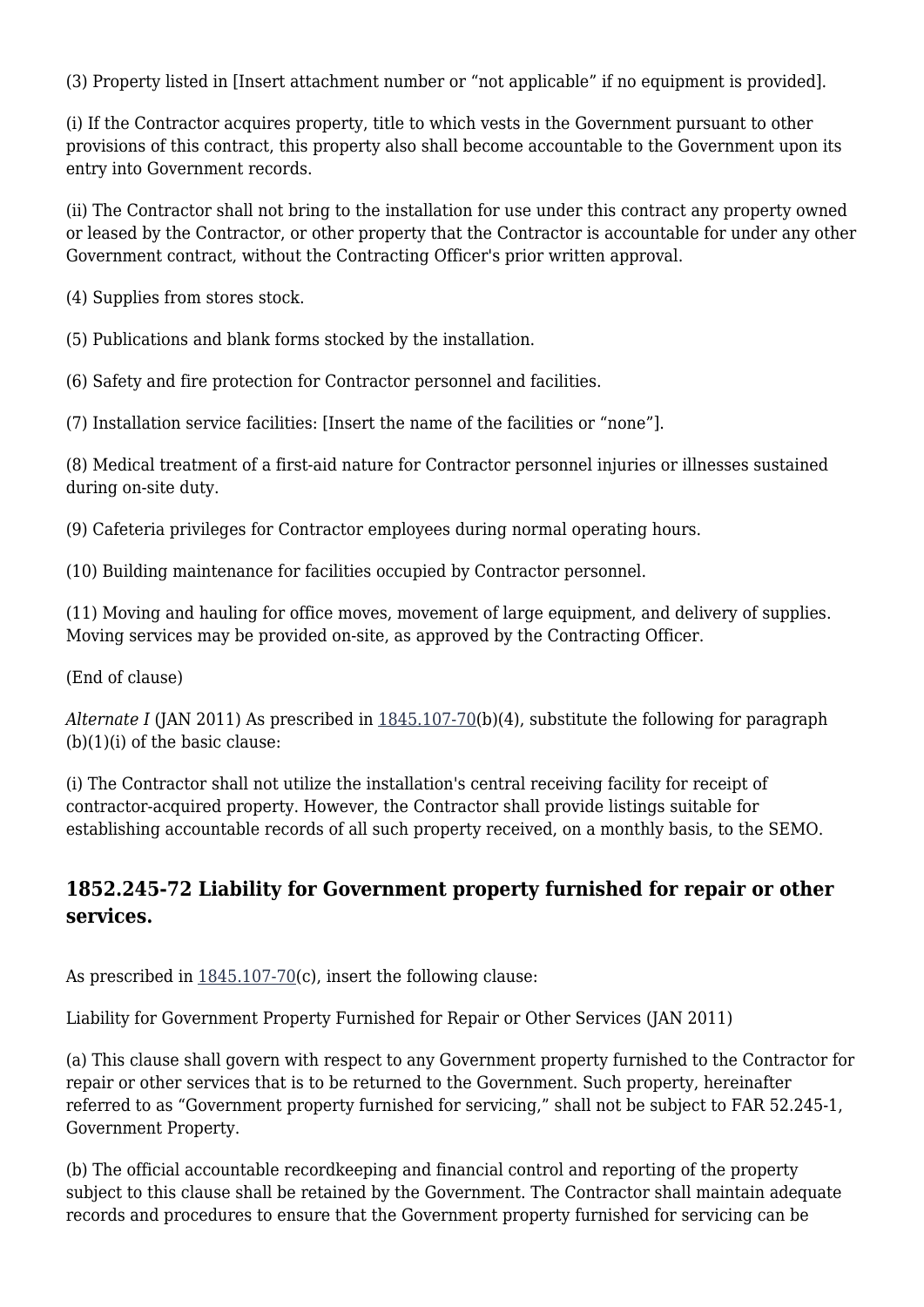(3) Property listed in [Insert attachment number or "not applicable" if no equipment is provided].

(i) If the Contractor acquires property, title to which vests in the Government pursuant to other provisions of this contract, this property also shall become accountable to the Government upon its entry into Government records.

(ii) The Contractor shall not bring to the installation for use under this contract any property owned or leased by the Contractor, or other property that the Contractor is accountable for under any other Government contract, without the Contracting Officer's prior written approval.

(4) Supplies from stores stock.

(5) Publications and blank forms stocked by the installation.

(6) Safety and fire protection for Contractor personnel and facilities.

(7) Installation service facilities: [Insert the name of the facilities or "none"].

(8) Medical treatment of a first-aid nature for Contractor personnel injuries or illnesses sustained during on-site duty.

(9) Cafeteria privileges for Contractor employees during normal operating hours.

(10) Building maintenance for facilities occupied by Contractor personnel.

(11) Moving and hauling for office moves, movement of large equipment, and delivery of supplies. Moving services may be provided on-site, as approved by the Contracting Officer.

(End of clause)

*Alternate I* (JAN 2011) As prescribed in 1845.107-70(b)(4), substitute the following for paragraph (b)(1)(i) of the basic clause:

(i) The Contractor shall not utilize the installation's central receiving facility for receipt of contractor-acquired property. However, the Contractor shall provide listings suitable for establishing accountable records of all such property received, on a monthly basis, to the SEMO.

## 1852.245-72 Liability for Government property furnished for repair or other services.

As prescribed in 1845.107-70(c), insert the following clause:

Liability for Government Property Furnished for Repair or Other Services (JAN 2011)

(a) This clause shall govern with respect to any Government property furnished to the Contractor for repair or other services that is to be returned to the Government. Such property, hereinafter referred to as "Government property furnished for servicing," shall not be subject to FAR 52.245-1, Government Property.

(b) The official accountable recordkeeping and financial control and reporting of the property subject to this clause shall be retained by the Government. The Contractor shall maintain adequate records and procedures to ensure that the Government property furnished for servicing can be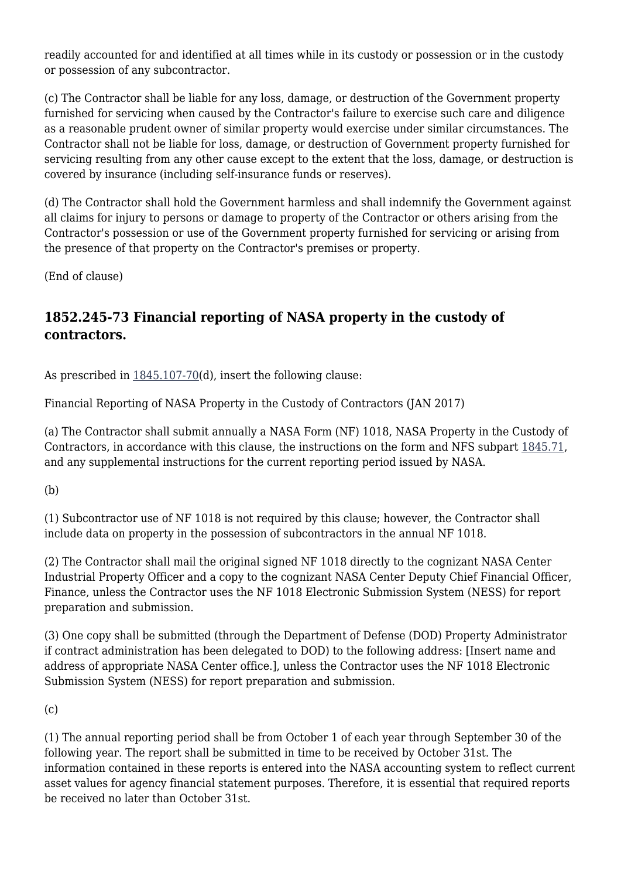readily accounted for and identified at all times while in its custody or possession or in the custody or possession of any subcontractor.

(c) The Contractor shall be liable for any loss, damage, or destruction of the Government property furnished for servicing when caused by the Contractor's failure to exercise such care and diligence as a reasonable prudent owner of similar property would exercise under similar circumstances. The Contractor shall not be liable for loss, damage, or destruction of Government property furnished for servicing resulting from any other cause except to the extent that the loss, damage, or destruction is covered by insurance (including self-insurance funds or reserves).

(d) The Contractor shall hold the Government harmless and shall indemnify the Government against all claims for injury to persons or damage to property of the Contractor or others arising from the Contractor's possession or use of the Government property furnished for servicing or arising from the presence of that property on the Contractor's premises or property.

(End of clause)

## 1852.245-73 Financial reporting of NASA property in the custody of contractors.

As prescribed in 1845.107-70(d), insert the following clause:

Financial Reporting of NASA Property in the Custody of Contractors (JAN 2017)

(a) The Contractor shall submit annually a NASA Form (NF) 1018, NASA Property in the Custody of Contractors, in accordance with this clause, the instructions on the form and NFS subpart 1845.71, and any supplemental instructions for the current reporting period issued by NASA.

(b)

(1) Subcontractor use of NF 1018 is not required by this clause; however, the Contractor shall include data on property in the possession of subcontractors in the annual NF 1018.

(2) The Contractor shall mail the original signed NF 1018 directly to the cognizant NASA Center Industrial Property Officer and a copy to the cognizant NASA Center Deputy Chief Financial Officer, Finance, unless the Contractor uses the NF 1018 Electronic Submission System (NESS) for report preparation and submission.

(3) One copy shall be submitted (through the Department of Defense (DOD) Property Administrator if contract administration has been delegated to DOD) to the following address: [Insert name and address of appropriate NASA Center office.], unless the Contractor uses the NF 1018 Electronic Submission System (NESS) for report preparation and submission.

(c)

(1) The annual reporting period shall be from October 1 of each year through September 30 of the following year. The report shall be submitted in time to be received by October 31st. The information contained in these reports is entered into the NASA accounting system to reflect current asset values for agency financial statement purposes. Therefore, it is essential that required reports be received no later than October 31st.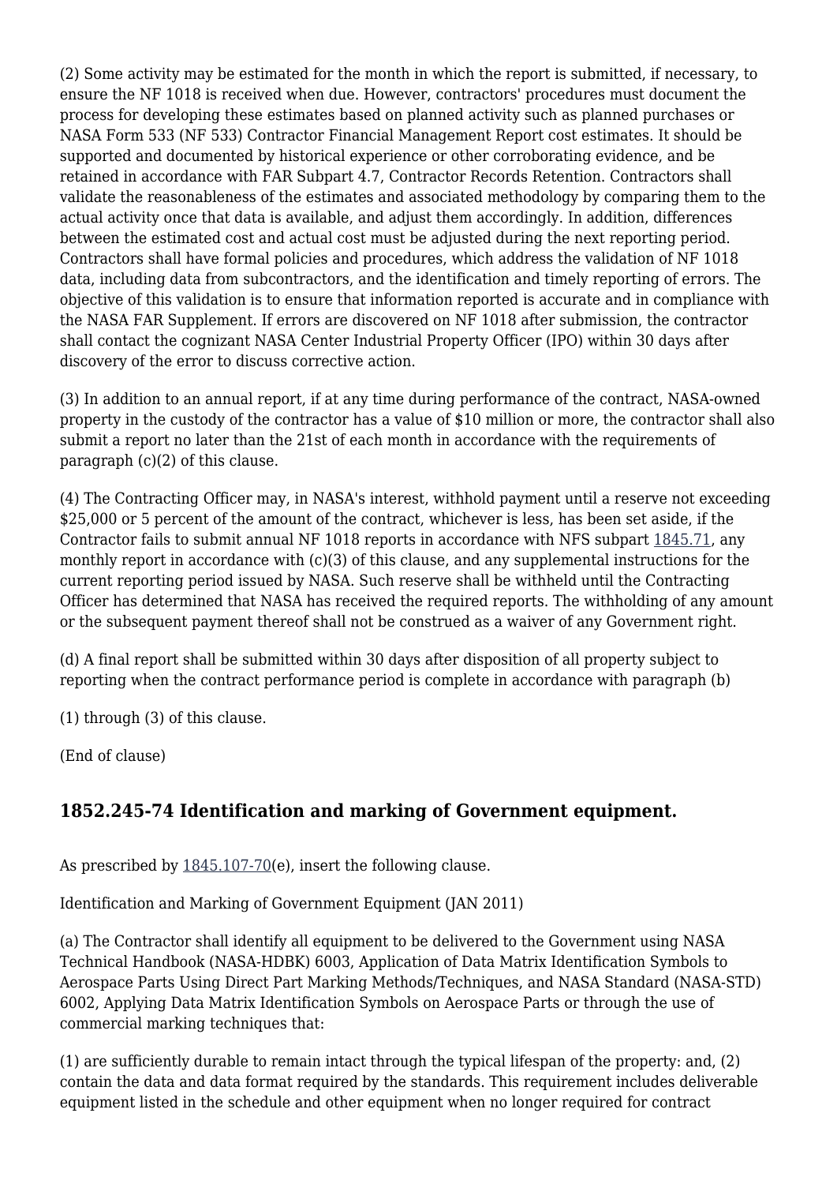(2) Some activity may be estimated for the month in which the report is submitted, if necessary, to ensure the NF 1018 is received when due. However, contractors' procedures must document the process for developing these estimates based on planned activity such as planned purchases or NASA Form 533 (NF 533) Contractor Financial Management Report cost estimates. It should be supported and documented by historical experience or other corroborating evidence, and be retained in accordance with FAR Subpart 4.7, Contractor Records Retention. Contractors shall validate the reasonableness of the estimates and associated methodology by comparing them to the actual activity once that data is available, and adjust them accordingly. In addition, differences between the estimated cost and actual cost must be adjusted during the next reporting period. Contractors shall have formal policies and procedures, which address the validation of NF 1018 data, including data from subcontractors, and the identification and timely reporting of errors. The objective of this validation is to ensure that information reported is accurate and in compliance with the NASA FAR Supplement. If errors are discovered on NF 1018 after submission, the contractor shall contact the cognizant NASA Center Industrial Property Officer (IPO) within 30 days after discovery of the error to discuss corrective action.

(3) In addition to an annual report, if at any time during performance of the contract, NASA-owned property in the custody of the contractor has a value of $10 million or more, the contractor shall also submit a report no later than the 21st of each month in accordance with the requirements of paragraph (c)(2) of this clause.

(4) The Contracting Officer may, in NASA's interest, withhold payment until a reserve not exceeding $25,000 or 5 percent of the amount of the contract, whichever is less, has been set aside, if the Contractor fails to submit annual NF 1018 reports in accordance with NFS subpart 1845.71, any monthly report in accordance with (c)(3) of this clause, and any supplemental instructions for the current reporting period issued by NASA. Such reserve shall be withheld until the Contracting Officer has determined that NASA has received the required reports. The withholding of any amount or the subsequent payment thereof shall not be construed as a waiver of any Government right.

(d) A final report shall be submitted within 30 days after disposition of all property subject to reporting when the contract performance period is complete in accordance with paragraph (b)

(1) through (3) of this clause.

(End of clause)

## 1852.245-74 Identification and marking of Government equipment.

As prescribed by 1845.107-70(e), insert the following clause.

Identification and Marking of Government Equipment (JAN 2011)

(a) The Contractor shall identify all equipment to be delivered to the Government using NASA Technical Handbook (NASA-HDBK) 6003, Application of Data Matrix Identification Symbols to Aerospace Parts Using Direct Part Marking Methods/Techniques, and NASA Standard (NASA-STD) 6002, Applying Data Matrix Identification Symbols on Aerospace Parts or through the use of commercial marking techniques that:

(1) are sufficiently durable to remain intact through the typical lifespan of the property: and, (2) contain the data and data format required by the standards. This requirement includes deliverable equipment listed in the schedule and other equipment when no longer required for contract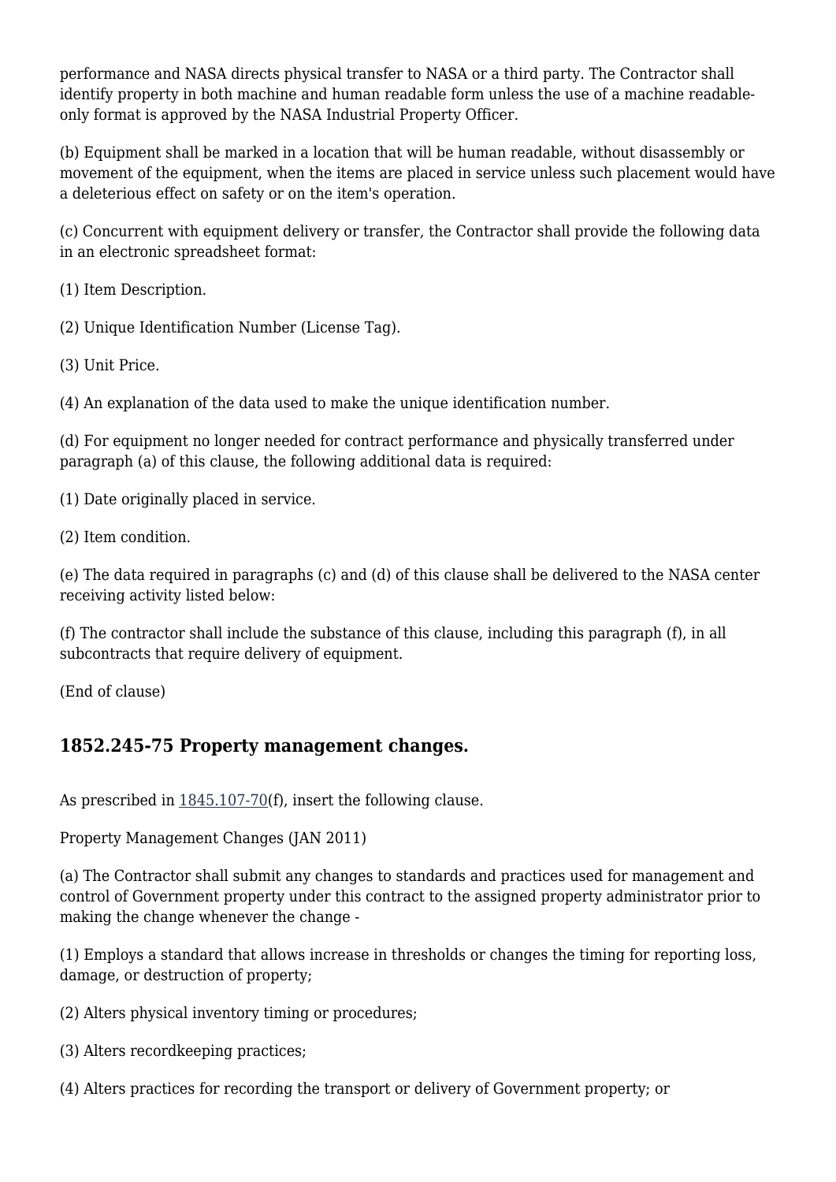performance and NASA directs physical transfer to NASA or a third party. The Contractor shall identify property in both machine and human readable form unless the use of a machine readable-only format is approved by the NASA Industrial Property Officer.

(b) Equipment shall be marked in a location that will be human readable, without disassembly or movement of the equipment, when the items are placed in service unless such placement would have a deleterious effect on safety or on the item's operation.

(c) Concurrent with equipment delivery or transfer, the Contractor shall provide the following data in an electronic spreadsheet format:

(1) Item Description.

(2) Unique Identification Number (License Tag).

(3) Unit Price.

(4) An explanation of the data used to make the unique identification number.

(d) For equipment no longer needed for contract performance and physically transferred under paragraph (a) of this clause, the following additional data is required:

(1) Date originally placed in service.

(2) Item condition.

(e) The data required in paragraphs (c) and (d) of this clause shall be delivered to the NASA center receiving activity listed below:

(f) The contractor shall include the substance of this clause, including this paragraph (f), in all subcontracts that require delivery of equipment.

(End of clause)

### 1852.245-75 Property management changes.

As prescribed in 1845.107-70(f), insert the following clause.

Property Management Changes (JAN 2011)

(a) The Contractor shall submit any changes to standards and practices used for management and control of Government property under this contract to the assigned property administrator prior to making the change whenever the change -

(1) Employs a standard that allows increase in thresholds or changes the timing for reporting loss, damage, or destruction of property;

(2) Alters physical inventory timing or procedures;

(3) Alters recordkeeping practices;

(4) Alters practices for recording the transport or delivery of Government property; or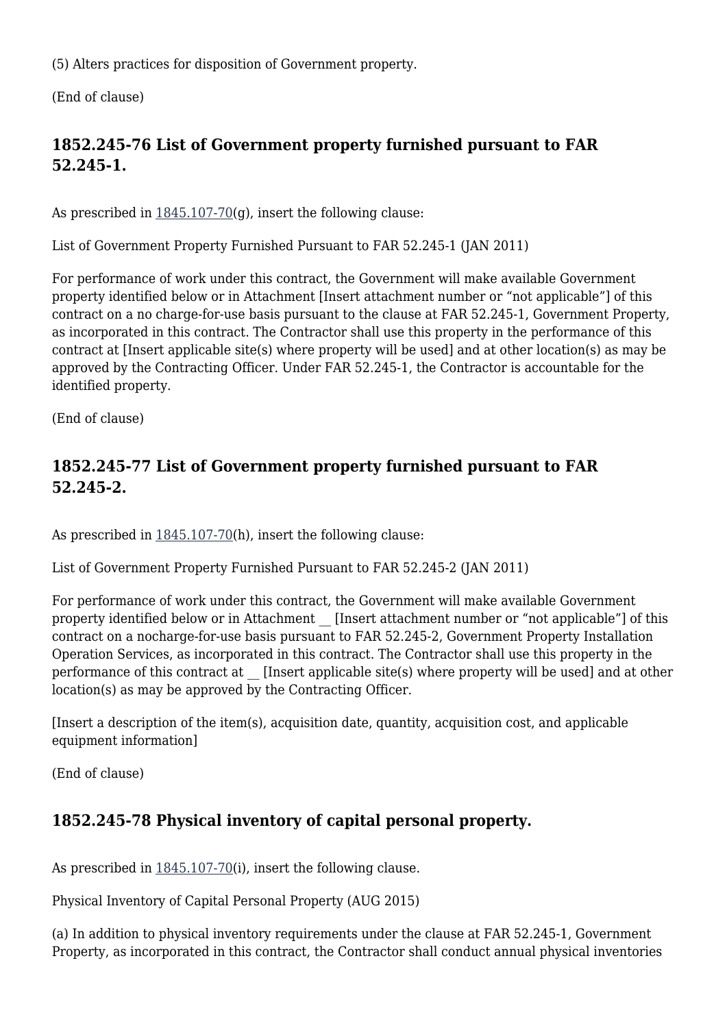(5) Alters practices for disposition of Government property.

(End of clause)

## 1852.245-76 List of Government property furnished pursuant to FAR 52.245-1.

As prescribed in 1845.107-70(g), insert the following clause:

List of Government Property Furnished Pursuant to FAR 52.245-1 (JAN 2011)

For performance of work under this contract, the Government will make available Government property identified below or in Attachment [Insert attachment number or "not applicable"] of this contract on a no charge-for-use basis pursuant to the clause at FAR 52.245-1, Government Property, as incorporated in this contract. The Contractor shall use this property in the performance of this contract at [Insert applicable site(s) where property will be used] and at other location(s) as may be approved by the Contracting Officer. Under FAR 52.245-1, the Contractor is accountable for the identified property.

(End of clause)

## 1852.245-77 List of Government property furnished pursuant to FAR 52.245-2.

As prescribed in 1845.107-70(h), insert the following clause:

List of Government Property Furnished Pursuant to FAR 52.245-2 (JAN 2011)

For performance of work under this contract, the Government will make available Government property identified below or in Attachment __ [Insert attachment number or "not applicable"] of this contract on a nocharge-for-use basis pursuant to FAR 52.245-2, Government Property Installation Operation Services, as incorporated in this contract. The Contractor shall use this property in the performance of this contract at __ [Insert applicable site(s) where property will be used] and at other location(s) as may be approved by the Contracting Officer.

[Insert a description of the item(s), acquisition date, quantity, acquisition cost, and applicable equipment information]

(End of clause)

## 1852.245-78 Physical inventory of capital personal property.

As prescribed in 1845.107-70(i), insert the following clause.

Physical Inventory of Capital Personal Property (AUG 2015)

(a) In addition to physical inventory requirements under the clause at FAR 52.245-1, Government Property, as incorporated in this contract, the Contractor shall conduct annual physical inventories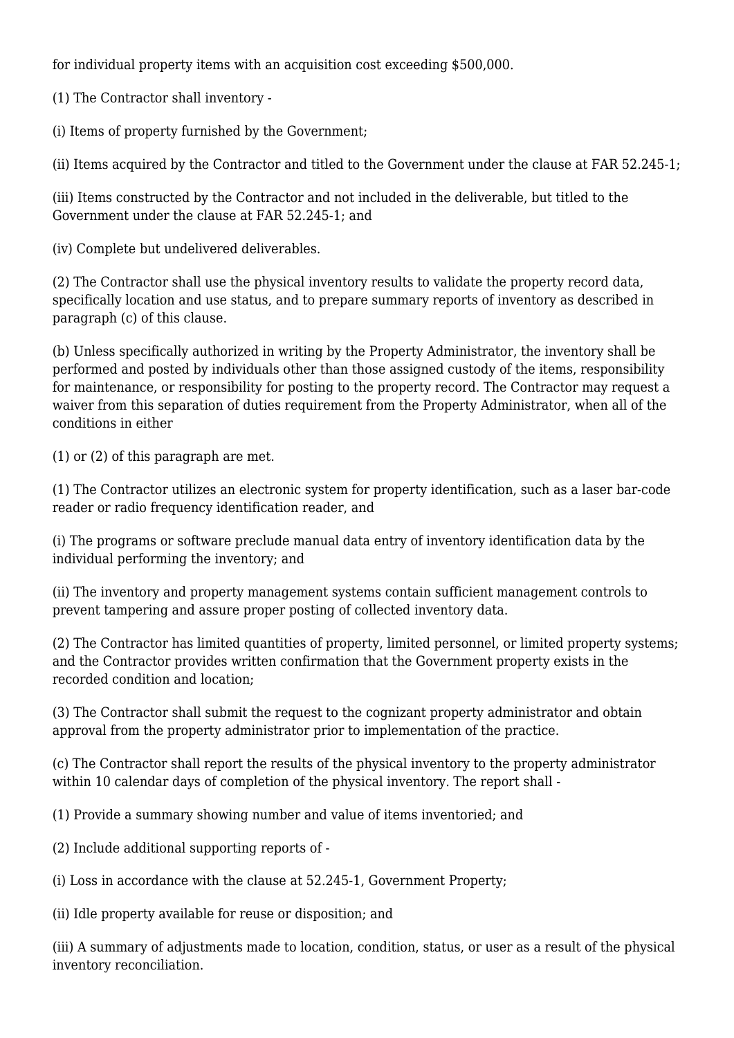for individual property items with an acquisition cost exceeding $500,000.

(1) The Contractor shall inventory -

(i) Items of property furnished by the Government;

(ii) Items acquired by the Contractor and titled to the Government under the clause at FAR 52.245-1;

(iii) Items constructed by the Contractor and not included in the deliverable, but titled to the Government under the clause at FAR 52.245-1; and

(iv) Complete but undelivered deliverables.

(2) The Contractor shall use the physical inventory results to validate the property record data, specifically location and use status, and to prepare summary reports of inventory as described in paragraph (c) of this clause.

(b) Unless specifically authorized in writing by the Property Administrator, the inventory shall be performed and posted by individuals other than those assigned custody of the items, responsibility for maintenance, or responsibility for posting to the property record. The Contractor may request a waiver from this separation of duties requirement from the Property Administrator, when all of the conditions in either

(1) or (2) of this paragraph are met.

(1) The Contractor utilizes an electronic system for property identification, such as a laser bar-code reader or radio frequency identification reader, and

(i) The programs or software preclude manual data entry of inventory identification data by the individual performing the inventory; and

(ii) The inventory and property management systems contain sufficient management controls to prevent tampering and assure proper posting of collected inventory data.

(2) The Contractor has limited quantities of property, limited personnel, or limited property systems; and the Contractor provides written confirmation that the Government property exists in the recorded condition and location;

(3) The Contractor shall submit the request to the cognizant property administrator and obtain approval from the property administrator prior to implementation of the practice.

(c) The Contractor shall report the results of the physical inventory to the property administrator within 10 calendar days of completion of the physical inventory. The report shall -

(1) Provide a summary showing number and value of items inventoried; and

(2) Include additional supporting reports of -

(i) Loss in accordance with the clause at 52.245-1, Government Property;

(ii) Idle property available for reuse or disposition; and

(iii) A summary of adjustments made to location, condition, status, or user as a result of the physical inventory reconciliation.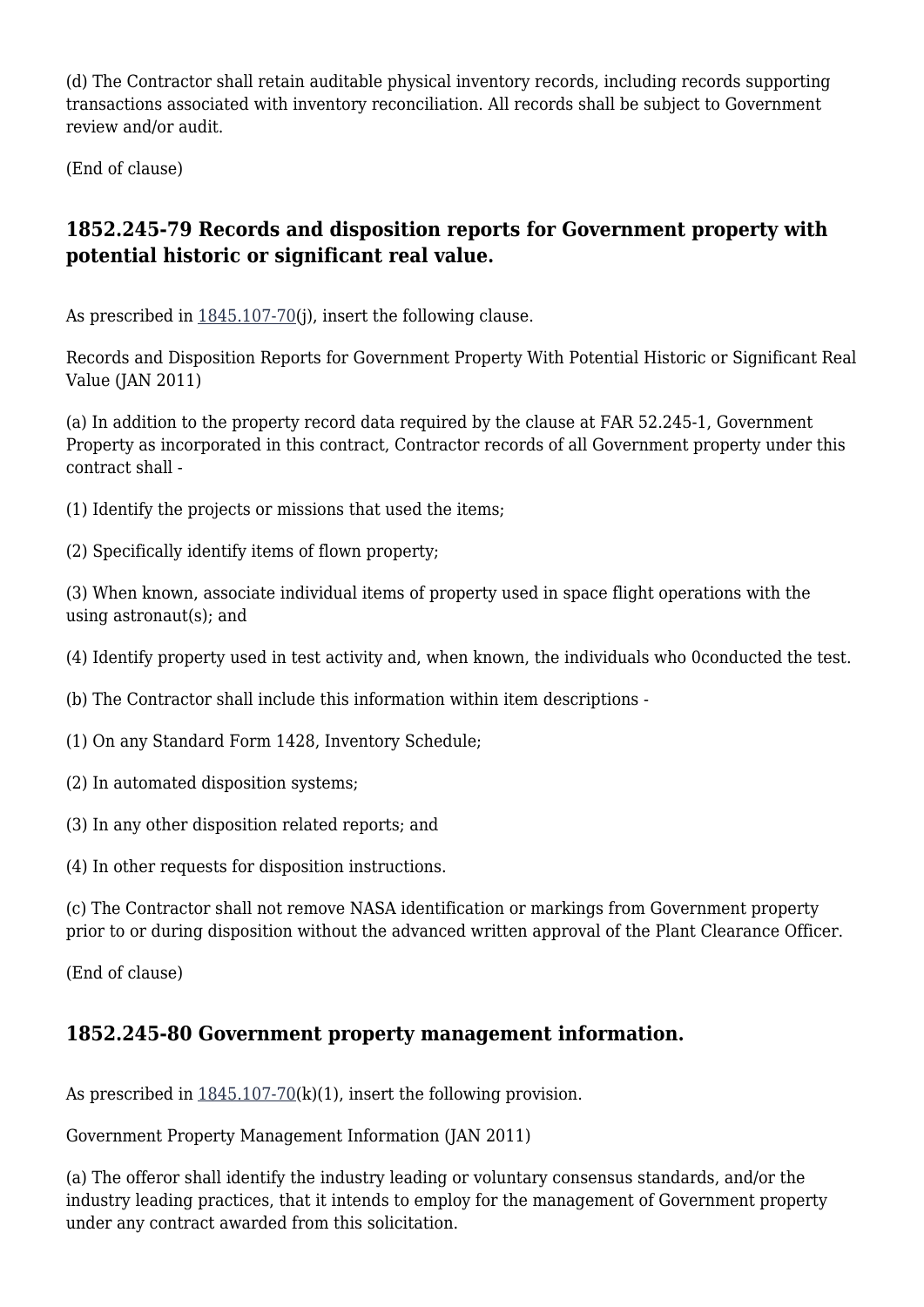(d) The Contractor shall retain auditable physical inventory records, including records supporting transactions associated with inventory reconciliation. All records shall be subject to Government review and/or audit.

(End of clause)

### 1852.245-79 Records and disposition reports for Government property with potential historic or significant real value.

As prescribed in 1845.107-70(j), insert the following clause.

Records and Disposition Reports for Government Property With Potential Historic or Significant Real Value (JAN 2011)

(a) In addition to the property record data required by the clause at FAR 52.245-1, Government Property as incorporated in this contract, Contractor records of all Government property under this contract shall -

(1) Identify the projects or missions that used the items;

(2) Specifically identify items of flown property;

(3) When known, associate individual items of property used in space flight operations with the using astronaut(s); and

(4) Identify property used in test activity and, when known, the individuals who 0conducted the test.

(b) The Contractor shall include this information within item descriptions -

(1) On any Standard Form 1428, Inventory Schedule;

(2) In automated disposition systems;

(3) In any other disposition related reports; and

(4) In other requests for disposition instructions.

(c) The Contractor shall not remove NASA identification or markings from Government property prior to or during disposition without the advanced written approval of the Plant Clearance Officer.

(End of clause)

### 1852.245-80 Government property management information.

As prescribed in 1845.107-70(k)(1), insert the following provision.

Government Property Management Information (JAN 2011)

(a) The offeror shall identify the industry leading or voluntary consensus standards, and/or the industry leading practices, that it intends to employ for the management of Government property under any contract awarded from this solicitation.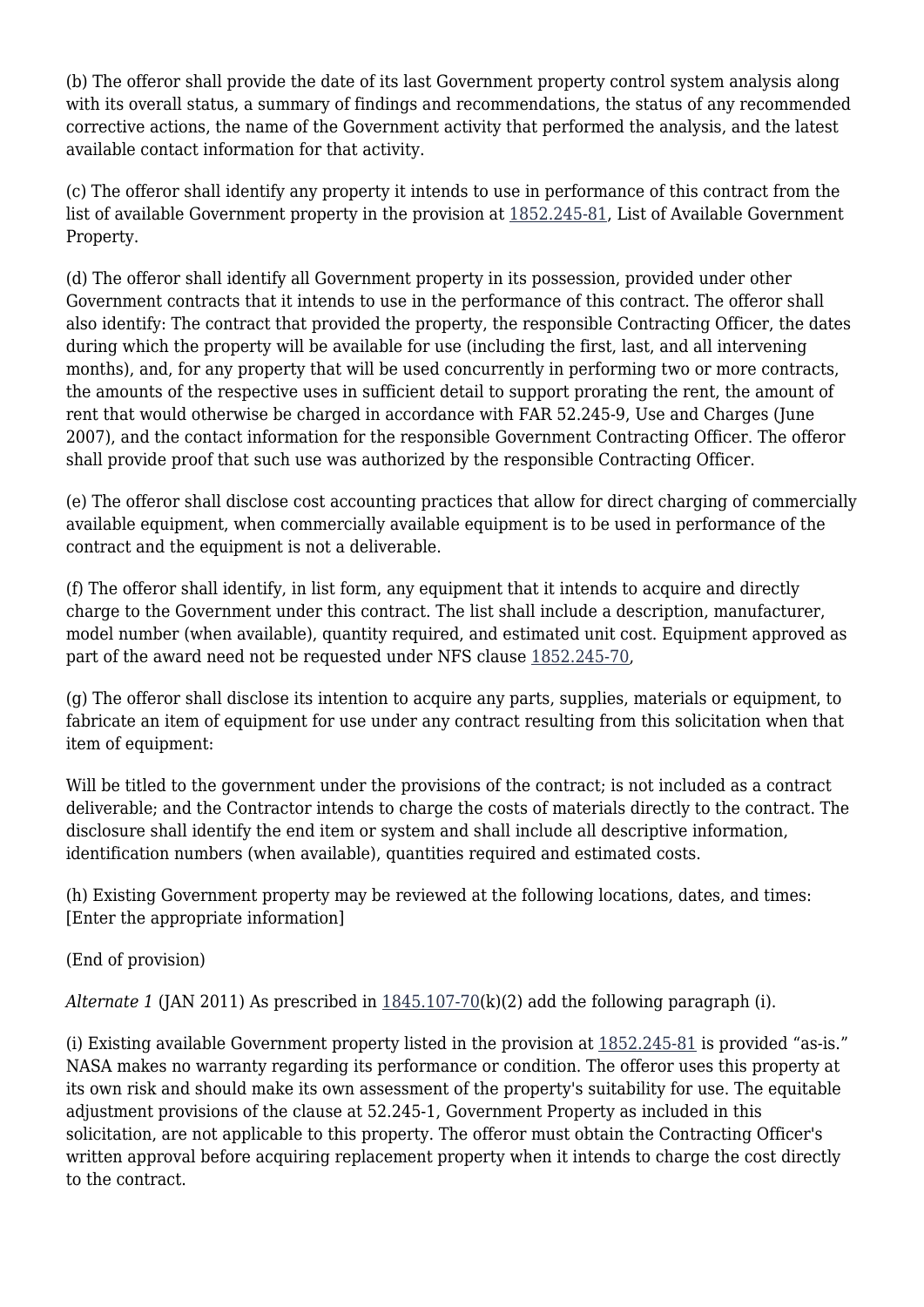(b) The offeror shall provide the date of its last Government property control system analysis along with its overall status, a summary of findings and recommendations, the status of any recommended corrective actions, the name of the Government activity that performed the analysis, and the latest available contact information for that activity.

(c) The offeror shall identify any property it intends to use in performance of this contract from the list of available Government property in the provision at 1852.245-81, List of Available Government Property.

(d) The offeror shall identify all Government property in its possession, provided under other Government contracts that it intends to use in the performance of this contract. The offeror shall also identify: The contract that provided the property, the responsible Contracting Officer, the dates during which the property will be available for use (including the first, last, and all intervening months), and, for any property that will be used concurrently in performing two or more contracts, the amounts of the respective uses in sufficient detail to support prorating the rent, the amount of rent that would otherwise be charged in accordance with FAR 52.245-9, Use and Charges (June 2007), and the contact information for the responsible Government Contracting Officer. The offeror shall provide proof that such use was authorized by the responsible Contracting Officer.

(e) The offeror shall disclose cost accounting practices that allow for direct charging of commercially available equipment, when commercially available equipment is to be used in performance of the contract and the equipment is not a deliverable.

(f) The offeror shall identify, in list form, any equipment that it intends to acquire and directly charge to the Government under this contract. The list shall include a description, manufacturer, model number (when available), quantity required, and estimated unit cost. Equipment approved as part of the award need not be requested under NFS clause 1852.245-70,

(g) The offeror shall disclose its intention to acquire any parts, supplies, materials or equipment, to fabricate an item of equipment for use under any contract resulting from this solicitation when that item of equipment:

Will be titled to the government under the provisions of the contract; is not included as a contract deliverable; and the Contractor intends to charge the costs of materials directly to the contract. The disclosure shall identify the end item or system and shall include all descriptive information, identification numbers (when available), quantities required and estimated costs.

(h) Existing Government property may be reviewed at the following locations, dates, and times: [Enter the appropriate information]

(End of provision)

*Alternate 1* (JAN 2011) As prescribed in 1845.107-70(k)(2) add the following paragraph (i).

(i) Existing available Government property listed in the provision at 1852.245-81 is provided "as-is." NASA makes no warranty regarding its performance or condition. The offeror uses this property at its own risk and should make its own assessment of the property's suitability for use. The equitable adjustment provisions of the clause at 52.245-1, Government Property as included in this solicitation, are not applicable to this property. The offeror must obtain the Contracting Officer's written approval before acquiring replacement property when it intends to charge the cost directly to the contract.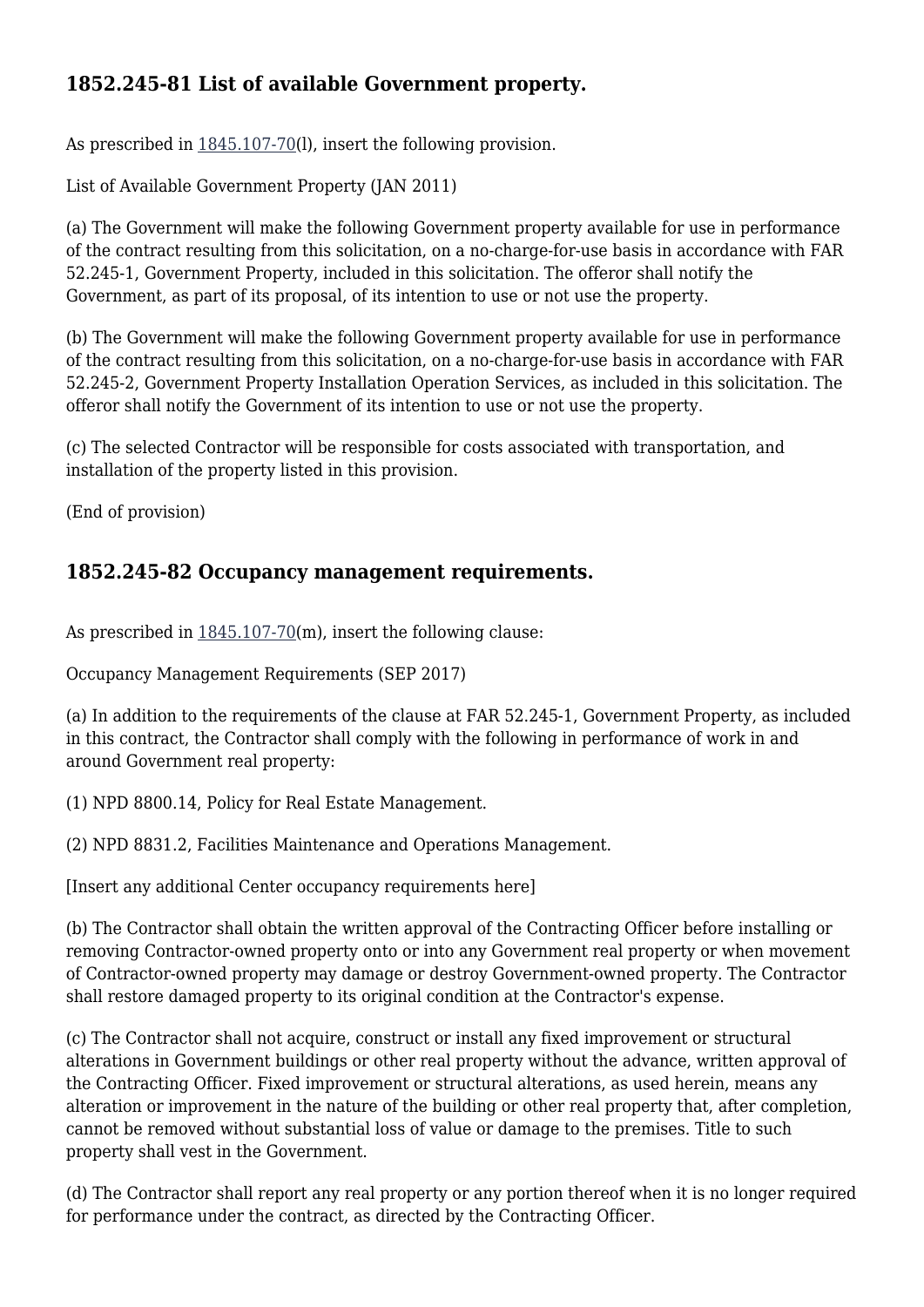## 1852.245-81 List of available Government property.

As prescribed in 1845.107-70(l), insert the following provision.

List of Available Government Property (JAN 2011)

(a) The Government will make the following Government property available for use in performance of the contract resulting from this solicitation, on a no-charge-for-use basis in accordance with FAR 52.245-1, Government Property, included in this solicitation. The offeror shall notify the Government, as part of its proposal, of its intention to use or not use the property.

(b) The Government will make the following Government property available for use in performance of the contract resulting from this solicitation, on a no-charge-for-use basis in accordance with FAR 52.245-2, Government Property Installation Operation Services, as included in this solicitation. The offeror shall notify the Government of its intention to use or not use the property.

(c) The selected Contractor will be responsible for costs associated with transportation, and installation of the property listed in this provision.

(End of provision)

## 1852.245-82 Occupancy management requirements.

As prescribed in 1845.107-70(m), insert the following clause:

Occupancy Management Requirements (SEP 2017)

(a) In addition to the requirements of the clause at FAR 52.245-1, Government Property, as included in this contract, the Contractor shall comply with the following in performance of work in and around Government real property:

(1) NPD 8800.14, Policy for Real Estate Management.

(2) NPD 8831.2, Facilities Maintenance and Operations Management.

[Insert any additional Center occupancy requirements here]

(b) The Contractor shall obtain the written approval of the Contracting Officer before installing or removing Contractor-owned property onto or into any Government real property or when movement of Contractor-owned property may damage or destroy Government-owned property. The Contractor shall restore damaged property to its original condition at the Contractor's expense.

(c) The Contractor shall not acquire, construct or install any fixed improvement or structural alterations in Government buildings or other real property without the advance, written approval of the Contracting Officer. Fixed improvement or structural alterations, as used herein, means any alteration or improvement in the nature of the building or other real property that, after completion, cannot be removed without substantial loss of value or damage to the premises. Title to such property shall vest in the Government.

(d) The Contractor shall report any real property or any portion thereof when it is no longer required for performance under the contract, as directed by the Contracting Officer.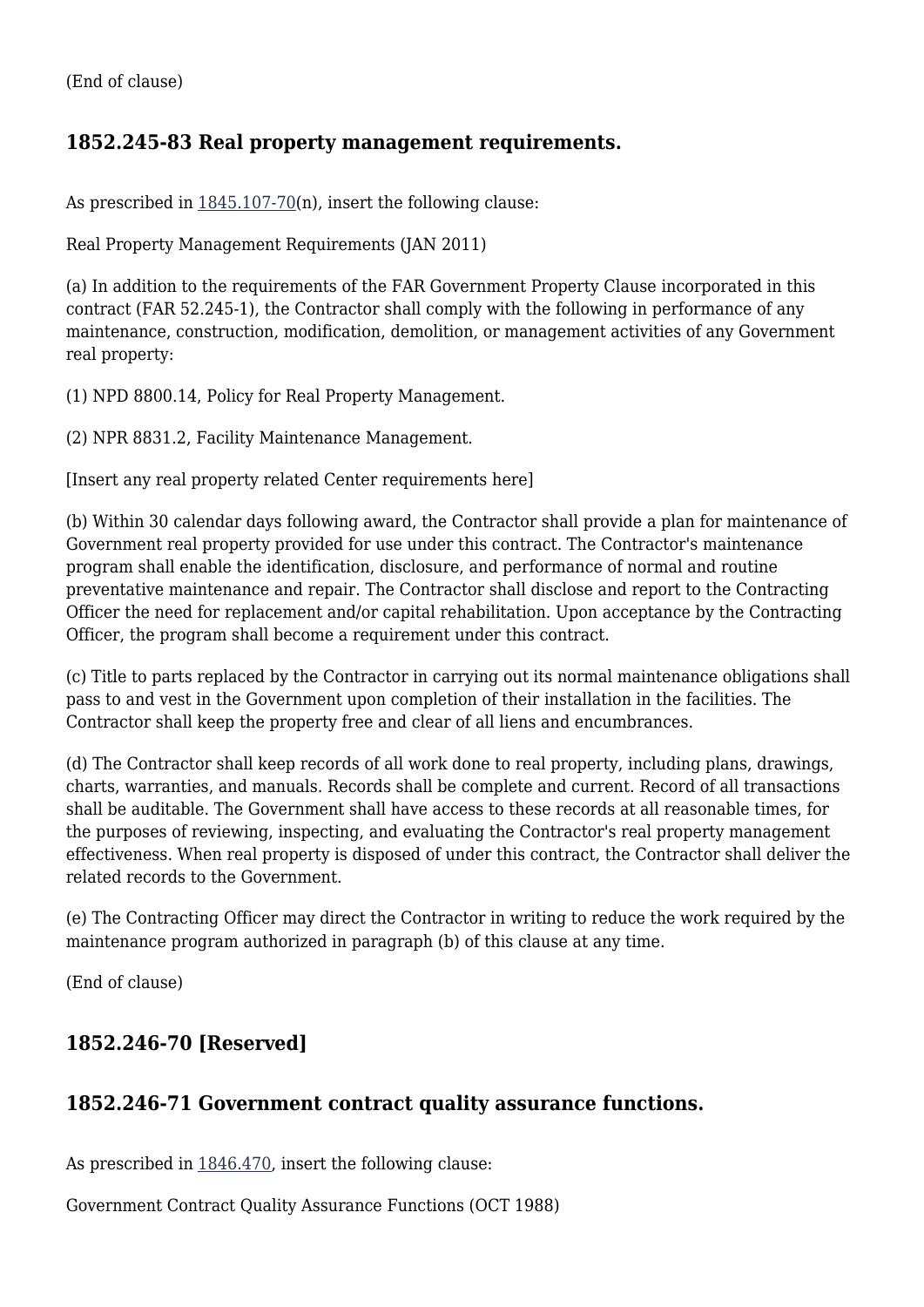(End of clause)

### 1852.245-83 Real property management requirements.

As prescribed in 1845.107-70(n), insert the following clause:

Real Property Management Requirements (JAN 2011)

(a) In addition to the requirements of the FAR Government Property Clause incorporated in this contract (FAR 52.245-1), the Contractor shall comply with the following in performance of any maintenance, construction, modification, demolition, or management activities of any Government real property:

(1) NPD 8800.14, Policy for Real Property Management.

(2) NPR 8831.2, Facility Maintenance Management.

[Insert any real property related Center requirements here]

(b) Within 30 calendar days following award, the Contractor shall provide a plan for maintenance of Government real property provided for use under this contract. The Contractor's maintenance program shall enable the identification, disclosure, and performance of normal and routine preventative maintenance and repair. The Contractor shall disclose and report to the Contracting Officer the need for replacement and/or capital rehabilitation. Upon acceptance by the Contracting Officer, the program shall become a requirement under this contract.

(c) Title to parts replaced by the Contractor in carrying out its normal maintenance obligations shall pass to and vest in the Government upon completion of their installation in the facilities. The Contractor shall keep the property free and clear of all liens and encumbrances.

(d) The Contractor shall keep records of all work done to real property, including plans, drawings, charts, warranties, and manuals. Records shall be complete and current. Record of all transactions shall be auditable. The Government shall have access to these records at all reasonable times, for the purposes of reviewing, inspecting, and evaluating the Contractor's real property management effectiveness. When real property is disposed of under this contract, the Contractor shall deliver the related records to the Government.

(e) The Contracting Officer may direct the Contractor in writing to reduce the work required by the maintenance program authorized in paragraph (b) of this clause at any time.

(End of clause)

### 1852.246-70 [Reserved]

### 1852.246-71 Government contract quality assurance functions.

As prescribed in 1846.470, insert the following clause:

Government Contract Quality Assurance Functions (OCT 1988)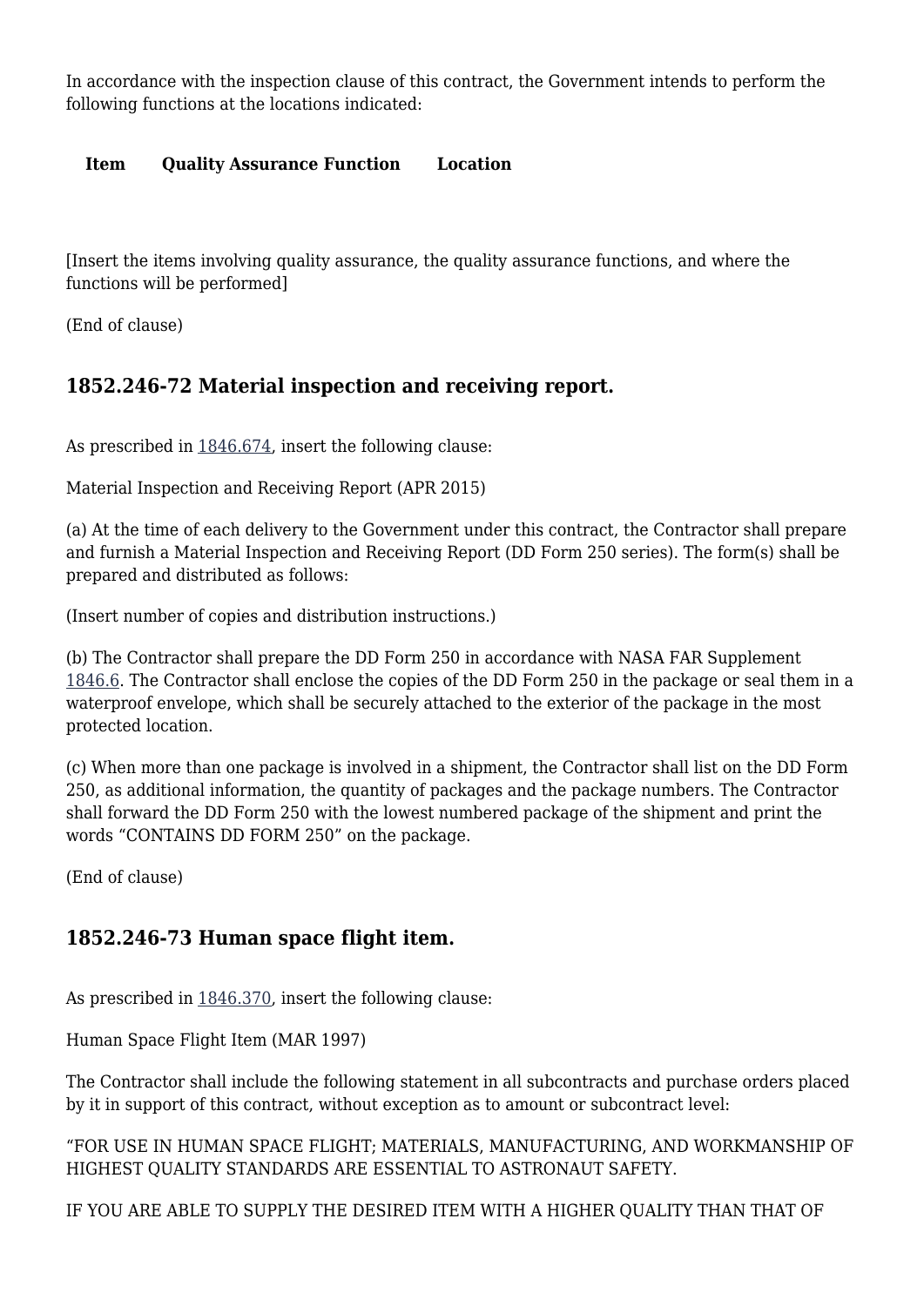In accordance with the inspection clause of this contract, the Government intends to perform the following functions at the locations indicated:

| Item | Quality Assurance Function | Location |
|---|---|---|
| | | |

[Insert the items involving quality assurance, the quality assurance functions, and where the functions will be performed]

(End of clause)

### 1852.246-72 Material inspection and receiving report.

As prescribed in 1846.674, insert the following clause:

Material Inspection and Receiving Report (APR 2015)

(a) At the time of each delivery to the Government under this contract, the Contractor shall prepare and furnish a Material Inspection and Receiving Report (DD Form 250 series). The form(s) shall be prepared and distributed as follows:

(Insert number of copies and distribution instructions.)

(b) The Contractor shall prepare the DD Form 250 in accordance with NASA FAR Supplement 1846.6. The Contractor shall enclose the copies of the DD Form 250 in the package or seal them in a waterproof envelope, which shall be securely attached to the exterior of the package in the most protected location.

(c) When more than one package is involved in a shipment, the Contractor shall list on the DD Form 250, as additional information, the quantity of packages and the package numbers. The Contractor shall forward the DD Form 250 with the lowest numbered package of the shipment and print the words "CONTAINS DD FORM 250" on the package.

(End of clause)

### 1852.246-73 Human space flight item.

As prescribed in 1846.370, insert the following clause:

Human Space Flight Item (MAR 1997)

The Contractor shall include the following statement in all subcontracts and purchase orders placed by it in support of this contract, without exception as to amount or subcontract level:

"FOR USE IN HUMAN SPACE FLIGHT; MATERIALS, MANUFACTURING, AND WORKMANSHIP OF HIGHEST QUALITY STANDARDS ARE ESSENTIAL TO ASTRONAUT SAFETY.

IF YOU ARE ABLE TO SUPPLY THE DESIRED ITEM WITH A HIGHER QUALITY THAN THAT OF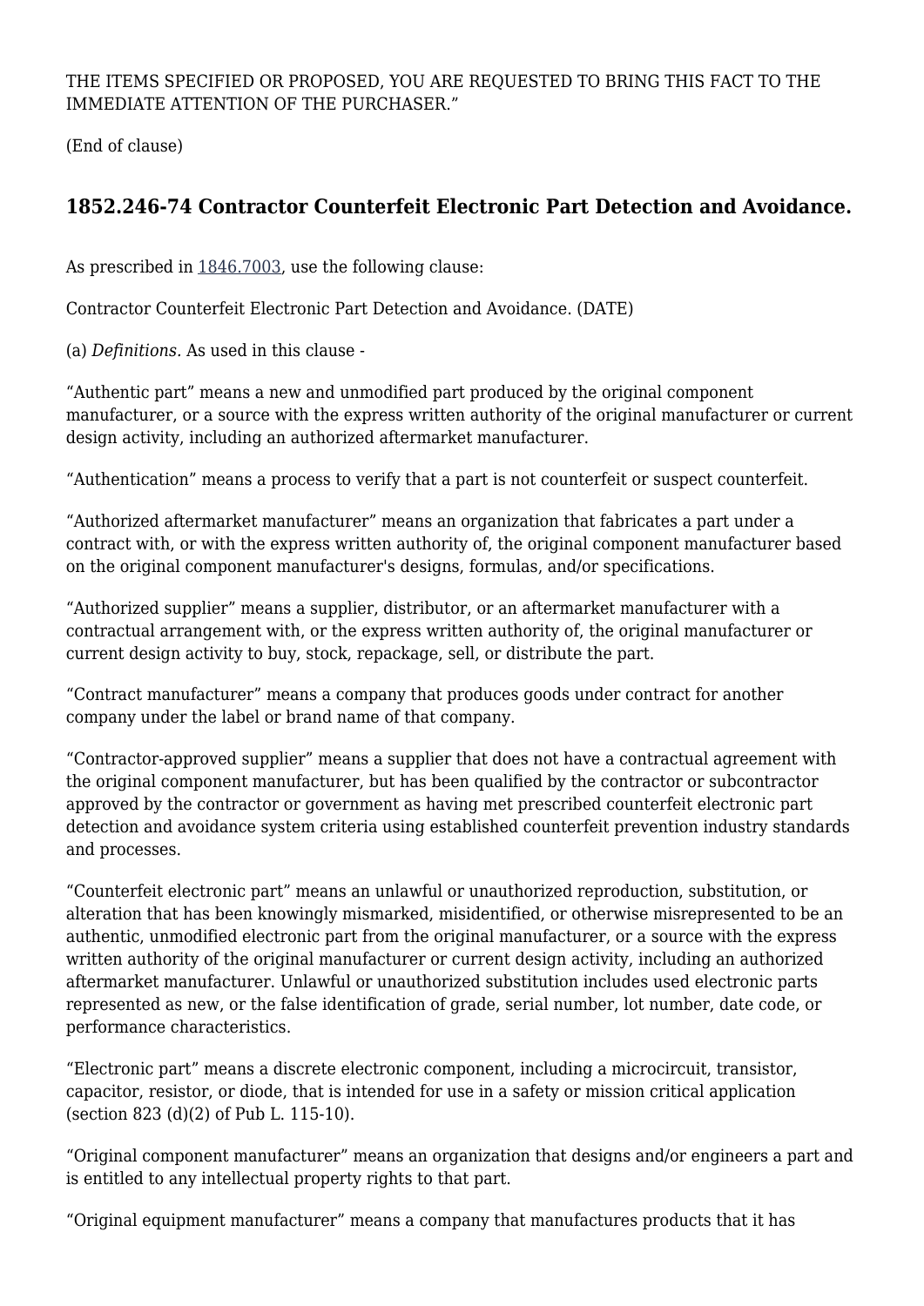THE ITEMS SPECIFIED OR PROPOSED, YOU ARE REQUESTED TO BRING THIS FACT TO THE IMMEDIATE ATTENTION OF THE PURCHASER."

(End of clause)

## 1852.246-74 Contractor Counterfeit Electronic Part Detection and Avoidance.

As prescribed in 1846.7003, use the following clause:

Contractor Counterfeit Electronic Part Detection and Avoidance. (DATE)

(a) *Definitions.* As used in this clause -

"Authentic part" means a new and unmodified part produced by the original component manufacturer, or a source with the express written authority of the original manufacturer or current design activity, including an authorized aftermarket manufacturer.

"Authentication" means a process to verify that a part is not counterfeit or suspect counterfeit.

"Authorized aftermarket manufacturer" means an organization that fabricates a part under a contract with, or with the express written authority of, the original component manufacturer based on the original component manufacturer's designs, formulas, and/or specifications.

"Authorized supplier" means a supplier, distributor, or an aftermarket manufacturer with a contractual arrangement with, or the express written authority of, the original manufacturer or current design activity to buy, stock, repackage, sell, or distribute the part.

"Contract manufacturer" means a company that produces goods under contract for another company under the label or brand name of that company.

"Contractor-approved supplier" means a supplier that does not have a contractual agreement with the original component manufacturer, but has been qualified by the contractor or subcontractor approved by the contractor or government as having met prescribed counterfeit electronic part detection and avoidance system criteria using established counterfeit prevention industry standards and processes.

"Counterfeit electronic part" means an unlawful or unauthorized reproduction, substitution, or alteration that has been knowingly mismarked, misidentified, or otherwise misrepresented to be an authentic, unmodified electronic part from the original manufacturer, or a source with the express written authority of the original manufacturer or current design activity, including an authorized aftermarket manufacturer. Unlawful or unauthorized substitution includes used electronic parts represented as new, or the false identification of grade, serial number, lot number, date code, or performance characteristics.

"Electronic part" means a discrete electronic component, including a microcircuit, transistor, capacitor, resistor, or diode, that is intended for use in a safety or mission critical application (section 823 (d)(2) of Pub L. 115-10).

"Original component manufacturer" means an organization that designs and/or engineers a part and is entitled to any intellectual property rights to that part.

"Original equipment manufacturer" means a company that manufactures products that it has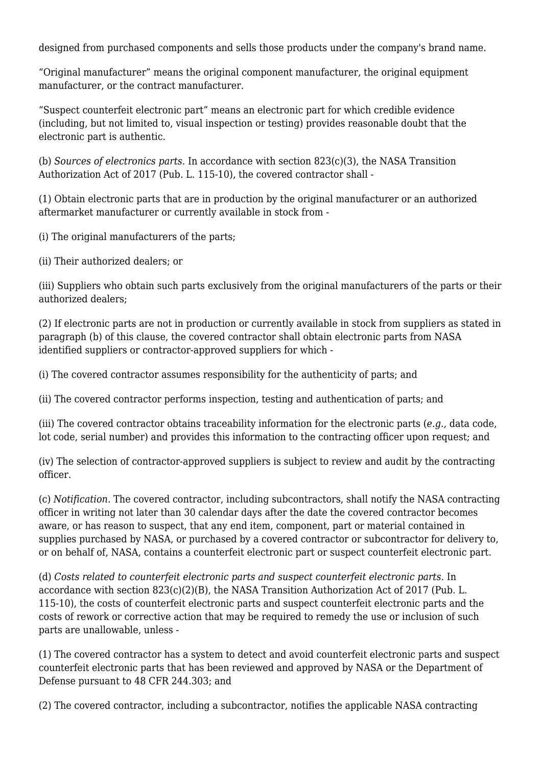designed from purchased components and sells those products under the company's brand name.

“Original manufacturer” means the original component manufacturer, the original equipment manufacturer, or the contract manufacturer.

“Suspect counterfeit electronic part” means an electronic part for which credible evidence (including, but not limited to, visual inspection or testing) provides reasonable doubt that the electronic part is authentic.

(b) *Sources of electronics parts.* In accordance with section 823(c)(3), the NASA Transition Authorization Act of 2017 (Pub. L. 115-10), the covered contractor shall -

(1) Obtain electronic parts that are in production by the original manufacturer or an authorized aftermarket manufacturer or currently available in stock from -

(i) The original manufacturers of the parts;

(ii) Their authorized dealers; or

(iii) Suppliers who obtain such parts exclusively from the original manufacturers of the parts or their authorized dealers;

(2) If electronic parts are not in production or currently available in stock from suppliers as stated in paragraph (b) of this clause, the covered contractor shall obtain electronic parts from NASA identified suppliers or contractor-approved suppliers for which -

(i) The covered contractor assumes responsibility for the authenticity of parts; and

(ii) The covered contractor performs inspection, testing and authentication of parts; and

(iii) The covered contractor obtains traceability information for the electronic parts (*e.g.,* data code, lot code, serial number) and provides this information to the contracting officer upon request; and

(iv) The selection of contractor-approved suppliers is subject to review and audit by the contracting officer.

(c) *Notification.* The covered contractor, including subcontractors, shall notify the NASA contracting officer in writing not later than 30 calendar days after the date the covered contractor becomes aware, or has reason to suspect, that any end item, component, part or material contained in supplies purchased by NASA, or purchased by a covered contractor or subcontractor for delivery to, or on behalf of, NASA, contains a counterfeit electronic part or suspect counterfeit electronic part.

(d) *Costs related to counterfeit electronic parts and suspect counterfeit electronic parts.* In accordance with section 823(c)(2)(B), the NASA Transition Authorization Act of 2017 (Pub. L. 115-10), the costs of counterfeit electronic parts and suspect counterfeit electronic parts and the costs of rework or corrective action that may be required to remedy the use or inclusion of such parts are unallowable, unless -

(1) The covered contractor has a system to detect and avoid counterfeit electronic parts and suspect counterfeit electronic parts that has been reviewed and approved by NASA or the Department of Defense pursuant to 48 CFR 244.303; and

(2) The covered contractor, including a subcontractor, notifies the applicable NASA contracting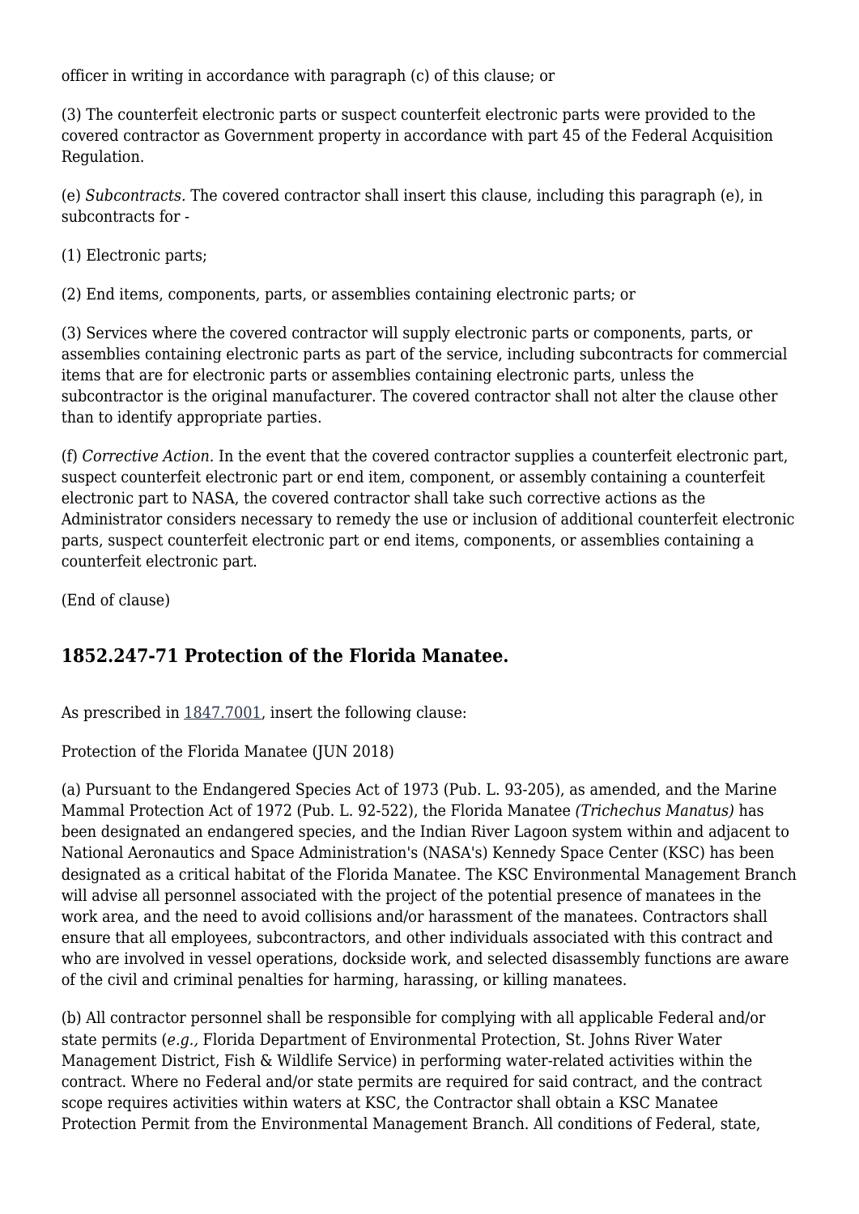officer in writing in accordance with paragraph (c) of this clause; or

(3) The counterfeit electronic parts or suspect counterfeit electronic parts were provided to the covered contractor as Government property in accordance with part 45 of the Federal Acquisition Regulation.

(e) *Subcontracts.* The covered contractor shall insert this clause, including this paragraph (e), in subcontracts for -

(1) Electronic parts;

(2) End items, components, parts, or assemblies containing electronic parts; or

(3) Services where the covered contractor will supply electronic parts or components, parts, or assemblies containing electronic parts as part of the service, including subcontracts for commercial items that are for electronic parts or assemblies containing electronic parts, unless the subcontractor is the original manufacturer. The covered contractor shall not alter the clause other than to identify appropriate parties.

(f) *Corrective Action.* In the event that the covered contractor supplies a counterfeit electronic part, suspect counterfeit electronic part or end item, component, or assembly containing a counterfeit electronic part to NASA, the covered contractor shall take such corrective actions as the Administrator considers necessary to remedy the use or inclusion of additional counterfeit electronic parts, suspect counterfeit electronic part or end items, components, or assemblies containing a counterfeit electronic part.

(End of clause)

## 1852.247-71 Protection of the Florida Manatee.

As prescribed in 1847.7001, insert the following clause:

Protection of the Florida Manatee (JUN 2018)

(a) Pursuant to the Endangered Species Act of 1973 (Pub. L. 93-205), as amended, and the Marine Mammal Protection Act of 1972 (Pub. L. 92-522), the Florida Manatee *(Trichechus Manatus)* has been designated an endangered species, and the Indian River Lagoon system within and adjacent to National Aeronautics and Space Administration's (NASA's) Kennedy Space Center (KSC) has been designated as a critical habitat of the Florida Manatee. The KSC Environmental Management Branch will advise all personnel associated with the project of the potential presence of manatees in the work area, and the need to avoid collisions and/or harassment of the manatees. Contractors shall ensure that all employees, subcontractors, and other individuals associated with this contract and who are involved in vessel operations, dockside work, and selected disassembly functions are aware of the civil and criminal penalties for harming, harassing, or killing manatees.

(b) All contractor personnel shall be responsible for complying with all applicable Federal and/or state permits (*e.g.,* Florida Department of Environmental Protection, St. Johns River Water Management District, Fish & Wildlife Service) in performing water-related activities within the contract. Where no Federal and/or state permits are required for said contract, and the contract scope requires activities within waters at KSC, the Contractor shall obtain a KSC Manatee Protection Permit from the Environmental Management Branch. All conditions of Federal, state,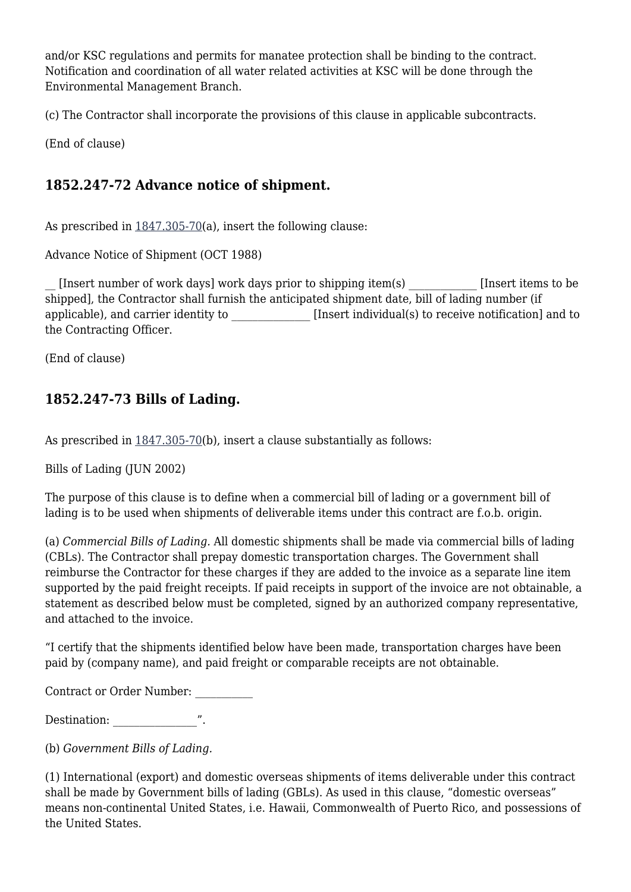and/or KSC regulations and permits for manatee protection shall be binding to the contract. Notification and coordination of all water related activities at KSC will be done through the Environmental Management Branch.

(c) The Contractor shall incorporate the provisions of this clause in applicable subcontracts.

(End of clause)

### 1852.247-72 Advance notice of shipment.

As prescribed in 1847.305-70(a), insert the following clause:

Advance Notice of Shipment (OCT 1988)

__ [Insert number of work days] work days prior to shipping item(s) ____________ [Insert items to be shipped], the Contractor shall furnish the anticipated shipment date, bill of lading number (if applicable), and carrier identity to ______________ [Insert individual(s) to receive notification] and to the Contracting Officer.

(End of clause)

### 1852.247-73 Bills of Lading.

As prescribed in 1847.305-70(b), insert a clause substantially as follows:

Bills of Lading (JUN 2002)

The purpose of this clause is to define when a commercial bill of lading or a government bill of lading is to be used when shipments of deliverable items under this contract are f.o.b. origin.

(a) *Commercial Bills of Lading.* All domestic shipments shall be made via commercial bills of lading (CBLs). The Contractor shall prepay domestic transportation charges. The Government shall reimburse the Contractor for these charges if they are added to the invoice as a separate line item supported by the paid freight receipts. If paid receipts in support of the invoice are not obtainable, a statement as described below must be completed, signed by an authorized company representative, and attached to the invoice.

"I certify that the shipments identified below have been made, transportation charges have been paid by (company name), and paid freight or comparable receipts are not obtainable.

Contract or Order Number: __________

Destination: _______________".

(b) *Government Bills of Lading.*

(1) International (export) and domestic overseas shipments of items deliverable under this contract shall be made by Government bills of lading (GBLs). As used in this clause, "domestic overseas" means non-continental United States, i.e. Hawaii, Commonwealth of Puerto Rico, and possessions of the United States.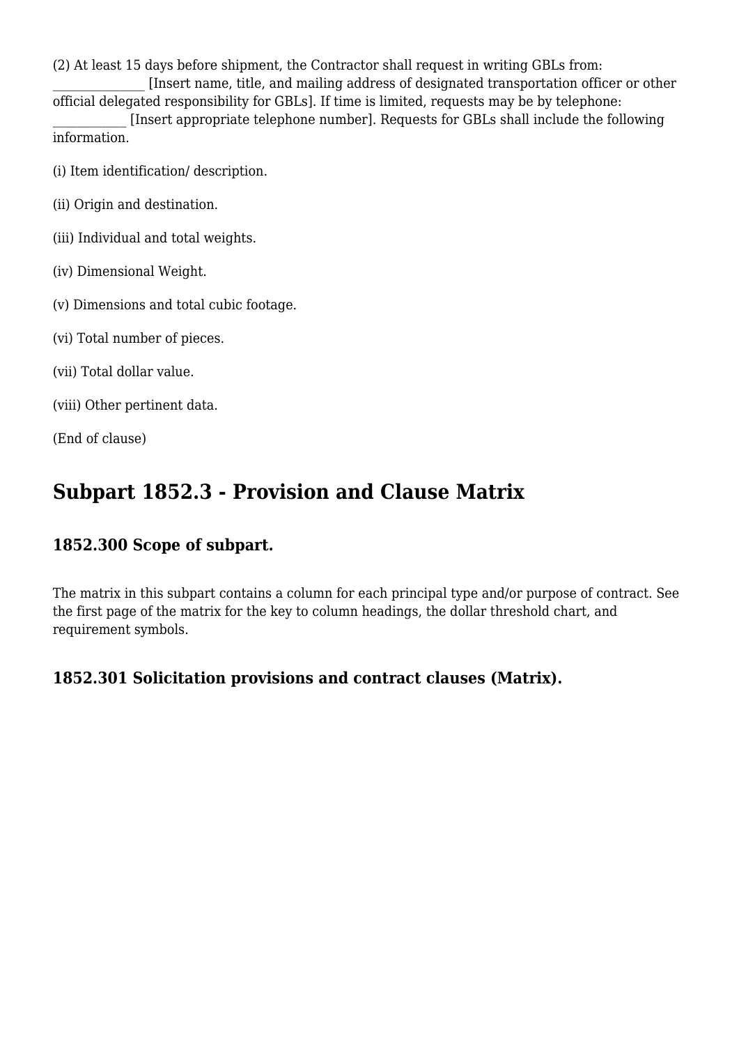(2) At least 15 days before shipment, the Contractor shall request in writing GBLs from: _______________ [Insert name, title, and mailing address of designated transportation officer or other official delegated responsibility for GBLs]. If time is limited, requests may be by telephone: ____________ [Insert appropriate telephone number]. Requests for GBLs shall include the following information.

(i) Item identification/ description.

(ii) Origin and destination.

(iii) Individual and total weights.

(iv) Dimensional Weight.

(v) Dimensions and total cubic footage.

(vi) Total number of pieces.

(vii) Total dollar value.

(viii) Other pertinent data.

(End of clause)

## Subpart 1852.3 - Provision and Clause Matrix

### 1852.300 Scope of subpart.

The matrix in this subpart contains a column for each principal type and/or purpose of contract. See the first page of the matrix for the key to column headings, the dollar threshold chart, and requirement symbols.

### 1852.301 Solicitation provisions and contract clauses (Matrix).